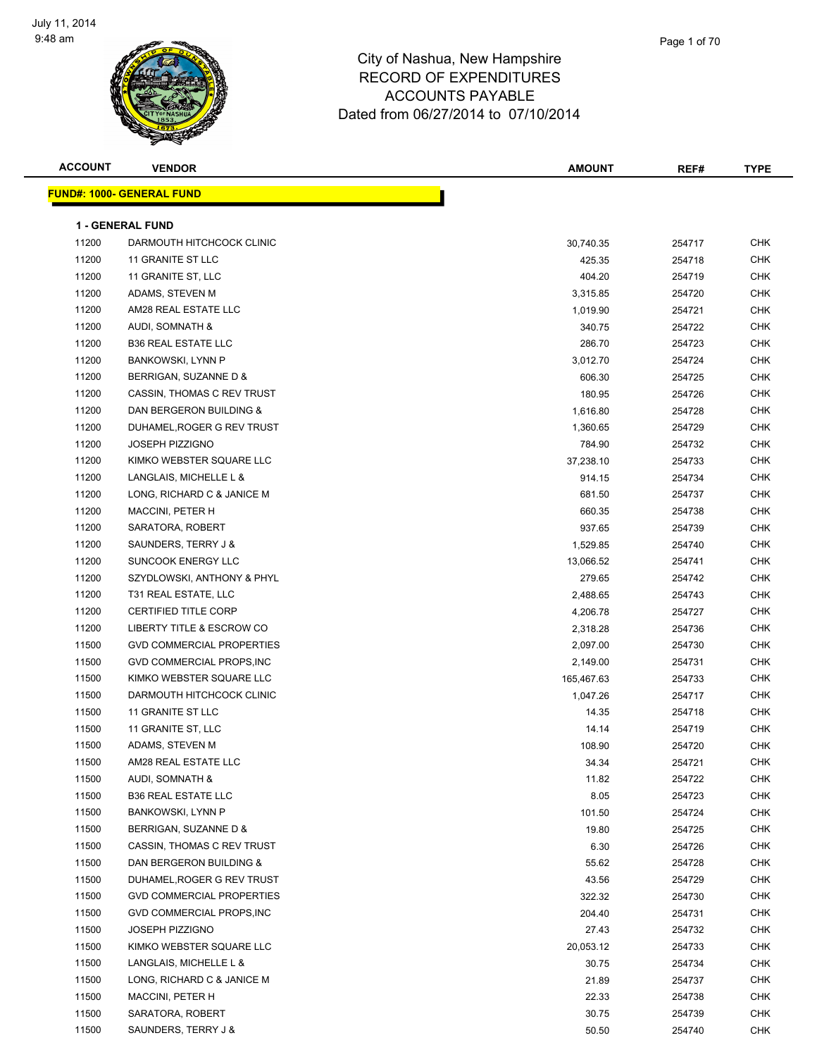# City of Nashua, New Hampshire
## RECORD OF EXPENDITURES
## ACCOUNTS PAYABLE
### Dated from 06/27/2014 to 07/10/2014

| ACCOUNT | VENDOR | AMOUNT | REF# | TYPE |
|---|---|---|---|---|

**FUND#: 1000- GENERAL FUND**

**1 - GENERAL FUND**

| ACCOUNT | VENDOR | AMOUNT | REF# | TYPE |
|---|---|---|---|---|
| 11200 | DARMOUTH HITCHCOCK CLINIC | 30,740.35 | 254717 | CHK |
| 11200 | 11 GRANITE ST LLC | 425.35 | 254718 | CHK |
| 11200 | 11 GRANITE ST, LLC | 404.20 | 254719 | CHK |
| 11200 | ADAMS, STEVEN M | 3,315.85 | 254720 | CHK |
| 11200 | AM28 REAL ESTATE LLC | 1,019.90 | 254721 | CHK |
| 11200 | AUDI, SOMNATH & | 340.75 | 254722 | CHK |
| 11200 | B36 REAL ESTATE LLC | 286.70 | 254723 | CHK |
| 11200 | BANKOWSKI, LYNN P | 3,012.70 | 254724 | CHK |
| 11200 | BERRIGAN, SUZANNE D & | 606.30 | 254725 | CHK |
| 11200 | CASSIN, THOMAS C REV TRUST | 180.95 | 254726 | CHK |
| 11200 | DAN BERGERON BUILDING & | 1,616.80 | 254728 | CHK |
| 11200 | DUHAMEL,ROGER G REV TRUST | 1,360.65 | 254729 | CHK |
| 11200 | JOSEPH PIZZIGNO | 784.90 | 254732 | CHK |
| 11200 | KIMKO WEBSTER SQUARE LLC | 37,238.10 | 254733 | CHK |
| 11200 | LANGLAIS, MICHELLE L & | 914.15 | 254734 | CHK |
| 11200 | LONG, RICHARD C & JANICE M | 681.50 | 254737 | CHK |
| 11200 | MACCINI, PETER H | 660.35 | 254738 | CHK |
| 11200 | SARATORA, ROBERT | 937.65 | 254739 | CHK |
| 11200 | SAUNDERS, TERRY J & | 1,529.85 | 254740 | CHK |
| 11200 | SUNCOOK ENERGY LLC | 13,066.52 | 254741 | CHK |
| 11200 | SZYDLOWSKI, ANTHONY & PHYL | 279.65 | 254742 | CHK |
| 11200 | T31 REAL ESTATE, LLC | 2,488.65 | 254743 | CHK |
| 11200 | CERTIFIED TITLE CORP | 4,206.78 | 254727 | CHK |
| 11200 | LIBERTY TITLE & ESCROW CO | 2,318.28 | 254736 | CHK |
| 11500 | GVD COMMERCIAL PROPERTIES | 2,097.00 | 254730 | CHK |
| 11500 | GVD COMMERCIAL PROPS,INC | 2,149.00 | 254731 | CHK |
| 11500 | KIMKO WEBSTER SQUARE LLC | 165,467.63 | 254733 | CHK |
| 11500 | DARMOUTH HITCHCOCK CLINIC | 1,047.26 | 254717 | CHK |
| 11500 | 11 GRANITE ST LLC | 14.35 | 254718 | CHK |
| 11500 | 11 GRANITE ST, LLC | 14.14 | 254719 | CHK |
| 11500 | ADAMS, STEVEN M | 108.90 | 254720 | CHK |
| 11500 | AM28 REAL ESTATE LLC | 34.34 | 254721 | CHK |
| 11500 | AUDI, SOMNATH & | 11.82 | 254722 | CHK |
| 11500 | B36 REAL ESTATE LLC | 8.05 | 254723 | CHK |
| 11500 | BANKOWSKI, LYNN P | 101.50 | 254724 | CHK |
| 11500 | BERRIGAN, SUZANNE D & | 19.80 | 254725 | CHK |
| 11500 | CASSIN, THOMAS C REV TRUST | 6.30 | 254726 | CHK |
| 11500 | DAN BERGERON BUILDING & | 55.62 | 254728 | CHK |
| 11500 | DUHAMEL,ROGER G REV TRUST | 43.56 | 254729 | CHK |
| 11500 | GVD COMMERCIAL PROPERTIES | 322.32 | 254730 | CHK |
| 11500 | GVD COMMERCIAL PROPS,INC | 204.40 | 254731 | CHK |
| 11500 | JOSEPH PIZZIGNO | 27.43 | 254732 | CHK |
| 11500 | KIMKO WEBSTER SQUARE LLC | 20,053.12 | 254733 | CHK |
| 11500 | LANGLAIS, MICHELLE L & | 30.75 | 254734 | CHK |
| 11500 | LONG, RICHARD C & JANICE M | 21.89 | 254737 | CHK |
| 11500 | MACCINI, PETER H | 22.33 | 254738 | CHK |
| 11500 | SARATORA, ROBERT | 30.75 | 254739 | CHK |
| 11500 | SAUNDERS, TERRY J & | 50.50 | 254740 | CHK |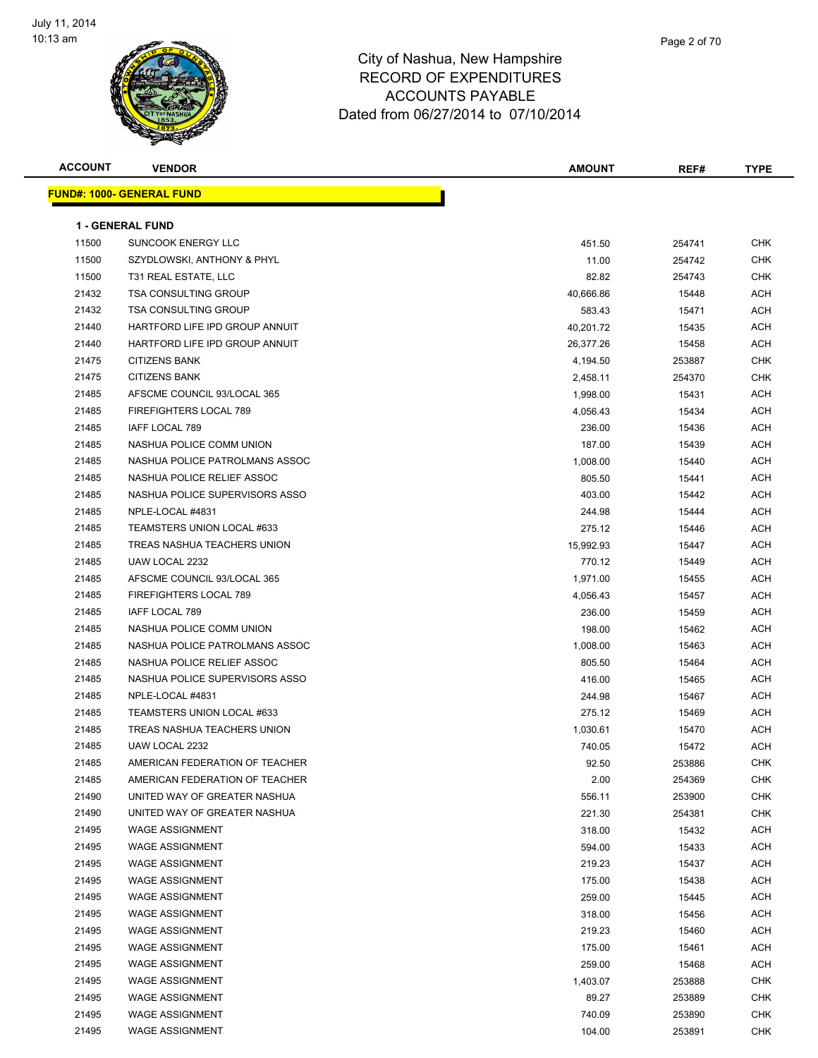City of Nashua, New Hampshire
RECORD OF EXPENDITURES
ACCOUNTS PAYABLE
Dated from 06/27/2014 to 07/10/2014

**FUND#: 1000- GENERAL FUND**

**1 - GENERAL FUND**

| ACCOUNT | VENDOR | AMOUNT | REF# | TYPE |
|---|---|---|---|---|
| 11500 | SUNCOOK ENERGY LLC | 451.50 | 254741 | CHK |
| 11500 | SZYDLOWSKI, ANTHONY & PHYL | 11.00 | 254742 | CHK |
| 11500 | T31 REAL ESTATE, LLC | 82.82 | 254743 | CHK |
| 21432 | TSA CONSULTING GROUP | 40,666.86 | 15448 | ACH |
| 21432 | TSA CONSULTING GROUP | 583.43 | 15471 | ACH |
| 21440 | HARTFORD LIFE IPD GROUP ANNUIT | 40,201.72 | 15435 | ACH |
| 21440 | HARTFORD LIFE IPD GROUP ANNUIT | 26,377.26 | 15458 | ACH |
| 21475 | CITIZENS BANK | 4,194.50 | 253887 | CHK |
| 21475 | CITIZENS BANK | 2,458.11 | 254370 | CHK |
| 21485 | AFSCME COUNCIL 93/LOCAL 365 | 1,998.00 | 15431 | ACH |
| 21485 | FIREFIGHTERS LOCAL 789 | 4,056.43 | 15434 | ACH |
| 21485 | IAFF LOCAL 789 | 236.00 | 15436 | ACH |
| 21485 | NASHUA POLICE COMM UNION | 187.00 | 15439 | ACH |
| 21485 | NASHUA POLICE PATROLMANS ASSOC | 1,008.00 | 15440 | ACH |
| 21485 | NASHUA POLICE RELIEF ASSOC | 805.50 | 15441 | ACH |
| 21485 | NASHUA POLICE SUPERVISORS ASSO | 403.00 | 15442 | ACH |
| 21485 | NPLE-LOCAL #4831 | 244.98 | 15444 | ACH |
| 21485 | TEAMSTERS UNION LOCAL #633 | 275.12 | 15446 | ACH |
| 21485 | TREAS NASHUA TEACHERS UNION | 15,992.93 | 15447 | ACH |
| 21485 | UAW LOCAL 2232 | 770.12 | 15449 | ACH |
| 21485 | AFSCME COUNCIL 93/LOCAL 365 | 1,971.00 | 15455 | ACH |
| 21485 | FIREFIGHTERS LOCAL 789 | 4,056.43 | 15457 | ACH |
| 21485 | IAFF LOCAL 789 | 236.00 | 15459 | ACH |
| 21485 | NASHUA POLICE COMM UNION | 198.00 | 15462 | ACH |
| 21485 | NASHUA POLICE PATROLMANS ASSOC | 1,008.00 | 15463 | ACH |
| 21485 | NASHUA POLICE RELIEF ASSOC | 805.50 | 15464 | ACH |
| 21485 | NASHUA POLICE SUPERVISORS ASSO | 416.00 | 15465 | ACH |
| 21485 | NPLE-LOCAL #4831 | 244.98 | 15467 | ACH |
| 21485 | TEAMSTERS UNION LOCAL #633 | 275.12 | 15469 | ACH |
| 21485 | TREAS NASHUA TEACHERS UNION | 1,030.61 | 15470 | ACH |
| 21485 | UAW LOCAL 2232 | 740.05 | 15472 | ACH |
| 21485 | AMERICAN FEDERATION OF TEACHER | 92.50 | 253886 | CHK |
| 21485 | AMERICAN FEDERATION OF TEACHER | 2.00 | 254369 | CHK |
| 21490 | UNITED WAY OF GREATER NASHUA | 556.11 | 253900 | CHK |
| 21490 | UNITED WAY OF GREATER NASHUA | 221.30 | 254381 | CHK |
| 21495 | WAGE ASSIGNMENT | 318.00 | 15432 | ACH |
| 21495 | WAGE ASSIGNMENT | 594.00 | 15433 | ACH |
| 21495 | WAGE ASSIGNMENT | 219.23 | 15437 | ACH |
| 21495 | WAGE ASSIGNMENT | 175.00 | 15438 | ACH |
| 21495 | WAGE ASSIGNMENT | 259.00 | 15445 | ACH |
| 21495 | WAGE ASSIGNMENT | 318.00 | 15456 | ACH |
| 21495 | WAGE ASSIGNMENT | 219.23 | 15460 | ACH |
| 21495 | WAGE ASSIGNMENT | 175.00 | 15461 | ACH |
| 21495 | WAGE ASSIGNMENT | 259.00 | 15468 | ACH |
| 21495 | WAGE ASSIGNMENT | 1,403.07 | 253888 | CHK |
| 21495 | WAGE ASSIGNMENT | 89.27 | 253889 | CHK |
| 21495 | WAGE ASSIGNMENT | 740.09 | 253890 | CHK |
| 21495 | WAGE ASSIGNMENT | 104.00 | 253891 | CHK |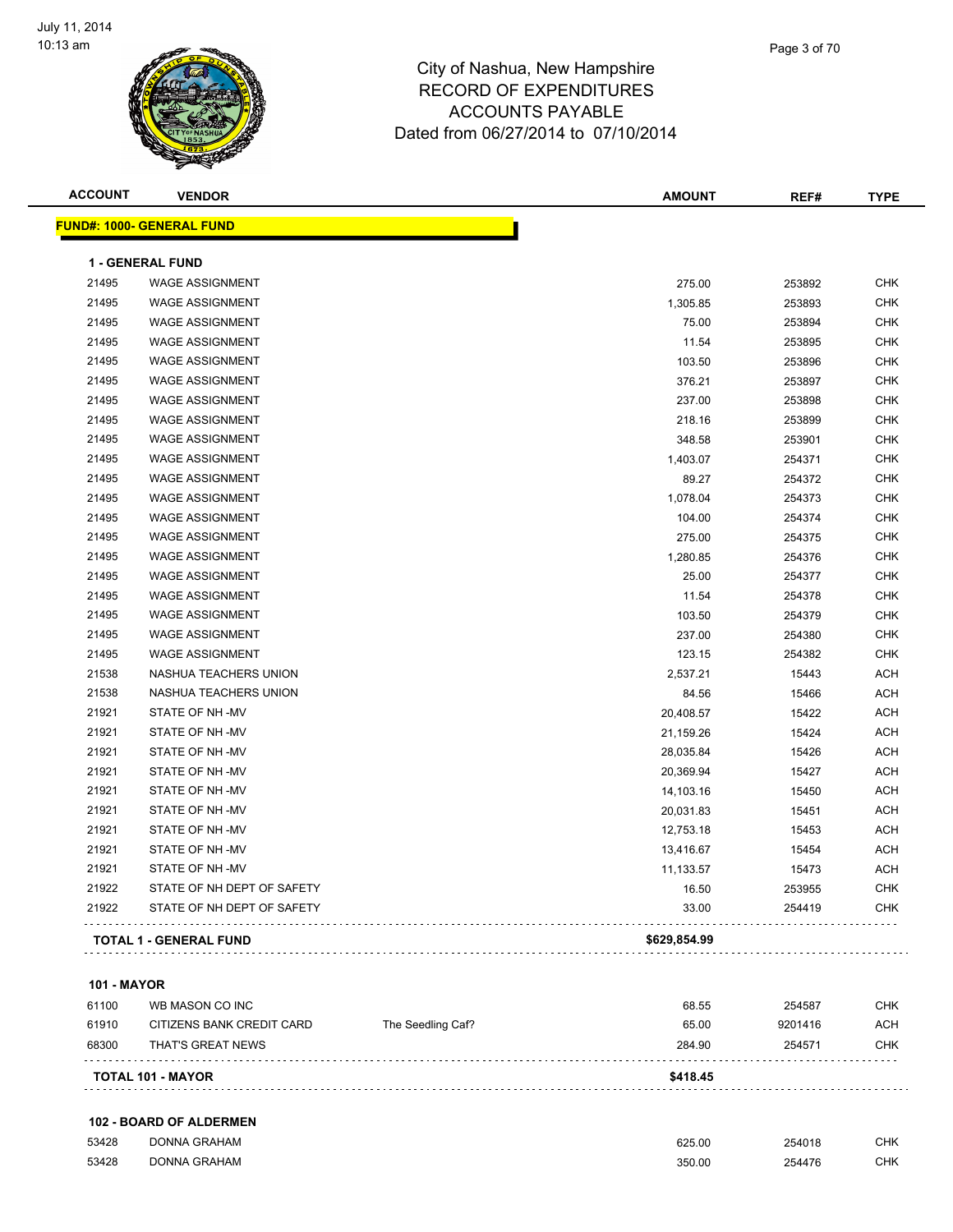# City of Nashua, New Hampshire
## RECORD OF EXPENDITURES
## ACCOUNTS PAYABLE
### Dated from 06/27/2014 to 07/10/2014

**FUND#: 1000- GENERAL FUND**

**1 - GENERAL FUND**

| ACCOUNT | VENDOR | | AMOUNT | REF# | TYPE |
|---|---|---|---|---|---|
| 21495 | WAGE ASSIGNMENT | | 275.00 | 253892 | CHK |
| 21495 | WAGE ASSIGNMENT | | 1,305.85 | 253893 | CHK |
| 21495 | WAGE ASSIGNMENT | | 75.00 | 253894 | CHK |
| 21495 | WAGE ASSIGNMENT | | 11.54 | 253895 | CHK |
| 21495 | WAGE ASSIGNMENT | | 103.50 | 253896 | CHK |
| 21495 | WAGE ASSIGNMENT | | 376.21 | 253897 | CHK |
| 21495 | WAGE ASSIGNMENT | | 237.00 | 253898 | CHK |
| 21495 | WAGE ASSIGNMENT | | 218.16 | 253899 | CHK |
| 21495 | WAGE ASSIGNMENT | | 348.58 | 253901 | CHK |
| 21495 | WAGE ASSIGNMENT | | 1,403.07 | 254371 | CHK |
| 21495 | WAGE ASSIGNMENT | | 89.27 | 254372 | CHK |
| 21495 | WAGE ASSIGNMENT | | 1,078.04 | 254373 | CHK |
| 21495 | WAGE ASSIGNMENT | | 104.00 | 254374 | CHK |
| 21495 | WAGE ASSIGNMENT | | 275.00 | 254375 | CHK |
| 21495 | WAGE ASSIGNMENT | | 1,280.85 | 254376 | CHK |
| 21495 | WAGE ASSIGNMENT | | 25.00 | 254377 | CHK |
| 21495 | WAGE ASSIGNMENT | | 11.54 | 254378 | CHK |
| 21495 | WAGE ASSIGNMENT | | 103.50 | 254379 | CHK |
| 21495 | WAGE ASSIGNMENT | | 237.00 | 254380 | CHK |
| 21495 | WAGE ASSIGNMENT | | 123.15 | 254382 | CHK |
| 21538 | NASHUA TEACHERS UNION | | 2,537.21 | 15443 | ACH |
| 21538 | NASHUA TEACHERS UNION | | 84.56 | 15466 | ACH |
| 21921 | STATE OF NH -MV | | 20,408.57 | 15422 | ACH |
| 21921 | STATE OF NH -MV | | 21,159.26 | 15424 | ACH |
| 21921 | STATE OF NH -MV | | 28,035.84 | 15426 | ACH |
| 21921 | STATE OF NH -MV | | 20,369.94 | 15427 | ACH |
| 21921 | STATE OF NH -MV | | 14,103.16 | 15450 | ACH |
| 21921 | STATE OF NH -MV | | 20,031.83 | 15451 | ACH |
| 21921 | STATE OF NH -MV | | 12,753.18 | 15453 | ACH |
| 21921 | STATE OF NH -MV | | 13,416.67 | 15454 | ACH |
| 21921 | STATE OF NH -MV | | 11,133.57 | 15473 | ACH |
| 21922 | STATE OF NH DEPT OF SAFETY | | 16.50 | 253955 | CHK |
| 21922 | STATE OF NH DEPT OF SAFETY | | 33.00 | 254419 | CHK |
| **TOTAL 1 - GENERAL FUND** | | | **$629,854.99** | | |

**101 - MAYOR**

| ACCOUNT | VENDOR | | AMOUNT | REF# | TYPE |
|---|---|---|---|---|---|
| 61100 | WB MASON CO INC | | 68.55 | 254587 | CHK |
| 61910 | CITIZENS BANK CREDIT CARD | The Seedling Caf? | 65.00 | 9201416 | ACH |
| 68300 | THAT'S GREAT NEWS | | 284.90 | 254571 | CHK |
| **TOTAL 101 - MAYOR** | | | **$418.45** | | |

**102 - BOARD OF ALDERMEN**

| ACCOUNT | VENDOR | | AMOUNT | REF# | TYPE |
|---|---|---|---|---|---|
| 53428 | DONNA GRAHAM | | 625.00 | 254018 | CHK |
| 53428 | DONNA GRAHAM | | 350.00 | 254476 | CHK |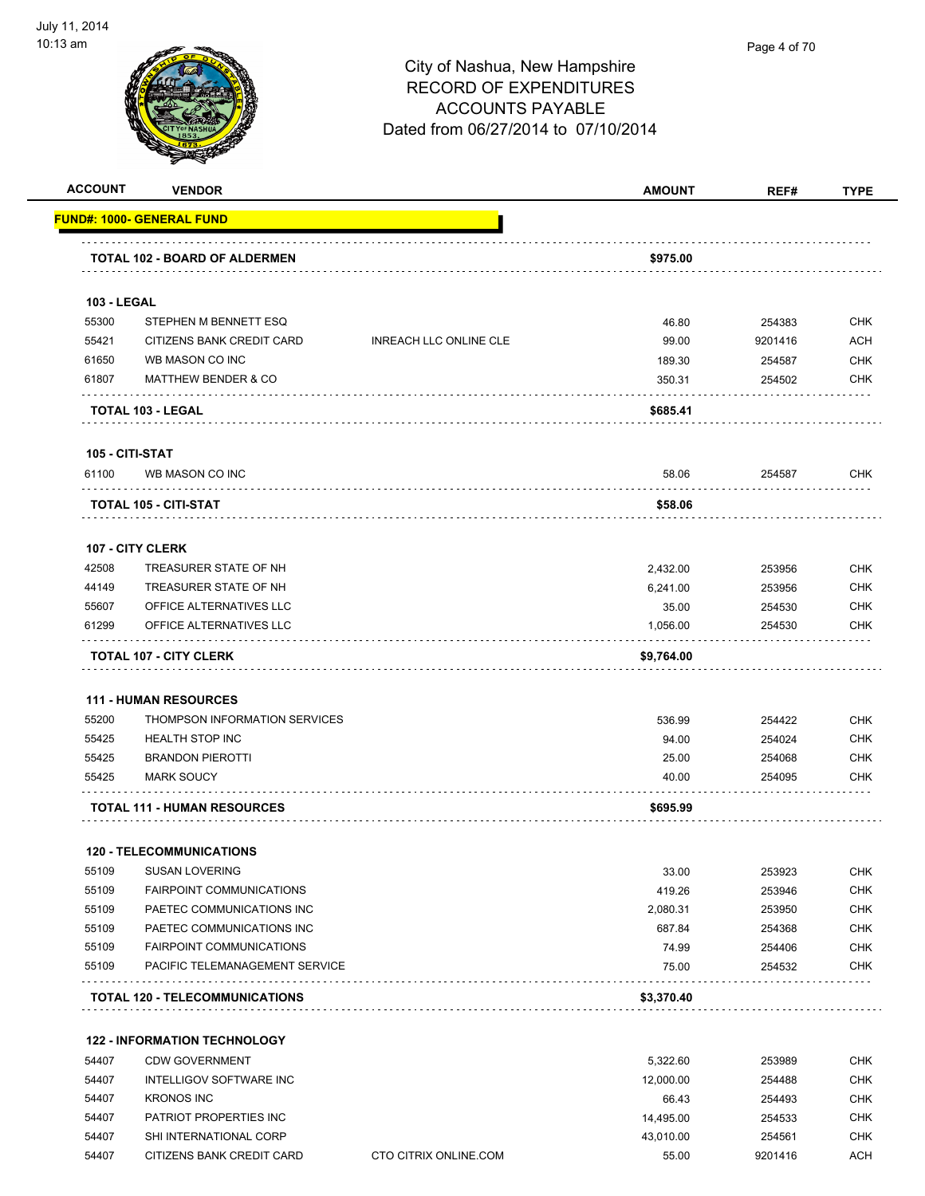City of Nashua, New Hampshire
RECORD OF EXPENDITURES
ACCOUNTS PAYABLE
Dated from 06/27/2014 to 07/10/2014

| ACCOUNT | VENDOR | | AMOUNT | REF# | TYPE |
|---|---|---|---|---|---|
| **FUND#: 1000- GENERAL FUND** | | | | | |
| **TOTAL 102 - BOARD OF ALDERMEN** | | | **$975.00** | | |
| **103 - LEGAL** | | | | | |
| 55300 | STEPHEN M BENNETT ESQ | | 46.80 | 254383 | CHK |
| 55421 | CITIZENS BANK CREDIT CARD | INREACH LLC ONLINE CLE | 99.00 | 9201416 | ACH |
| 61650 | WB MASON CO INC | | 189.30 | 254587 | CHK |
| 61807 | MATTHEW BENDER & CO | | 350.31 | 254502 | CHK |
| **TOTAL 103 - LEGAL** | | | **$685.41** | | |
| **105 - CITI-STAT** | | | | | |
| 61100 | WB MASON CO INC | | 58.06 | 254587 | CHK |
| **TOTAL 105 - CITI-STAT** | | | **$58.06** | | |
| **107 - CITY CLERK** | | | | | |
| 42508 | TREASURER STATE OF NH | | 2,432.00 | 253956 | CHK |
| 44149 | TREASURER STATE OF NH | | 6,241.00 | 253956 | CHK |
| 55607 | OFFICE ALTERNATIVES LLC | | 35.00 | 254530 | CHK |
| 61299 | OFFICE ALTERNATIVES LLC | | 1,056.00 | 254530 | CHK |
| **TOTAL 107 - CITY CLERK** | | | **$9,764.00** | | |
| **111 - HUMAN RESOURCES** | | | | | |
| 55200 | THOMPSON INFORMATION SERVICES | | 536.99 | 254422 | CHK |
| 55425 | HEALTH STOP INC | | 94.00 | 254024 | CHK |
| 55425 | BRANDON PIEROTTI | | 25.00 | 254068 | CHK |
| 55425 | MARK SOUCY | | 40.00 | 254095 | CHK |
| **TOTAL 111 - HUMAN RESOURCES** | | | **$695.99** | | |
| **120 - TELECOMMUNICATIONS** | | | | | |
| 55109 | SUSAN LOVERING | | 33.00 | 253923 | CHK |
| 55109 | FAIRPOINT COMMUNICATIONS | | 419.26 | 253946 | CHK |
| 55109 | PAETEC COMMUNICATIONS INC | | 2,080.31 | 253950 | CHK |
| 55109 | PAETEC COMMUNICATIONS INC | | 687.84 | 254368 | CHK |
| 55109 | FAIRPOINT COMMUNICATIONS | | 74.99 | 254406 | CHK |
| 55109 | PACIFIC TELEMANAGEMENT SERVICE | | 75.00 | 254532 | CHK |
| **TOTAL 120 - TELECOMMUNICATIONS** | | | **$3,370.40** | | |
| **122 - INFORMATION TECHNOLOGY** | | | | | |
| 54407 | CDW GOVERNMENT | | 5,322.60 | 253989 | CHK |
| 54407 | INTELLIGOV SOFTWARE INC | | 12,000.00 | 254488 | CHK |
| 54407 | KRONOS INC | | 66.43 | 254493 | CHK |
| 54407 | PATRIOT PROPERTIES INC | | 14,495.00 | 254533 | CHK |
| 54407 | SHI INTERNATIONAL CORP | | 43,010.00 | 254561 | CHK |
| 54407 | CITIZENS BANK CREDIT CARD | CTO CITRIX ONLINE.COM | 55.00 | 9201416 | ACH |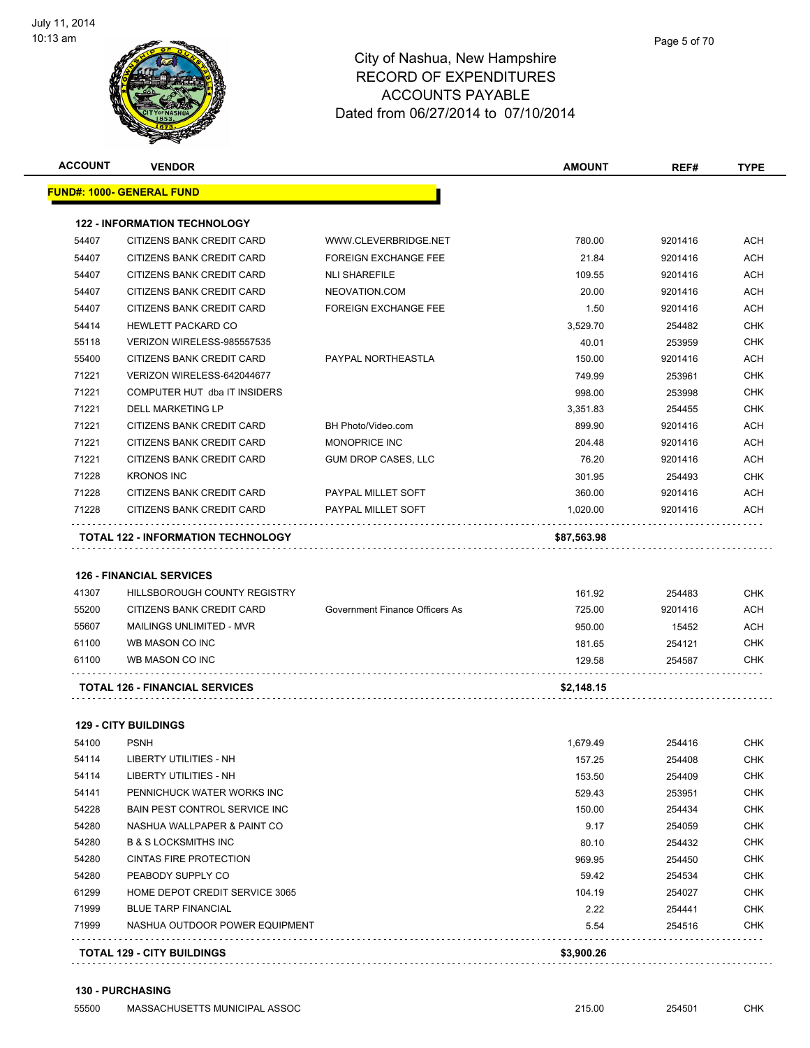City of Nashua, New Hampshire
RECORD OF EXPENDITURES
ACCOUNTS PAYABLE
Dated from 06/27/2014 to 07/10/2014

| ACCOUNT | VENDOR | | AMOUNT | REF# | TYPE |
|---|---|---|---|---|---|
| **FUND#: 1000- GENERAL FUND** | | | | | |
| **122 - INFORMATION TECHNOLOGY** | | | | | |
| 54407 | CITIZENS BANK CREDIT CARD | WWW.CLEVERBRIDGE.NET | 780.00 | 9201416 | ACH |
| 54407 | CITIZENS BANK CREDIT CARD | FOREIGN EXCHANGE FEE | 21.84 | 9201416 | ACH |
| 54407 | CITIZENS BANK CREDIT CARD | NLI SHAREFILE | 109.55 | 9201416 | ACH |
| 54407 | CITIZENS BANK CREDIT CARD | NEOVATION.COM | 20.00 | 9201416 | ACH |
| 54407 | CITIZENS BANK CREDIT CARD | FOREIGN EXCHANGE FEE | 1.50 | 9201416 | ACH |
| 54414 | HEWLETT PACKARD CO | | 3,529.70 | 254482 | CHK |
| 55118 | VERIZON WIRELESS-985557535 | | 40.01 | 253959 | CHK |
| 55400 | CITIZENS BANK CREDIT CARD | PAYPAL NORTHEASTLA | 150.00 | 9201416 | ACH |
| 71221 | VERIZON WIRELESS-642044677 | | 749.99 | 253961 | CHK |
| 71221 | COMPUTER HUT dba IT INSIDERS | | 998.00 | 253998 | CHK |
| 71221 | DELL MARKETING LP | | 3,351.83 | 254455 | CHK |
| 71221 | CITIZENS BANK CREDIT CARD | BH Photo/Video.com | 899.90 | 9201416 | ACH |
| 71221 | CITIZENS BANK CREDIT CARD | MONOPRICE INC | 204.48 | 9201416 | ACH |
| 71221 | CITIZENS BANK CREDIT CARD | GUM DROP CASES, LLC | 76.20 | 9201416 | ACH |
| 71228 | KRONOS INC | | 301.95 | 254493 | CHK |
| 71228 | CITIZENS BANK CREDIT CARD | PAYPAL MILLET SOFT | 360.00 | 9201416 | ACH |
| 71228 | CITIZENS BANK CREDIT CARD | PAYPAL MILLET SOFT | 1,020.00 | 9201416 | ACH |
| **TOTAL 122 - INFORMATION TECHNOLOGY** | | | **$87,563.98** | | |
| **126 - FINANCIAL SERVICES** | | | | | |
| 41307 | HILLSBOROUGH COUNTY REGISTRY | | 161.92 | 254483 | CHK |
| 55200 | CITIZENS BANK CREDIT CARD | Government Finance Officers As | 725.00 | 9201416 | ACH |
| 55607 | MAILINGS UNLIMITED - MVR | | 950.00 | 15452 | ACH |
| 61100 | WB MASON CO INC | | 181.65 | 254121 | CHK |
| 61100 | WB MASON CO INC | | 129.58 | 254587 | CHK |
| **TOTAL 126 - FINANCIAL SERVICES** | | | **$2,148.15** | | |
| **129 - CITY BUILDINGS** | | | | | |
| 54100 | PSNH | | 1,679.49 | 254416 | CHK |
| 54114 | LIBERTY UTILITIES - NH | | 157.25 | 254408 | CHK |
| 54114 | LIBERTY UTILITIES - NH | | 153.50 | 254409 | CHK |
| 54141 | PENNICHUCK WATER WORKS INC | | 529.43 | 253951 | CHK |
| 54228 | BAIN PEST CONTROL SERVICE INC | | 150.00 | 254434 | CHK |
| 54280 | NASHUA WALLPAPER & PAINT CO | | 9.17 | 254059 | CHK |
| 54280 | B & S LOCKSMITHS INC | | 80.10 | 254432 | CHK |
| 54280 | CINTAS FIRE PROTECTION | | 969.95 | 254450 | CHK |
| 54280 | PEABODY SUPPLY CO | | 59.42 | 254534 | CHK |
| 61299 | HOME DEPOT CREDIT SERVICE 3065 | | 104.19 | 254027 | CHK |
| 71999 | BLUE TARP FINANCIAL | | 2.22 | 254441 | CHK |
| 71999 | NASHUA OUTDOOR POWER EQUIPMENT | | 5.54 | 254516 | CHK |
| **TOTAL 129 - CITY BUILDINGS** | | | **$3,900.26** | | |
| **130 - PURCHASING** | | | | | |
| 55500 | MASSACHUSETTS MUNICIPAL ASSOC | | 215.00 | 254501 | CHK |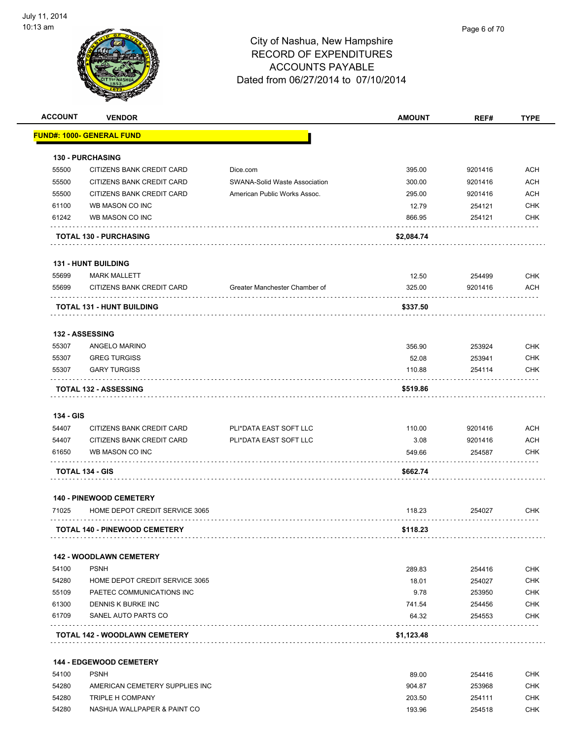City of Nashua, New Hampshire
RECORD OF EXPENDITURES
ACCOUNTS PAYABLE
Dated from 06/27/2014 to 07/10/2014

July 11, 2014
10:13 am

| ACCOUNT | VENDOR | | AMOUNT | REF# | TYPE |
|---|---|---|---|---|---|
| **FUND#: 1000- GENERAL FUND** | | | | | |
| **130 - PURCHASING** | | | | | |
| 55500 | CITIZENS BANK CREDIT CARD | Dice.com | 395.00 | 9201416 | ACH |
| 55500 | CITIZENS BANK CREDIT CARD | SWANA-Solid Waste Association | 300.00 | 9201416 | ACH |
| 55500 | CITIZENS BANK CREDIT CARD | American Public Works Assoc. | 295.00 | 9201416 | ACH |
| 61100 | WB MASON CO INC | | 12.79 | 254121 | CHK |
| 61242 | WB MASON CO INC | | 866.95 | 254121 | CHK |
| **TOTAL 130 - PURCHASING** | | | **$2,084.74** | | |
| **131 - HUNT BUILDING** | | | | | |
| 55699 | MARK MALLETT | | 12.50 | 254499 | CHK |
| 55699 | CITIZENS BANK CREDIT CARD | Greater Manchester Chamber of | 325.00 | 9201416 | ACH |
| **TOTAL 131 - HUNT BUILDING** | | | **$337.50** | | |
| **132 - ASSESSING** | | | | | |
| 55307 | ANGELO MARINO | | 356.90 | 253924 | CHK |
| 55307 | GREG TURGISS | | 52.08 | 253941 | CHK |
| 55307 | GARY TURGISS | | 110.88 | 254114 | CHK |
| **TOTAL 132 - ASSESSING** | | | **$519.86** | | |
| **134 - GIS** | | | | | |
| 54407 | CITIZENS BANK CREDIT CARD | PLI*DATA EAST SOFT LLC | 110.00 | 9201416 | ACH |
| 54407 | CITIZENS BANK CREDIT CARD | PLI*DATA EAST SOFT LLC | 3.08 | 9201416 | ACH |
| 61650 | WB MASON CO INC | | 549.66 | 254587 | CHK |
| **TOTAL 134 - GIS** | | | **$662.74** | | |
| **140 - PINEWOOD CEMETERY** | | | | | |
| 71025 | HOME DEPOT CREDIT SERVICE 3065 | | 118.23 | 254027 | CHK |
| **TOTAL 140 - PINEWOOD CEMETERY** | | | **$118.23** | | |
| **142 - WOODLAWN CEMETERY** | | | | | |
| 54100 | PSNH | | 289.83 | 254416 | CHK |
| 54280 | HOME DEPOT CREDIT SERVICE 3065 | | 18.01 | 254027 | CHK |
| 55109 | PAETEC COMMUNICATIONS INC | | 9.78 | 253950 | CHK |
| 61300 | DENNIS K BURKE INC | | 741.54 | 254456 | CHK |
| 61709 | SANEL AUTO PARTS CO | | 64.32 | 254553 | CHK |
| **TOTAL 142 - WOODLAWN CEMETERY** | | | **$1,123.48** | | |
| **144 - EDGEWOOD CEMETERY** | | | | | |
| 54100 | PSNH | | 89.00 | 254416 | CHK |
| 54280 | AMERICAN CEMETERY SUPPLIES INC | | 904.87 | 253968 | CHK |
| 54280 | TRIPLE H COMPANY | | 203.50 | 254111 | CHK |
| 54280 | NASHUA WALLPAPER & PAINT CO | | 193.96 | 254518 | CHK |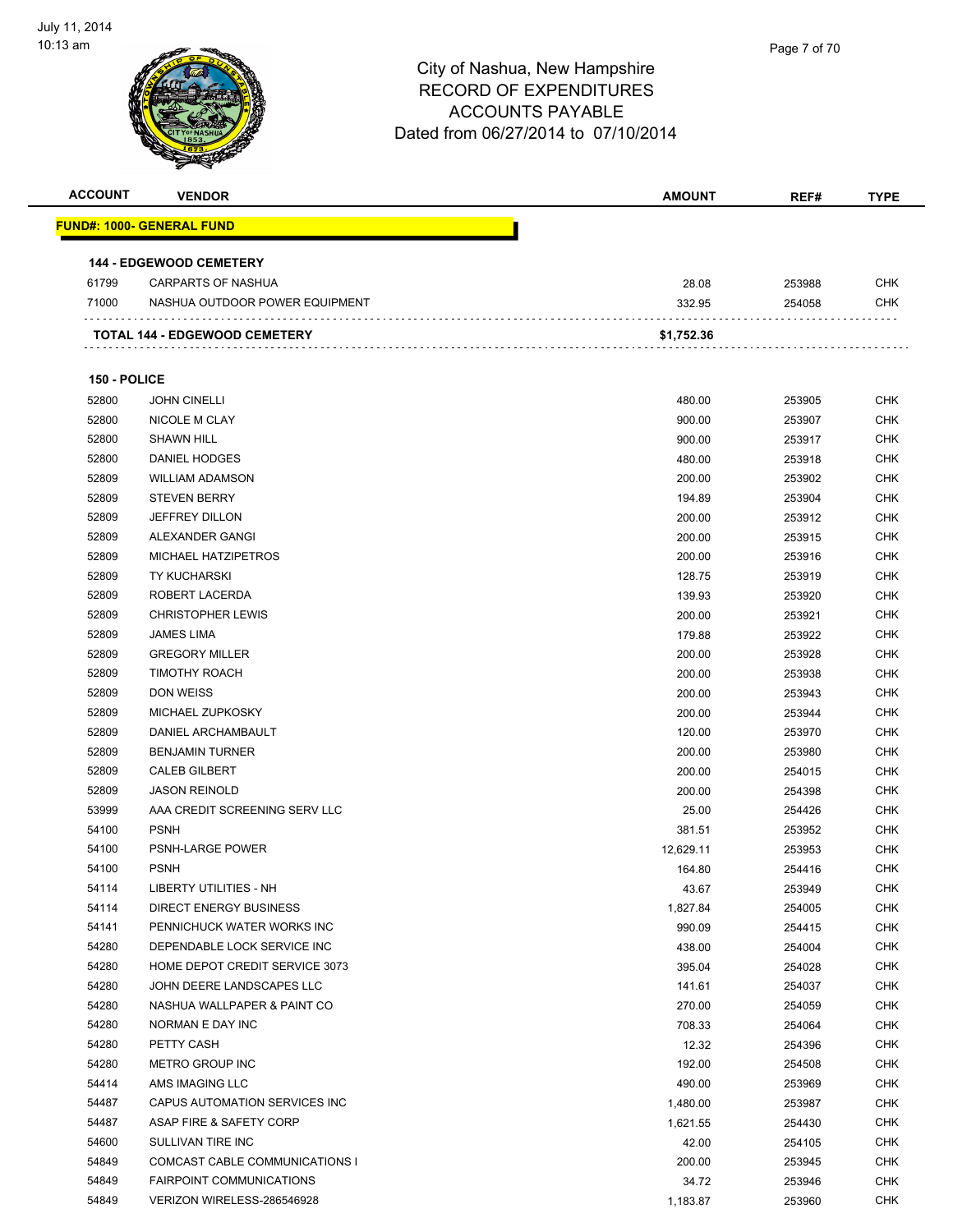# City of Nashua, New Hampshire
## RECORD OF EXPENDITURES
## ACCOUNTS PAYABLE
### Dated from 06/27/2014 to 07/10/2014

| ACCOUNT | VENDOR | AMOUNT | REF# | TYPE |
|---|---|---|---|---|
| **FUND#: 1000- GENERAL FUND** | | | | |
| **144 - EDGEWOOD CEMETERY** | | | | |
| 61799 | CARPARTS OF NASHUA | 28.08 | 253988 | CHK |
| 71000 | NASHUA OUTDOOR POWER EQUIPMENT | 332.95 | 254058 | CHK |
| **TOTAL 144 - EDGEWOOD CEMETERY** | | **$1,752.36** | | |
| **150 - POLICE** | | | | |
| 52800 | JOHN CINELLI | 480.00 | 253905 | CHK |
| 52800 | NICOLE M CLAY | 900.00 | 253907 | CHK |
| 52800 | SHAWN HILL | 900.00 | 253917 | CHK |
| 52800 | DANIEL HODGES | 480.00 | 253918 | CHK |
| 52809 | WILLIAM ADAMSON | 200.00 | 253902 | CHK |
| 52809 | STEVEN BERRY | 194.89 | 253904 | CHK |
| 52809 | JEFFREY DILLON | 200.00 | 253912 | CHK |
| 52809 | ALEXANDER GANGI | 200.00 | 253915 | CHK |
| 52809 | MICHAEL HATZIPETROS | 200.00 | 253916 | CHK |
| 52809 | TY KUCHARSKI | 128.75 | 253919 | CHK |
| 52809 | ROBERT LACERDA | 139.93 | 253920 | CHK |
| 52809 | CHRISTOPHER LEWIS | 200.00 | 253921 | CHK |
| 52809 | JAMES LIMA | 179.88 | 253922 | CHK |
| 52809 | GREGORY MILLER | 200.00 | 253928 | CHK |
| 52809 | TIMOTHY ROACH | 200.00 | 253938 | CHK |
| 52809 | DON WEISS | 200.00 | 253943 | CHK |
| 52809 | MICHAEL ZUPKOSKY | 200.00 | 253944 | CHK |
| 52809 | DANIEL ARCHAMBAULT | 120.00 | 253970 | CHK |
| 52809 | BENJAMIN TURNER | 200.00 | 253980 | CHK |
| 52809 | CALEB GILBERT | 200.00 | 254015 | CHK |
| 52809 | JASON REINOLD | 200.00 | 254398 | CHK |
| 53999 | AAA CREDIT SCREENING SERV LLC | 25.00 | 254426 | CHK |
| 54100 | PSNH | 381.51 | 253952 | CHK |
| 54100 | PSNH-LARGE POWER | 12,629.11 | 253953 | CHK |
| 54100 | PSNH | 164.80 | 254416 | CHK |
| 54114 | LIBERTY UTILITIES - NH | 43.67 | 253949 | CHK |
| 54114 | DIRECT ENERGY BUSINESS | 1,827.84 | 254005 | CHK |
| 54141 | PENNICHUCK WATER WORKS INC | 990.09 | 254415 | CHK |
| 54280 | DEPENDABLE LOCK SERVICE INC | 438.00 | 254004 | CHK |
| 54280 | HOME DEPOT CREDIT SERVICE 3073 | 395.04 | 254028 | CHK |
| 54280 | JOHN DEERE LANDSCAPES LLC | 141.61 | 254037 | CHK |
| 54280 | NASHUA WALLPAPER & PAINT CO | 270.00 | 254059 | CHK |
| 54280 | NORMAN E DAY INC | 708.33 | 254064 | CHK |
| 54280 | PETTY CASH | 12.32 | 254396 | CHK |
| 54280 | METRO GROUP INC | 192.00 | 254508 | CHK |
| 54414 | AMS IMAGING LLC | 490.00 | 253969 | CHK |
| 54487 | CAPUS AUTOMATION SERVICES INC | 1,480.00 | 253987 | CHK |
| 54487 | ASAP FIRE & SAFETY CORP | 1,621.55 | 254430 | CHK |
| 54600 | SULLIVAN TIRE INC | 42.00 | 254105 | CHK |
| 54849 | COMCAST CABLE COMMUNICATIONS I | 200.00 | 253945 | CHK |
| 54849 | FAIRPOINT COMMUNICATIONS | 34.72 | 253946 | CHK |
| 54849 | VERIZON WIRELESS-286546928 | 1,183.87 | 253960 | CHK |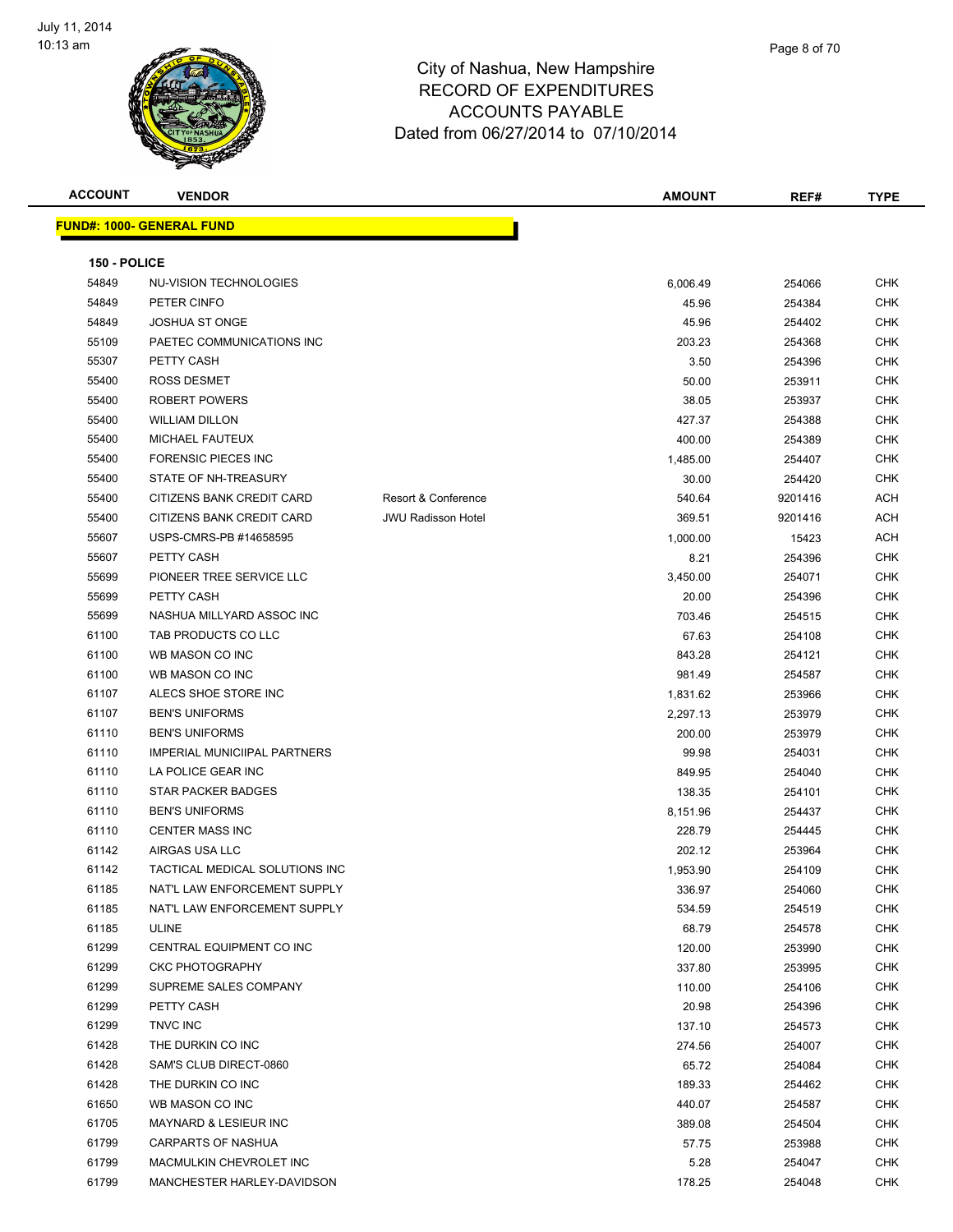July 11, 2014
10:13 am

# City of Nashua, New Hampshire
## RECORD OF EXPENDITURES
## ACCOUNTS PAYABLE
## Dated from 06/27/2014 to 07/10/2014

| ACCOUNT | VENDOR | | AMOUNT | REF# | TYPE |
|---|---|---|---|---|---|
| **FUND#: 1000- GENERAL FUND** | | | | | |
| **150 - POLICE** | | | | | |
| 54849 | NU-VISION TECHNOLOGIES | | 6,006.49 | 254066 | CHK |
| 54849 | PETER CINFO | | 45.96 | 254384 | CHK |
| 54849 | JOSHUA ST ONGE | | 45.96 | 254402 | CHK |
| 55109 | PAETEC COMMUNICATIONS INC | | 203.23 | 254368 | CHK |
| 55307 | PETTY CASH | | 3.50 | 254396 | CHK |
| 55400 | ROSS DESMET | | 50.00 | 253911 | CHK |
| 55400 | ROBERT POWERS | | 38.05 | 253937 | CHK |
| 55400 | WILLIAM DILLON | | 427.37 | 254388 | CHK |
| 55400 | MICHAEL FAUTEUX | | 400.00 | 254389 | CHK |
| 55400 | FORENSIC PIECES INC | | 1,485.00 | 254407 | CHK |
| 55400 | STATE OF NH-TREASURY | | 30.00 | 254420 | CHK |
| 55400 | CITIZENS BANK CREDIT CARD | Resort & Conference | 540.64 | 9201416 | ACH |
| 55400 | CITIZENS BANK CREDIT CARD | JWU Radisson Hotel | 369.51 | 9201416 | ACH |
| 55607 | USPS-CMRS-PB #14658595 | | 1,000.00 | 15423 | ACH |
| 55607 | PETTY CASH | | 8.21 | 254396 | CHK |
| 55699 | PIONEER TREE SERVICE LLC | | 3,450.00 | 254071 | CHK |
| 55699 | PETTY CASH | | 20.00 | 254396 | CHK |
| 55699 | NASHUA MILLYARD ASSOC INC | | 703.46 | 254515 | CHK |
| 61100 | TAB PRODUCTS CO LLC | | 67.63 | 254108 | CHK |
| 61100 | WB MASON CO INC | | 843.28 | 254121 | CHK |
| 61100 | WB MASON CO INC | | 981.49 | 254587 | CHK |
| 61107 | ALECS SHOE STORE INC | | 1,831.62 | 253966 | CHK |
| 61107 | BEN'S UNIFORMS | | 2,297.13 | 253979 | CHK |
| 61110 | BEN'S UNIFORMS | | 200.00 | 253979 | CHK |
| 61110 | IMPERIAL MUNICIIPAL PARTNERS | | 99.98 | 254031 | CHK |
| 61110 | LA POLICE GEAR INC | | 849.95 | 254040 | CHK |
| 61110 | STAR PACKER BADGES | | 138.35 | 254101 | CHK |
| 61110 | BEN'S UNIFORMS | | 8,151.96 | 254437 | CHK |
| 61110 | CENTER MASS INC | | 228.79 | 254445 | CHK |
| 61142 | AIRGAS USA LLC | | 202.12 | 253964 | CHK |
| 61142 | TACTICAL MEDICAL SOLUTIONS INC | | 1,953.90 | 254109 | CHK |
| 61185 | NAT'L LAW ENFORCEMENT SUPPLY | | 336.97 | 254060 | CHK |
| 61185 | NAT'L LAW ENFORCEMENT SUPPLY | | 534.59 | 254519 | CHK |
| 61185 | ULINE | | 68.79 | 254578 | CHK |
| 61299 | CENTRAL EQUIPMENT CO INC | | 120.00 | 253990 | CHK |
| 61299 | CKC PHOTOGRAPHY | | 337.80 | 253995 | CHK |
| 61299 | SUPREME SALES COMPANY | | 110.00 | 254106 | CHK |
| 61299 | PETTY CASH | | 20.98 | 254396 | CHK |
| 61299 | TNVC INC | | 137.10 | 254573 | CHK |
| 61428 | THE DURKIN CO INC | | 274.56 | 254007 | CHK |
| 61428 | SAM'S CLUB DIRECT-0860 | | 65.72 | 254084 | CHK |
| 61428 | THE DURKIN CO INC | | 189.33 | 254462 | CHK |
| 61650 | WB MASON CO INC | | 440.07 | 254587 | CHK |
| 61705 | MAYNARD & LESIEUR INC | | 389.08 | 254504 | CHK |
| 61799 | CARPARTS OF NASHUA | | 57.75 | 253988 | CHK |
| 61799 | MACMULKIN CHEVROLET INC | | 5.28 | 254047 | CHK |
| 61799 | MANCHESTER HARLEY-DAVIDSON | | 178.25 | 254048 | CHK |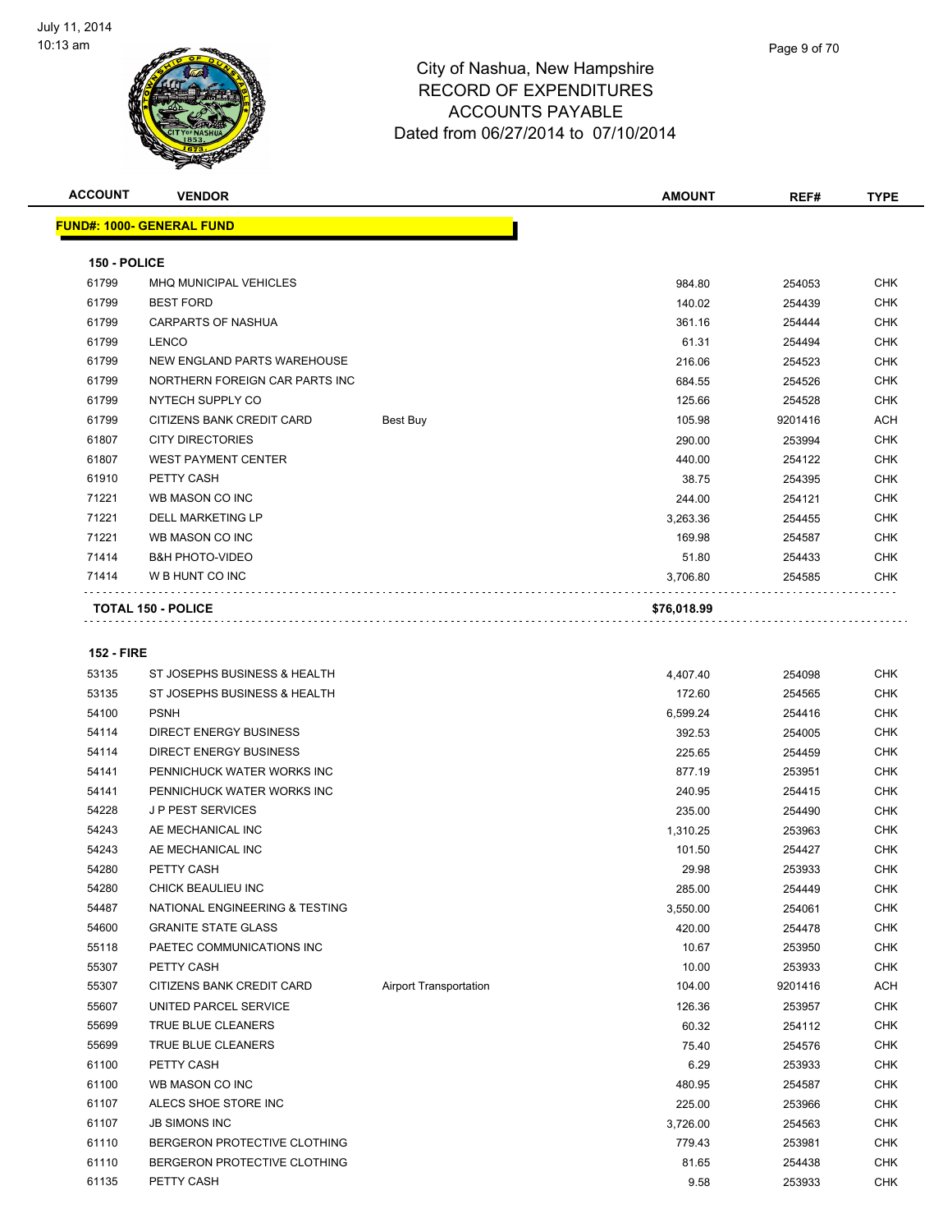# City of Nashua, New Hampshire
## RECORD OF EXPENDITURES
## ACCOUNTS PAYABLE
## Dated from 06/27/2014 to 07/10/2014

| ACCOUNT | VENDOR | | AMOUNT | REF# | TYPE |
|---|---|---|---|---|---|
| **FUND#: 1000- GENERAL FUND** | | | | | |
| **150 - POLICE** | | | | | |
| 61799 | MHQ MUNICIPAL VEHICLES | | 984.80 | 254053 | CHK |
| 61799 | BEST FORD | | 140.02 | 254439 | CHK |
| 61799 | CARPARTS OF NASHUA | | 361.16 | 254444 | CHK |
| 61799 | LENCO | | 61.31 | 254494 | CHK |
| 61799 | NEW ENGLAND PARTS WAREHOUSE | | 216.06 | 254523 | CHK |
| 61799 | NORTHERN FOREIGN CAR PARTS INC | | 684.55 | 254526 | CHK |
| 61799 | NYTECH SUPPLY CO | | 125.66 | 254528 | CHK |
| 61799 | CITIZENS BANK CREDIT CARD | Best Buy | 105.98 | 9201416 | ACH |
| 61807 | CITY DIRECTORIES | | 290.00 | 253994 | CHK |
| 61807 | WEST PAYMENT CENTER | | 440.00 | 254122 | CHK |
| 61910 | PETTY CASH | | 38.75 | 254395 | CHK |
| 71221 | WB MASON CO INC | | 244.00 | 254121 | CHK |
| 71221 | DELL MARKETING LP | | 3,263.36 | 254455 | CHK |
| 71221 | WB MASON CO INC | | 169.98 | 254587 | CHK |
| 71414 | B&H PHOTO-VIDEO | | 51.80 | 254433 | CHK |
| 71414 | W B HUNT CO INC | | 3,706.80 | 254585 | CHK |
| **TOTAL 150 - POLICE** | | | **$76,018.99** | | |
| **152 - FIRE** | | | | | |
| 53135 | ST JOSEPHS BUSINESS & HEALTH | | 4,407.40 | 254098 | CHK |
| 53135 | ST JOSEPHS BUSINESS & HEALTH | | 172.60 | 254565 | CHK |
| 54100 | PSNH | | 6,599.24 | 254416 | CHK |
| 54114 | DIRECT ENERGY BUSINESS | | 392.53 | 254005 | CHK |
| 54114 | DIRECT ENERGY BUSINESS | | 225.65 | 254459 | CHK |
| 54141 | PENNICHUCK WATER WORKS INC | | 877.19 | 253951 | CHK |
| 54141 | PENNICHUCK WATER WORKS INC | | 240.95 | 254415 | CHK |
| 54228 | J P PEST SERVICES | | 235.00 | 254490 | CHK |
| 54243 | AE MECHANICAL INC | | 1,310.25 | 253963 | CHK |
| 54243 | AE MECHANICAL INC | | 101.50 | 254427 | CHK |
| 54280 | PETTY CASH | | 29.98 | 253933 | CHK |
| 54280 | CHICK BEAULIEU INC | | 285.00 | 254449 | CHK |
| 54487 | NATIONAL ENGINEERING & TESTING | | 3,550.00 | 254061 | CHK |
| 54600 | GRANITE STATE GLASS | | 420.00 | 254478 | CHK |
| 55118 | PAETEC COMMUNICATIONS INC | | 10.67 | 253950 | CHK |
| 55307 | PETTY CASH | | 10.00 | 253933 | CHK |
| 55307 | CITIZENS BANK CREDIT CARD | Airport Transportation | 104.00 | 9201416 | ACH |
| 55607 | UNITED PARCEL SERVICE | | 126.36 | 253957 | CHK |
| 55699 | TRUE BLUE CLEANERS | | 60.32 | 254112 | CHK |
| 55699 | TRUE BLUE CLEANERS | | 75.40 | 254576 | CHK |
| 61100 | PETTY CASH | | 6.29 | 253933 | CHK |
| 61100 | WB MASON CO INC | | 480.95 | 254587 | CHK |
| 61107 | ALECS SHOE STORE INC | | 225.00 | 253966 | CHK |
| 61107 | JB SIMONS INC | | 3,726.00 | 254563 | CHK |
| 61110 | BERGERON PROTECTIVE CLOTHING | | 779.43 | 253981 | CHK |
| 61110 | BERGERON PROTECTIVE CLOTHING | | 81.65 | 254438 | CHK |
| 61135 | PETTY CASH | | 9.58 | 253933 | CHK |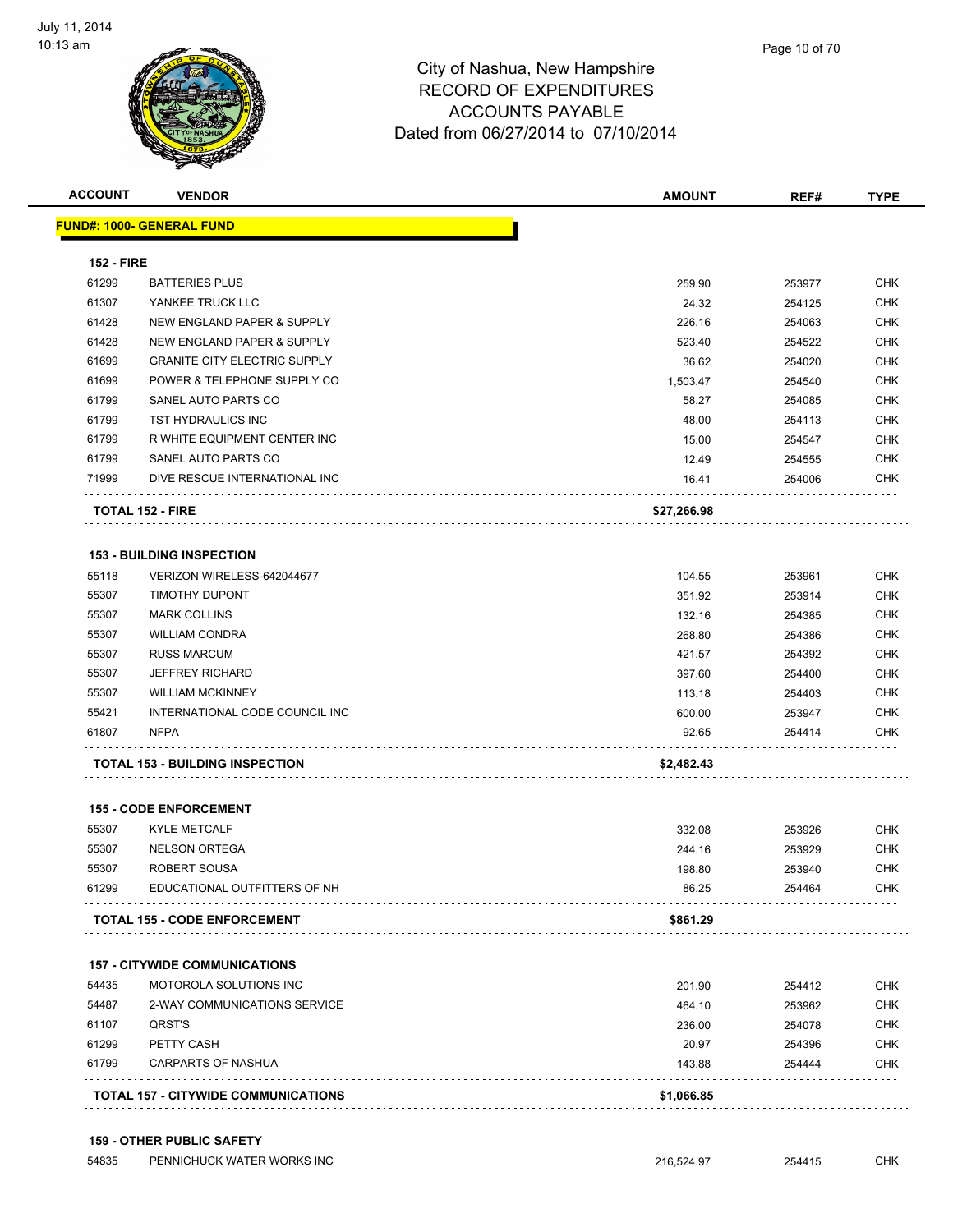# City of Nashua, New Hampshire
## RECORD OF EXPENDITURES
## ACCOUNTS PAYABLE
## Dated from 06/27/2014 to 07/10/2014

| ACCOUNT | VENDOR | AMOUNT | REF# | TYPE |
|---|---|---|---|---|
| **FUND#: 1000- GENERAL FUND** | | | | |
| **152 - FIRE** | | | | |
| 61299 | BATTERIES PLUS | 259.90 | 253977 | CHK |
| 61307 | YANKEE TRUCK LLC | 24.32 | 254125 | CHK |
| 61428 | NEW ENGLAND PAPER & SUPPLY | 226.16 | 254063 | CHK |
| 61428 | NEW ENGLAND PAPER & SUPPLY | 523.40 | 254522 | CHK |
| 61699 | GRANITE CITY ELECTRIC SUPPLY | 36.62 | 254020 | CHK |
| 61699 | POWER & TELEPHONE SUPPLY CO | 1,503.47 | 254540 | CHK |
| 61799 | SANEL AUTO PARTS CO | 58.27 | 254085 | CHK |
| 61799 | TST HYDRAULICS INC | 48.00 | 254113 | CHK |
| 61799 | R WHITE EQUIPMENT CENTER INC | 15.00 | 254547 | CHK |
| 61799 | SANEL AUTO PARTS CO | 12.49 | 254555 | CHK |
| 71999 | DIVE RESCUE INTERNATIONAL INC | 16.41 | 254006 | CHK |
| **TOTAL 152 - FIRE** | | **$27,266.98** | | |
| **153 - BUILDING INSPECTION** | | | | |
| 55118 | VERIZON WIRELESS-642044677 | 104.55 | 253961 | CHK |
| 55307 | TIMOTHY DUPONT | 351.92 | 253914 | CHK |
| 55307 | MARK COLLINS | 132.16 | 254385 | CHK |
| 55307 | WILLIAM CONDRA | 268.80 | 254386 | CHK |
| 55307 | RUSS MARCUM | 421.57 | 254392 | CHK |
| 55307 | JEFFREY RICHARD | 397.60 | 254400 | CHK |
| 55307 | WILLIAM MCKINNEY | 113.18 | 254403 | CHK |
| 55421 | INTERNATIONAL CODE COUNCIL INC | 600.00 | 253947 | CHK |
| 61807 | NFPA | 92.65 | 254414 | CHK |
| **TOTAL 153 - BUILDING INSPECTION** | | **$2,482.43** | | |
| **155 - CODE ENFORCEMENT** | | | | |
| 55307 | KYLE METCALF | 332.08 | 253926 | CHK |
| 55307 | NELSON ORTEGA | 244.16 | 253929 | CHK |
| 55307 | ROBERT SOUSA | 198.80 | 253940 | CHK |
| 61299 | EDUCATIONAL OUTFITTERS OF NH | 86.25 | 254464 | CHK |
| **TOTAL 155 - CODE ENFORCEMENT** | | **$861.29** | | |
| **157 - CITYWIDE COMMUNICATIONS** | | | | |
| 54435 | MOTOROLA SOLUTIONS INC | 201.90 | 254412 | CHK |
| 54487 | 2-WAY COMMUNICATIONS SERVICE | 464.10 | 253962 | CHK |
| 61107 | QRST'S | 236.00 | 254078 | CHK |
| 61299 | PETTY CASH | 20.97 | 254396 | CHK |
| 61799 | CARPARTS OF NASHUA | 143.88 | 254444 | CHK |
| **TOTAL 157 - CITYWIDE COMMUNICATIONS** | | **$1,066.85** | | |
| **159 - OTHER PUBLIC SAFETY** | | | | |
| 54835 | PENNICHUCK WATER WORKS INC | 216,524.97 | 254415 | CHK |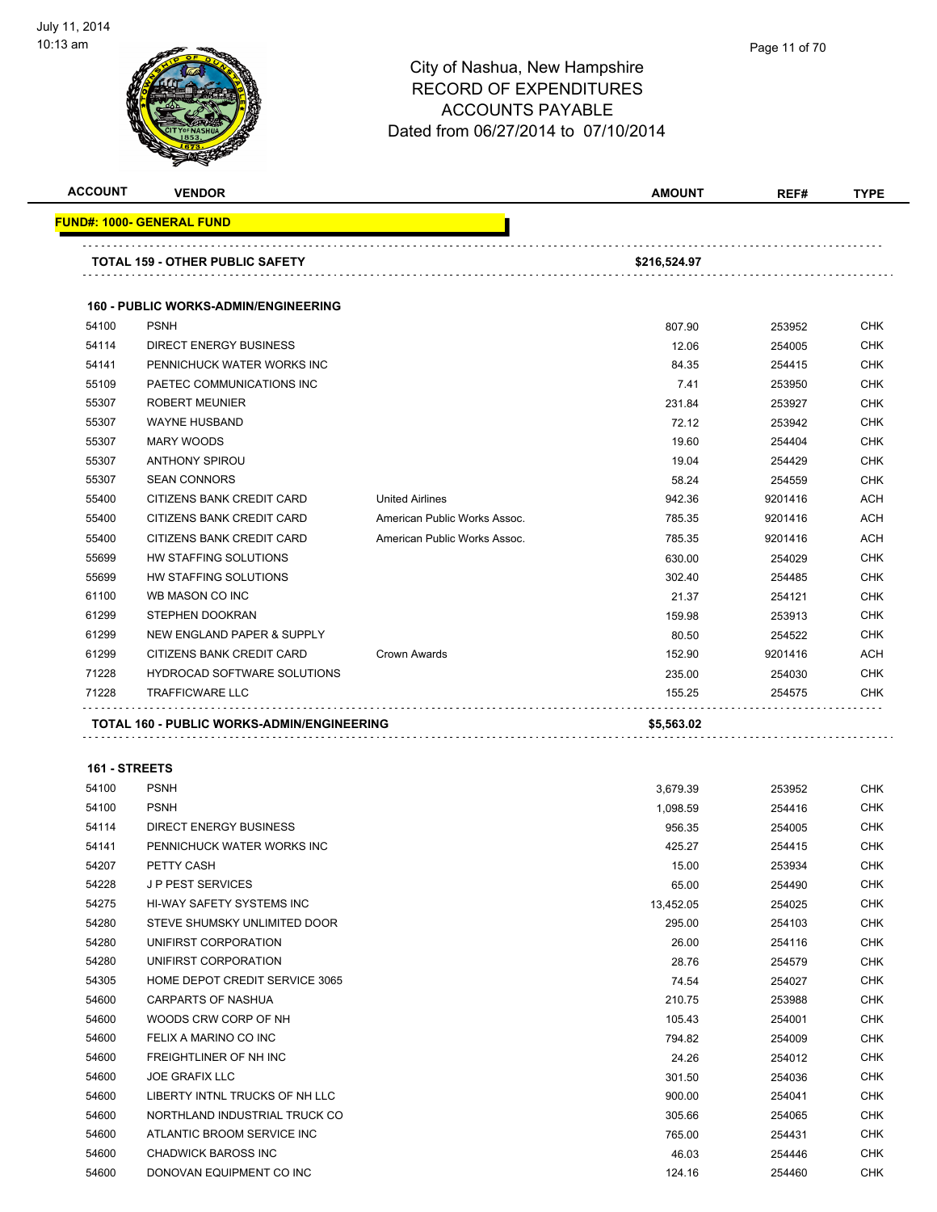# City of Nashua, New Hampshire
## RECORD OF EXPENDITURES
## ACCOUNTS PAYABLE
## Dated from 06/27/2014 to 07/10/2014

**FUND#: 1000- GENERAL FUND**

| ACCOUNT | VENDOR | | AMOUNT | REF# | TYPE |
|---|---|---|---|---|---|
| **TOTAL 159 - OTHER PUBLIC SAFETY** | | | **$216,524.97** | | |
| **160 - PUBLIC WORKS-ADMIN/ENGINEERING** | | | | | |
| 54100 | PSNH | | 807.90 | 253952 | CHK |
| 54114 | DIRECT ENERGY BUSINESS | | 12.06 | 254005 | CHK |
| 54141 | PENNICHUCK WATER WORKS INC | | 84.35 | 254415 | CHK |
| 55109 | PAETEC COMMUNICATIONS INC | | 7.41 | 253950 | CHK |
| 55307 | ROBERT MEUNIER | | 231.84 | 253927 | CHK |
| 55307 | WAYNE HUSBAND | | 72.12 | 253942 | CHK |
| 55307 | MARY WOODS | | 19.60 | 254404 | CHK |
| 55307 | ANTHONY SPIROU | | 19.04 | 254429 | CHK |
| 55307 | SEAN CONNORS | | 58.24 | 254559 | CHK |
| 55400 | CITIZENS BANK CREDIT CARD | United Airlines | 942.36 | 9201416 | ACH |
| 55400 | CITIZENS BANK CREDIT CARD | American Public Works Assoc. | 785.35 | 9201416 | ACH |
| 55400 | CITIZENS BANK CREDIT CARD | American Public Works Assoc. | 785.35 | 9201416 | ACH |
| 55699 | HW STAFFING SOLUTIONS | | 630.00 | 254029 | CHK |
| 55699 | HW STAFFING SOLUTIONS | | 302.40 | 254485 | CHK |
| 61100 | WB MASON CO INC | | 21.37 | 254121 | CHK |
| 61299 | STEPHEN DOOKRAN | | 159.98 | 253913 | CHK |
| 61299 | NEW ENGLAND PAPER & SUPPLY | | 80.50 | 254522 | CHK |
| 61299 | CITIZENS BANK CREDIT CARD | Crown Awards | 152.90 | 9201416 | ACH |
| 71228 | HYDROCAD SOFTWARE SOLUTIONS | | 235.00 | 254030 | CHK |
| 71228 | TRAFFICWARE LLC | | 155.25 | 254575 | CHK |
| **TOTAL 160 - PUBLIC WORKS-ADMIN/ENGINEERING** | | | **$5,563.02** | | |
| **161 - STREETS** | | | | | |
| 54100 | PSNH | | 3,679.39 | 253952 | CHK |
| 54100 | PSNH | | 1,098.59 | 254416 | CHK |
| 54114 | DIRECT ENERGY BUSINESS | | 956.35 | 254005 | CHK |
| 54141 | PENNICHUCK WATER WORKS INC | | 425.27 | 254415 | CHK |
| 54207 | PETTY CASH | | 15.00 | 253934 | CHK |
| 54228 | J P PEST SERVICES | | 65.00 | 254490 | CHK |
| 54275 | HI-WAY SAFETY SYSTEMS INC | | 13,452.05 | 254025 | CHK |
| 54280 | STEVE SHUMSKY UNLIMITED DOOR | | 295.00 | 254103 | CHK |
| 54280 | UNIFIRST CORPORATION | | 26.00 | 254116 | CHK |
| 54280 | UNIFIRST CORPORATION | | 28.76 | 254579 | CHK |
| 54305 | HOME DEPOT CREDIT SERVICE 3065 | | 74.54 | 254027 | CHK |
| 54600 | CARPARTS OF NASHUA | | 210.75 | 253988 | CHK |
| 54600 | WOODS CRW CORP OF NH | | 105.43 | 254001 | CHK |
| 54600 | FELIX A MARINO CO INC | | 794.82 | 254009 | CHK |
| 54600 | FREIGHTLINER OF NH INC | | 24.26 | 254012 | CHK |
| 54600 | JOE GRAFIX LLC | | 301.50 | 254036 | CHK |
| 54600 | LIBERTY INTNL TRUCKS OF NH LLC | | 900.00 | 254041 | CHK |
| 54600 | NORTHLAND INDUSTRIAL TRUCK CO | | 305.66 | 254065 | CHK |
| 54600 | ATLANTIC BROOM SERVICE INC | | 765.00 | 254431 | CHK |
| 54600 | CHADWICK BAROSS INC | | 46.03 | 254446 | CHK |
| 54600 | DONOVAN EQUIPMENT CO INC | | 124.16 | 254460 | CHK |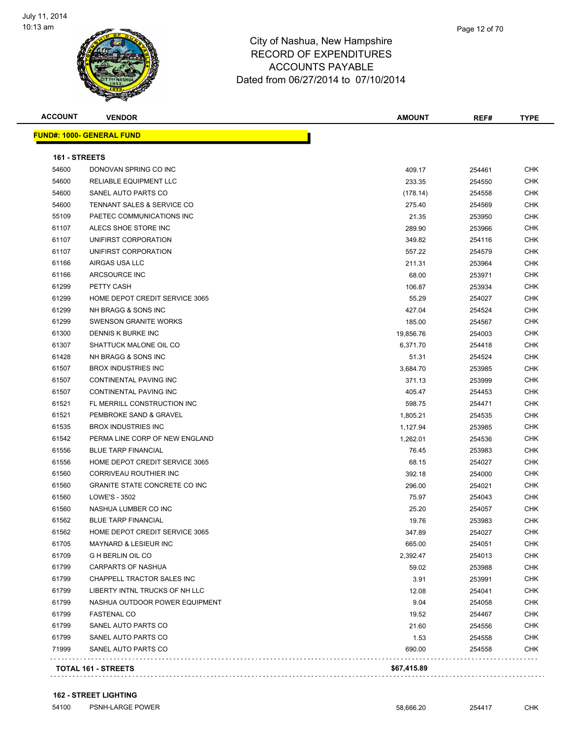# City of Nashua, New Hampshire
## RECORD OF EXPENDITURES
## ACCOUNTS PAYABLE
### Dated from 06/27/2014 to 07/10/2014

| ACCOUNT | VENDOR | AMOUNT | REF# | TYPE |
|---|---|---|---|---|

**FUND#: 1000- GENERAL FUND**

**161 - STREETS**

| ACCOUNT | VENDOR | AMOUNT | REF# | TYPE |
|---|---|---|---|---|
| 54600 | DONOVAN SPRING CO INC | 409.17 | 254461 | CHK |
| 54600 | RELIABLE EQUIPMENT LLC | 233.35 | 254550 | CHK |
| 54600 | SANEL AUTO PARTS CO | (178.14) | 254558 | CHK |
| 54600 | TENNANT SALES & SERVICE CO | 275.40 | 254569 | CHK |
| 55109 | PAETEC COMMUNICATIONS INC | 21.35 | 253950 | CHK |
| 61107 | ALECS SHOE STORE INC | 289.90 | 253966 | CHK |
| 61107 | UNIFIRST CORPORATION | 349.82 | 254116 | CHK |
| 61107 | UNIFIRST CORPORATION | 557.22 | 254579 | CHK |
| 61166 | AIRGAS USA LLC | 211.31 | 253964 | CHK |
| 61166 | ARCSOURCE INC | 68.00 | 253971 | CHK |
| 61299 | PETTY CASH | 106.87 | 253934 | CHK |
| 61299 | HOME DEPOT CREDIT SERVICE 3065 | 55.29 | 254027 | CHK |
| 61299 | NH BRAGG & SONS INC | 427.04 | 254524 | CHK |
| 61299 | SWENSON GRANITE WORKS | 185.00 | 254567 | CHK |
| 61300 | DENNIS K BURKE INC | 19,856.76 | 254003 | CHK |
| 61307 | SHATTUCK MALONE OIL CO | 6,371.70 | 254418 | CHK |
| 61428 | NH BRAGG & SONS INC | 51.31 | 254524 | CHK |
| 61507 | BROX INDUSTRIES INC | 3,684.70 | 253985 | CHK |
| 61507 | CONTINENTAL PAVING INC | 371.13 | 253999 | CHK |
| 61507 | CONTINENTAL PAVING INC | 405.47 | 254453 | CHK |
| 61521 | FL MERRILL CONSTRUCTION INC | 598.75 | 254471 | CHK |
| 61521 | PEMBROKE SAND & GRAVEL | 1,805.21 | 254535 | CHK |
| 61535 | BROX INDUSTRIES INC | 1,127.94 | 253985 | CHK |
| 61542 | PERMA LINE CORP OF NEW ENGLAND | 1,262.01 | 254536 | CHK |
| 61556 | BLUE TARP FINANCIAL | 76.45 | 253983 | CHK |
| 61556 | HOME DEPOT CREDIT SERVICE 3065 | 68.15 | 254027 | CHK |
| 61560 | CORRIVEAU ROUTHIER INC | 392.18 | 254000 | CHK |
| 61560 | GRANITE STATE CONCRETE CO INC | 296.00 | 254021 | CHK |
| 61560 | LOWE'S - 3502 | 75.97 | 254043 | CHK |
| 61560 | NASHUA LUMBER CO INC | 25.20 | 254057 | CHK |
| 61562 | BLUE TARP FINANCIAL | 19.76 | 253983 | CHK |
| 61562 | HOME DEPOT CREDIT SERVICE 3065 | 347.89 | 254027 | CHK |
| 61705 | MAYNARD & LESIEUR INC | 665.00 | 254051 | CHK |
| 61709 | G H BERLIN OIL CO | 2,392.47 | 254013 | CHK |
| 61799 | CARPARTS OF NASHUA | 59.02 | 253988 | CHK |
| 61799 | CHAPPELL TRACTOR SALES INC | 3.91 | 253991 | CHK |
| 61799 | LIBERTY INTNL TRUCKS OF NH LLC | 12.08 | 254041 | CHK |
| 61799 | NASHUA OUTDOOR POWER EQUIPMENT | 9.04 | 254058 | CHK |
| 61799 | FASTENAL CO | 19.52 | 254467 | CHK |
| 61799 | SANEL AUTO PARTS CO | 21.60 | 254556 | CHK |
| 61799 | SANEL AUTO PARTS CO | 1.53 | 254558 | CHK |
| 71999 | SANEL AUTO PARTS CO | 690.00 | 254558 | CHK |
| | **TOTAL 161 - STREETS** | **$67,415.89** | | |

**162 - STREET LIGHTING**

| ACCOUNT | VENDOR | AMOUNT | REF# | TYPE |
|---|---|---|---|---|
| 54100 | PSNH-LARGE POWER | 58,666.20 | 254417 | CHK |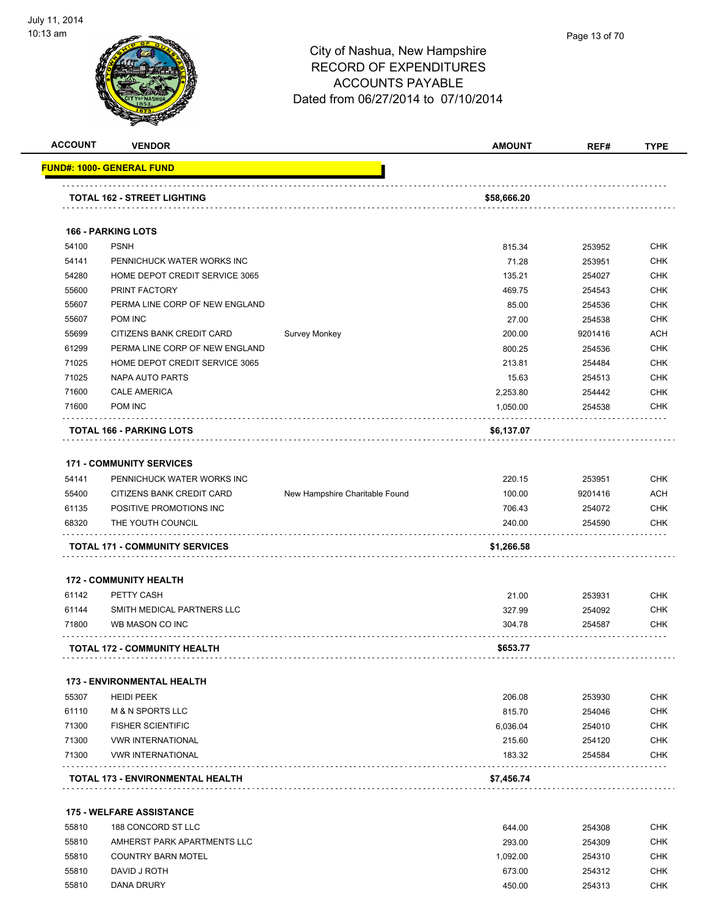# City of Nashua, New Hampshire
# RECORD OF EXPENDITURES
# ACCOUNTS PAYABLE
# Dated from 06/27/2014 to 07/10/2014

| ACCOUNT | VENDOR | | AMOUNT | REF# | TYPE |
|---|---|---|---|---|---|
| **FUND#: 1000- GENERAL FUND** | | | | | |
| **TOTAL 162 - STREET LIGHTING** | | | **$58,666.20** | | |
| **166 - PARKING LOTS** | | | | | |
| 54100 | PSNH | | 815.34 | 253952 | CHK |
| 54141 | PENNICHUCK WATER WORKS INC | | 71.28 | 253951 | CHK |
| 54280 | HOME DEPOT CREDIT SERVICE 3065 | | 135.21 | 254027 | CHK |
| 55600 | PRINT FACTORY | | 469.75 | 254543 | CHK |
| 55607 | PERMA LINE CORP OF NEW ENGLAND | | 85.00 | 254536 | CHK |
| 55607 | POM INC | | 27.00 | 254538 | CHK |
| 55699 | CITIZENS BANK CREDIT CARD | Survey Monkey | 200.00 | 9201416 | ACH |
| 61299 | PERMA LINE CORP OF NEW ENGLAND | | 800.25 | 254536 | CHK |
| 71025 | HOME DEPOT CREDIT SERVICE 3065 | | 213.81 | 254484 | CHK |
| 71025 | NAPA AUTO PARTS | | 15.63 | 254513 | CHK |
| 71600 | CALE AMERICA | | 2,253.80 | 254442 | CHK |
| 71600 | POM INC | | 1,050.00 | 254538 | CHK |
| **TOTAL 166 - PARKING LOTS** | | | **$6,137.07** | | |
| **171 - COMMUNITY SERVICES** | | | | | |
| 54141 | PENNICHUCK WATER WORKS INC | | 220.15 | 253951 | CHK |
| 55400 | CITIZENS BANK CREDIT CARD | New Hampshire Charitable Found | 100.00 | 9201416 | ACH |
| 61135 | POSITIVE PROMOTIONS INC | | 706.43 | 254072 | CHK |
| 68320 | THE YOUTH COUNCIL | | 240.00 | 254590 | CHK |
| **TOTAL 171 - COMMUNITY SERVICES** | | | **$1,266.58** | | |
| **172 - COMMUNITY HEALTH** | | | | | |
| 61142 | PETTY CASH | | 21.00 | 253931 | CHK |
| 61144 | SMITH MEDICAL PARTNERS LLC | | 327.99 | 254092 | CHK |
| 71800 | WB MASON CO INC | | 304.78 | 254587 | CHK |
| **TOTAL 172 - COMMUNITY HEALTH** | | | **$653.77** | | |
| **173 - ENVIRONMENTAL HEALTH** | | | | | |
| 55307 | HEIDI PEEK | | 206.08 | 253930 | CHK |
| 61110 | M & N SPORTS LLC | | 815.70 | 254046 | CHK |
| 71300 | FISHER SCIENTIFIC | | 6,036.04 | 254010 | CHK |
| 71300 | VWR INTERNATIONAL | | 215.60 | 254120 | CHK |
| 71300 | VWR INTERNATIONAL | | 183.32 | 254584 | CHK |
| **TOTAL 173 - ENVIRONMENTAL HEALTH** | | | **$7,456.74** | | |
| **175 - WELFARE ASSISTANCE** | | | | | |
| 55810 | 188 CONCORD ST LLC | | 644.00 | 254308 | CHK |
| 55810 | AMHERST PARK APARTMENTS LLC | | 293.00 | 254309 | CHK |
| 55810 | COUNTRY BARN MOTEL | | 1,092.00 | 254310 | CHK |
| 55810 | DAVID J ROTH | | 673.00 | 254312 | CHK |
| 55810 | DANA DRURY | | 450.00 | 254313 | CHK |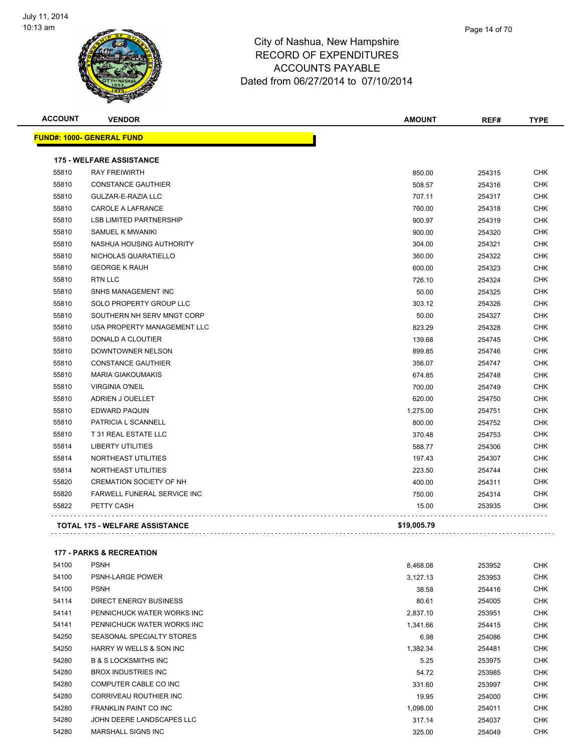# City of Nashua, New Hampshire
## RECORD OF EXPENDITURES
## ACCOUNTS PAYABLE
## Dated from 06/27/2014 to 07/10/2014

July 11, 2014
10:13 am

| ACCOUNT | VENDOR | AMOUNT | REF# | TYPE |
|---|---|---|---|---|
| **FUND#: 1000- GENERAL FUND** | | | | |
| **175 - WELFARE ASSISTANCE** | | | | |
| 55810 | RAY FREIWIRTH | 850.00 | 254315 | CHK |
| 55810 | CONSTANCE GAUTHIER | 508.57 | 254316 | CHK |
| 55810 | GULZAR-E-RAZIA LLC | 707.11 | 254317 | CHK |
| 55810 | CAROLE A LAFRANCE | 760.00 | 254318 | CHK |
| 55810 | LSB LIMITED PARTNERSHIP | 900.97 | 254319 | CHK |
| 55810 | SAMUEL K MWANIKI | 900.00 | 254320 | CHK |
| 55810 | NASHUA HOUSING AUTHORITY | 304.00 | 254321 | CHK |
| 55810 | NICHOLAS QUARATIELLO | 360.00 | 254322 | CHK |
| 55810 | GEORGE K RAUH | 600.00 | 254323 | CHK |
| 55810 | RTN LLC | 726.10 | 254324 | CHK |
| 55810 | SNHS MANAGEMENT INC | 50.00 | 254325 | CHK |
| 55810 | SOLO PROPERTY GROUP LLC | 303.12 | 254326 | CHK |
| 55810 | SOUTHERN NH SERV MNGT CORP | 50.00 | 254327 | CHK |
| 55810 | USA PROPERTY MANAGEMENT LLC | 823.29 | 254328 | CHK |
| 55810 | DONALD A CLOUTIER | 139.68 | 254745 | CHK |
| 55810 | DOWNTOWNER NELSON | 899.85 | 254746 | CHK |
| 55810 | CONSTANCE GAUTHIER | 356.07 | 254747 | CHK |
| 55810 | MARIA GIAKOUMAKIS | 674.85 | 254748 | CHK |
| 55810 | VIRGINIA O'NEIL | 700.00 | 254749 | CHK |
| 55810 | ADRIEN J OUELLET | 620.00 | 254750 | CHK |
| 55810 | EDWARD PAQUIN | 1,275.00 | 254751 | CHK |
| 55810 | PATRICIA L SCANNELL | 800.00 | 254752 | CHK |
| 55810 | T 31 REAL ESTATE LLC | 370.48 | 254753 | CHK |
| 55814 | LIBERTY UTILITIES | 588.77 | 254306 | CHK |
| 55814 | NORTHEAST UTILITIES | 197.43 | 254307 | CHK |
| 55814 | NORTHEAST UTILITIES | 223.50 | 254744 | CHK |
| 55820 | CREMATION SOCIETY OF NH | 400.00 | 254311 | CHK |
| 55820 | FARWELL FUNERAL SERVICE INC | 750.00 | 254314 | CHK |
| 55822 | PETTY CASH | 15.00 | 253935 | CHK |
| **TOTAL 175 - WELFARE ASSISTANCE** | | **$19,005.79** | | |
| **177 - PARKS & RECREATION** | | | | |
| 54100 | PSNH | 8,468.08 | 253952 | CHK |
| 54100 | PSNH-LARGE POWER | 3,127.13 | 253953 | CHK |
| 54100 | PSNH | 38.58 | 254416 | CHK |
| 54114 | DIRECT ENERGY BUSINESS | 80.61 | 254005 | CHK |
| 54141 | PENNICHUCK WATER WORKS INC | 2,837.10 | 253951 | CHK |
| 54141 | PENNICHUCK WATER WORKS INC | 1,341.66 | 254415 | CHK |
| 54250 | SEASONAL SPECIALTY STORES | 6.98 | 254086 | CHK |
| 54250 | HARRY W WELLS & SON INC | 1,382.34 | 254481 | CHK |
| 54280 | B & S LOCKSMITHS INC | 5.25 | 253975 | CHK |
| 54280 | BROX INDUSTRIES INC | 54.72 | 253985 | CHK |
| 54280 | COMPUTER CABLE CO INC | 331.60 | 253997 | CHK |
| 54280 | CORRIVEAU ROUTHIER INC | 19.95 | 254000 | CHK |
| 54280 | FRANKLIN PAINT CO INC | 1,098.00 | 254011 | CHK |
| 54280 | JOHN DEERE LANDSCAPES LLC | 317.14 | 254037 | CHK |
| 54280 | MARSHALL SIGNS INC | 325.00 | 254049 | CHK |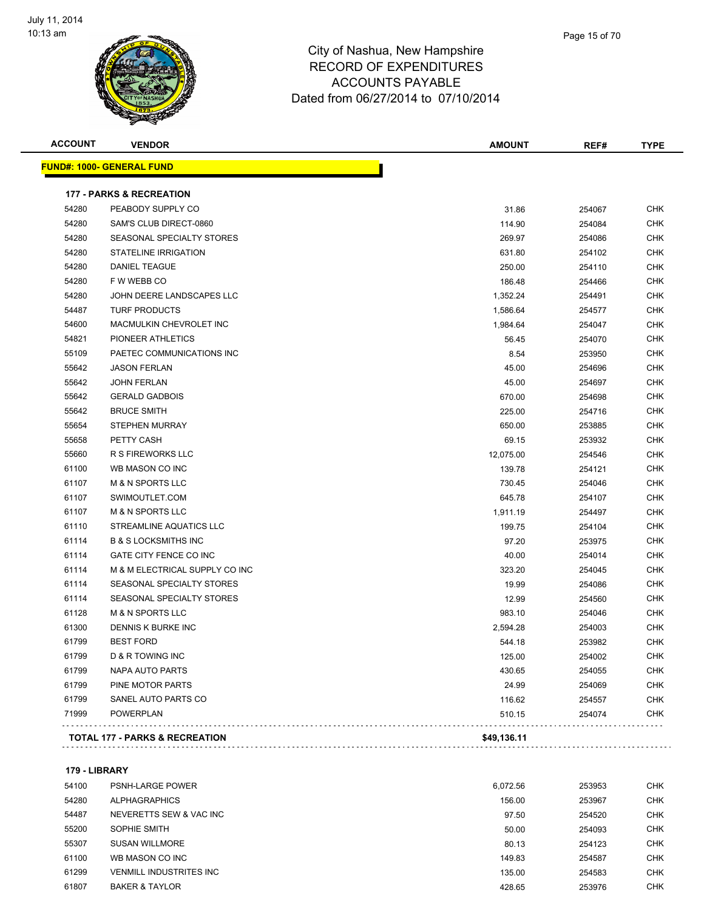# City of Nashua, New Hampshire
## RECORD OF EXPENDITURES
## ACCOUNTS PAYABLE
### Dated from 06/27/2014 to 07/10/2014

| ACCOUNT | VENDOR | AMOUNT | REF# | TYPE |
|---|---|---|---|---|
| **FUND#: 1000- GENERAL FUND** | | | | |
| **177 - PARKS & RECREATION** | | | | |
| 54280 | PEABODY SUPPLY CO | 31.86 | 254067 | CHK |
| 54280 | SAM'S CLUB DIRECT-0860 | 114.90 | 254084 | CHK |
| 54280 | SEASONAL SPECIALTY STORES | 269.97 | 254086 | CHK |
| 54280 | STATELINE IRRIGATION | 631.80 | 254102 | CHK |
| 54280 | DANIEL TEAGUE | 250.00 | 254110 | CHK |
| 54280 | F W WEBB CO | 186.48 | 254466 | CHK |
| 54280 | JOHN DEERE LANDSCAPES LLC | 1,352.24 | 254491 | CHK |
| 54487 | TURF PRODUCTS | 1,586.64 | 254577 | CHK |
| 54600 | MACMULKIN CHEVROLET INC | 1,984.64 | 254047 | CHK |
| 54821 | PIONEER ATHLETICS | 56.45 | 254070 | CHK |
| 55109 | PAETEC COMMUNICATIONS INC | 8.54 | 253950 | CHK |
| 55642 | JASON FERLAN | 45.00 | 254696 | CHK |
| 55642 | JOHN FERLAN | 45.00 | 254697 | CHK |
| 55642 | GERALD GADBOIS | 670.00 | 254698 | CHK |
| 55642 | BRUCE SMITH | 225.00 | 254716 | CHK |
| 55654 | STEPHEN MURRAY | 650.00 | 253885 | CHK |
| 55658 | PETTY CASH | 69.15 | 253932 | CHK |
| 55660 | R S FIREWORKS LLC | 12,075.00 | 254546 | CHK |
| 61100 | WB MASON CO INC | 139.78 | 254121 | CHK |
| 61107 | M & N SPORTS LLC | 730.45 | 254046 | CHK |
| 61107 | SWIMOUTLET.COM | 645.78 | 254107 | CHK |
| 61107 | M & N SPORTS LLC | 1,911.19 | 254497 | CHK |
| 61110 | STREAMLINE AQUATICS LLC | 199.75 | 254104 | CHK |
| 61114 | B & S LOCKSMITHS INC | 97.20 | 253975 | CHK |
| 61114 | GATE CITY FENCE CO INC | 40.00 | 254014 | CHK |
| 61114 | M & M ELECTRICAL SUPPLY CO INC | 323.20 | 254045 | CHK |
| 61114 | SEASONAL SPECIALTY STORES | 19.99 | 254086 | CHK |
| 61114 | SEASONAL SPECIALTY STORES | 12.99 | 254560 | CHK |
| 61128 | M & N SPORTS LLC | 983.10 | 254046 | CHK |
| 61300 | DENNIS K BURKE INC | 2,594.28 | 254003 | CHK |
| 61799 | BEST FORD | 544.18 | 253982 | CHK |
| 61799 | D & R TOWING INC | 125.00 | 254002 | CHK |
| 61799 | NAPA AUTO PARTS | 430.65 | 254055 | CHK |
| 61799 | PINE MOTOR PARTS | 24.99 | 254069 | CHK |
| 61799 | SANEL AUTO PARTS CO | 116.62 | 254557 | CHK |
| 71999 | POWERPLAN | 510.15 | 254074 | CHK |
| **TOTAL 177 - PARKS & RECREATION** | | **$49,136.11** | | |
| **179 - LIBRARY** | | | | |
| 54100 | PSNH-LARGE POWER | 6,072.56 | 253953 | CHK |
| 54280 | ALPHAGRAPHICS | 156.00 | 253967 | CHK |
| 54487 | NEVERETTS SEW & VAC INC | 97.50 | 254520 | CHK |
| 55200 | SOPHIE SMITH | 50.00 | 254093 | CHK |
| 55307 | SUSAN WILLMORE | 80.13 | 254123 | CHK |
| 61100 | WB MASON CO INC | 149.83 | 254587 | CHK |
| 61299 | VENMILL INDUSTRITES INC | 135.00 | 254583 | CHK |
| 61807 | BAKER & TAYLOR | 428.65 | 253976 | CHK |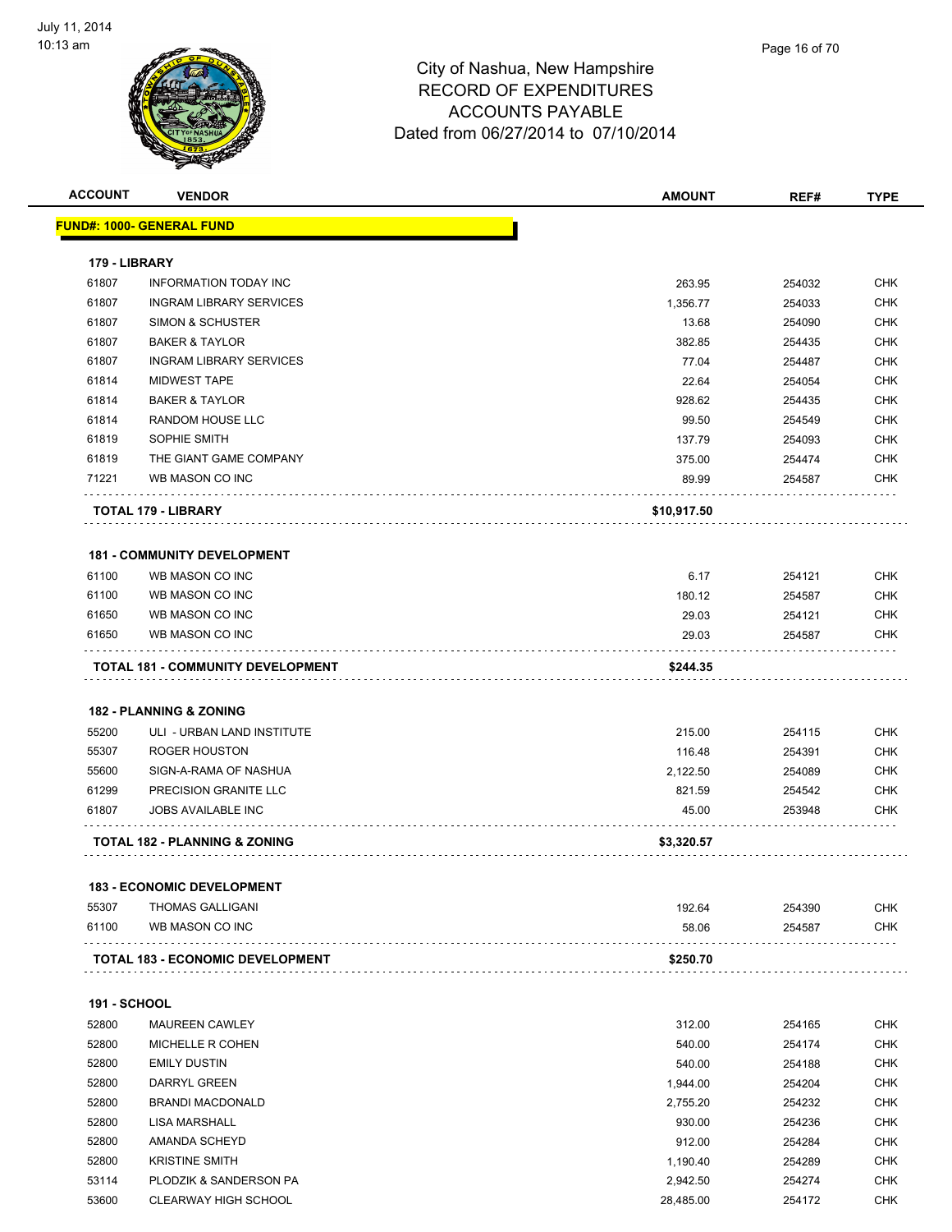# City of Nashua, New Hampshire
## RECORD OF EXPENDITURES
## ACCOUNTS PAYABLE
## Dated from 06/27/2014 to 07/10/2014

| ACCOUNT | VENDOR | AMOUNT | REF# | TYPE |
|---|---|---|---|---|
| **FUND#: 1000- GENERAL FUND** | | | | |
| **179 - LIBRARY** | | | | |
| 61807 | INFORMATION TODAY INC | 263.95 | 254032 | CHK |
| 61807 | INGRAM LIBRARY SERVICES | 1,356.77 | 254033 | CHK |
| 61807 | SIMON & SCHUSTER | 13.68 | 254090 | CHK |
| 61807 | BAKER & TAYLOR | 382.85 | 254435 | CHK |
| 61807 | INGRAM LIBRARY SERVICES | 77.04 | 254487 | CHK |
| 61814 | MIDWEST TAPE | 22.64 | 254054 | CHK |
| 61814 | BAKER & TAYLOR | 928.62 | 254435 | CHK |
| 61814 | RANDOM HOUSE LLC | 99.50 | 254549 | CHK |
| 61819 | SOPHIE SMITH | 137.79 | 254093 | CHK |
| 61819 | THE GIANT GAME COMPANY | 375.00 | 254474 | CHK |
| 71221 | WB MASON CO INC | 89.99 | 254587 | CHK |
| **TOTAL 179 - LIBRARY** | | **$10,917.50** | | |
| **181 - COMMUNITY DEVELOPMENT** | | | | |
| 61100 | WB MASON CO INC | 6.17 | 254121 | CHK |
| 61100 | WB MASON CO INC | 180.12 | 254587 | CHK |
| 61650 | WB MASON CO INC | 29.03 | 254121 | CHK |
| 61650 | WB MASON CO INC | 29.03 | 254587 | CHK |
| **TOTAL 181 - COMMUNITY DEVELOPMENT** | | **$244.35** | | |
| **182 - PLANNING & ZONING** | | | | |
| 55200 | ULI - URBAN LAND INSTITUTE | 215.00 | 254115 | CHK |
| 55307 | ROGER HOUSTON | 116.48 | 254391 | CHK |
| 55600 | SIGN-A-RAMA OF NASHUA | 2,122.50 | 254089 | CHK |
| 61299 | PRECISION GRANITE LLC | 821.59 | 254542 | CHK |
| 61807 | JOBS AVAILABLE INC | 45.00 | 253948 | CHK |
| **TOTAL 182 - PLANNING & ZONING** | | **$3,320.57** | | |
| **183 - ECONOMIC DEVELOPMENT** | | | | |
| 55307 | THOMAS GALLIGANI | 192.64 | 254390 | CHK |
| 61100 | WB MASON CO INC | 58.06 | 254587 | CHK |
| **TOTAL 183 - ECONOMIC DEVELOPMENT** | | **$250.70** | | |
| **191 - SCHOOL** | | | | |
| 52800 | MAUREEN CAWLEY | 312.00 | 254165 | CHK |
| 52800 | MICHELLE R COHEN | 540.00 | 254174 | CHK |
| 52800 | EMILY DUSTIN | 540.00 | 254188 | CHK |
| 52800 | DARRYL GREEN | 1,944.00 | 254204 | CHK |
| 52800 | BRANDI MACDONALD | 2,755.20 | 254232 | CHK |
| 52800 | LISA MARSHALL | 930.00 | 254236 | CHK |
| 52800 | AMANDA SCHEYD | 912.00 | 254284 | CHK |
| 52800 | KRISTINE SMITH | 1,190.40 | 254289 | CHK |
| 53114 | PLODZIK & SANDERSON PA | 2,942.50 | 254274 | CHK |
| 53600 | CLEARWAY HIGH SCHOOL | 28,485.00 | 254172 | CHK |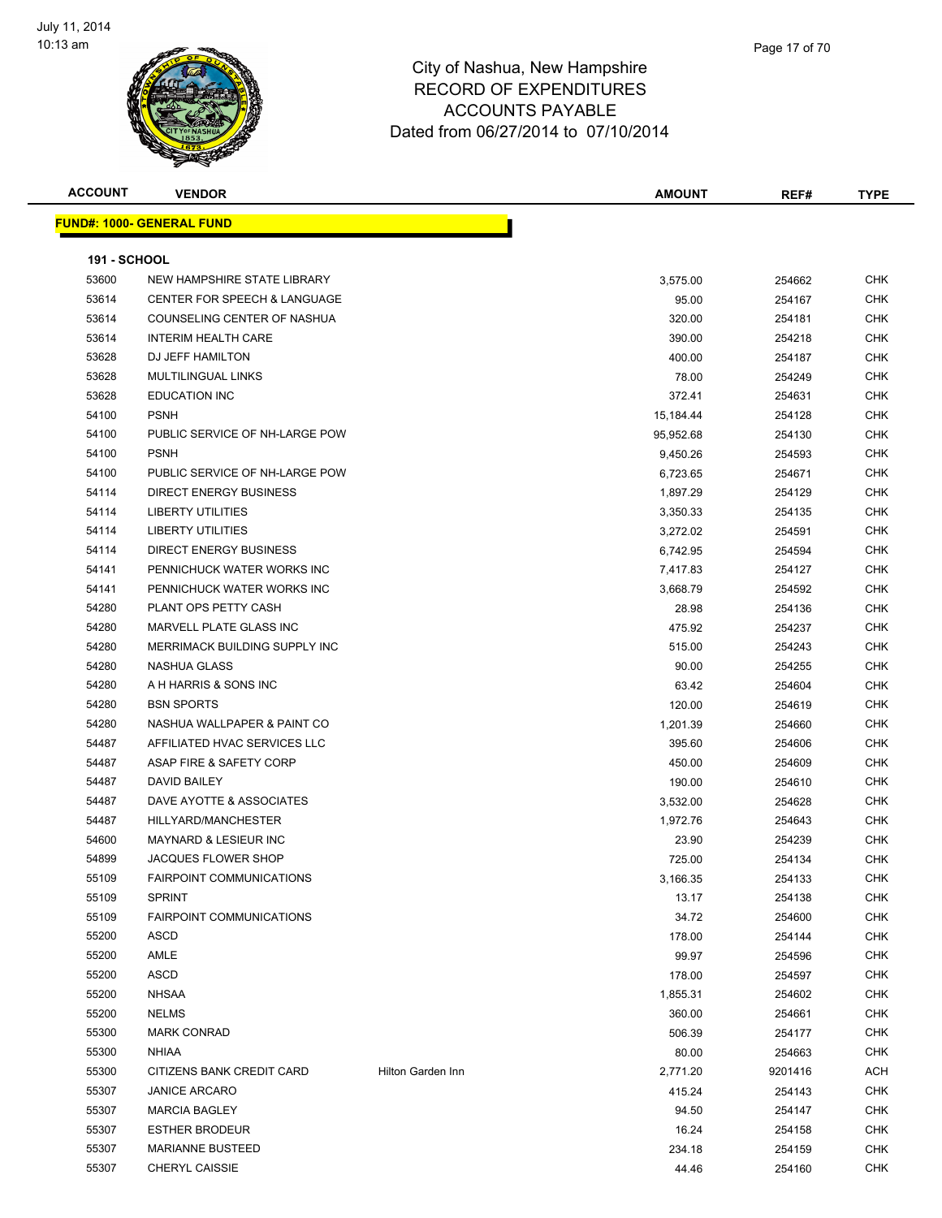City of Nashua, New Hampshire
RECORD OF EXPENDITURES
ACCOUNTS PAYABLE
Dated from 06/27/2014 to 07/10/2014

| ACCOUNT | VENDOR | | AMOUNT | REF# | TYPE |
|---|---|---|---|---|---|
| **FUND#: 1000- GENERAL FUND** | | | | | |
| **191 - SCHOOL** | | | | | |
| 53600 | NEW HAMPSHIRE STATE LIBRARY | | 3,575.00 | 254662 | CHK |
| 53614 | CENTER FOR SPEECH & LANGUAGE | | 95.00 | 254167 | CHK |
| 53614 | COUNSELING CENTER OF NASHUA | | 320.00 | 254181 | CHK |
| 53614 | INTERIM HEALTH CARE | | 390.00 | 254218 | CHK |
| 53628 | DJ JEFF HAMILTON | | 400.00 | 254187 | CHK |
| 53628 | MULTILINGUAL LINKS | | 78.00 | 254249 | CHK |
| 53628 | EDUCATION INC | | 372.41 | 254631 | CHK |
| 54100 | PSNH | | 15,184.44 | 254128 | CHK |
| 54100 | PUBLIC SERVICE OF NH-LARGE POW | | 95,952.68 | 254130 | CHK |
| 54100 | PSNH | | 9,450.26 | 254593 | CHK |
| 54100 | PUBLIC SERVICE OF NH-LARGE POW | | 6,723.65 | 254671 | CHK |
| 54114 | DIRECT ENERGY BUSINESS | | 1,897.29 | 254129 | CHK |
| 54114 | LIBERTY UTILITIES | | 3,350.33 | 254135 | CHK |
| 54114 | LIBERTY UTILITIES | | 3,272.02 | 254591 | CHK |
| 54114 | DIRECT ENERGY BUSINESS | | 6,742.95 | 254594 | CHK |
| 54141 | PENNICHUCK WATER WORKS INC | | 7,417.83 | 254127 | CHK |
| 54141 | PENNICHUCK WATER WORKS INC | | 3,668.79 | 254592 | CHK |
| 54280 | PLANT OPS PETTY CASH | | 28.98 | 254136 | CHK |
| 54280 | MARVELL PLATE GLASS INC | | 475.92 | 254237 | CHK |
| 54280 | MERRIMACK BUILDING SUPPLY INC | | 515.00 | 254243 | CHK |
| 54280 | NASHUA GLASS | | 90.00 | 254255 | CHK |
| 54280 | A H HARRIS & SONS INC | | 63.42 | 254604 | CHK |
| 54280 | BSN SPORTS | | 120.00 | 254619 | CHK |
| 54280 | NASHUA WALLPAPER & PAINT CO | | 1,201.39 | 254660 | CHK |
| 54487 | AFFILIATED HVAC SERVICES LLC | | 395.60 | 254606 | CHK |
| 54487 | ASAP FIRE & SAFETY CORP | | 450.00 | 254609 | CHK |
| 54487 | DAVID BAILEY | | 190.00 | 254610 | CHK |
| 54487 | DAVE AYOTTE & ASSOCIATES | | 3,532.00 | 254628 | CHK |
| 54487 | HILLYARD/MANCHESTER | | 1,972.76 | 254643 | CHK |
| 54600 | MAYNARD & LESIEUR INC | | 23.90 | 254239 | CHK |
| 54899 | JACQUES FLOWER SHOP | | 725.00 | 254134 | CHK |
| 55109 | FAIRPOINT COMMUNICATIONS | | 3,166.35 | 254133 | CHK |
| 55109 | SPRINT | | 13.17 | 254138 | CHK |
| 55109 | FAIRPOINT COMMUNICATIONS | | 34.72 | 254600 | CHK |
| 55200 | ASCD | | 178.00 | 254144 | CHK |
| 55200 | AMLE | | 99.97 | 254596 | CHK |
| 55200 | ASCD | | 178.00 | 254597 | CHK |
| 55200 | NHSAA | | 1,855.31 | 254602 | CHK |
| 55200 | NELMS | | 360.00 | 254661 | CHK |
| 55300 | MARK CONRAD | | 506.39 | 254177 | CHK |
| 55300 | NHIAA | | 80.00 | 254663 | CHK |
| 55300 | CITIZENS BANK CREDIT CARD | Hilton Garden Inn | 2,771.20 | 9201416 | ACH |
| 55307 | JANICE ARCARO | | 415.24 | 254143 | CHK |
| 55307 | MARCIA BAGLEY | | 94.50 | 254147 | CHK |
| 55307 | ESTHER BRODEUR | | 16.24 | 254158 | CHK |
| 55307 | MARIANNE BUSTEED | | 234.18 | 254159 | CHK |
| 55307 | CHERYL CAISSIE | | 44.46 | 254160 | CHK |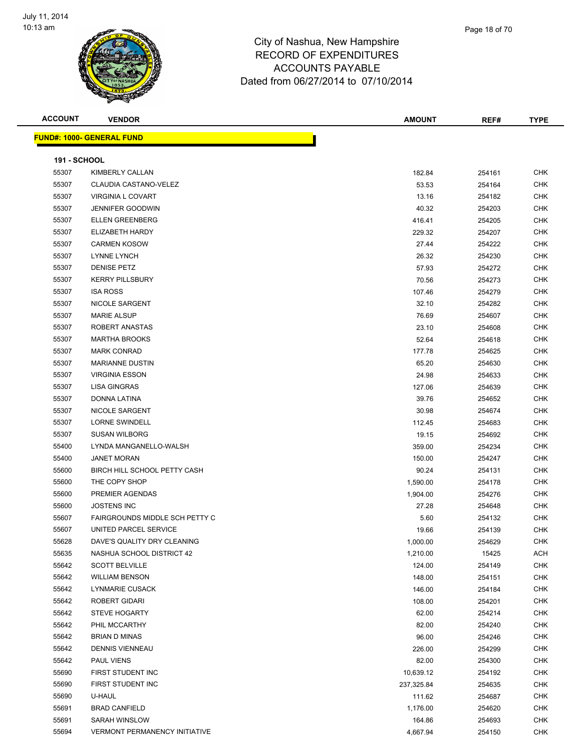# City of Nashua, New Hampshire
## RECORD OF EXPENDITURES
## ACCOUNTS PAYABLE
### Dated from 06/27/2014 to 07/10/2014

**FUND#: 1000- GENERAL FUND**

**191 - SCHOOL**

| ACCOUNT | VENDOR | AMOUNT | REF# | TYPE |
|---|---|---|---|---|
| 55307 | KIMBERLY CALLAN | 182.84 | 254161 | CHK |
| 55307 | CLAUDIA CASTANO-VELEZ | 53.53 | 254164 | CHK |
| 55307 | VIRGINIA L COVART | 13.16 | 254182 | CHK |
| 55307 | JENNIFER GOODWIN | 40.32 | 254203 | CHK |
| 55307 | ELLEN GREENBERG | 416.41 | 254205 | CHK |
| 55307 | ELIZABETH HARDY | 229.32 | 254207 | CHK |
| 55307 | CARMEN KOSOW | 27.44 | 254222 | CHK |
| 55307 | LYNNE LYNCH | 26.32 | 254230 | CHK |
| 55307 | DENISE PETZ | 57.93 | 254272 | CHK |
| 55307 | KERRY PILLSBURY | 70.56 | 254273 | CHK |
| 55307 | ISA ROSS | 107.46 | 254279 | CHK |
| 55307 | NICOLE SARGENT | 32.10 | 254282 | CHK |
| 55307 | MARIE ALSUP | 76.69 | 254607 | CHK |
| 55307 | ROBERT ANASTAS | 23.10 | 254608 | CHK |
| 55307 | MARTHA BROOKS | 52.64 | 254618 | CHK |
| 55307 | MARK CONRAD | 177.78 | 254625 | CHK |
| 55307 | MARIANNE DUSTIN | 65.20 | 254630 | CHK |
| 55307 | VIRGINIA ESSON | 24.98 | 254633 | CHK |
| 55307 | LISA GINGRAS | 127.06 | 254639 | CHK |
| 55307 | DONNA LATINA | 39.76 | 254652 | CHK |
| 55307 | NICOLE SARGENT | 30.98 | 254674 | CHK |
| 55307 | LORNE SWINDELL | 112.45 | 254683 | CHK |
| 55307 | SUSAN WILBORG | 19.15 | 254692 | CHK |
| 55400 | LYNDA MANGANELLO-WALSH | 359.00 | 254234 | CHK |
| 55400 | JANET MORAN | 150.00 | 254247 | CHK |
| 55600 | BIRCH HILL SCHOOL PETTY CASH | 90.24 | 254131 | CHK |
| 55600 | THE COPY SHOP | 1,590.00 | 254178 | CHK |
| 55600 | PREMIER AGENDAS | 1,904.00 | 254276 | CHK |
| 55600 | JOSTENS INC | 27.28 | 254648 | CHK |
| 55607 | FAIRGROUNDS MIDDLE SCH PETTY C | 5.60 | 254132 | CHK |
| 55607 | UNITED PARCEL SERVICE | 19.66 | 254139 | CHK |
| 55628 | DAVE'S QUALITY DRY CLEANING | 1,000.00 | 254629 | CHK |
| 55635 | NASHUA SCHOOL DISTRICT 42 | 1,210.00 | 15425 | ACH |
| 55642 | SCOTT BELVILLE | 124.00 | 254149 | CHK |
| 55642 | WILLIAM BENSON | 148.00 | 254151 | CHK |
| 55642 | LYNMARIE CUSACK | 146.00 | 254184 | CHK |
| 55642 | ROBERT GIDARI | 108.00 | 254201 | CHK |
| 55642 | STEVE HOGARTY | 62.00 | 254214 | CHK |
| 55642 | PHIL MCCARTHY | 82.00 | 254240 | CHK |
| 55642 | BRIAN D MINAS | 96.00 | 254246 | CHK |
| 55642 | DENNIS VIENNEAU | 226.00 | 254299 | CHK |
| 55642 | PAUL VIENS | 82.00 | 254300 | CHK |
| 55690 | FIRST STUDENT INC | 10,639.12 | 254192 | CHK |
| 55690 | FIRST STUDENT INC | 237,325.84 | 254635 | CHK |
| 55690 | U-HAUL | 111.62 | 254687 | CHK |
| 55691 | BRAD CANFIELD | 1,176.00 | 254620 | CHK |
| 55691 | SARAH WINSLOW | 164.86 | 254693 | CHK |
| 55694 | VERMONT PERMANENCY INITIATIVE | 4,667.94 | 254150 | CHK |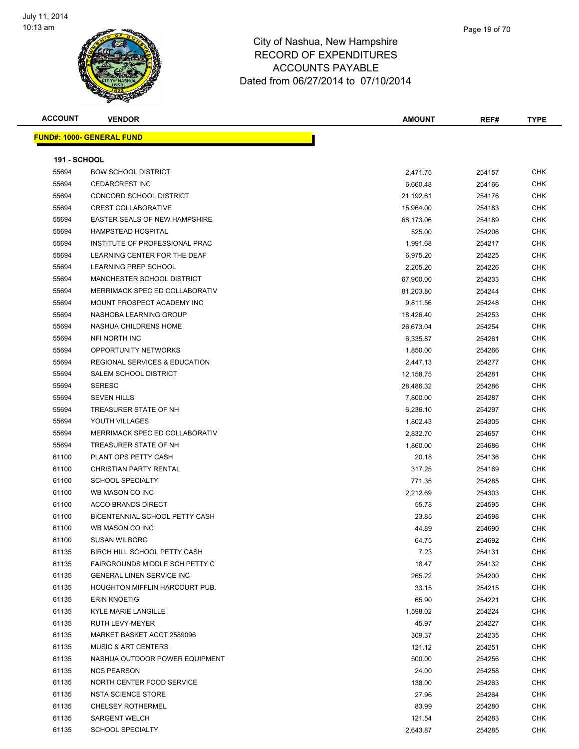# City of Nashua, New Hampshire
## RECORD OF EXPENDITURES
## ACCOUNTS PAYABLE
## Dated from 06/27/2014 to 07/10/2014

**FUND#: 1000- GENERAL FUND**

**191 - SCHOOL**

| ACCOUNT | VENDOR | AMOUNT | REF# | TYPE |
|---|---|---|---|---|
| 55694 | BOW SCHOOL DISTRICT | 2,471.75 | 254157 | CHK |
| 55694 | CEDARCREST INC | 6,660.48 | 254166 | CHK |
| 55694 | CONCORD SCHOOL DISTRICT | 21,192.61 | 254176 | CHK |
| 55694 | CREST COLLABORATIVE | 15,964.00 | 254183 | CHK |
| 55694 | EASTER SEALS OF NEW HAMPSHIRE | 68,173.06 | 254189 | CHK |
| 55694 | HAMPSTEAD HOSPITAL | 525.00 | 254206 | CHK |
| 55694 | INSTITUTE OF PROFESSIONAL PRAC | 1,991.68 | 254217 | CHK |
| 55694 | LEARNING CENTER FOR THE DEAF | 6,975.20 | 254225 | CHK |
| 55694 | LEARNING PREP SCHOOL | 2,205.20 | 254226 | CHK |
| 55694 | MANCHESTER SCHOOL DISTRICT | 67,900.00 | 254233 | CHK |
| 55694 | MERRIMACK SPEC ED COLLABORATIV | 81,203.80 | 254244 | CHK |
| 55694 | MOUNT PROSPECT ACADEMY INC | 9,811.56 | 254248 | CHK |
| 55694 | NASHOBA LEARNING GROUP | 18,426.40 | 254253 | CHK |
| 55694 | NASHUA CHILDRENS HOME | 26,673.04 | 254254 | CHK |
| 55694 | NFI NORTH INC | 6,335.87 | 254261 | CHK |
| 55694 | OPPORTUNITY NETWORKS | 1,850.00 | 254266 | CHK |
| 55694 | REGIONAL SERVICES & EDUCATION | 2,447.13 | 254277 | CHK |
| 55694 | SALEM SCHOOL DISTRICT | 12,158.75 | 254281 | CHK |
| 55694 | SERESC | 28,486.32 | 254286 | CHK |
| 55694 | SEVEN HILLS | 7,800.00 | 254287 | CHK |
| 55694 | TREASURER STATE OF NH | 6,236.10 | 254297 | CHK |
| 55694 | YOUTH VILLAGES | 1,802.43 | 254305 | CHK |
| 55694 | MERRIMACK SPEC ED COLLABORATIV | 2,832.70 | 254657 | CHK |
| 55694 | TREASURER STATE OF NH | 1,860.00 | 254686 | CHK |
| 61100 | PLANT OPS PETTY CASH | 20.18 | 254136 | CHK |
| 61100 | CHRISTIAN PARTY RENTAL | 317.25 | 254169 | CHK |
| 61100 | SCHOOL SPECIALTY | 771.35 | 254285 | CHK |
| 61100 | WB MASON CO INC | 2,212.69 | 254303 | CHK |
| 61100 | ACCO BRANDS DIRECT | 55.78 | 254595 | CHK |
| 61100 | BICENTENNIAL SCHOOL PETTY CASH | 23.85 | 254598 | CHK |
| 61100 | WB MASON CO INC | 44.89 | 254690 | CHK |
| 61100 | SUSAN WILBORG | 64.75 | 254692 | CHK |
| 61135 | BIRCH HILL SCHOOL PETTY CASH | 7.23 | 254131 | CHK |
| 61135 | FAIRGROUNDS MIDDLE SCH PETTY C | 18.47 | 254132 | CHK |
| 61135 | GENERAL LINEN SERVICE INC | 265.22 | 254200 | CHK |
| 61135 | HOUGHTON MIFFLIN HARCOURT PUB. | 33.15 | 254215 | CHK |
| 61135 | ERIN KNOETIG | 65.90 | 254221 | CHK |
| 61135 | KYLE MARIE LANGILLE | 1,598.02 | 254224 | CHK |
| 61135 | RUTH LEVY-MEYER | 45.97 | 254227 | CHK |
| 61135 | MARKET BASKET ACCT 2589096 | 309.37 | 254235 | CHK |
| 61135 | MUSIC & ART CENTERS | 121.12 | 254251 | CHK |
| 61135 | NASHUA OUTDOOR POWER EQUIPMENT | 500.00 | 254256 | CHK |
| 61135 | NCS PEARSON | 24.00 | 254258 | CHK |
| 61135 | NORTH CENTER FOOD SERVICE | 138.00 | 254263 | CHK |
| 61135 | NSTA SCIENCE STORE | 27.96 | 254264 | CHK |
| 61135 | CHELSEY ROTHERMEL | 83.99 | 254280 | CHK |
| 61135 | SARGENT WELCH | 121.54 | 254283 | CHK |
| 61135 | SCHOOL SPECIALTY | 2,643.87 | 254285 | CHK |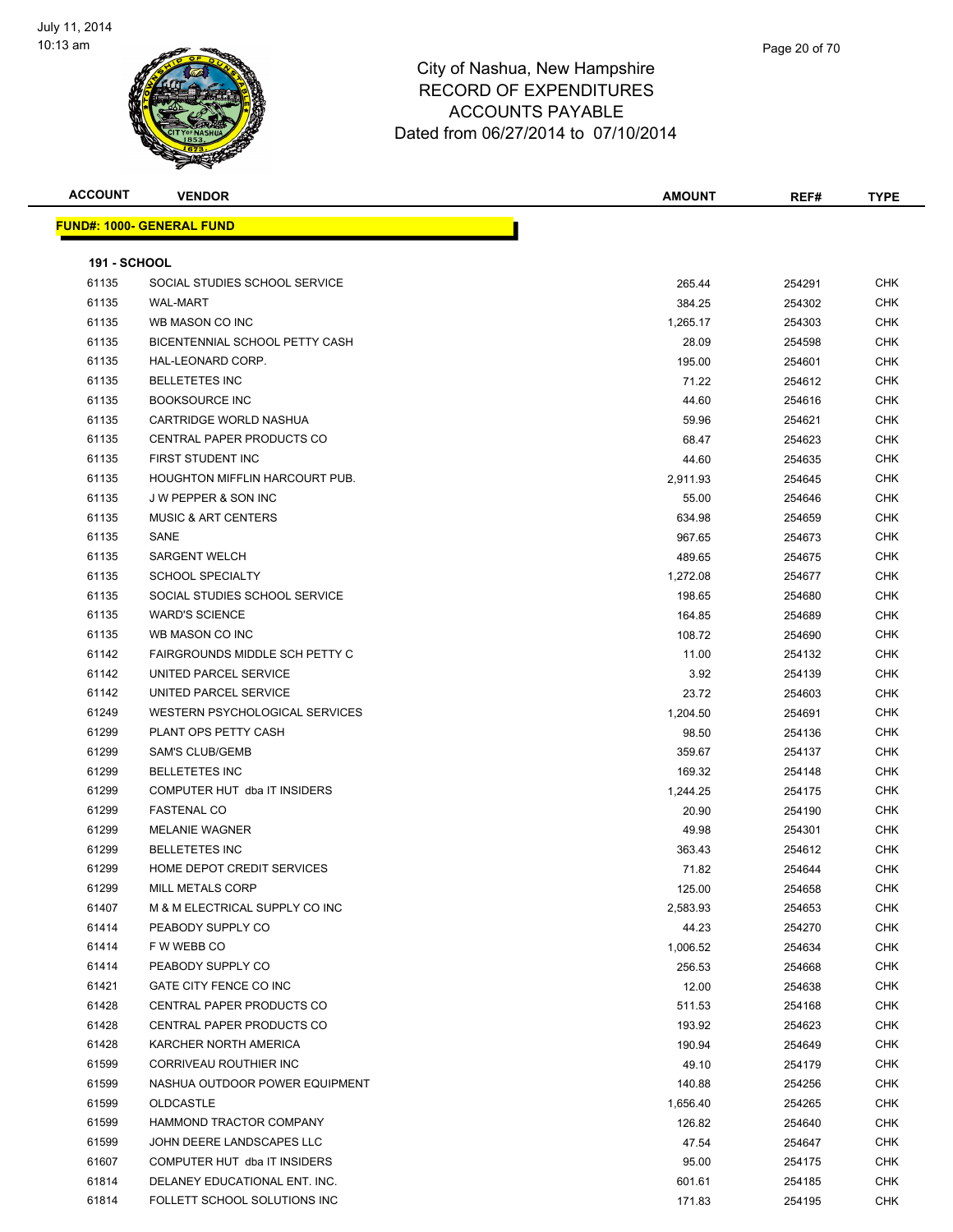City of Nashua, New Hampshire
RECORD OF EXPENDITURES
ACCOUNTS PAYABLE
Dated from 06/27/2014 to 07/10/2014

July 11, 2014
10:13 am

| ACCOUNT | VENDOR | AMOUNT | REF# | TYPE |
|---|---|---|---|---|

**FUND#: 1000- GENERAL FUND**

**191 - SCHOOL**

| ACCOUNT | VENDOR | AMOUNT | REF# | TYPE |
|---|---|---|---|---|
| 61135 | SOCIAL STUDIES SCHOOL SERVICE | 265.44 | 254291 | CHK |
| 61135 | WAL-MART | 384.25 | 254302 | CHK |
| 61135 | WB MASON CO INC | 1,265.17 | 254303 | CHK |
| 61135 | BICENTENNIAL SCHOOL PETTY CASH | 28.09 | 254598 | CHK |
| 61135 | HAL-LEONARD CORP. | 195.00 | 254601 | CHK |
| 61135 | BELLETETES INC | 71.22 | 254612 | CHK |
| 61135 | BOOKSOURCE INC | 44.60 | 254616 | CHK |
| 61135 | CARTRIDGE WORLD NASHUA | 59.96 | 254621 | CHK |
| 61135 | CENTRAL PAPER PRODUCTS CO | 68.47 | 254623 | CHK |
| 61135 | FIRST STUDENT INC | 44.60 | 254635 | CHK |
| 61135 | HOUGHTON MIFFLIN HARCOURT PUB. | 2,911.93 | 254645 | CHK |
| 61135 | J W PEPPER & SON INC | 55.00 | 254646 | CHK |
| 61135 | MUSIC & ART CENTERS | 634.98 | 254659 | CHK |
| 61135 | SANE | 967.65 | 254673 | CHK |
| 61135 | SARGENT WELCH | 489.65 | 254675 | CHK |
| 61135 | SCHOOL SPECIALTY | 1,272.08 | 254677 | CHK |
| 61135 | SOCIAL STUDIES SCHOOL SERVICE | 198.65 | 254680 | CHK |
| 61135 | WARD'S SCIENCE | 164.85 | 254689 | CHK |
| 61135 | WB MASON CO INC | 108.72 | 254690 | CHK |
| 61142 | FAIRGROUNDS MIDDLE SCH PETTY C | 11.00 | 254132 | CHK |
| 61142 | UNITED PARCEL SERVICE | 3.92 | 254139 | CHK |
| 61142 | UNITED PARCEL SERVICE | 23.72 | 254603 | CHK |
| 61249 | WESTERN PSYCHOLOGICAL SERVICES | 1,204.50 | 254691 | CHK |
| 61299 | PLANT OPS PETTY CASH | 98.50 | 254136 | CHK |
| 61299 | SAM'S CLUB/GEMB | 359.67 | 254137 | CHK |
| 61299 | BELLETETES INC | 169.32 | 254148 | CHK |
| 61299 | COMPUTER HUT dba IT INSIDERS | 1,244.25 | 254175 | CHK |
| 61299 | FASTENAL CO | 20.90 | 254190 | CHK |
| 61299 | MELANIE WAGNER | 49.98 | 254301 | CHK |
| 61299 | BELLETETES INC | 363.43 | 254612 | CHK |
| 61299 | HOME DEPOT CREDIT SERVICES | 71.82 | 254644 | CHK |
| 61299 | MILL METALS CORP | 125.00 | 254658 | CHK |
| 61407 | M & M ELECTRICAL SUPPLY CO INC | 2,583.93 | 254653 | CHK |
| 61414 | PEABODY SUPPLY CO | 44.23 | 254270 | CHK |
| 61414 | F W WEBB CO | 1,006.52 | 254634 | CHK |
| 61414 | PEABODY SUPPLY CO | 256.53 | 254668 | CHK |
| 61421 | GATE CITY FENCE CO INC | 12.00 | 254638 | CHK |
| 61428 | CENTRAL PAPER PRODUCTS CO | 511.53 | 254168 | CHK |
| 61428 | CENTRAL PAPER PRODUCTS CO | 193.92 | 254623 | CHK |
| 61428 | KARCHER NORTH AMERICA | 190.94 | 254649 | CHK |
| 61599 | CORRIVEAU ROUTHIER INC | 49.10 | 254179 | CHK |
| 61599 | NASHUA OUTDOOR POWER EQUIPMENT | 140.88 | 254256 | CHK |
| 61599 | OLDCASTLE | 1,656.40 | 254265 | CHK |
| 61599 | HAMMOND TRACTOR COMPANY | 126.82 | 254640 | CHK |
| 61599 | JOHN DEERE LANDSCAPES LLC | 47.54 | 254647 | CHK |
| 61607 | COMPUTER HUT dba IT INSIDERS | 95.00 | 254175 | CHK |
| 61814 | DELANEY EDUCATIONAL ENT. INC. | 601.61 | 254185 | CHK |
| 61814 | FOLLETT SCHOOL SOLUTIONS INC | 171.83 | 254195 | CHK |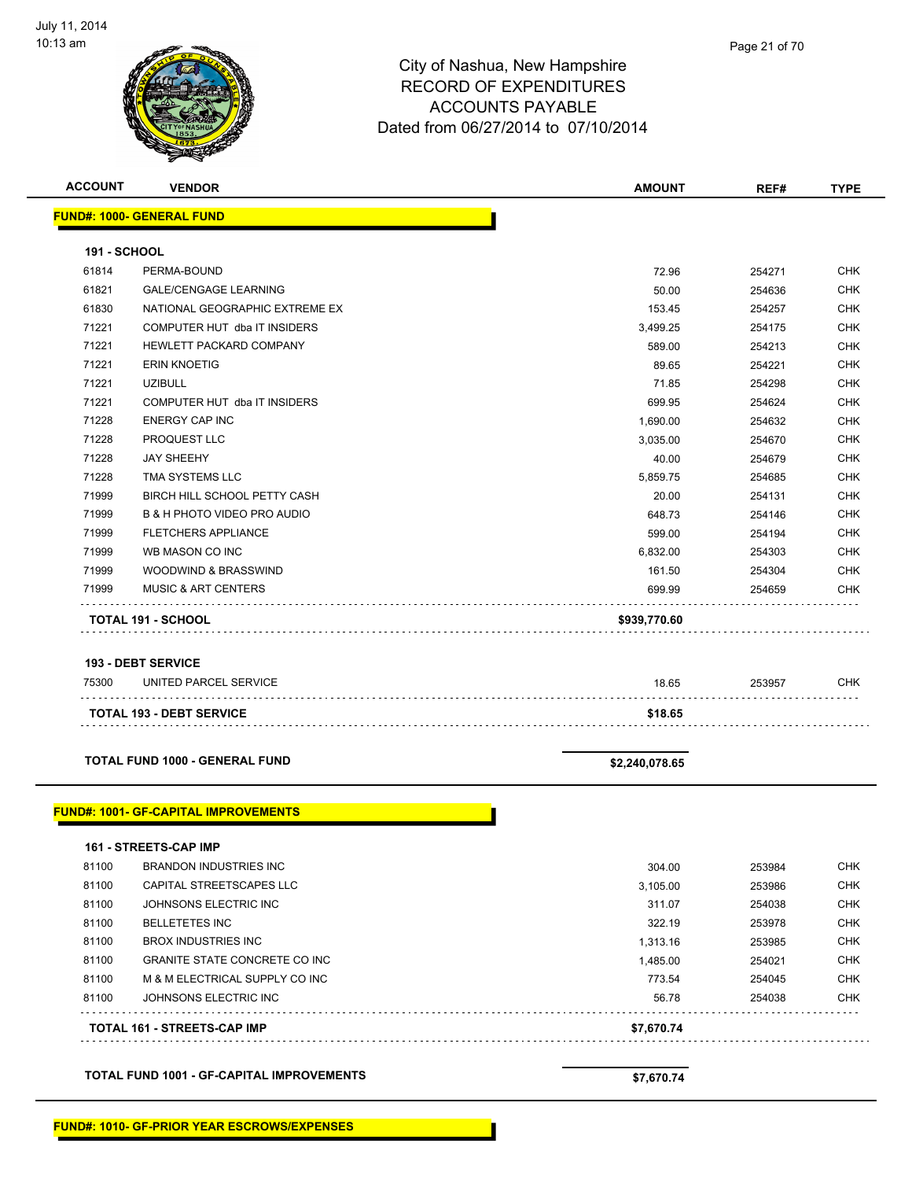# City of Nashua, New Hampshire
## RECORD OF EXPENDITURES
## ACCOUNTS PAYABLE
## Dated from 06/27/2014 to 07/10/2014

| ACCOUNT | VENDOR | AMOUNT | REF# | TYPE |
|---|---|---|---|---|
| **FUND#: 1000- GENERAL FUND** | | | | |
| **191 - SCHOOL** | | | | |
| 61814 | PERMA-BOUND | 72.96 | 254271 | CHK |
| 61821 | GALE/CENGAGE LEARNING | 50.00 | 254636 | CHK |
| 61830 | NATIONAL GEOGRAPHIC EXTREME EX | 153.45 | 254257 | CHK |
| 71221 | COMPUTER HUT dba IT INSIDERS | 3,499.25 | 254175 | CHK |
| 71221 | HEWLETT PACKARD COMPANY | 589.00 | 254213 | CHK |
| 71221 | ERIN KNOETIG | 89.65 | 254221 | CHK |
| 71221 | UZIBULL | 71.85 | 254298 | CHK |
| 71221 | COMPUTER HUT dba IT INSIDERS | 699.95 | 254624 | CHK |
| 71228 | ENERGY CAP INC | 1,690.00 | 254632 | CHK |
| 71228 | PROQUEST LLC | 3,035.00 | 254670 | CHK |
| 71228 | JAY SHEEHY | 40.00 | 254679 | CHK |
| 71228 | TMA SYSTEMS LLC | 5,859.75 | 254685 | CHK |
| 71999 | BIRCH HILL SCHOOL PETTY CASH | 20.00 | 254131 | CHK |
| 71999 | B & H PHOTO VIDEO PRO AUDIO | 648.73 | 254146 | CHK |
| 71999 | FLETCHERS APPLIANCE | 599.00 | 254194 | CHK |
| 71999 | WB MASON CO INC | 6,832.00 | 254303 | CHK |
| 71999 | WOODWIND & BRASSWIND | 161.50 | 254304 | CHK |
| 71999 | MUSIC & ART CENTERS | 699.99 | 254659 | CHK |
| | **TOTAL 191 - SCHOOL** | **$939,770.60** | | |
| **193 - DEBT SERVICE** | | | | |
| 75300 | UNITED PARCEL SERVICE | 18.65 | 253957 | CHK |
| | **TOTAL 193 - DEBT SERVICE** | **$18.65** | | |
| | **TOTAL FUND 1000 - GENERAL FUND** | **$2,240,078.65** | | |
| **FUND#: 1001- GF-CAPITAL IMPROVEMENTS** | | | | |
| **161 - STREETS-CAP IMP** | | | | |
| 81100 | BRANDON INDUSTRIES INC | 304.00 | 253984 | CHK |
| 81100 | CAPITAL STREETSCAPES LLC | 3,105.00 | 253986 | CHK |
| 81100 | JOHNSONS ELECTRIC INC | 311.07 | 254038 | CHK |
| 81100 | BELLETETES INC | 322.19 | 253978 | CHK |
| 81100 | BROX INDUSTRIES INC | 1,313.16 | 253985 | CHK |
| 81100 | GRANITE STATE CONCRETE CO INC | 1,485.00 | 254021 | CHK |
| 81100 | M & M ELECTRICAL SUPPLY CO INC | 773.54 | 254045 | CHK |
| 81100 | JOHNSONS ELECTRIC INC | 56.78 | 254038 | CHK |
| | **TOTAL 161 - STREETS-CAP IMP** | **$7,670.74** | | |
| | **TOTAL FUND 1001 - GF-CAPITAL IMPROVEMENTS** | **$7,670.74** | | |
| **FUND#: 1010- GF-PRIOR YEAR ESCROWS/EXPENSES** | | | | |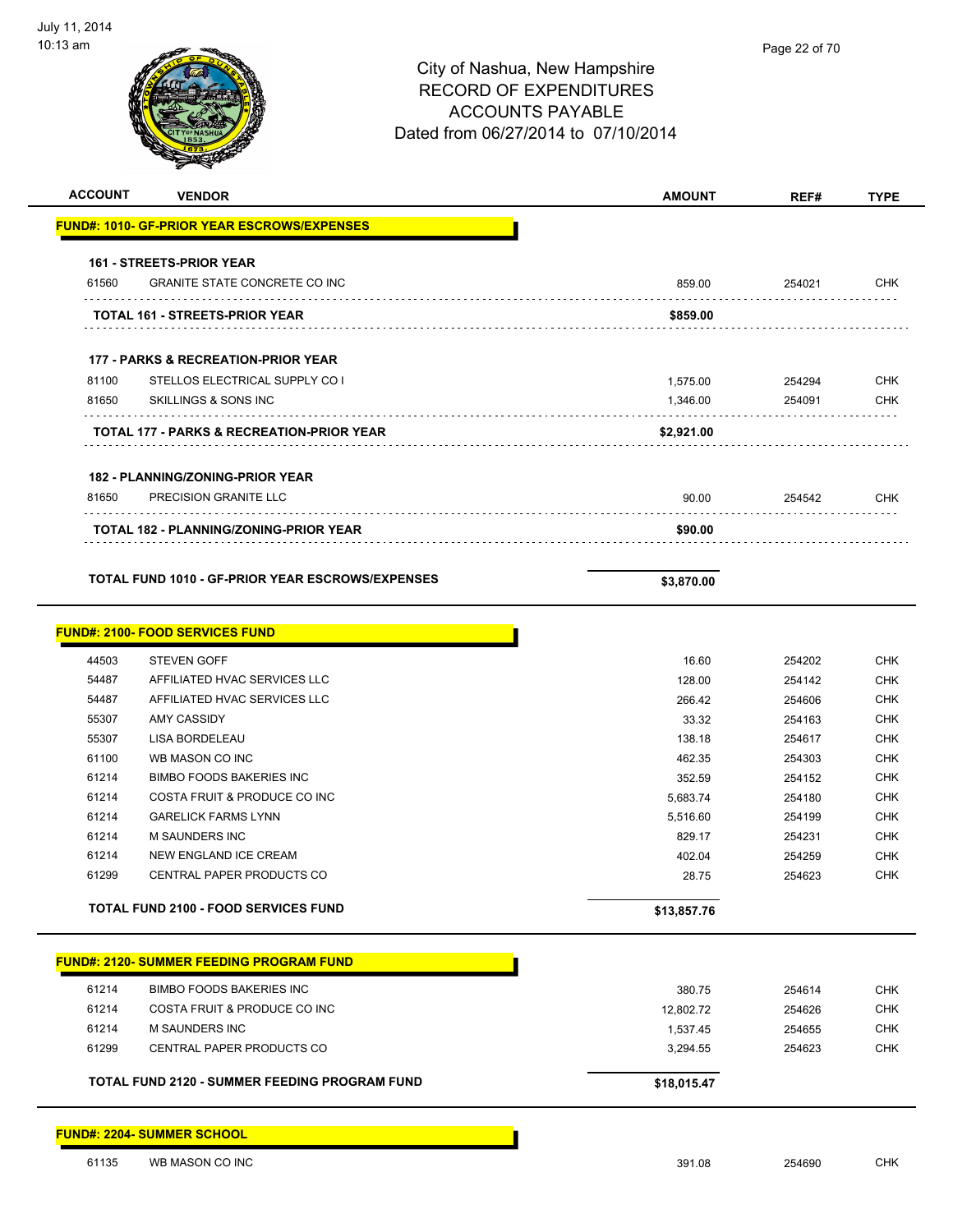City of Nashua, New Hampshire
RECORD OF EXPENDITURES
ACCOUNTS PAYABLE
Dated from 06/27/2014 to 07/10/2014

| ACCOUNT | VENDOR | AMOUNT | REF# | TYPE |
|---|---|---|---|---|
| **FUND#: 1010- GF-PRIOR YEAR ESCROWS/EXPENSES** | | | | |
| **161 - STREETS-PRIOR YEAR** | | | | |
| 61560 | GRANITE STATE CONCRETE CO INC | 859.00 | 254021 | CHK |
| | **TOTAL 161 - STREETS-PRIOR YEAR** | **$859.00** | | |
| **177 - PARKS & RECREATION-PRIOR YEAR** | | | | |
| 81100 | STELLOS ELECTRICAL SUPPLY CO I | 1,575.00 | 254294 | CHK |
| 81650 | SKILLINGS & SONS INC | 1,346.00 | 254091 | CHK |
| | **TOTAL 177 - PARKS & RECREATION-PRIOR YEAR** | **$2,921.00** | | |
| **182 - PLANNING/ZONING-PRIOR YEAR** | | | | |
| 81650 | PRECISION GRANITE LLC | 90.00 | 254542 | CHK |
| | **TOTAL 182 - PLANNING/ZONING-PRIOR YEAR** | **$90.00** | | |
| | **TOTAL FUND 1010 - GF-PRIOR YEAR ESCROWS/EXPENSES** | **$3,870.00** | | |
| **FUND#: 2100- FOOD SERVICES FUND** | | | | |
| 44503 | STEVEN GOFF | 16.60 | 254202 | CHK |
| 54487 | AFFILIATED HVAC SERVICES LLC | 128.00 | 254142 | CHK |
| 54487 | AFFILIATED HVAC SERVICES LLC | 266.42 | 254606 | CHK |
| 55307 | AMY CASSIDY | 33.32 | 254163 | CHK |
| 55307 | LISA BORDELEAU | 138.18 | 254617 | CHK |
| 61100 | WB MASON CO INC | 462.35 | 254303 | CHK |
| 61214 | BIMBO FOODS BAKERIES INC | 352.59 | 254152 | CHK |
| 61214 | COSTA FRUIT & PRODUCE CO INC | 5,683.74 | 254180 | CHK |
| 61214 | GARELICK FARMS LYNN | 5,516.60 | 254199 | CHK |
| 61214 | M SAUNDERS INC | 829.17 | 254231 | CHK |
| 61214 | NEW ENGLAND ICE CREAM | 402.04 | 254259 | CHK |
| 61299 | CENTRAL PAPER PRODUCTS CO | 28.75 | 254623 | CHK |
| | **TOTAL FUND 2100 - FOOD SERVICES FUND** | **$13,857.76** | | |
| **FUND#: 2120- SUMMER FEEDING PROGRAM FUND** | | | | |
| 61214 | BIMBO FOODS BAKERIES INC | 380.75 | 254614 | CHK |
| 61214 | COSTA FRUIT & PRODUCE CO INC | 12,802.72 | 254626 | CHK |
| 61214 | M SAUNDERS INC | 1,537.45 | 254655 | CHK |
| 61299 | CENTRAL PAPER PRODUCTS CO | 3,294.55 | 254623 | CHK |
| | **TOTAL FUND 2120 - SUMMER FEEDING PROGRAM FUND** | **$18,015.47** | | |
| **FUND#: 2204- SUMMER SCHOOL** | | | | |
| 61135 | WB MASON CO INC | 391.08 | 254690 | CHK |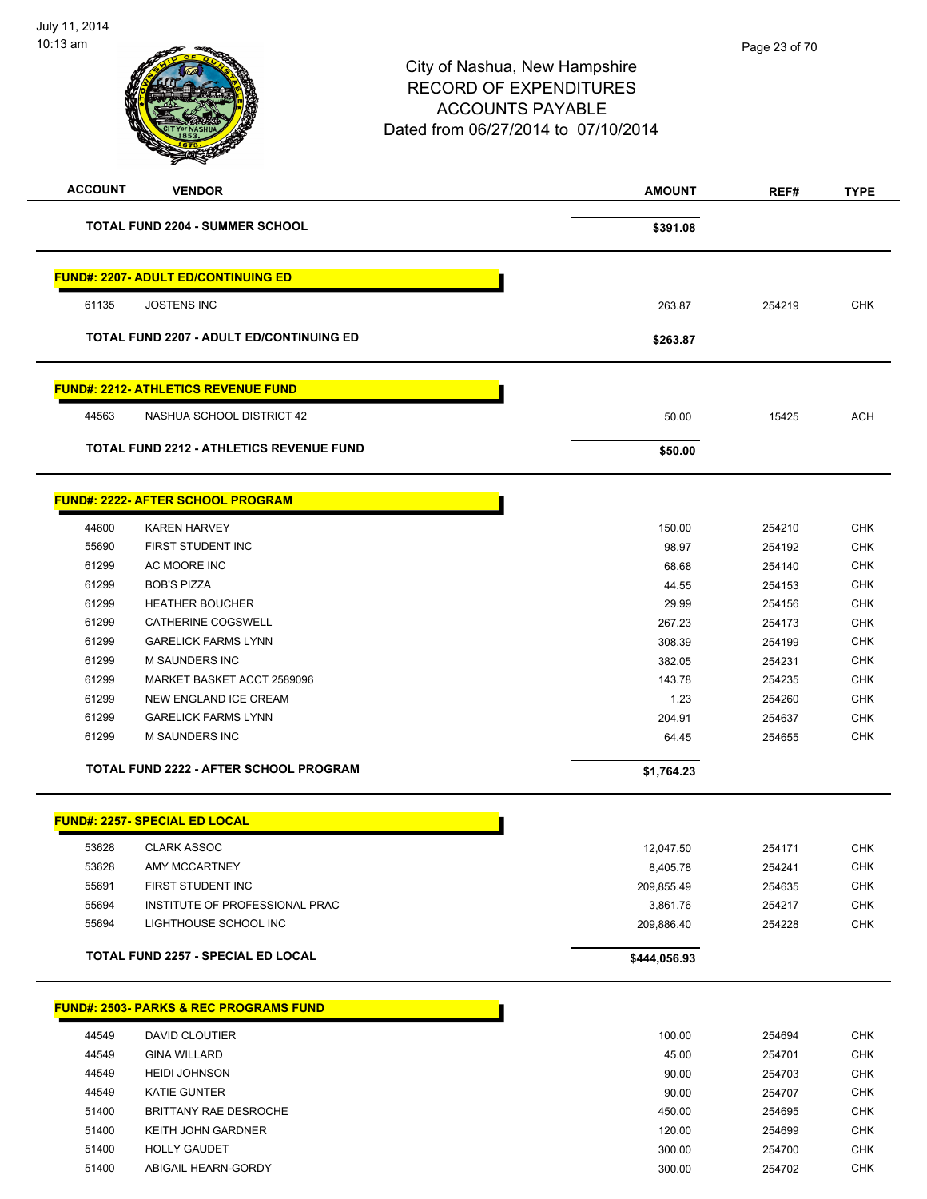City of Nashua, New Hampshire
RECORD OF EXPENDITURES
ACCOUNTS PAYABLE
Dated from 06/27/2014 to 07/10/2014

| ACCOUNT | VENDOR | AMOUNT | REF# | TYPE |
|---|---|---|---|---|
| | **TOTAL FUND 2204 - SUMMER SCHOOL** | **$391.08** | | |
| **FUND#: 2207- ADULT ED/CONTINUING ED** | | | | |
| 61135 | JOSTENS INC | 263.87 | 254219 | CHK |
| | **TOTAL FUND 2207 - ADULT ED/CONTINUING ED** | **$263.87** | | |
| **FUND#: 2212- ATHLETICS REVENUE FUND** | | | | |
| 44563 | NASHUA SCHOOL DISTRICT 42 | 50.00 | 15425 | ACH |
| | **TOTAL FUND 2212 - ATHLETICS REVENUE FUND** | **$50.00** | | |
| **FUND#: 2222- AFTER SCHOOL PROGRAM** | | | | |
| 44600 | KAREN HARVEY | 150.00 | 254210 | CHK |
| 55690 | FIRST STUDENT INC | 98.97 | 254192 | CHK |
| 61299 | AC MOORE INC | 68.68 | 254140 | CHK |
| 61299 | BOB'S PIZZA | 44.55 | 254153 | CHK |
| 61299 | HEATHER BOUCHER | 29.99 | 254156 | CHK |
| 61299 | CATHERINE COGSWELL | 267.23 | 254173 | CHK |
| 61299 | GARELICK FARMS LYNN | 308.39 | 254199 | CHK |
| 61299 | M SAUNDERS INC | 382.05 | 254231 | CHK |
| 61299 | MARKET BASKET ACCT 2589096 | 143.78 | 254235 | CHK |
| 61299 | NEW ENGLAND ICE CREAM | 1.23 | 254260 | CHK |
| 61299 | GARELICK FARMS LYNN | 204.91 | 254637 | CHK |
| 61299 | M SAUNDERS INC | 64.45 | 254655 | CHK |
| | **TOTAL FUND 2222 - AFTER SCHOOL PROGRAM** | **$1,764.23** | | |
| **FUND#: 2257- SPECIAL ED LOCAL** | | | | |
| 53628 | CLARK ASSOC | 12,047.50 | 254171 | CHK |
| 53628 | AMY MCCARTNEY | 8,405.78 | 254241 | CHK |
| 55691 | FIRST STUDENT INC | 209,855.49 | 254635 | CHK |
| 55694 | INSTITUTE OF PROFESSIONAL PRAC | 3,861.76 | 254217 | CHK |
| 55694 | LIGHTHOUSE SCHOOL INC | 209,886.40 | 254228 | CHK |
| | **TOTAL FUND 2257 - SPECIAL ED LOCAL** | **$444,056.93** | | |
| **FUND#: 2503- PARKS & REC PROGRAMS FUND** | | | | |
| 44549 | DAVID CLOUTIER | 100.00 | 254694 | CHK |
| 44549 | GINA WILLARD | 45.00 | 254701 | CHK |
| 44549 | HEIDI JOHNSON | 90.00 | 254703 | CHK |
| 44549 | KATIE GUNTER | 90.00 | 254707 | CHK |
| 51400 | BRITTANY RAE DESROCHE | 450.00 | 254695 | CHK |
| 51400 | KEITH JOHN GARDNER | 120.00 | 254699 | CHK |
| 51400 | HOLLY GAUDET | 300.00 | 254700 | CHK |
| 51400 | ABIGAIL HEARN-GORDY | 300.00 | 254702 | CHK |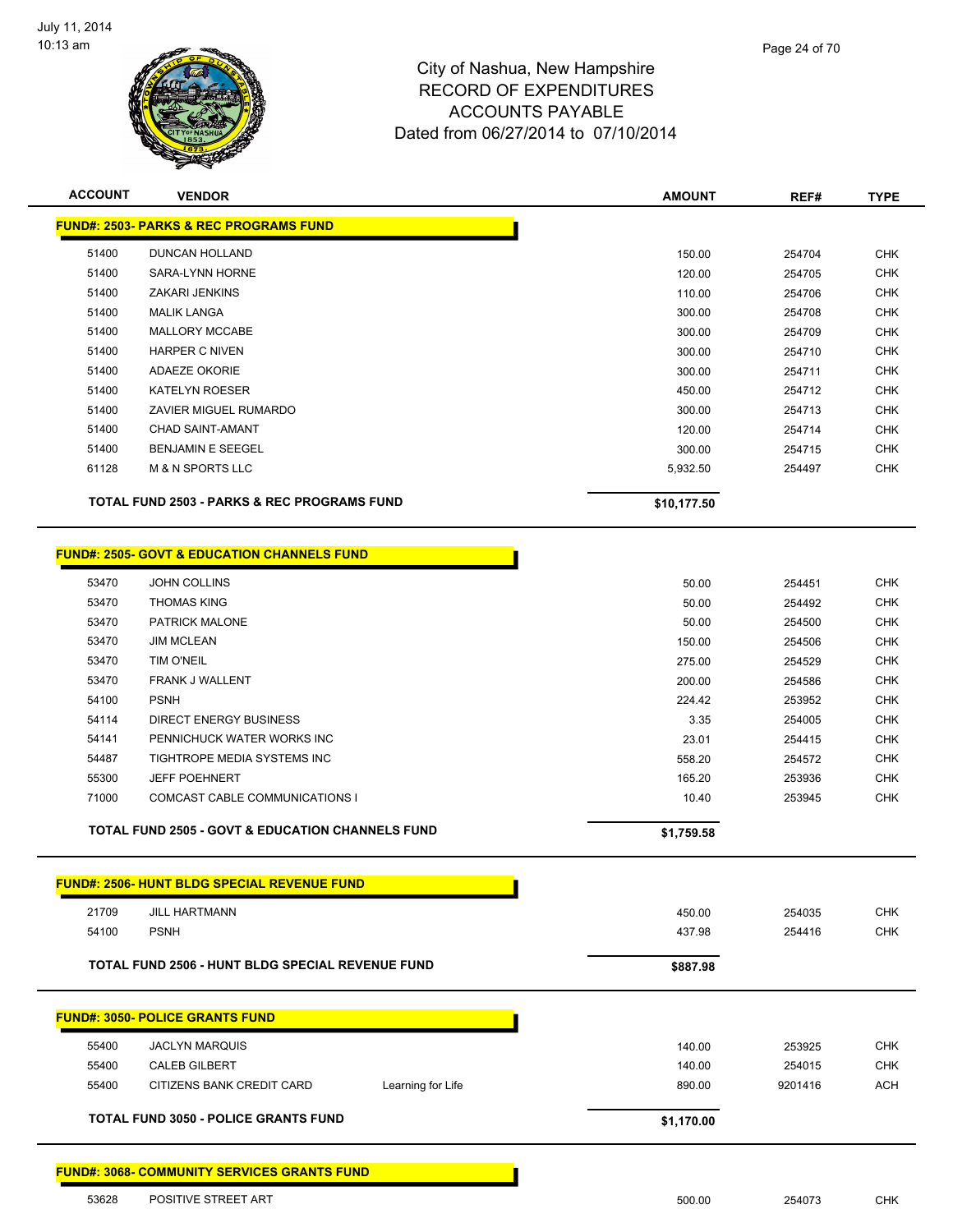July 11, 2014
10:13 am

# City of Nashua, New Hampshire
## RECORD OF EXPENDITURES
## ACCOUNTS PAYABLE
### Dated from 06/27/2014 to 07/10/2014

| ACCOUNT | VENDOR | | AMOUNT | REF# | TYPE |
|---|---|---|---|---|---|
| **FUND#: 2503- PARKS & REC PROGRAMS FUND** | | | | | |
| 51400 | DUNCAN HOLLAND | | 150.00 | 254704 | CHK |
| 51400 | SARA-LYNN HORNE | | 120.00 | 254705 | CHK |
| 51400 | ZAKARI JENKINS | | 110.00 | 254706 | CHK |
| 51400 | MALIK LANGA | | 300.00 | 254708 | CHK |
| 51400 | MALLORY MCCABE | | 300.00 | 254709 | CHK |
| 51400 | HARPER C NIVEN | | 300.00 | 254710 | CHK |
| 51400 | ADAEZE OKORIE | | 300.00 | 254711 | CHK |
| 51400 | KATELYN ROESER | | 450.00 | 254712 | CHK |
| 51400 | ZAVIER MIGUEL RUMARDO | | 300.00 | 254713 | CHK |
| 51400 | CHAD SAINT-AMANT | | 120.00 | 254714 | CHK |
| 51400 | BENJAMIN E SEEGEL | | 300.00 | 254715 | CHK |
| 61128 | M & N SPORTS LLC | | 5,932.50 | 254497 | CHK |
| **TOTAL FUND 2503 - PARKS & REC PROGRAMS FUND** | | | **$10,177.50** | | |
| **FUND#: 2505- GOVT & EDUCATION CHANNELS FUND** | | | | | |
| 53470 | JOHN COLLINS | | 50.00 | 254451 | CHK |
| 53470 | THOMAS KING | | 50.00 | 254492 | CHK |
| 53470 | PATRICK MALONE | | 50.00 | 254500 | CHK |
| 53470 | JIM MCLEAN | | 150.00 | 254506 | CHK |
| 53470 | TIM O'NEIL | | 275.00 | 254529 | CHK |
| 53470 | FRANK J WALLENT | | 200.00 | 254586 | CHK |
| 54100 | PSNH | | 224.42 | 253952 | CHK |
| 54114 | DIRECT ENERGY BUSINESS | | 3.35 | 254005 | CHK |
| 54141 | PENNICHUCK WATER WORKS INC | | 23.01 | 254415 | CHK |
| 54487 | TIGHTROPE MEDIA SYSTEMS INC | | 558.20 | 254572 | CHK |
| 55300 | JEFF POEHNERT | | 165.20 | 253936 | CHK |
| 71000 | COMCAST CABLE COMMUNICATIONS I | | 10.40 | 253945 | CHK |
| **TOTAL FUND 2505 - GOVT & EDUCATION CHANNELS FUND** | | | **$1,759.58** | | |
| **FUND#: 2506- HUNT BLDG SPECIAL REVENUE FUND** | | | | | |
| 21709 | JILL HARTMANN | | 450.00 | 254035 | CHK |
| 54100 | PSNH | | 437.98 | 254416 | CHK |
| **TOTAL FUND 2506 - HUNT BLDG SPECIAL REVENUE FUND** | | | **$887.98** | | |
| **FUND#: 3050- POLICE GRANTS FUND** | | | | | |
| 55400 | JACLYN MARQUIS | | 140.00 | 253925 | CHK |
| 55400 | CALEB GILBERT | | 140.00 | 254015 | CHK |
| 55400 | CITIZENS BANK CREDIT CARD | Learning for Life | 890.00 | 9201416 | ACH |
| **TOTAL FUND 3050 - POLICE GRANTS FUND** | | | **$1,170.00** | | |
| **FUND#: 3068- COMMUNITY SERVICES GRANTS FUND** | | | | | |
| 53628 | POSITIVE STREET ART | | 500.00 | 254073 | CHK |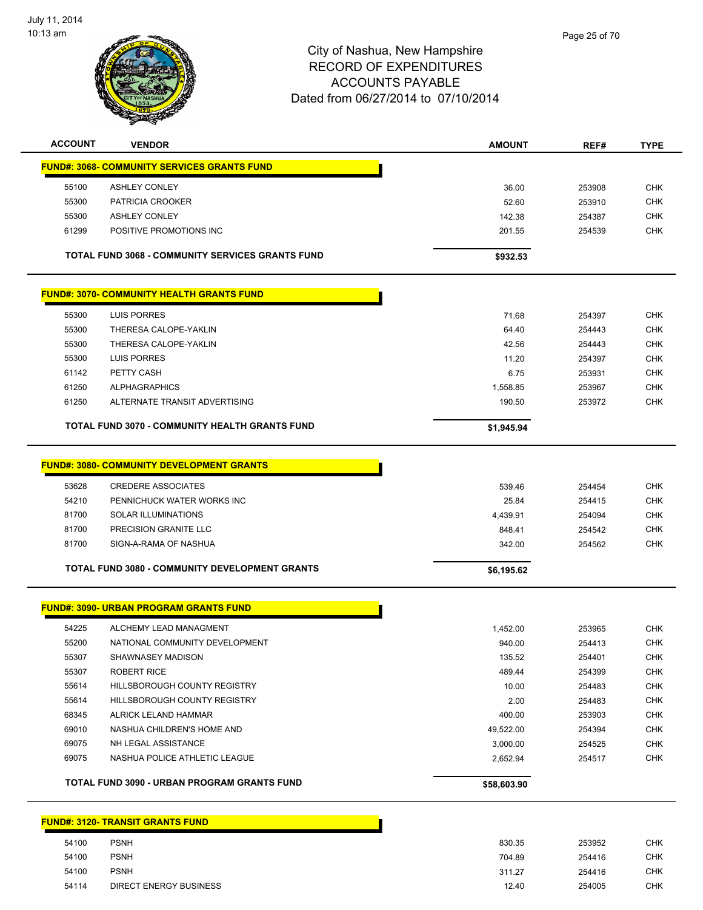City of Nashua, New Hampshire
RECORD OF EXPENDITURES
ACCOUNTS PAYABLE
Dated from 06/27/2014 to 07/10/2014

| ACCOUNT | VENDOR | AMOUNT | REF# | TYPE |
|---|---|---|---|---|
| **FUND#: 3068- COMMUNITY SERVICES GRANTS FUND** | | | | |
| 55100 | ASHLEY CONLEY | 36.00 | 253908 | CHK |
| 55300 | PATRICIA CROOKER | 52.60 | 253910 | CHK |
| 55300 | ASHLEY CONLEY | 142.38 | 254387 | CHK |
| 61299 | POSITIVE PROMOTIONS INC | 201.55 | 254539 | CHK |
| | **TOTAL FUND 3068 - COMMUNITY SERVICES GRANTS FUND** | **$932.53** | | |
| **FUND#: 3070- COMMUNITY HEALTH GRANTS FUND** | | | | |
| 55300 | LUIS PORRES | 71.68 | 254397 | CHK |
| 55300 | THERESA CALOPE-YAKLIN | 64.40 | 254443 | CHK |
| 55300 | THERESA CALOPE-YAKLIN | 42.56 | 254443 | CHK |
| 55300 | LUIS PORRES | 11.20 | 254397 | CHK |
| 61142 | PETTY CASH | 6.75 | 253931 | CHK |
| 61250 | ALPHAGRAPHICS | 1,558.85 | 253967 | CHK |
| 61250 | ALTERNATE TRANSIT ADVERTISING | 190.50 | 253972 | CHK |
| | **TOTAL FUND 3070 - COMMUNITY HEALTH GRANTS FUND** | **$1,945.94** | | |
| **FUND#: 3080- COMMUNITY DEVELOPMENT GRANTS** | | | | |
| 53628 | CREDERE ASSOCIATES | 539.46 | 254454 | CHK |
| 54210 | PENNICHUCK WATER WORKS INC | 25.84 | 254415 | CHK |
| 81700 | SOLAR ILLUMINATIONS | 4,439.91 | 254094 | CHK |
| 81700 | PRECISION GRANITE LLC | 848.41 | 254542 | CHK |
| 81700 | SIGN-A-RAMA OF NASHUA | 342.00 | 254562 | CHK |
| | **TOTAL FUND 3080 - COMMUNITY DEVELOPMENT GRANTS** | **$6,195.62** | | |
| **FUND#: 3090- URBAN PROGRAM GRANTS FUND** | | | | |
| 54225 | ALCHEMY LEAD MANAGMENT | 1,452.00 | 253965 | CHK |
| 55200 | NATIONAL COMMUNITY DEVELOPMENT | 940.00 | 254413 | CHK |
| 55307 | SHAWNASEY MADISON | 135.52 | 254401 | CHK |
| 55307 | ROBERT RICE | 489.44 | 254399 | CHK |
| 55614 | HILLSBOROUGH COUNTY REGISTRY | 10.00 | 254483 | CHK |
| 55614 | HILLSBOROUGH COUNTY REGISTRY | 2.00 | 254483 | CHK |
| 68345 | ALRICK LELAND HAMMAR | 400.00 | 253903 | CHK |
| 69010 | NASHUA CHILDREN'S HOME AND | 49,522.00 | 254394 | CHK |
| 69075 | NH LEGAL ASSISTANCE | 3,000.00 | 254525 | CHK |
| 69075 | NASHUA POLICE ATHLETIC LEAGUE | 2,652.94 | 254517 | CHK |
| | **TOTAL FUND 3090 - URBAN PROGRAM GRANTS FUND** | **$58,603.90** | | |
| **FUND#: 3120- TRANSIT GRANTS FUND** | | | | |
| 54100 | PSNH | 830.35 | 253952 | CHK |
| 54100 | PSNH | 704.89 | 254416 | CHK |
| 54100 | PSNH | 311.27 | 254416 | CHK |
| 54114 | DIRECT ENERGY BUSINESS | 12.40 | 254005 | CHK |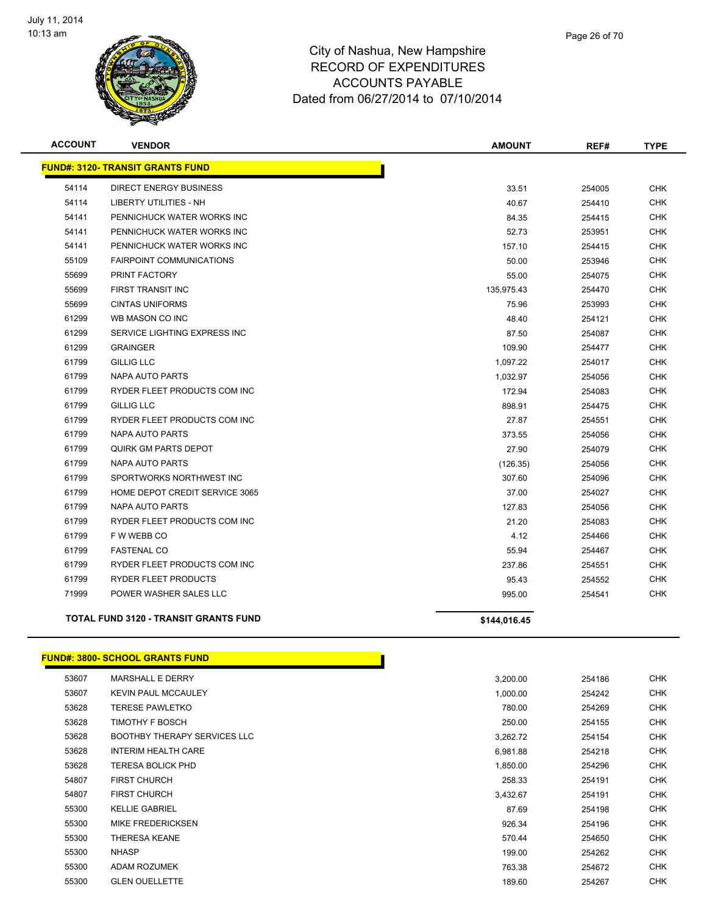# City of Nashua, New Hampshire
## RECORD OF EXPENDITURES
## ACCOUNTS PAYABLE
### Dated from 06/27/2014 to 07/10/2014

| ACCOUNT | VENDOR | AMOUNT | REF# | TYPE |
|---|---|---|---|---|
| **FUND#: 3120- TRANSIT GRANTS FUND** | | | | |
| 54114 | DIRECT ENERGY BUSINESS | 33.51 | 254005 | CHK |
| 54114 | LIBERTY UTILITIES - NH | 40.67 | 254410 | CHK |
| 54141 | PENNICHUCK WATER WORKS INC | 84.35 | 254415 | CHK |
| 54141 | PENNICHUCK WATER WORKS INC | 52.73 | 253951 | CHK |
| 54141 | PENNICHUCK WATER WORKS INC | 157.10 | 254415 | CHK |
| 55109 | FAIRPOINT COMMUNICATIONS | 50.00 | 253946 | CHK |
| 55699 | PRINT FACTORY | 55.00 | 254075 | CHK |
| 55699 | FIRST TRANSIT INC | 135,975.43 | 254470 | CHK |
| 55699 | CINTAS UNIFORMS | 75.96 | 253993 | CHK |
| 61299 | WB MASON CO INC | 48.40 | 254121 | CHK |
| 61299 | SERVICE LIGHTING EXPRESS INC | 87.50 | 254087 | CHK |
| 61299 | GRAINGER | 109.90 | 254477 | CHK |
| 61799 | GILLIG LLC | 1,097.22 | 254017 | CHK |
| 61799 | NAPA AUTO PARTS | 1,032.97 | 254056 | CHK |
| 61799 | RYDER FLEET PRODUCTS COM INC | 172.94 | 254083 | CHK |
| 61799 | GILLIG LLC | 898.91 | 254475 | CHK |
| 61799 | RYDER FLEET PRODUCTS COM INC | 27.87 | 254551 | CHK |
| 61799 | NAPA AUTO PARTS | 373.55 | 254056 | CHK |
| 61799 | QUIRK GM PARTS DEPOT | 27.90 | 254079 | CHK |
| 61799 | NAPA AUTO PARTS | (126.35) | 254056 | CHK |
| 61799 | SPORTWORKS NORTHWEST INC | 307.60 | 254096 | CHK |
| 61799 | HOME DEPOT CREDIT SERVICE 3065 | 37.00 | 254027 | CHK |
| 61799 | NAPA AUTO PARTS | 127.83 | 254056 | CHK |
| 61799 | RYDER FLEET PRODUCTS COM INC | 21.20 | 254083 | CHK |
| 61799 | F W WEBB CO | 4.12 | 254466 | CHK |
| 61799 | FASTENAL CO | 55.94 | 254467 | CHK |
| 61799 | RYDER FLEET PRODUCTS COM INC | 237.86 | 254551 | CHK |
| 61799 | RYDER FLEET PRODUCTS | 95.43 | 254552 | CHK |
| 71999 | POWER WASHER SALES LLC | 995.00 | 254541 | CHK |
| **TOTAL FUND 3120 - TRANSIT GRANTS FUND** | | **$144,016.45** | | |

| ACCOUNT | VENDOR | AMOUNT | REF# | TYPE |
|---|---|---|---|---|
| **FUND#: 3800- SCHOOL GRANTS FUND** | | | | |
| 53607 | MARSHALL E DERRY | 3,200.00 | 254186 | CHK |
| 53607 | KEVIN PAUL MCCAULEY | 1,000.00 | 254242 | CHK |
| 53628 | TERESE PAWLETKO | 780.00 | 254269 | CHK |
| 53628 | TIMOTHY F BOSCH | 250.00 | 254155 | CHK |
| 53628 | BOOTHBY THERAPY SERVICES LLC | 3,262.72 | 254154 | CHK |
| 53628 | INTERIM HEALTH CARE | 6,981.88 | 254218 | CHK |
| 53628 | TERESA BOLICK PHD | 1,850.00 | 254296 | CHK |
| 54807 | FIRST CHURCH | 258.33 | 254191 | CHK |
| 54807 | FIRST CHURCH | 3,432.67 | 254191 | CHK |
| 55300 | KELLIE GABRIEL | 87.69 | 254198 | CHK |
| 55300 | MIKE FREDERICKSEN | 926.34 | 254196 | CHK |
| 55300 | THERESA KEANE | 570.44 | 254650 | CHK |
| 55300 | NHASP | 199.00 | 254262 | CHK |
| 55300 | ADAM ROZUMEK | 763.38 | 254672 | CHK |
| 55300 | GLEN OUELLETTE | 189.60 | 254267 | CHK |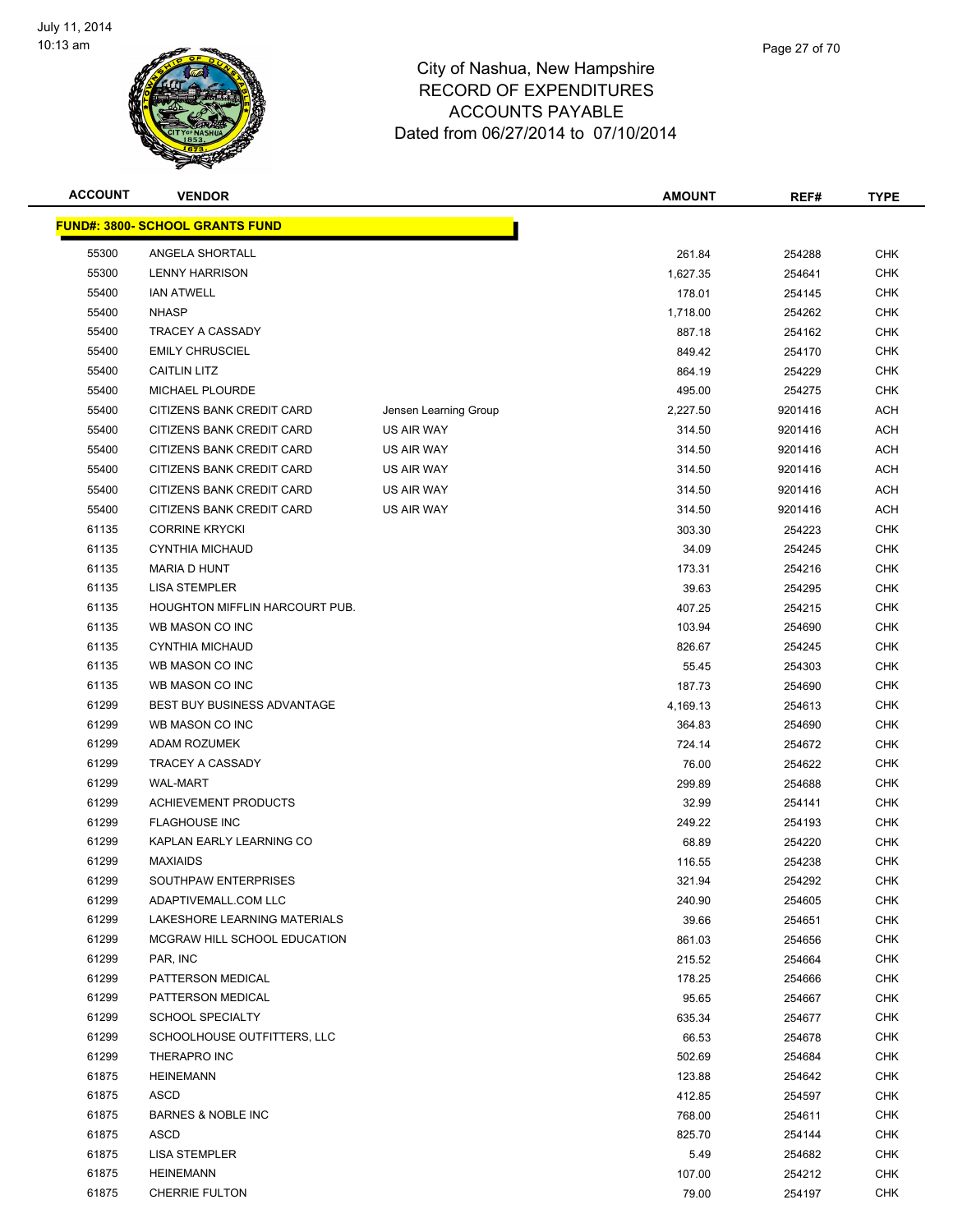City of Nashua, New Hampshire
RECORD OF EXPENDITURES
ACCOUNTS PAYABLE
Dated from 06/27/2014 to 07/10/2014

| ACCOUNT | VENDOR | | AMOUNT | REF# | TYPE |
|---|---|---|---|---|---|
| **FUND#: 3800- SCHOOL GRANTS FUND** | | | | | |
| 55300 | ANGELA SHORTALL | | 261.84 | 254288 | CHK |
| 55300 | LENNY HARRISON | | 1,627.35 | 254641 | CHK |
| 55400 | IAN ATWELL | | 178.01 | 254145 | CHK |
| 55400 | NHASP | | 1,718.00 | 254262 | CHK |
| 55400 | TRACEY A CASSADY | | 887.18 | 254162 | CHK |
| 55400 | EMILY CHRUSCIEL | | 849.42 | 254170 | CHK |
| 55400 | CAITLIN LITZ | | 864.19 | 254229 | CHK |
| 55400 | MICHAEL PLOURDE | | 495.00 | 254275 | CHK |
| 55400 | CITIZENS BANK CREDIT CARD | Jensen Learning Group | 2,227.50 | 9201416 | ACH |
| 55400 | CITIZENS BANK CREDIT CARD | US AIR WAY | 314.50 | 9201416 | ACH |
| 55400 | CITIZENS BANK CREDIT CARD | US AIR WAY | 314.50 | 9201416 | ACH |
| 55400 | CITIZENS BANK CREDIT CARD | US AIR WAY | 314.50 | 9201416 | ACH |
| 55400 | CITIZENS BANK CREDIT CARD | US AIR WAY | 314.50 | 9201416 | ACH |
| 55400 | CITIZENS BANK CREDIT CARD | US AIR WAY | 314.50 | 9201416 | ACH |
| 61135 | CORRINE KRYCKI | | 303.30 | 254223 | CHK |
| 61135 | CYNTHIA MICHAUD | | 34.09 | 254245 | CHK |
| 61135 | MARIA D HUNT | | 173.31 | 254216 | CHK |
| 61135 | LISA STEMPLER | | 39.63 | 254295 | CHK |
| 61135 | HOUGHTON MIFFLIN HARCOURT PUB. | | 407.25 | 254215 | CHK |
| 61135 | WB MASON CO INC | | 103.94 | 254690 | CHK |
| 61135 | CYNTHIA MICHAUD | | 826.67 | 254245 | CHK |
| 61135 | WB MASON CO INC | | 55.45 | 254303 | CHK |
| 61135 | WB MASON CO INC | | 187.73 | 254690 | CHK |
| 61299 | BEST BUY BUSINESS ADVANTAGE | | 4,169.13 | 254613 | CHK |
| 61299 | WB MASON CO INC | | 364.83 | 254690 | CHK |
| 61299 | ADAM ROZUMEK | | 724.14 | 254672 | CHK |
| 61299 | TRACEY A CASSADY | | 76.00 | 254622 | CHK |
| 61299 | WAL-MART | | 299.89 | 254688 | CHK |
| 61299 | ACHIEVEMENT PRODUCTS | | 32.99 | 254141 | CHK |
| 61299 | FLAGHOUSE INC | | 249.22 | 254193 | CHK |
| 61299 | KAPLAN EARLY LEARNING CO | | 68.89 | 254220 | CHK |
| 61299 | MAXIAIDS | | 116.55 | 254238 | CHK |
| 61299 | SOUTHPAW ENTERPRISES | | 321.94 | 254292 | CHK |
| 61299 | ADAPTIVEMALL.COM LLC | | 240.90 | 254605 | CHK |
| 61299 | LAKESHORE LEARNING MATERIALS | | 39.66 | 254651 | CHK |
| 61299 | MCGRAW HILL SCHOOL EDUCATION | | 861.03 | 254656 | CHK |
| 61299 | PAR, INC | | 215.52 | 254664 | CHK |
| 61299 | PATTERSON MEDICAL | | 178.25 | 254666 | CHK |
| 61299 | PATTERSON MEDICAL | | 95.65 | 254667 | CHK |
| 61299 | SCHOOL SPECIALTY | | 635.34 | 254677 | CHK |
| 61299 | SCHOOLHOUSE OUTFITTERS, LLC | | 66.53 | 254678 | CHK |
| 61299 | THERAPRO INC | | 502.69 | 254684 | CHK |
| 61875 | HEINEMANN | | 123.88 | 254642 | CHK |
| 61875 | ASCD | | 412.85 | 254597 | CHK |
| 61875 | BARNES & NOBLE INC | | 768.00 | 254611 | CHK |
| 61875 | ASCD | | 825.70 | 254144 | CHK |
| 61875 | LISA STEMPLER | | 5.49 | 254682 | CHK |
| 61875 | HEINEMANN | | 107.00 | 254212 | CHK |
| 61875 | CHERRIE FULTON | | 79.00 | 254197 | CHK |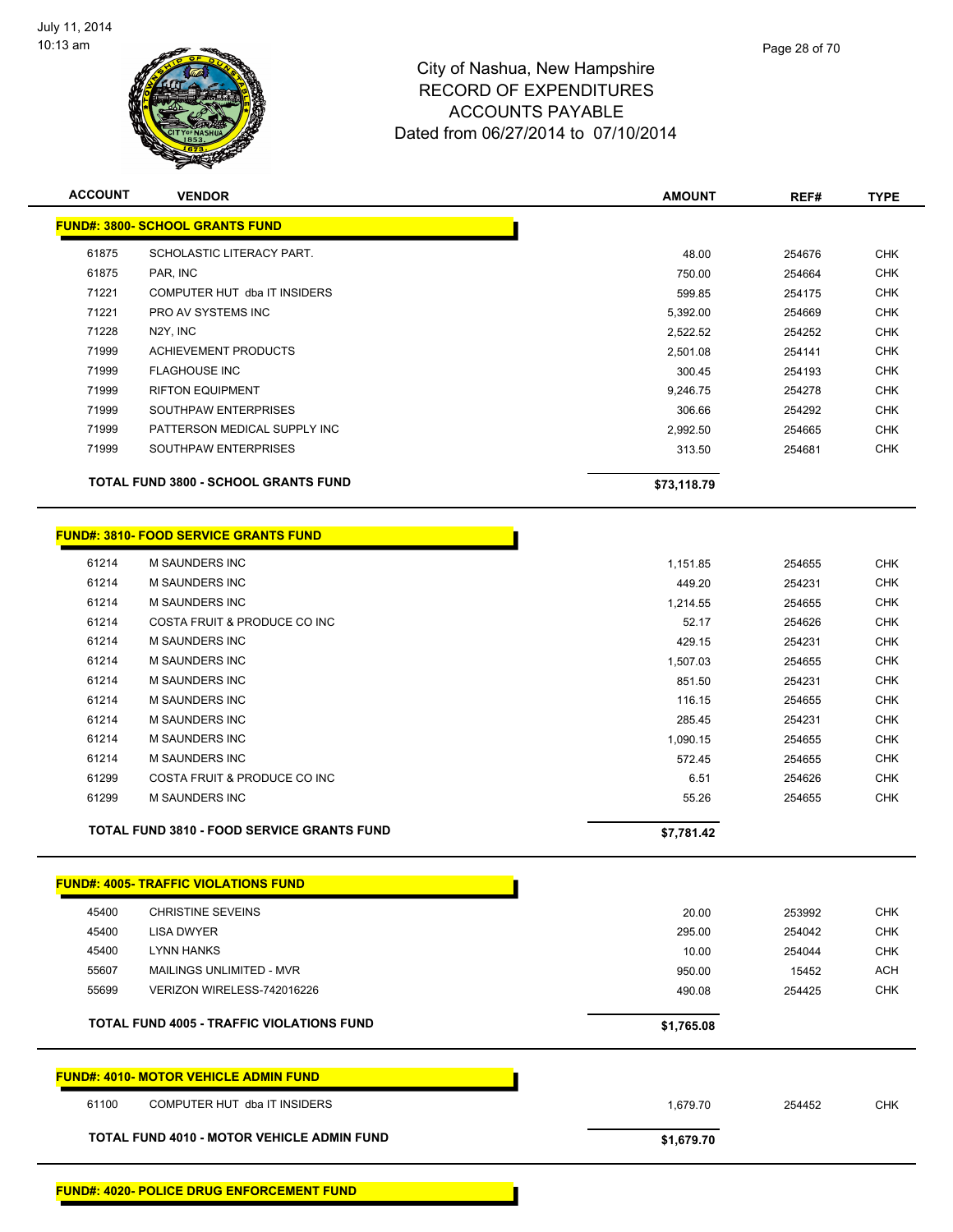City of Nashua, New Hampshire
RECORD OF EXPENDITURES
ACCOUNTS PAYABLE
Dated from 06/27/2014 to 07/10/2014

| ACCOUNT | VENDOR | AMOUNT | REF# | TYPE |
|---|---|---|---|---|
| **FUND#: 3800- SCHOOL GRANTS FUND** | | | | |
| 61875 | SCHOLASTIC LITERACY PART. | 48.00 | 254676 | CHK |
| 61875 | PAR, INC | 750.00 | 254664 | CHK |
| 71221 | COMPUTER HUT dba IT INSIDERS | 599.85 | 254175 | CHK |
| 71221 | PRO AV SYSTEMS INC | 5,392.00 | 254669 | CHK |
| 71228 | N2Y, INC | 2,522.52 | 254252 | CHK |
| 71999 | ACHIEVEMENT PRODUCTS | 2,501.08 | 254141 | CHK |
| 71999 | FLAGHOUSE INC | 300.45 | 254193 | CHK |
| 71999 | RIFTON EQUIPMENT | 9,246.75 | 254278 | CHK |
| 71999 | SOUTHPAW ENTERPRISES | 306.66 | 254292 | CHK |
| 71999 | PATTERSON MEDICAL SUPPLY INC | 2,992.50 | 254665 | CHK |
| 71999 | SOUTHPAW ENTERPRISES | 313.50 | 254681 | CHK |
| **TOTAL FUND 3800 - SCHOOL GRANTS FUND** | | **$73,118.79** | | |
| **FUND#: 3810- FOOD SERVICE GRANTS FUND** | | | | |
| 61214 | M SAUNDERS INC | 1,151.85 | 254655 | CHK |
| 61214 | M SAUNDERS INC | 449.20 | 254231 | CHK |
| 61214 | M SAUNDERS INC | 1,214.55 | 254655 | CHK |
| 61214 | COSTA FRUIT & PRODUCE CO INC | 52.17 | 254626 | CHK |
| 61214 | M SAUNDERS INC | 429.15 | 254231 | CHK |
| 61214 | M SAUNDERS INC | 1,507.03 | 254655 | CHK |
| 61214 | M SAUNDERS INC | 851.50 | 254231 | CHK |
| 61214 | M SAUNDERS INC | 116.15 | 254655 | CHK |
| 61214 | M SAUNDERS INC | 285.45 | 254231 | CHK |
| 61214 | M SAUNDERS INC | 1,090.15 | 254655 | CHK |
| 61214 | M SAUNDERS INC | 572.45 | 254655 | CHK |
| 61299 | COSTA FRUIT & PRODUCE CO INC | 6.51 | 254626 | CHK |
| 61299 | M SAUNDERS INC | 55.26 | 254655 | CHK |
| **TOTAL FUND 3810 - FOOD SERVICE GRANTS FUND** | | **$7,781.42** | | |
| **FUND#: 4005- TRAFFIC VIOLATIONS FUND** | | | | |
| 45400 | CHRISTINE SEVEINS | 20.00 | 253992 | CHK |
| 45400 | LISA DWYER | 295.00 | 254042 | CHK |
| 45400 | LYNN HANKS | 10.00 | 254044 | CHK |
| 55607 | MAILINGS UNLIMITED - MVR | 950.00 | 15452 | ACH |
| 55699 | VERIZON WIRELESS-742016226 | 490.08 | 254425 | CHK |
| **TOTAL FUND 4005 - TRAFFIC VIOLATIONS FUND** | | **$1,765.08** | | |
| **FUND#: 4010- MOTOR VEHICLE ADMIN FUND** | | | | |
| 61100 | COMPUTER HUT dba IT INSIDERS | 1,679.70 | 254452 | CHK |
| **TOTAL FUND 4010 - MOTOR VEHICLE ADMIN FUND** | | **$1,679.70** | | |
| **FUND#: 4020- POLICE DRUG ENFORCEMENT FUND** | | | | |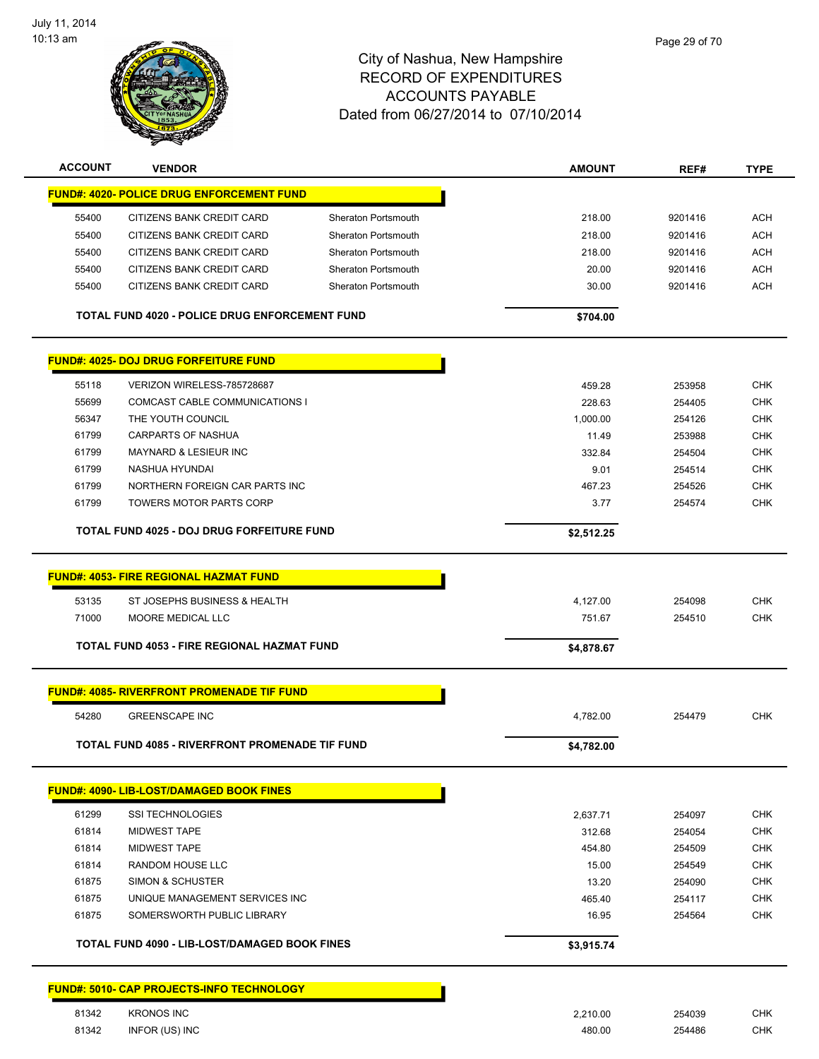City of Nashua, New Hampshire
RECORD OF EXPENDITURES
ACCOUNTS PAYABLE
Dated from 06/27/2014 to 07/10/2014

July 11, 2014
10:13 am

| ACCOUNT | VENDOR | | AMOUNT | REF# | TYPE |
|---|---|---|---|---|---|
| **FUND#: 4020- POLICE DRUG ENFORCEMENT FUND** | | | | | |
| 55400 | CITIZENS BANK CREDIT CARD | Sheraton Portsmouth | 218.00 | 9201416 | ACH |
| 55400 | CITIZENS BANK CREDIT CARD | Sheraton Portsmouth | 218.00 | 9201416 | ACH |
| 55400 | CITIZENS BANK CREDIT CARD | Sheraton Portsmouth | 218.00 | 9201416 | ACH |
| 55400 | CITIZENS BANK CREDIT CARD | Sheraton Portsmouth | 20.00 | 9201416 | ACH |
| 55400 | CITIZENS BANK CREDIT CARD | Sheraton Portsmouth | 30.00 | 9201416 | ACH |
| **TOTAL FUND 4020 - POLICE DRUG ENFORCEMENT FUND** | | | **$704.00** | | |
| **FUND#: 4025- DOJ DRUG FORFEITURE FUND** | | | | | |
| 55118 | VERIZON WIRELESS-785728687 | | 459.28 | 253958 | CHK |
| 55699 | COMCAST CABLE COMMUNICATIONS I | | 228.63 | 254405 | CHK |
| 56347 | THE YOUTH COUNCIL | | 1,000.00 | 254126 | CHK |
| 61799 | CARPARTS OF NASHUA | | 11.49 | 253988 | CHK |
| 61799 | MAYNARD & LESIEUR INC | | 332.84 | 254504 | CHK |
| 61799 | NASHUA HYUNDAI | | 9.01 | 254514 | CHK |
| 61799 | NORTHERN FOREIGN CAR PARTS INC | | 467.23 | 254526 | CHK |
| 61799 | TOWERS MOTOR PARTS CORP | | 3.77 | 254574 | CHK |
| **TOTAL FUND 4025 - DOJ DRUG FORFEITURE FUND** | | | **$2,512.25** | | |
| **FUND#: 4053- FIRE REGIONAL HAZMAT FUND** | | | | | |
| 53135 | ST JOSEPHS BUSINESS & HEALTH | | 4,127.00 | 254098 | CHK |
| 71000 | MOORE MEDICAL LLC | | 751.67 | 254510 | CHK |
| **TOTAL FUND 4053 - FIRE REGIONAL HAZMAT FUND** | | | **$4,878.67** | | |
| **FUND#: 4085- RIVERFRONT PROMENADE TIF FUND** | | | | | |
| 54280 | GREENSCAPE INC | | 4,782.00 | 254479 | CHK |
| **TOTAL FUND 4085 - RIVERFRONT PROMENADE TIF FUND** | | | **$4,782.00** | | |
| **FUND#: 4090- LIB-LOST/DAMAGED BOOK FINES** | | | | | |
| 61299 | SSI TECHNOLOGIES | | 2,637.71 | 254097 | CHK |
| 61814 | MIDWEST TAPE | | 312.68 | 254054 | CHK |
| 61814 | MIDWEST TAPE | | 454.80 | 254509 | CHK |
| 61814 | RANDOM HOUSE LLC | | 15.00 | 254549 | CHK |
| 61875 | SIMON & SCHUSTER | | 13.20 | 254090 | CHK |
| 61875 | UNIQUE MANAGEMENT SERVICES INC | | 465.40 | 254117 | CHK |
| 61875 | SOMERSWORTH PUBLIC LIBRARY | | 16.95 | 254564 | CHK |
| **TOTAL FUND 4090 - LIB-LOST/DAMAGED BOOK FINES** | | | **$3,915.74** | | |
| **FUND#: 5010- CAP PROJECTS-INFO TECHNOLOGY** | | | | | |
| 81342 | KRONOS INC | | 2,210.00 | 254039 | CHK |
| 81342 | INFOR (US) INC | | 480.00 | 254486 | CHK |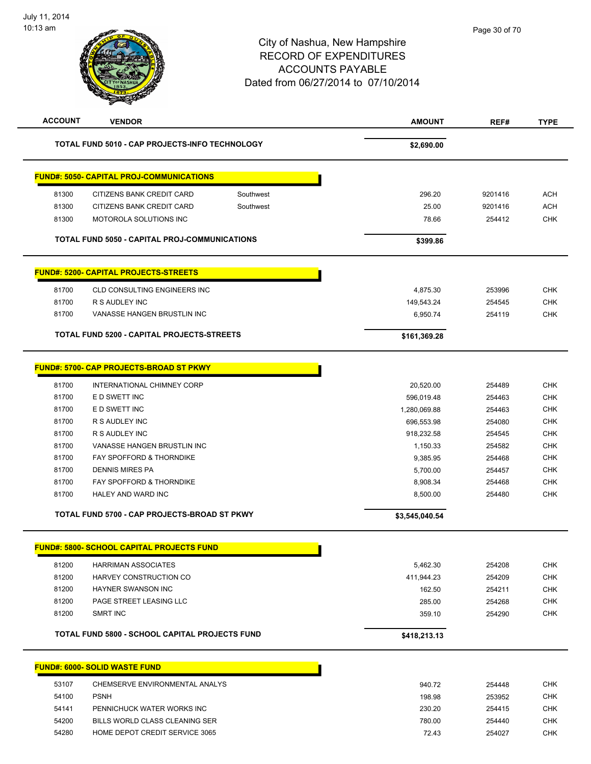# City of Nashua, New Hampshire
## RECORD OF EXPENDITURES
## ACCOUNTS PAYABLE
## Dated from 06/27/2014 to 07/10/2014

| ACCOUNT | VENDOR | | AMOUNT | REF# | TYPE |
|---|---|---|---|---|---|
| | **TOTAL FUND 5010 - CAP PROJECTS-INFO TECHNOLOGY** | | **$2,690.00** | | |
| **FUND#: 5050- CAPITAL PROJ-COMMUNICATIONS** | | | | | |
| 81300 | CITIZENS BANK CREDIT CARD | Southwest | 296.20 | 9201416 | ACH |
| 81300 | CITIZENS BANK CREDIT CARD | Southwest | 25.00 | 9201416 | ACH |
| 81300 | MOTOROLA SOLUTIONS INC | | 78.66 | 254412 | CHK |
| | **TOTAL FUND 5050 - CAPITAL PROJ-COMMUNICATIONS** | | **$399.86** | | |
| **FUND#: 5200- CAPITAL PROJECTS-STREETS** | | | | | |
| 81700 | CLD CONSULTING ENGINEERS INC | | 4,875.30 | 253996 | CHK |
| 81700 | R S AUDLEY INC | | 149,543.24 | 254545 | CHK |
| 81700 | VANASSE HANGEN BRUSTLIN INC | | 6,950.74 | 254119 | CHK |
| | **TOTAL FUND 5200 - CAPITAL PROJECTS-STREETS** | | **$161,369.28** | | |
| **FUND#: 5700- CAP PROJECTS-BROAD ST PKWY** | | | | | |
| 81700 | INTERNATIONAL CHIMNEY CORP | | 20,520.00 | 254489 | CHK |
| 81700 | E D SWETT INC | | 596,019.48 | 254463 | CHK |
| 81700 | E D SWETT INC | | 1,280,069.88 | 254463 | CHK |
| 81700 | R S AUDLEY INC | | 696,553.98 | 254080 | CHK |
| 81700 | R S AUDLEY INC | | 918,232.58 | 254545 | CHK |
| 81700 | VANASSE HANGEN BRUSTLIN INC | | 1,150.33 | 254582 | CHK |
| 81700 | FAY SPOFFORD & THORNDIKE | | 9,385.95 | 254468 | CHK |
| 81700 | DENNIS MIRES PA | | 5,700.00 | 254457 | CHK |
| 81700 | FAY SPOFFORD & THORNDIKE | | 8,908.34 | 254468 | CHK |
| 81700 | HALEY AND WARD INC | | 8,500.00 | 254480 | CHK |
| | **TOTAL FUND 5700 - CAP PROJECTS-BROAD ST PKWY** | | **$3,545,040.54** | | |
| **FUND#: 5800- SCHOOL CAPITAL PROJECTS FUND** | | | | | |
| 81200 | HARRIMAN ASSOCIATES | | 5,462.30 | 254208 | CHK |
| 81200 | HARVEY CONSTRUCTION CO | | 411,944.23 | 254209 | CHK |
| 81200 | HAYNER SWANSON INC | | 162.50 | 254211 | CHK |
| 81200 | PAGE STREET LEASING LLC | | 285.00 | 254268 | CHK |
| 81200 | SMRT INC | | 359.10 | 254290 | CHK |
| | **TOTAL FUND 5800 - SCHOOL CAPITAL PROJECTS FUND** | | **$418,213.13** | | |
| **FUND#: 6000- SOLID WASTE FUND** | | | | | |
| 53107 | CHEMSERVE ENVIRONMENTAL ANALYS | | 940.72 | 254448 | CHK |
| 54100 | PSNH | | 198.98 | 253952 | CHK |
| 54141 | PENNICHUCK WATER WORKS INC | | 230.20 | 254415 | CHK |
| 54200 | BILLS WORLD CLASS CLEANING SER | | 780.00 | 254440 | CHK |
| 54280 | HOME DEPOT CREDIT SERVICE 3065 | | 72.43 | 254027 | CHK |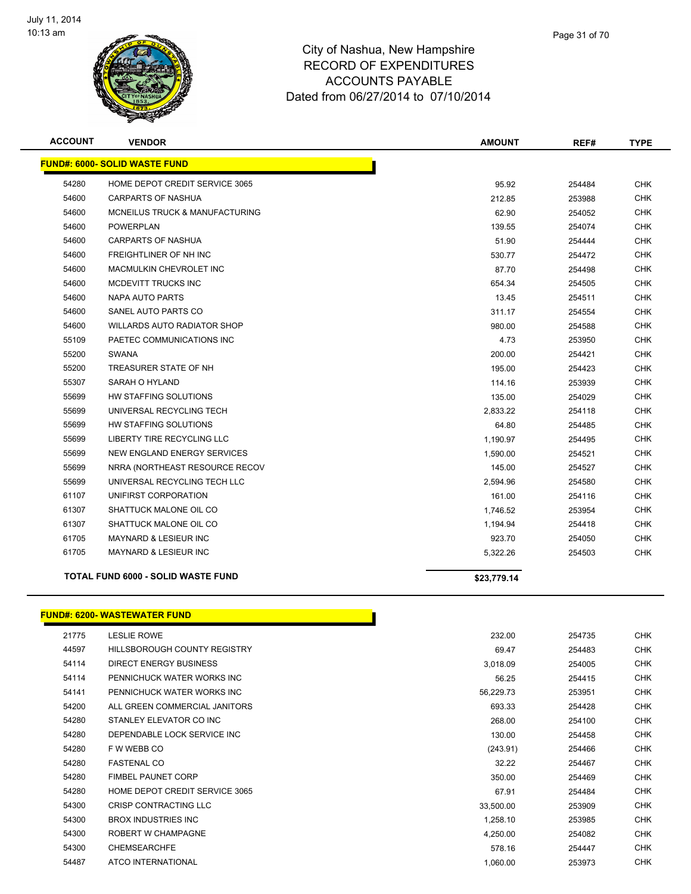# City of Nashua, New Hampshire
## RECORD OF EXPENDITURES
## ACCOUNTS PAYABLE
### Dated from 06/27/2014 to 07/10/2014

| ACCOUNT | VENDOR | AMOUNT | REF# | TYPE |
|---|---|---|---|---|
| **FUND#: 6000- SOLID WASTE FUND** | | | | |
| 54280 | HOME DEPOT CREDIT SERVICE 3065 | 95.92 | 254484 | CHK |
| 54600 | CARPARTS OF NASHUA | 212.85 | 253988 | CHK |
| 54600 | MCNEILUS TRUCK & MANUFACTURING | 62.90 | 254052 | CHK |
| 54600 | POWERPLAN | 139.55 | 254074 | CHK |
| 54600 | CARPARTS OF NASHUA | 51.90 | 254444 | CHK |
| 54600 | FREIGHTLINER OF NH INC | 530.77 | 254472 | CHK |
| 54600 | MACMULKIN CHEVROLET INC | 87.70 | 254498 | CHK |
| 54600 | MCDEVITT TRUCKS INC | 654.34 | 254505 | CHK |
| 54600 | NAPA AUTO PARTS | 13.45 | 254511 | CHK |
| 54600 | SANEL AUTO PARTS CO | 311.17 | 254554 | CHK |
| 54600 | WILLARDS AUTO RADIATOR SHOP | 980.00 | 254588 | CHK |
| 55109 | PAETEC COMMUNICATIONS INC | 4.73 | 253950 | CHK |
| 55200 | SWANA | 200.00 | 254421 | CHK |
| 55200 | TREASURER STATE OF NH | 195.00 | 254423 | CHK |
| 55307 | SARAH O HYLAND | 114.16 | 253939 | CHK |
| 55699 | HW STAFFING SOLUTIONS | 135.00 | 254029 | CHK |
| 55699 | UNIVERSAL RECYCLING TECH | 2,833.22 | 254118 | CHK |
| 55699 | HW STAFFING SOLUTIONS | 64.80 | 254485 | CHK |
| 55699 | LIBERTY TIRE RECYCLING LLC | 1,190.97 | 254495 | CHK |
| 55699 | NEW ENGLAND ENERGY SERVICES | 1,590.00 | 254521 | CHK |
| 55699 | NRRA (NORTHEAST RESOURCE RECOV | 145.00 | 254527 | CHK |
| 55699 | UNIVERSAL RECYCLING TECH LLC | 2,594.96 | 254580 | CHK |
| 61107 | UNIFIRST CORPORATION | 161.00 | 254116 | CHK |
| 61307 | SHATTUCK MALONE OIL CO | 1,746.52 | 253954 | CHK |
| 61307 | SHATTUCK MALONE OIL CO | 1,194.94 | 254418 | CHK |
| 61705 | MAYNARD & LESIEUR INC | 923.70 | 254050 | CHK |
| 61705 | MAYNARD & LESIEUR INC | 5,322.26 | 254503 | CHK |
| **TOTAL FUND 6000 - SOLID WASTE FUND** | | **$23,779.14** | | |

| ACCOUNT | VENDOR | AMOUNT | REF# | TYPE |
|---|---|---|---|---|
| **FUND#: 6200- WASTEWATER FUND** | | | | |
| 21775 | LESLIE ROWE | 232.00 | 254735 | CHK |
| 44597 | HILLSBOROUGH COUNTY REGISTRY | 69.47 | 254483 | CHK |
| 54114 | DIRECT ENERGY BUSINESS | 3,018.09 | 254005 | CHK |
| 54114 | PENNICHUCK WATER WORKS INC | 56.25 | 254415 | CHK |
| 54141 | PENNICHUCK WATER WORKS INC | 56,229.73 | 253951 | CHK |
| 54200 | ALL GREEN COMMERCIAL JANITORS | 693.33 | 254428 | CHK |
| 54280 | STANLEY ELEVATOR CO INC | 268.00 | 254100 | CHK |
| 54280 | DEPENDABLE LOCK SERVICE INC | 130.00 | 254458 | CHK |
| 54280 | F W WEBB CO | (243.91) | 254466 | CHK |
| 54280 | FASTENAL CO | 32.22 | 254467 | CHK |
| 54280 | FIMBEL PAUNET CORP | 350.00 | 254469 | CHK |
| 54280 | HOME DEPOT CREDIT SERVICE 3065 | 67.91 | 254484 | CHK |
| 54300 | CRISP CONTRACTING LLC | 33,500.00 | 253909 | CHK |
| 54300 | BROX INDUSTRIES INC | 1,258.10 | 253985 | CHK |
| 54300 | ROBERT W CHAMPAGNE | 4,250.00 | 254082 | CHK |
| 54300 | CHEMSEARCHFE | 578.16 | 254447 | CHK |
| 54487 | ATCO INTERNATIONAL | 1,060.00 | 253973 | CHK |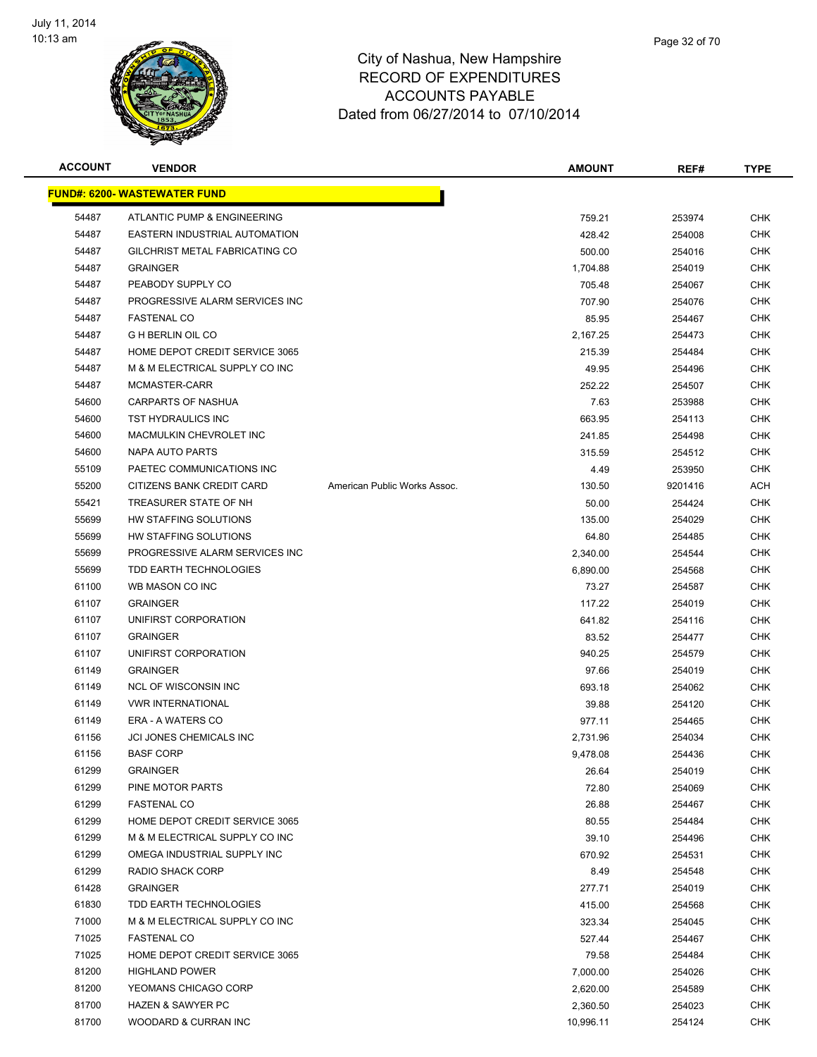# City of Nashua, New Hampshire
## RECORD OF EXPENDITURES
## ACCOUNTS PAYABLE
## Dated from 06/27/2014 to 07/10/2014

| ACCOUNT | VENDOR | | AMOUNT | REF# | TYPE |
|---|---|---|---|---|---|
| **FUND#: 6200- WASTEWATER FUND** | | | | | |
| 54487 | ATLANTIC PUMP & ENGINEERING | | 759.21 | 253974 | CHK |
| 54487 | EASTERN INDUSTRIAL AUTOMATION | | 428.42 | 254008 | CHK |
| 54487 | GILCHRIST METAL FABRICATING CO | | 500.00 | 254016 | CHK |
| 54487 | GRAINGER | | 1,704.88 | 254019 | CHK |
| 54487 | PEABODY SUPPLY CO | | 705.48 | 254067 | CHK |
| 54487 | PROGRESSIVE ALARM SERVICES INC | | 707.90 | 254076 | CHK |
| 54487 | FASTENAL CO | | 85.95 | 254467 | CHK |
| 54487 | G H BERLIN OIL CO | | 2,167.25 | 254473 | CHK |
| 54487 | HOME DEPOT CREDIT SERVICE 3065 | | 215.39 | 254484 | CHK |
| 54487 | M & M ELECTRICAL SUPPLY CO INC | | 49.95 | 254496 | CHK |
| 54487 | MCMASTER-CARR | | 252.22 | 254507 | CHK |
| 54600 | CARPARTS OF NASHUA | | 7.63 | 253988 | CHK |
| 54600 | TST HYDRAULICS INC | | 663.95 | 254113 | CHK |
| 54600 | MACMULKIN CHEVROLET INC | | 241.85 | 254498 | CHK |
| 54600 | NAPA AUTO PARTS | | 315.59 | 254512 | CHK |
| 55109 | PAETEC COMMUNICATIONS INC | | 4.49 | 253950 | CHK |
| 55200 | CITIZENS BANK CREDIT CARD | American Public Works Assoc. | 130.50 | 9201416 | ACH |
| 55421 | TREASURER STATE OF NH | | 50.00 | 254424 | CHK |
| 55699 | HW STAFFING SOLUTIONS | | 135.00 | 254029 | CHK |
| 55699 | HW STAFFING SOLUTIONS | | 64.80 | 254485 | CHK |
| 55699 | PROGRESSIVE ALARM SERVICES INC | | 2,340.00 | 254544 | CHK |
| 55699 | TDD EARTH TECHNOLOGIES | | 6,890.00 | 254568 | CHK |
| 61100 | WB MASON CO INC | | 73.27 | 254587 | CHK |
| 61107 | GRAINGER | | 117.22 | 254019 | CHK |
| 61107 | UNIFIRST CORPORATION | | 641.82 | 254116 | CHK |
| 61107 | GRAINGER | | 83.52 | 254477 | CHK |
| 61107 | UNIFIRST CORPORATION | | 940.25 | 254579 | CHK |
| 61149 | GRAINGER | | 97.66 | 254019 | CHK |
| 61149 | NCL OF WISCONSIN INC | | 693.18 | 254062 | CHK |
| 61149 | VWR INTERNATIONAL | | 39.88 | 254120 | CHK |
| 61149 | ERA - A WATERS CO | | 977.11 | 254465 | CHK |
| 61156 | JCI JONES CHEMICALS INC | | 2,731.96 | 254034 | CHK |
| 61156 | BASF CORP | | 9,478.08 | 254436 | CHK |
| 61299 | GRAINGER | | 26.64 | 254019 | CHK |
| 61299 | PINE MOTOR PARTS | | 72.80 | 254069 | CHK |
| 61299 | FASTENAL CO | | 26.88 | 254467 | CHK |
| 61299 | HOME DEPOT CREDIT SERVICE 3065 | | 80.55 | 254484 | CHK |
| 61299 | M & M ELECTRICAL SUPPLY CO INC | | 39.10 | 254496 | CHK |
| 61299 | OMEGA INDUSTRIAL SUPPLY INC | | 670.92 | 254531 | CHK |
| 61299 | RADIO SHACK CORP | | 8.49 | 254548 | CHK |
| 61428 | GRAINGER | | 277.71 | 254019 | CHK |
| 61830 | TDD EARTH TECHNOLOGIES | | 415.00 | 254568 | CHK |
| 71000 | M & M ELECTRICAL SUPPLY CO INC | | 323.34 | 254045 | CHK |
| 71025 | FASTENAL CO | | 527.44 | 254467 | CHK |
| 71025 | HOME DEPOT CREDIT SERVICE 3065 | | 79.58 | 254484 | CHK |
| 81200 | HIGHLAND POWER | | 7,000.00 | 254026 | CHK |
| 81200 | YEOMANS CHICAGO CORP | | 2,620.00 | 254589 | CHK |
| 81700 | HAZEN & SAWYER PC | | 2,360.50 | 254023 | CHK |
| 81700 | WOODARD & CURRAN INC | | 10,996.11 | 254124 | CHK |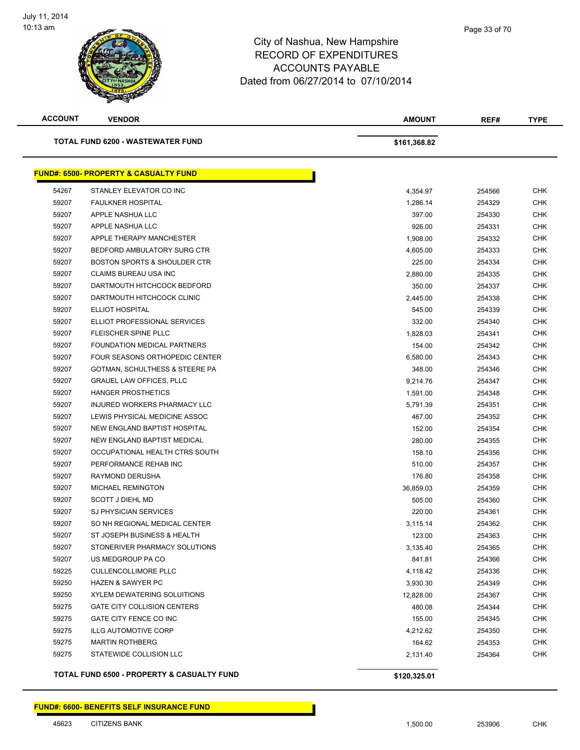City of Nashua, New Hampshire
RECORD OF EXPENDITURES
ACCOUNTS PAYABLE
Dated from 06/27/2014 to 07/10/2014

July 11, 2014
10:13 am

| ACCOUNT | VENDOR | AMOUNT | REF# | TYPE |
|---|---|---|---|---|
| | **TOTAL FUND 6200 - WASTEWATER FUND** | **$161,368.82** | | |

**FUND#: 6500- PROPERTY & CASUALTY FUND**

| ACCOUNT | VENDOR | AMOUNT | REF# | TYPE |
|---|---|---|---|---|
| 54267 | STANLEY ELEVATOR CO INC | 4,354.97 | 254566 | CHK |
| 59207 | FAULKNER HOSPITAL | 1,286.14 | 254329 | CHK |
| 59207 | APPLE NASHUA LLC | 397.00 | 254330 | CHK |
| 59207 | APPLE NASHUA LLC | 926.00 | 254331 | CHK |
| 59207 | APPLE THERAPY MANCHESTER | 1,908.00 | 254332 | CHK |
| 59207 | BEDFORD AMBULATORY SURG CTR | 4,605.00 | 254333 | CHK |
| 59207 | BOSTON SPORTS & SHOULDER CTR | 225.00 | 254334 | CHK |
| 59207 | CLAIMS BUREAU USA INC | 2,880.00 | 254335 | CHK |
| 59207 | DARTMOUTH HITCHCOCK BEDFORD | 350.00 | 254337 | CHK |
| 59207 | DARTMOUTH HITCHCOCK CLINIC | 2,445.00 | 254338 | CHK |
| 59207 | ELLIOT HOSPITAL | 545.00 | 254339 | CHK |
| 59207 | ELLIOT PROFESSIONAL SERVICES | 332.00 | 254340 | CHK |
| 59207 | FLEISCHER SPINE PLLC | 1,828.03 | 254341 | CHK |
| 59207 | FOUNDATION MEDICAL PARTNERS | 154.00 | 254342 | CHK |
| 59207 | FOUR SEASONS ORTHOPEDIC CENTER | 6,580.00 | 254343 | CHK |
| 59207 | GOTMAN, SCHULTHESS & STEERE PA | 348.00 | 254346 | CHK |
| 59207 | GRAUEL LAW OFFICES, PLLC | 9,214.76 | 254347 | CHK |
| 59207 | HANGER PROSTHETICS | 1,591.00 | 254348 | CHK |
| 59207 | INJURED WORKERS PHARMACY LLC | 5,791.39 | 254351 | CHK |
| 59207 | LEWIS PHYSICAL MEDICINE ASSOC | 467.00 | 254352 | CHK |
| 59207 | NEW ENGLAND BAPTIST HOSPITAL | 152.00 | 254354 | CHK |
| 59207 | NEW ENGLAND BAPTIST MEDICAL | 280.00 | 254355 | CHK |
| 59207 | OCCUPATIONAL HEALTH CTRS SOUTH | 158.10 | 254356 | CHK |
| 59207 | PERFORMANCE REHAB INC | 510.00 | 254357 | CHK |
| 59207 | RAYMOND DERUSHA | 176.80 | 254358 | CHK |
| 59207 | MICHAEL REMINGTON | 36,859.03 | 254359 | CHK |
| 59207 | SCOTT J DIEHL MD | 505.00 | 254360 | CHK |
| 59207 | SJ PHYSICIAN SERVICES | 220.00 | 254361 | CHK |
| 59207 | SO NH REGIONAL MEDICAL CENTER | 3,115.14 | 254362 | CHK |
| 59207 | ST JOSEPH BUSINESS & HEALTH | 123.00 | 254363 | CHK |
| 59207 | STONERIVER PHARMACY SOLUTIONS | 3,135.40 | 254365 | CHK |
| 59207 | US MEDGROUP PA CO | 841.81 | 254366 | CHK |
| 59225 | CULLENCOLLIMORE PLLC | 4,118.42 | 254336 | CHK |
| 59250 | HAZEN & SAWYER PC | 3,930.30 | 254349 | CHK |
| 59250 | XYLEM DEWATERING SOLUITIONS | 12,828.00 | 254367 | CHK |
| 59275 | GATE CITY COLLISION CENTERS | 480.08 | 254344 | CHK |
| 59275 | GATE CITY FENCE CO INC | 155.00 | 254345 | CHK |
| 59275 | ILLG AUTOMOTIVE CORP | 4,212.62 | 254350 | CHK |
| 59275 | MARTIN ROTHBERG | 164.62 | 254353 | CHK |
| 59275 | STATEWIDE COLLISION LLC | 2,131.40 | 254364 | CHK |
| | **TOTAL FUND 6500 - PROPERTY & CASUALTY FUND** | **$120,325.01** | | |

**FUND#: 6600- BENEFITS SELF INSURANCE FUND**

| ACCOUNT | VENDOR | AMOUNT | REF# | TYPE |
|---|---|---|---|---|
| 45623 | CITIZENS BANK | 1,500.00 | 253906 | CHK |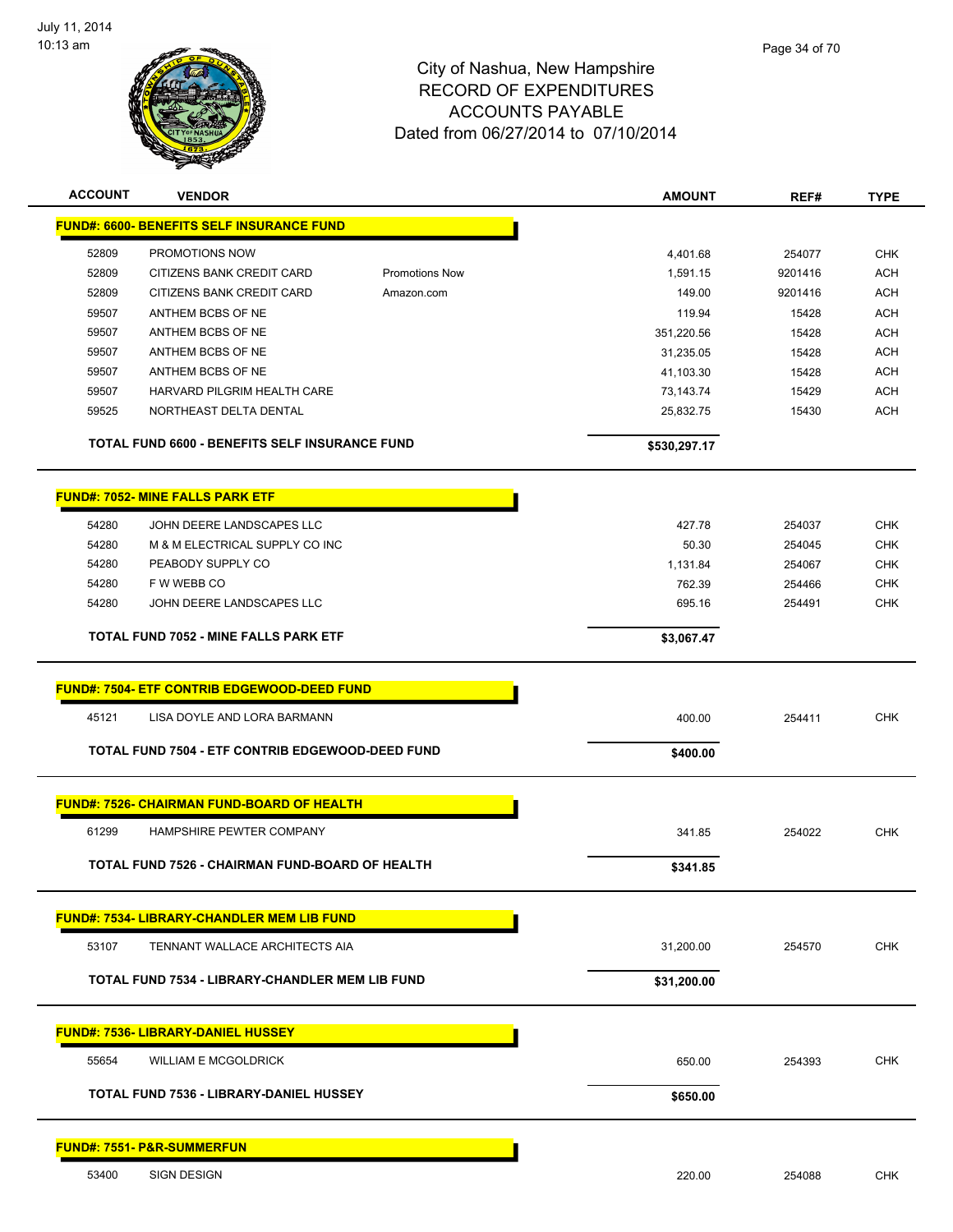July 11, 2014
10:13 am

# City of Nashua, New Hampshire
## RECORD OF EXPENDITURES
## ACCOUNTS PAYABLE
## Dated from 06/27/2014 to 07/10/2014

| ACCOUNT | VENDOR | | AMOUNT | REF# | TYPE |
|---|---|---|---|---|---|
| **FUND#: 6600- BENEFITS SELF INSURANCE FUND** | | | | | |
| 52809 | PROMOTIONS NOW | | 4,401.68 | 254077 | CHK |
| 52809 | CITIZENS BANK CREDIT CARD | Promotions Now | 1,591.15 | 9201416 | ACH |
| 52809 | CITIZENS BANK CREDIT CARD | Amazon.com | 149.00 | 9201416 | ACH |
| 59507 | ANTHEM BCBS OF NE | | 119.94 | 15428 | ACH |
| 59507 | ANTHEM BCBS OF NE | | 351,220.56 | 15428 | ACH |
| 59507 | ANTHEM BCBS OF NE | | 31,235.05 | 15428 | ACH |
| 59507 | ANTHEM BCBS OF NE | | 41,103.30 | 15428 | ACH |
| 59507 | HARVARD PILGRIM HEALTH CARE | | 73,143.74 | 15429 | ACH |
| 59525 | NORTHEAST DELTA DENTAL | | 25,832.75 | 15430 | ACH |
| | **TOTAL FUND 6600 - BENEFITS SELF INSURANCE FUND** | | **$530,297.17** | | |
| **FUND#: 7052- MINE FALLS PARK ETF** | | | | | |
| 54280 | JOHN DEERE LANDSCAPES LLC | | 427.78 | 254037 | CHK |
| 54280 | M & M ELECTRICAL SUPPLY CO INC | | 50.30 | 254045 | CHK |
| 54280 | PEABODY SUPPLY CO | | 1,131.84 | 254067 | CHK |
| 54280 | F W WEBB CO | | 762.39 | 254466 | CHK |
| 54280 | JOHN DEERE LANDSCAPES LLC | | 695.16 | 254491 | CHK |
| | **TOTAL FUND 7052 - MINE FALLS PARK ETF** | | **$3,067.47** | | |
| **FUND#: 7504- ETF CONTRIB EDGEWOOD-DEED FUND** | | | | | |
| 45121 | LISA DOYLE AND LORA BARMANN | | 400.00 | 254411 | CHK |
| | **TOTAL FUND 7504 - ETF CONTRIB EDGEWOOD-DEED FUND** | | **$400.00** | | |
| **FUND#: 7526- CHAIRMAN FUND-BOARD OF HEALTH** | | | | | |
| 61299 | HAMPSHIRE PEWTER COMPANY | | 341.85 | 254022 | CHK |
| | **TOTAL FUND 7526 - CHAIRMAN FUND-BOARD OF HEALTH** | | **$341.85** | | |
| **FUND#: 7534- LIBRARY-CHANDLER MEM LIB FUND** | | | | | |
| 53107 | TENNANT WALLACE ARCHITECTS AIA | | 31,200.00 | 254570 | CHK |
| | **TOTAL FUND 7534 - LIBRARY-CHANDLER MEM LIB FUND** | | **$31,200.00** | | |
| **FUND#: 7536- LIBRARY-DANIEL HUSSEY** | | | | | |
| 55654 | WILLIAM E MCGOLDRICK | | 650.00 | 254393 | CHK |
| | **TOTAL FUND 7536 - LIBRARY-DANIEL HUSSEY** | | **$650.00** | | |
| **FUND#: 7551- P&R-SUMMERFUN** | | | | | |
| 53400 | SIGN DESIGN | | 220.00 | 254088 | CHK |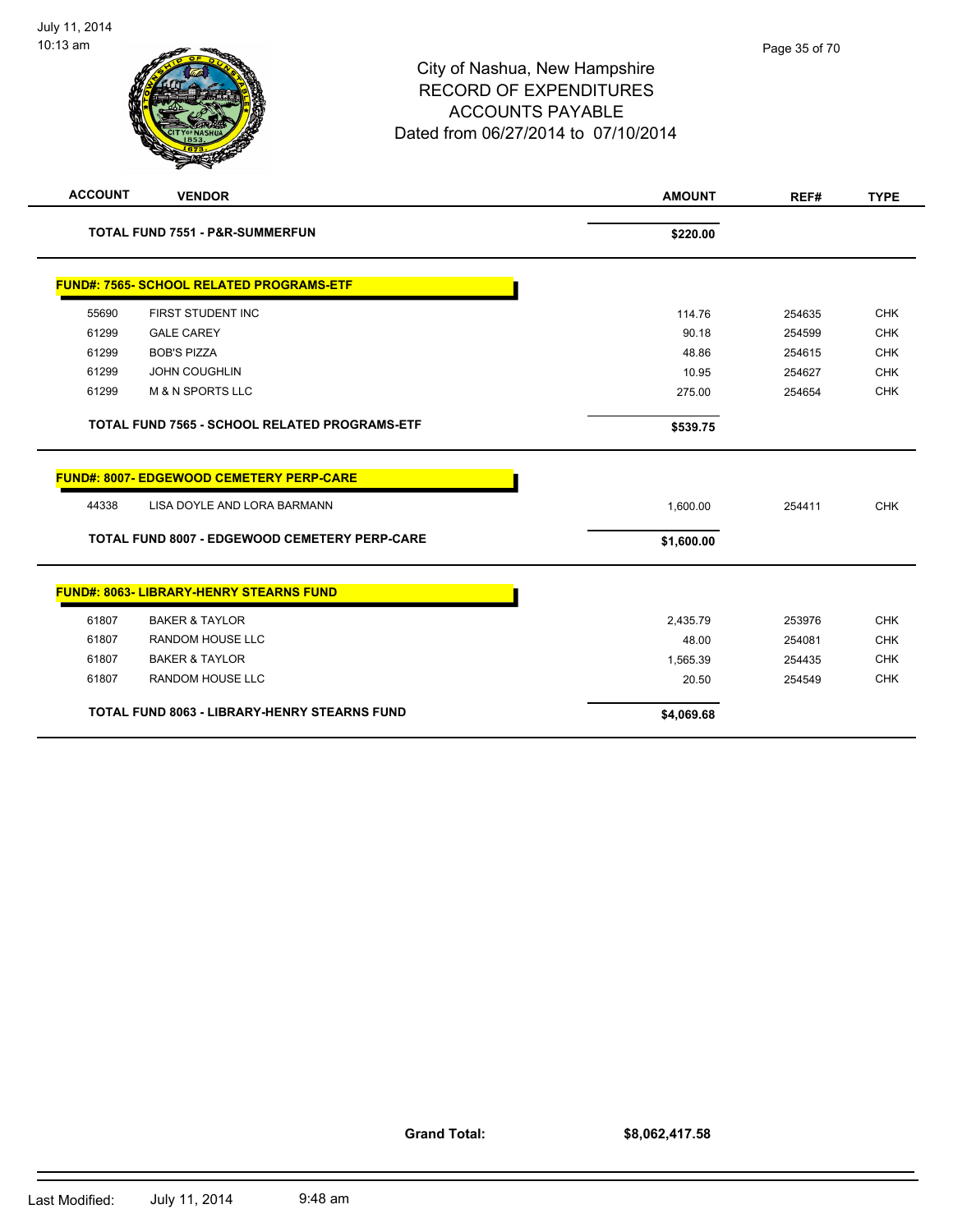# City of Nashua, New Hampshire
## RECORD OF EXPENDITURES
## ACCOUNTS PAYABLE
### Dated from 06/27/2014 to 07/10/2014

| ACCOUNT | VENDOR | AMOUNT | REF# | TYPE |
|---|---|---|---|---|
| | **TOTAL FUND 7551 - P&R-SUMMERFUN** | **$220.00** | | |

**FUND#: 7565- SCHOOL RELATED PROGRAMS-ETF**

| ACCOUNT | VENDOR | AMOUNT | REF# | TYPE |
|---|---|---|---|---|
| 55690 | FIRST STUDENT INC | 114.76 | 254635 | CHK |
| 61299 | GALE CAREY | 90.18 | 254599 | CHK |
| 61299 | BOB'S PIZZA | 48.86 | 254615 | CHK |
| 61299 | JOHN COUGHLIN | 10.95 | 254627 | CHK |
| 61299 | M & N SPORTS LLC | 275.00 | 254654 | CHK |
| | **TOTAL FUND 7565 - SCHOOL RELATED PROGRAMS-ETF** | **$539.75** | | |

**FUND#: 8007- EDGEWOOD CEMETERY PERP-CARE**

| ACCOUNT | VENDOR | AMOUNT | REF# | TYPE |
|---|---|---|---|---|
| 44338 | LISA DOYLE AND LORA BARMANN | 1,600.00 | 254411 | CHK |
| | **TOTAL FUND 8007 - EDGEWOOD CEMETERY PERP-CARE** | **$1,600.00** | | |

**FUND#: 8063- LIBRARY-HENRY STEARNS FUND**

| ACCOUNT | VENDOR | AMOUNT | REF# | TYPE |
|---|---|---|---|---|
| 61807 | BAKER & TAYLOR | 2,435.79 | 253976 | CHK |
| 61807 | RANDOM HOUSE LLC | 48.00 | 254081 | CHK |
| 61807 | BAKER & TAYLOR | 1,565.39 | 254435 | CHK |
| 61807 | RANDOM HOUSE LLC | 20.50 | 254549 | CHK |
| | **TOTAL FUND 8063 - LIBRARY-HENRY STEARNS FUND** | **$4,069.68** | | |

**Grand Total: $8,062,417.58**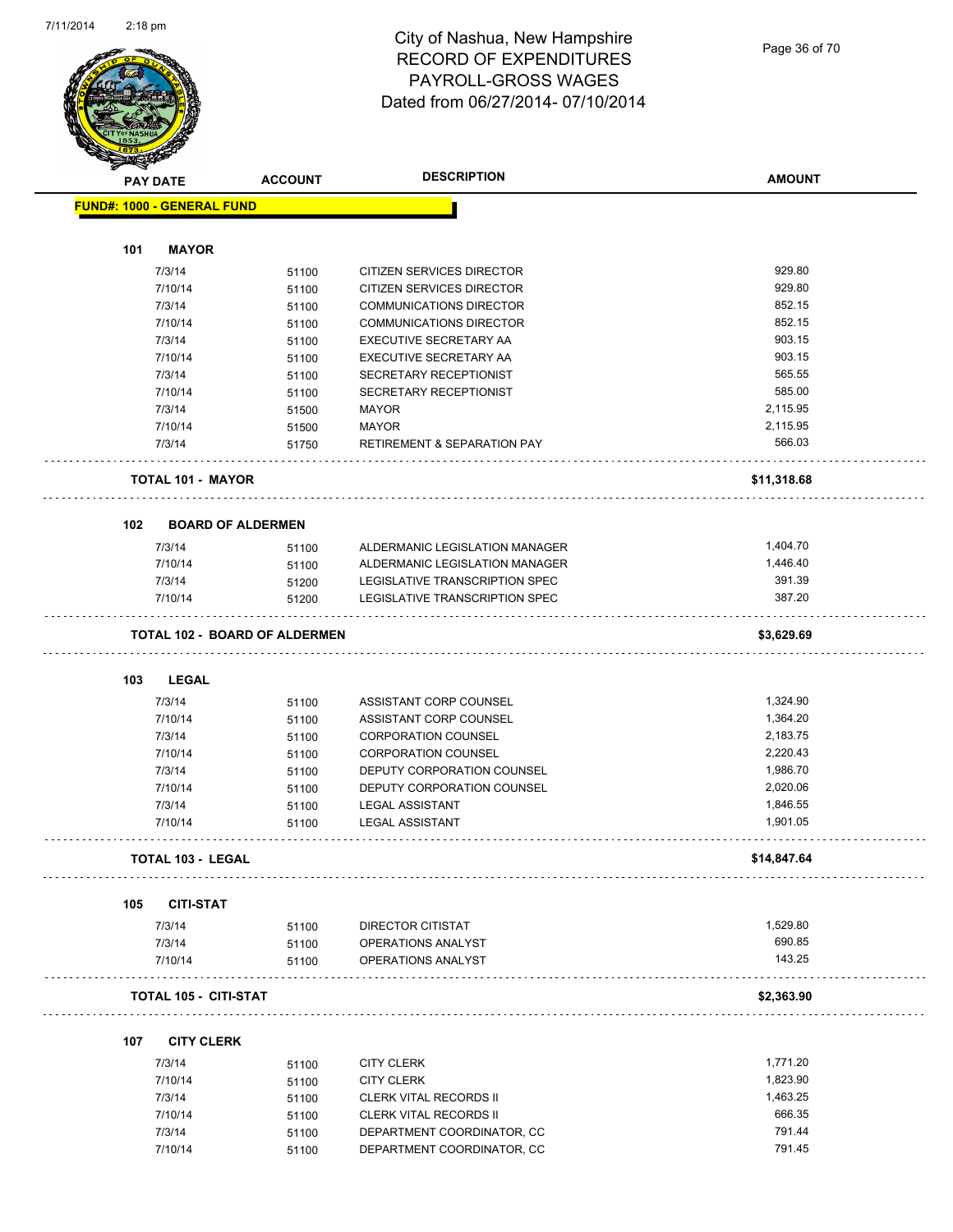# City of Nashua, New Hampshire
## RECORD OF EXPENDITURES
## PAYROLL-GROSS WAGES
## Dated from 06/27/2014- 07/10/2014

| PAY DATE | ACCOUNT | DESCRIPTION | AMOUNT |
|---|---|---|---|
| **FUND#: 1000 - GENERAL FUND** | | | |
| **101 MAYOR** | | | |
| 7/3/14 | 51100 | CITIZEN SERVICES DIRECTOR | 929.80 |
| 7/10/14 | 51100 | CITIZEN SERVICES DIRECTOR | 929.80 |
| 7/3/14 | 51100 | COMMUNICATIONS DIRECTOR | 852.15 |
| 7/10/14 | 51100 | COMMUNICATIONS DIRECTOR | 852.15 |
| 7/3/14 | 51100 | EXECUTIVE SECRETARY AA | 903.15 |
| 7/10/14 | 51100 | EXECUTIVE SECRETARY AA | 903.15 |
| 7/3/14 | 51100 | SECRETARY RECEPTIONIST | 565.55 |
| 7/10/14 | 51100 | SECRETARY RECEPTIONIST | 585.00 |
| 7/3/14 | 51500 | MAYOR | 2,115.95 |
| 7/10/14 | 51500 | MAYOR | 2,115.95 |
| 7/3/14 | 51750 | RETIREMENT & SEPARATION PAY | 566.03 |
| **TOTAL 101 - MAYOR** | | | **$11,318.68** |
| **102 BOARD OF ALDERMEN** | | | |
| 7/3/14 | 51100 | ALDERMANIC LEGISLATION MANAGER | 1,404.70 |
| 7/10/14 | 51100 | ALDERMANIC LEGISLATION MANAGER | 1,446.40 |
| 7/3/14 | 51200 | LEGISLATIVE TRANSCRIPTION SPEC | 391.39 |
| 7/10/14 | 51200 | LEGISLATIVE TRANSCRIPTION SPEC | 387.20 |
| **TOTAL 102 - BOARD OF ALDERMEN** | | | **$3,629.69** |
| **103 LEGAL** | | | |
| 7/3/14 | 51100 | ASSISTANT CORP COUNSEL | 1,324.90 |
| 7/10/14 | 51100 | ASSISTANT CORP COUNSEL | 1,364.20 |
| 7/3/14 | 51100 | CORPORATION COUNSEL | 2,183.75 |
| 7/10/14 | 51100 | CORPORATION COUNSEL | 2,220.43 |
| 7/3/14 | 51100 | DEPUTY CORPORATION COUNSEL | 1,986.70 |
| 7/10/14 | 51100 | DEPUTY CORPORATION COUNSEL | 2,020.06 |
| 7/3/14 | 51100 | LEGAL ASSISTANT | 1,846.55 |
| 7/10/14 | 51100 | LEGAL ASSISTANT | 1,901.05 |
| **TOTAL 103 - LEGAL** | | | **$14,847.64** |
| **105 CITI-STAT** | | | |
| 7/3/14 | 51100 | DIRECTOR CITISTAT | 1,529.80 |
| 7/3/14 | 51100 | OPERATIONS ANALYST | 690.85 |
| 7/10/14 | 51100 | OPERATIONS ANALYST | 143.25 |
| **TOTAL 105 - CITI-STAT** | | | **$2,363.90** |
| **107 CITY CLERK** | | | |
| 7/3/14 | 51100 | CITY CLERK | 1,771.20 |
| 7/10/14 | 51100 | CITY CLERK | 1,823.90 |
| 7/3/14 | 51100 | CLERK VITAL RECORDS II | 1,463.25 |
| 7/10/14 | 51100 | CLERK VITAL RECORDS II | 666.35 |
| 7/3/14 | 51100 | DEPARTMENT COORDINATOR, CC | 791.44 |
| 7/10/14 | 51100 | DEPARTMENT COORDINATOR, CC | 791.45 |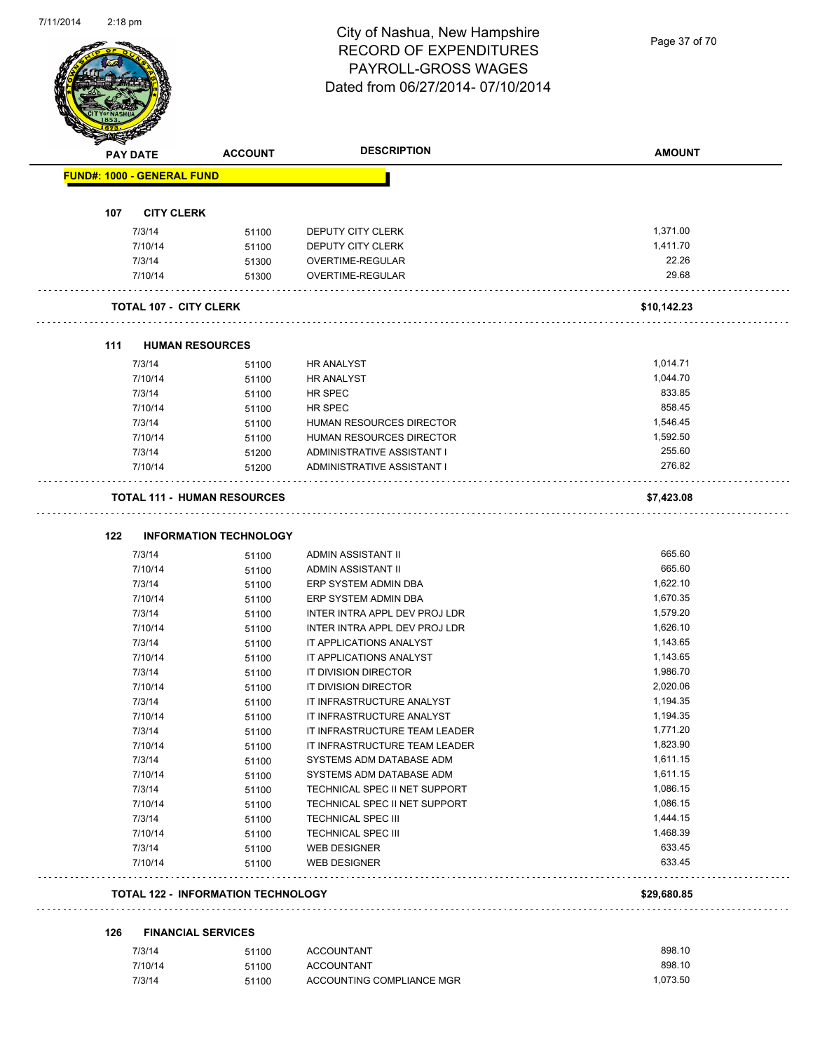# City of Nashua, New Hampshire
## RECORD OF EXPENDITURES
## PAYROLL-GROSS WAGES
## Dated from 06/27/2014- 07/10/2014

| PAY DATE | ACCOUNT | DESCRIPTION | AMOUNT |
|---|---|---|---|
| **FUND#: 1000 - GENERAL FUND** | | | |
| **107 CITY CLERK** | | | |
| 7/3/14 | 51100 | DEPUTY CITY CLERK | 1,371.00 |
| 7/10/14 | 51100 | DEPUTY CITY CLERK | 1,411.70 |
| 7/3/14 | 51300 | OVERTIME-REGULAR | 22.26 |
| 7/10/14 | 51300 | OVERTIME-REGULAR | 29.68 |
| **TOTAL 107 - CITY CLERK** | | | **$10,142.23** |
| **111 HUMAN RESOURCES** | | | |
| 7/3/14 | 51100 | HR ANALYST | 1,014.71 |
| 7/10/14 | 51100 | HR ANALYST | 1,044.70 |
| 7/3/14 | 51100 | HR SPEC | 833.85 |
| 7/10/14 | 51100 | HR SPEC | 858.45 |
| 7/3/14 | 51100 | HUMAN RESOURCES DIRECTOR | 1,546.45 |
| 7/10/14 | 51100 | HUMAN RESOURCES DIRECTOR | 1,592.50 |
| 7/3/14 | 51200 | ADMINISTRATIVE ASSISTANT I | 255.60 |
| 7/10/14 | 51200 | ADMINISTRATIVE ASSISTANT I | 276.82 |
| **TOTAL 111 - HUMAN RESOURCES** | | | **$7,423.08** |
| **122 INFORMATION TECHNOLOGY** | | | |
| 7/3/14 | 51100 | ADMIN ASSISTANT II | 665.60 |
| 7/10/14 | 51100 | ADMIN ASSISTANT II | 665.60 |
| 7/3/14 | 51100 | ERP SYSTEM ADMIN DBA | 1,622.10 |
| 7/10/14 | 51100 | ERP SYSTEM ADMIN DBA | 1,670.35 |
| 7/3/14 | 51100 | INTER INTRA APPL DEV PROJ LDR | 1,579.20 |
| 7/10/14 | 51100 | INTER INTRA APPL DEV PROJ LDR | 1,626.10 |
| 7/3/14 | 51100 | IT APPLICATIONS ANALYST | 1,143.65 |
| 7/10/14 | 51100 | IT APPLICATIONS ANALYST | 1,143.65 |
| 7/3/14 | 51100 | IT DIVISION DIRECTOR | 1,986.70 |
| 7/10/14 | 51100 | IT DIVISION DIRECTOR | 2,020.06 |
| 7/3/14 | 51100 | IT INFRASTRUCTURE ANALYST | 1,194.35 |
| 7/10/14 | 51100 | IT INFRASTRUCTURE ANALYST | 1,194.35 |
| 7/3/14 | 51100 | IT INFRASTRUCTURE TEAM LEADER | 1,771.20 |
| 7/10/14 | 51100 | IT INFRASTRUCTURE TEAM LEADER | 1,823.90 |
| 7/3/14 | 51100 | SYSTEMS ADM DATABASE ADM | 1,611.15 |
| 7/10/14 | 51100 | SYSTEMS ADM DATABASE ADM | 1,611.15 |
| 7/3/14 | 51100 | TECHNICAL SPEC II NET SUPPORT | 1,086.15 |
| 7/10/14 | 51100 | TECHNICAL SPEC II NET SUPPORT | 1,086.15 |
| 7/3/14 | 51100 | TECHNICAL SPEC III | 1,444.15 |
| 7/10/14 | 51100 | TECHNICAL SPEC III | 1,468.39 |
| 7/3/14 | 51100 | WEB DESIGNER | 633.45 |
| 7/10/14 | 51100 | WEB DESIGNER | 633.45 |
| **TOTAL 122 - INFORMATION TECHNOLOGY** | | | **$29,680.85** |
| **126 FINANCIAL SERVICES** | | | |
| 7/3/14 | 51100 | ACCOUNTANT | 898.10 |
| 7/10/14 | 51100 | ACCOUNTANT | 898.10 |
| 7/3/14 | 51100 | ACCOUNTING COMPLIANCE MGR | 1,073.50 |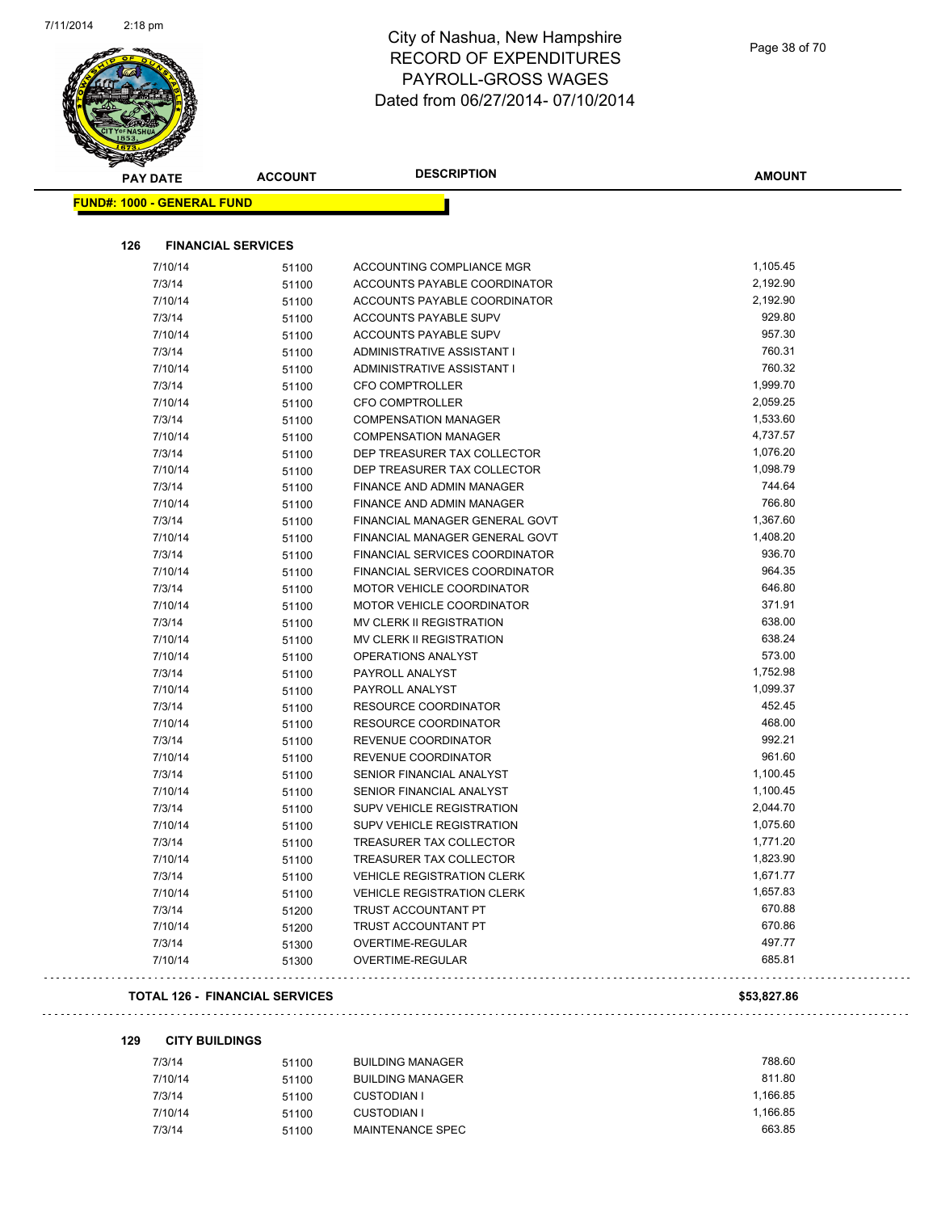# City of Nashua, New Hampshire
## RECORD OF EXPENDITURES
## PAYROLL-GROSS WAGES
## Dated from 06/27/2014- 07/10/2014

| PAY DATE | ACCOUNT | DESCRIPTION | AMOUNT |
|---|---|---|---|

**FUND#: 1000 - GENERAL FUND**

**126 FINANCIAL SERVICES**

| PAY DATE | ACCOUNT | DESCRIPTION | AMOUNT |
|---|---|---|---|
| 7/10/14 | 51100 | ACCOUNTING COMPLIANCE MGR | 1,105.45 |
| 7/3/14 | 51100 | ACCOUNTS PAYABLE COORDINATOR | 2,192.90 |
| 7/10/14 | 51100 | ACCOUNTS PAYABLE COORDINATOR | 2,192.90 |
| 7/3/14 | 51100 | ACCOUNTS PAYABLE SUPV | 929.80 |
| 7/10/14 | 51100 | ACCOUNTS PAYABLE SUPV | 957.30 |
| 7/3/14 | 51100 | ADMINISTRATIVE ASSISTANT I | 760.31 |
| 7/10/14 | 51100 | ADMINISTRATIVE ASSISTANT I | 760.32 |
| 7/3/14 | 51100 | CFO COMPTROLLER | 1,999.70 |
| 7/10/14 | 51100 | CFO COMPTROLLER | 2,059.25 |
| 7/3/14 | 51100 | COMPENSATION MANAGER | 1,533.60 |
| 7/10/14 | 51100 | COMPENSATION MANAGER | 4,737.57 |
| 7/3/14 | 51100 | DEP TREASURER TAX COLLECTOR | 1,076.20 |
| 7/10/14 | 51100 | DEP TREASURER TAX COLLECTOR | 1,098.79 |
| 7/3/14 | 51100 | FINANCE AND ADMIN MANAGER | 744.64 |
| 7/10/14 | 51100 | FINANCE AND ADMIN MANAGER | 766.80 |
| 7/3/14 | 51100 | FINANCIAL MANAGER GENERAL GOVT | 1,367.60 |
| 7/10/14 | 51100 | FINANCIAL MANAGER GENERAL GOVT | 1,408.20 |
| 7/3/14 | 51100 | FINANCIAL SERVICES COORDINATOR | 936.70 |
| 7/10/14 | 51100 | FINANCIAL SERVICES COORDINATOR | 964.35 |
| 7/3/14 | 51100 | MOTOR VEHICLE COORDINATOR | 646.80 |
| 7/10/14 | 51100 | MOTOR VEHICLE COORDINATOR | 371.91 |
| 7/3/14 | 51100 | MV CLERK II REGISTRATION | 638.00 |
| 7/10/14 | 51100 | MV CLERK II REGISTRATION | 638.24 |
| 7/10/14 | 51100 | OPERATIONS ANALYST | 573.00 |
| 7/3/14 | 51100 | PAYROLL ANALYST | 1,752.98 |
| 7/10/14 | 51100 | PAYROLL ANALYST | 1,099.37 |
| 7/3/14 | 51100 | RESOURCE COORDINATOR | 452.45 |
| 7/10/14 | 51100 | RESOURCE COORDINATOR | 468.00 |
| 7/3/14 | 51100 | REVENUE COORDINATOR | 992.21 |
| 7/10/14 | 51100 | REVENUE COORDINATOR | 961.60 |
| 7/3/14 | 51100 | SENIOR FINANCIAL ANALYST | 1,100.45 |
| 7/10/14 | 51100 | SENIOR FINANCIAL ANALYST | 1,100.45 |
| 7/3/14 | 51100 | SUPV VEHICLE REGISTRATION | 2,044.70 |
| 7/10/14 | 51100 | SUPV VEHICLE REGISTRATION | 1,075.60 |
| 7/3/14 | 51100 | TREASURER TAX COLLECTOR | 1,771.20 |
| 7/10/14 | 51100 | TREASURER TAX COLLECTOR | 1,823.90 |
| 7/3/14 | 51100 | VEHICLE REGISTRATION CLERK | 1,671.77 |
| 7/10/14 | 51100 | VEHICLE REGISTRATION CLERK | 1,657.83 |
| 7/3/14 | 51200 | TRUST ACCOUNTANT PT | 670.88 |
| 7/10/14 | 51200 | TRUST ACCOUNTANT PT | 670.86 |
| 7/3/14 | 51300 | OVERTIME-REGULAR | 497.77 |
| 7/10/14 | 51300 | OVERTIME-REGULAR | 685.81 |

**TOTAL 126 - FINANCIAL SERVICES** **$53,827.86**

**129 CITY BUILDINGS**

| PAY DATE | ACCOUNT | DESCRIPTION | AMOUNT |
|---|---|---|---|
| 7/3/14 | 51100 | BUILDING MANAGER | 788.60 |
| 7/10/14 | 51100 | BUILDING MANAGER | 811.80 |
| 7/3/14 | 51100 | CUSTODIAN I | 1,166.85 |
| 7/10/14 | 51100 | CUSTODIAN I | 1,166.85 |
| 7/3/14 | 51100 | MAINTENANCE SPEC | 663.85 |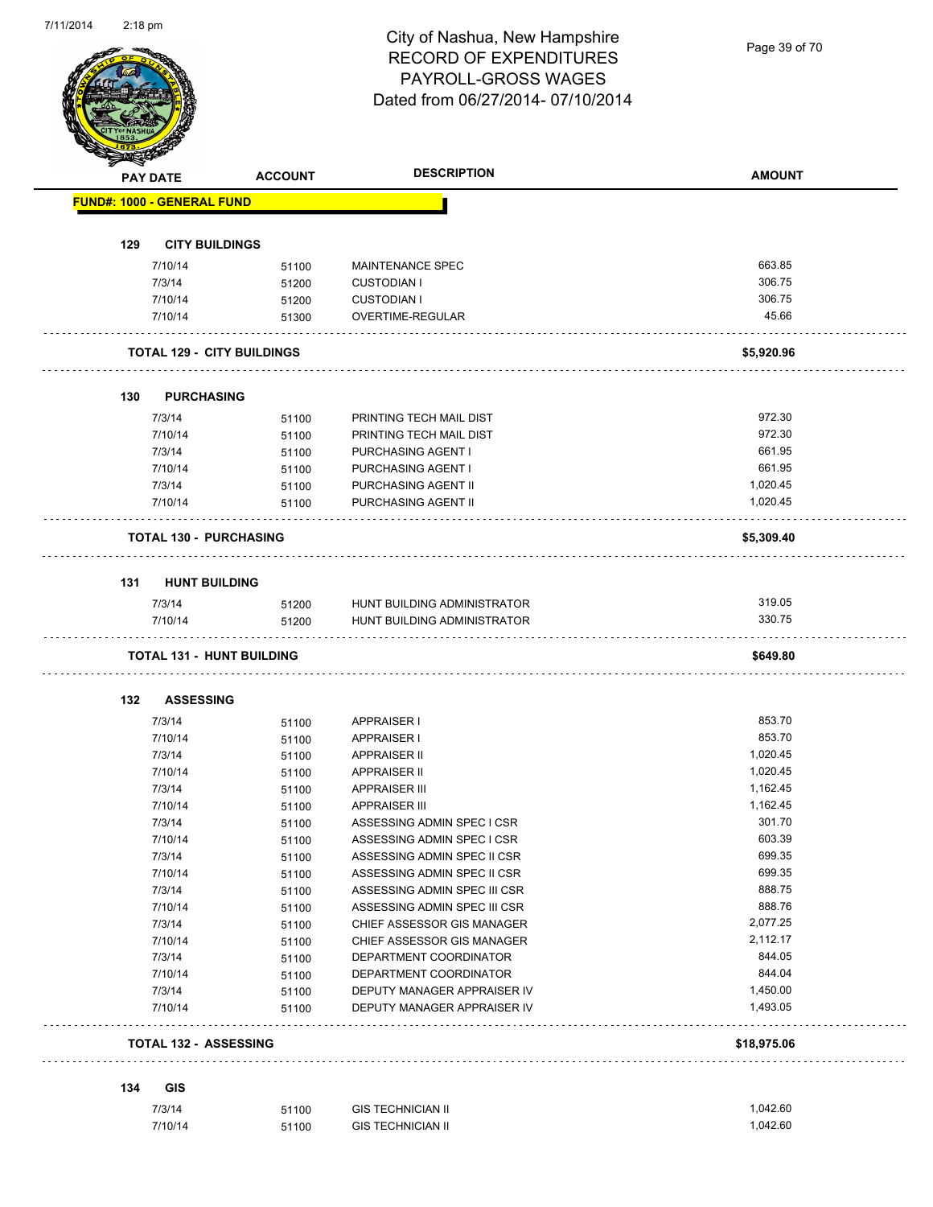# City of Nashua, New Hampshire
## RECORD OF EXPENDITURES
## PAYROLL-GROSS WAGES
## Dated from 06/27/2014- 07/10/2014

| PAY DATE | ACCOUNT | DESCRIPTION | AMOUNT |
|---|---|---|---|
| **FUND#: 1000 - GENERAL FUND** | | | |
| **129 CITY BUILDINGS** | | | |
| 7/10/14 | 51100 | MAINTENANCE SPEC | 663.85 |
| 7/3/14 | 51200 | CUSTODIAN I | 306.75 |
| 7/10/14 | 51200 | CUSTODIAN I | 306.75 |
| 7/10/14 | 51300 | OVERTIME-REGULAR | 45.66 |
| **TOTAL 129 - CITY BUILDINGS** | | | **$5,920.96** |
| **130 PURCHASING** | | | |
| 7/3/14 | 51100 | PRINTING TECH MAIL DIST | 972.30 |
| 7/10/14 | 51100 | PRINTING TECH MAIL DIST | 972.30 |
| 7/3/14 | 51100 | PURCHASING AGENT I | 661.95 |
| 7/10/14 | 51100 | PURCHASING AGENT I | 661.95 |
| 7/3/14 | 51100 | PURCHASING AGENT II | 1,020.45 |
| 7/10/14 | 51100 | PURCHASING AGENT II | 1,020.45 |
| **TOTAL 130 - PURCHASING** | | | **$5,309.40** |
| **131 HUNT BUILDING** | | | |
| 7/3/14 | 51200 | HUNT BUILDING ADMINISTRATOR | 319.05 |
| 7/10/14 | 51200 | HUNT BUILDING ADMINISTRATOR | 330.75 |
| **TOTAL 131 - HUNT BUILDING** | | | **$649.80** |
| **132 ASSESSING** | | | |
| 7/3/14 | 51100 | APPRAISER I | 853.70 |
| 7/10/14 | 51100 | APPRAISER I | 853.70 |
| 7/3/14 | 51100 | APPRAISER II | 1,020.45 |
| 7/10/14 | 51100 | APPRAISER II | 1,020.45 |
| 7/3/14 | 51100 | APPRAISER III | 1,162.45 |
| 7/10/14 | 51100 | APPRAISER III | 1,162.45 |
| 7/3/14 | 51100 | ASSESSING ADMIN SPEC I CSR | 301.70 |
| 7/10/14 | 51100 | ASSESSING ADMIN SPEC I CSR | 603.39 |
| 7/3/14 | 51100 | ASSESSING ADMIN SPEC II CSR | 699.35 |
| 7/10/14 | 51100 | ASSESSING ADMIN SPEC II CSR | 699.35 |
| 7/3/14 | 51100 | ASSESSING ADMIN SPEC III CSR | 888.75 |
| 7/10/14 | 51100 | ASSESSING ADMIN SPEC III CSR | 888.76 |
| 7/3/14 | 51100 | CHIEF ASSESSOR GIS MANAGER | 2,077.25 |
| 7/10/14 | 51100 | CHIEF ASSESSOR GIS MANAGER | 2,112.17 |
| 7/3/14 | 51100 | DEPARTMENT COORDINATOR | 844.05 |
| 7/10/14 | 51100 | DEPARTMENT COORDINATOR | 844.04 |
| 7/3/14 | 51100 | DEPUTY MANAGER APPRAISER IV | 1,450.00 |
| 7/10/14 | 51100 | DEPUTY MANAGER APPRAISER IV | 1,493.05 |
| **TOTAL 132 - ASSESSING** | | | **$18,975.06** |
| **134 GIS** | | | |
| 7/3/14 | 51100 | GIS TECHNICIAN II | 1,042.60 |
| 7/10/14 | 51100 | GIS TECHNICIAN II | 1,042.60 |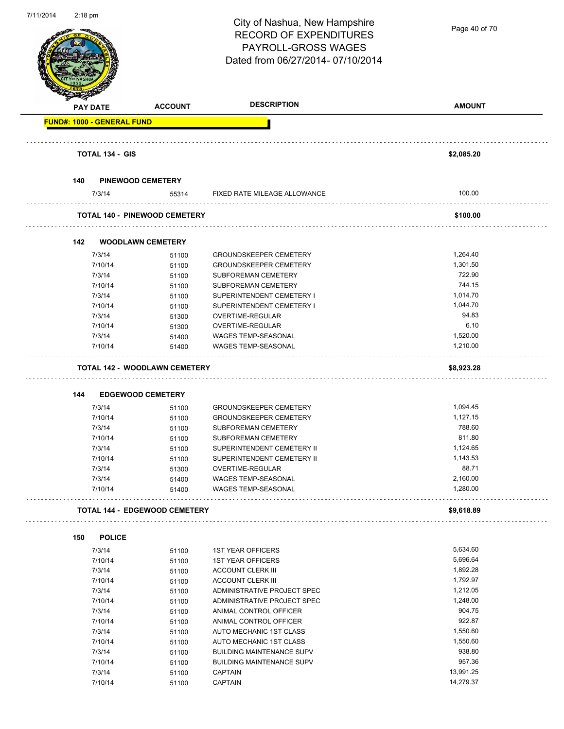# City of Nashua, New Hampshire
# RECORD OF EXPENDITURES
# PAYROLL-GROSS WAGES
# Dated from 06/27/2014- 07/10/2014

| PAY DATE | ACCOUNT | DESCRIPTION | AMOUNT |
|---|---|---|---|
| **FUND#: 1000 - GENERAL FUND** | | | |
| **TOTAL 134 - GIS** | | | **$2,085.20** |
| **140 PINEWOOD CEMETERY** | | | |
| 7/3/14 | 55314 | FIXED RATE MILEAGE ALLOWANCE | 100.00 |
| **TOTAL 140 - PINEWOOD CEMETERY** | | | **$100.00** |
| **142 WOODLAWN CEMETERY** | | | |
| 7/3/14 | 51100 | GROUNDSKEEPER CEMETERY | 1,264.40 |
| 7/10/14 | 51100 | GROUNDSKEEPER CEMETERY | 1,301.50 |
| 7/3/14 | 51100 | SUBFOREMAN CEMETERY | 722.90 |
| 7/10/14 | 51100 | SUBFOREMAN CEMETERY | 744.15 |
| 7/3/14 | 51100 | SUPERINTENDENT CEMETERY I | 1,014.70 |
| 7/10/14 | 51100 | SUPERINTENDENT CEMETERY I | 1,044.70 |
| 7/3/14 | 51300 | OVERTIME-REGULAR | 94.83 |
| 7/10/14 | 51300 | OVERTIME-REGULAR | 6.10 |
| 7/3/14 | 51400 | WAGES TEMP-SEASONAL | 1,520.00 |
| 7/10/14 | 51400 | WAGES TEMP-SEASONAL | 1,210.00 |
| **TOTAL 142 - WOODLAWN CEMETERY** | | | **$8,923.28** |
| **144 EDGEWOOD CEMETERY** | | | |
| 7/3/14 | 51100 | GROUNDSKEEPER CEMETERY | 1,094.45 |
| 7/10/14 | 51100 | GROUNDSKEEPER CEMETERY | 1,127.15 |
| 7/3/14 | 51100 | SUBFOREMAN CEMETERY | 788.60 |
| 7/10/14 | 51100 | SUBFOREMAN CEMETERY | 811.80 |
| 7/3/14 | 51100 | SUPERINTENDENT CEMETERY II | 1,124.65 |
| 7/10/14 | 51100 | SUPERINTENDENT CEMETERY II | 1,143.53 |
| 7/3/14 | 51300 | OVERTIME-REGULAR | 88.71 |
| 7/3/14 | 51400 | WAGES TEMP-SEASONAL | 2,160.00 |
| 7/10/14 | 51400 | WAGES TEMP-SEASONAL | 1,280.00 |
| **TOTAL 144 - EDGEWOOD CEMETERY** | | | **$9,618.89** |
| **150 POLICE** | | | |
| 7/3/14 | 51100 | 1ST YEAR OFFICERS | 5,634.60 |
| 7/10/14 | 51100 | 1ST YEAR OFFICERS | 5,696.64 |
| 7/3/14 | 51100 | ACCOUNT CLERK III | 1,892.28 |
| 7/10/14 | 51100 | ACCOUNT CLERK III | 1,792.97 |
| 7/3/14 | 51100 | ADMINISTRATIVE PROJECT SPEC | 1,212.05 |
| 7/10/14 | 51100 | ADMINISTRATIVE PROJECT SPEC | 1,248.00 |
| 7/3/14 | 51100 | ANIMAL CONTROL OFFICER | 904.75 |
| 7/10/14 | 51100 | ANIMAL CONTROL OFFICER | 922.87 |
| 7/3/14 | 51100 | AUTO MECHANIC 1ST CLASS | 1,550.60 |
| 7/10/14 | 51100 | AUTO MECHANIC 1ST CLASS | 1,550.60 |
| 7/3/14 | 51100 | BUILDING MAINTENANCE SUPV | 938.80 |
| 7/10/14 | 51100 | BUILDING MAINTENANCE SUPV | 957.36 |
| 7/3/14 | 51100 | CAPTAIN | 13,991.25 |
| 7/10/14 | 51100 | CAPTAIN | 14,279.37 |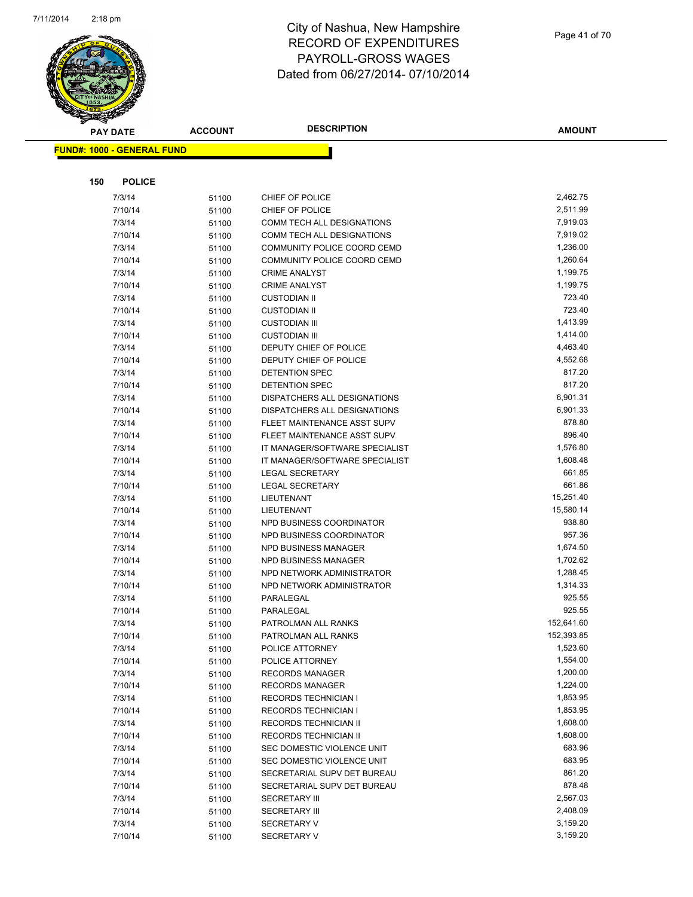# City of Nashua, New Hampshire
# RECORD OF EXPENDITURES
# PAYROLL-GROSS WAGES
# Dated from 06/27/2014- 07/10/2014

**FUND#: 1000 - GENERAL FUND**

**150 POLICE**

| PAY DATE | ACCOUNT | DESCRIPTION | AMOUNT |
|---|---|---|---|
| 7/3/14 | 51100 | CHIEF OF POLICE | 2,462.75 |
| 7/10/14 | 51100 | CHIEF OF POLICE | 2,511.99 |
| 7/3/14 | 51100 | COMM TECH ALL DESIGNATIONS | 7,919.03 |
| 7/10/14 | 51100 | COMM TECH ALL DESIGNATIONS | 7,919.02 |
| 7/3/14 | 51100 | COMMUNITY POLICE COORD CEMD | 1,236.00 |
| 7/10/14 | 51100 | COMMUNITY POLICE COORD CEMD | 1,260.64 |
| 7/3/14 | 51100 | CRIME ANALYST | 1,199.75 |
| 7/10/14 | 51100 | CRIME ANALYST | 1,199.75 |
| 7/3/14 | 51100 | CUSTODIAN II | 723.40 |
| 7/10/14 | 51100 | CUSTODIAN II | 723.40 |
| 7/3/14 | 51100 | CUSTODIAN III | 1,413.99 |
| 7/10/14 | 51100 | CUSTODIAN III | 1,414.00 |
| 7/3/14 | 51100 | DEPUTY CHIEF OF POLICE | 4,463.40 |
| 7/10/14 | 51100 | DEPUTY CHIEF OF POLICE | 4,552.68 |
| 7/3/14 | 51100 | DETENTION SPEC | 817.20 |
| 7/10/14 | 51100 | DETENTION SPEC | 817.20 |
| 7/3/14 | 51100 | DISPATCHERS ALL DESIGNATIONS | 6,901.31 |
| 7/10/14 | 51100 | DISPATCHERS ALL DESIGNATIONS | 6,901.33 |
| 7/3/14 | 51100 | FLEET MAINTENANCE ASST SUPV | 878.80 |
| 7/10/14 | 51100 | FLEET MAINTENANCE ASST SUPV | 896.40 |
| 7/3/14 | 51100 | IT MANAGER/SOFTWARE SPECIALIST | 1,576.80 |
| 7/10/14 | 51100 | IT MANAGER/SOFTWARE SPECIALIST | 1,608.48 |
| 7/3/14 | 51100 | LEGAL SECRETARY | 661.85 |
| 7/10/14 | 51100 | LEGAL SECRETARY | 661.86 |
| 7/3/14 | 51100 | LIEUTENANT | 15,251.40 |
| 7/10/14 | 51100 | LIEUTENANT | 15,580.14 |
| 7/3/14 | 51100 | NPD BUSINESS COORDINATOR | 938.80 |
| 7/10/14 | 51100 | NPD BUSINESS COORDINATOR | 957.36 |
| 7/3/14 | 51100 | NPD BUSINESS MANAGER | 1,674.50 |
| 7/10/14 | 51100 | NPD BUSINESS MANAGER | 1,702.62 |
| 7/3/14 | 51100 | NPD NETWORK ADMINISTRATOR | 1,288.45 |
| 7/10/14 | 51100 | NPD NETWORK ADMINISTRATOR | 1,314.33 |
| 7/3/14 | 51100 | PARALEGAL | 925.55 |
| 7/10/14 | 51100 | PARALEGAL | 925.55 |
| 7/3/14 | 51100 | PATROLMAN ALL RANKS | 152,641.60 |
| 7/10/14 | 51100 | PATROLMAN ALL RANKS | 152,393.85 |
| 7/3/14 | 51100 | POLICE ATTORNEY | 1,523.60 |
| 7/10/14 | 51100 | POLICE ATTORNEY | 1,554.00 |
| 7/3/14 | 51100 | RECORDS MANAGER | 1,200.00 |
| 7/10/14 | 51100 | RECORDS MANAGER | 1,224.00 |
| 7/3/14 | 51100 | RECORDS TECHNICIAN I | 1,853.95 |
| 7/10/14 | 51100 | RECORDS TECHNICIAN I | 1,853.95 |
| 7/3/14 | 51100 | RECORDS TECHNICIAN II | 1,608.00 |
| 7/10/14 | 51100 | RECORDS TECHNICIAN II | 1,608.00 |
| 7/3/14 | 51100 | SEC DOMESTIC VIOLENCE UNIT | 683.96 |
| 7/10/14 | 51100 | SEC DOMESTIC VIOLENCE UNIT | 683.95 |
| 7/3/14 | 51100 | SECRETARIAL SUPV DET BUREAU | 861.20 |
| 7/10/14 | 51100 | SECRETARIAL SUPV DET BUREAU | 878.48 |
| 7/3/14 | 51100 | SECRETARY III | 2,567.03 |
| 7/10/14 | 51100 | SECRETARY III | 2,408.09 |
| 7/3/14 | 51100 | SECRETARY V | 3,159.20 |
| 7/10/14 | 51100 | SECRETARY V | 3,159.20 |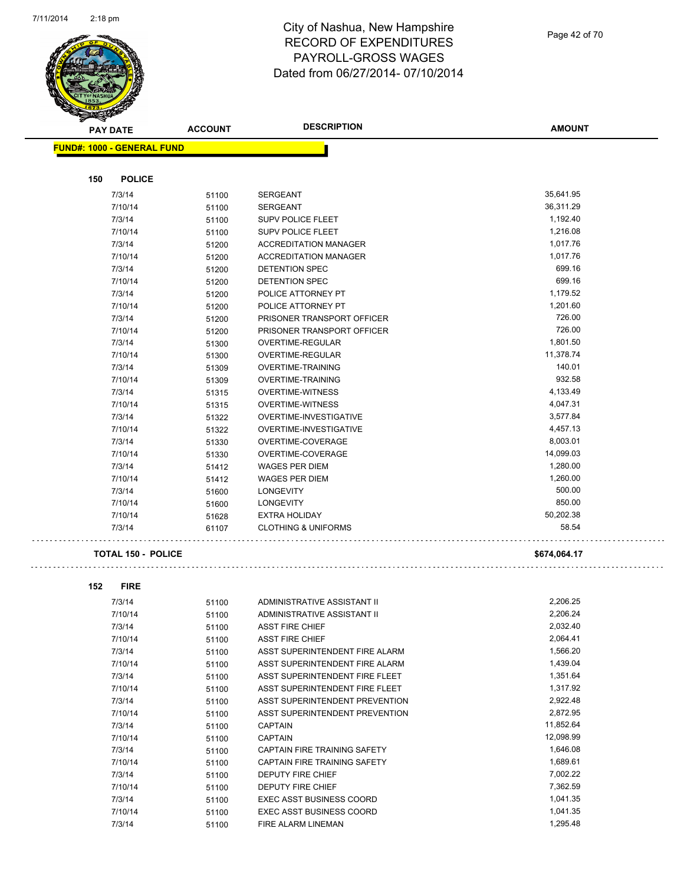# City of Nashua, New Hampshire
# RECORD OF EXPENDITURES
# PAYROLL-GROSS WAGES
# Dated from 06/27/2014- 07/10/2014

**FUND#: 1000 - GENERAL FUND**

## 150 POLICE

| PAY DATE | ACCOUNT | DESCRIPTION | AMOUNT |
|---|---|---|---|
| 7/3/14 | 51100 | SERGEANT | 35,641.95 |
| 7/10/14 | 51100 | SERGEANT | 36,311.29 |
| 7/3/14 | 51100 | SUPV POLICE FLEET | 1,192.40 |
| 7/10/14 | 51100 | SUPV POLICE FLEET | 1,216.08 |
| 7/3/14 | 51200 | ACCREDITATION MANAGER | 1,017.76 |
| 7/10/14 | 51200 | ACCREDITATION MANAGER | 1,017.76 |
| 7/3/14 | 51200 | DETENTION SPEC | 699.16 |
| 7/10/14 | 51200 | DETENTION SPEC | 699.16 |
| 7/3/14 | 51200 | POLICE ATTORNEY PT | 1,179.52 |
| 7/10/14 | 51200 | POLICE ATTORNEY PT | 1,201.60 |
| 7/3/14 | 51200 | PRISONER TRANSPORT OFFICER | 726.00 |
| 7/10/14 | 51200 | PRISONER TRANSPORT OFFICER | 726.00 |
| 7/3/14 | 51300 | OVERTIME-REGULAR | 1,801.50 |
| 7/10/14 | 51300 | OVERTIME-REGULAR | 11,378.74 |
| 7/3/14 | 51309 | OVERTIME-TRAINING | 140.01 |
| 7/10/14 | 51309 | OVERTIME-TRAINING | 932.58 |
| 7/3/14 | 51315 | OVERTIME-WITNESS | 4,133.49 |
| 7/10/14 | 51315 | OVERTIME-WITNESS | 4,047.31 |
| 7/3/14 | 51322 | OVERTIME-INVESTIGATIVE | 3,577.84 |
| 7/10/14 | 51322 | OVERTIME-INVESTIGATIVE | 4,457.13 |
| 7/3/14 | 51330 | OVERTIME-COVERAGE | 8,003.01 |
| 7/10/14 | 51330 | OVERTIME-COVERAGE | 14,099.03 |
| 7/3/14 | 51412 | WAGES PER DIEM | 1,280.00 |
| 7/10/14 | 51412 | WAGES PER DIEM | 1,260.00 |
| 7/3/14 | 51600 | LONGEVITY | 500.00 |
| 7/10/14 | 51600 | LONGEVITY | 850.00 |
| 7/10/14 | 51628 | EXTRA HOLIDAY | 50,202.38 |
| 7/3/14 | 61107 | CLOTHING & UNIFORMS | 58.54 |

**TOTAL 150 - POLICE** **$674,064.17**

## 152 FIRE

| PAY DATE | ACCOUNT | DESCRIPTION | AMOUNT |
|---|---|---|---|
| 7/3/14 | 51100 | ADMINISTRATIVE ASSISTANT II | 2,206.25 |
| 7/10/14 | 51100 | ADMINISTRATIVE ASSISTANT II | 2,206.24 |
| 7/3/14 | 51100 | ASST FIRE CHIEF | 2,032.40 |
| 7/10/14 | 51100 | ASST FIRE CHIEF | 2,064.41 |
| 7/3/14 | 51100 | ASST SUPERINTENDENT FIRE ALARM | 1,566.20 |
| 7/10/14 | 51100 | ASST SUPERINTENDENT FIRE ALARM | 1,439.04 |
| 7/3/14 | 51100 | ASST SUPERINTENDENT FIRE FLEET | 1,351.64 |
| 7/10/14 | 51100 | ASST SUPERINTENDENT FIRE FLEET | 1,317.92 |
| 7/3/14 | 51100 | ASST SUPERINTENDENT PREVENTION | 2,922.48 |
| 7/10/14 | 51100 | ASST SUPERINTENDENT PREVENTION | 2,872.95 |
| 7/3/14 | 51100 | CAPTAIN | 11,852.64 |
| 7/10/14 | 51100 | CAPTAIN | 12,098.99 |
| 7/3/14 | 51100 | CAPTAIN FIRE TRAINING SAFETY | 1,646.08 |
| 7/10/14 | 51100 | CAPTAIN FIRE TRAINING SAFETY | 1,689.61 |
| 7/3/14 | 51100 | DEPUTY FIRE CHIEF | 7,002.22 |
| 7/10/14 | 51100 | DEPUTY FIRE CHIEF | 7,362.59 |
| 7/3/14 | 51100 | EXEC ASST BUSINESS COORD | 1,041.35 |
| 7/10/14 | 51100 | EXEC ASST BUSINESS COORD | 1,041.35 |
| 7/3/14 | 51100 | FIRE ALARM LINEMAN | 1,295.48 |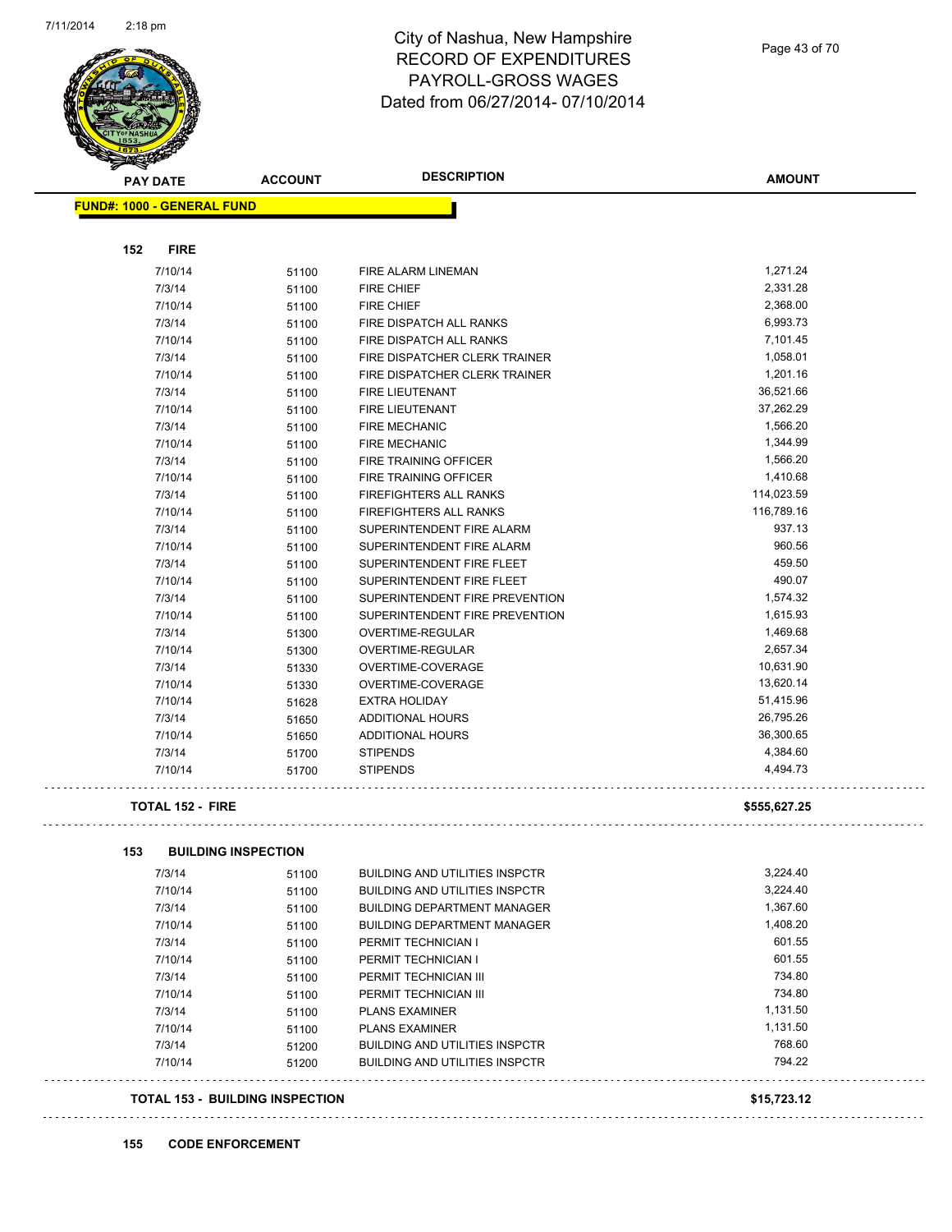# City of Nashua, New Hampshire
## RECORD OF EXPENDITURES
## PAYROLL-GROSS WAGES
## Dated from 06/27/2014- 07/10/2014

**FUND#: 1000 - GENERAL FUND**

### 152 FIRE

| PAY DATE | ACCOUNT | DESCRIPTION | AMOUNT |
|---|---|---|---|
| 7/10/14 | 51100 | FIRE ALARM LINEMAN | 1,271.24 |
| 7/3/14 | 51100 | FIRE CHIEF | 2,331.28 |
| 7/10/14 | 51100 | FIRE CHIEF | 2,368.00 |
| 7/3/14 | 51100 | FIRE DISPATCH ALL RANKS | 6,993.73 |
| 7/10/14 | 51100 | FIRE DISPATCH ALL RANKS | 7,101.45 |
| 7/3/14 | 51100 | FIRE DISPATCHER CLERK TRAINER | 1,058.01 |
| 7/10/14 | 51100 | FIRE DISPATCHER CLERK TRAINER | 1,201.16 |
| 7/3/14 | 51100 | FIRE LIEUTENANT | 36,521.66 |
| 7/10/14 | 51100 | FIRE LIEUTENANT | 37,262.29 |
| 7/3/14 | 51100 | FIRE MECHANIC | 1,566.20 |
| 7/10/14 | 51100 | FIRE MECHANIC | 1,344.99 |
| 7/3/14 | 51100 | FIRE TRAINING OFFICER | 1,566.20 |
| 7/10/14 | 51100 | FIRE TRAINING OFFICER | 1,410.68 |
| 7/3/14 | 51100 | FIREFIGHTERS ALL RANKS | 114,023.59 |
| 7/10/14 | 51100 | FIREFIGHTERS ALL RANKS | 116,789.16 |
| 7/3/14 | 51100 | SUPERINTENDENT FIRE ALARM | 937.13 |
| 7/10/14 | 51100 | SUPERINTENDENT FIRE ALARM | 960.56 |
| 7/3/14 | 51100 | SUPERINTENDENT FIRE FLEET | 459.50 |
| 7/10/14 | 51100 | SUPERINTENDENT FIRE FLEET | 490.07 |
| 7/3/14 | 51100 | SUPERINTENDENT FIRE PREVENTION | 1,574.32 |
| 7/10/14 | 51100 | SUPERINTENDENT FIRE PREVENTION | 1,615.93 |
| 7/3/14 | 51300 | OVERTIME-REGULAR | 1,469.68 |
| 7/10/14 | 51300 | OVERTIME-REGULAR | 2,657.34 |
| 7/3/14 | 51330 | OVERTIME-COVERAGE | 10,631.90 |
| 7/10/14 | 51330 | OVERTIME-COVERAGE | 13,620.14 |
| 7/10/14 | 51628 | EXTRA HOLIDAY | 51,415.96 |
| 7/3/14 | 51650 | ADDITIONAL HOURS | 26,795.26 |
| 7/10/14 | 51650 | ADDITIONAL HOURS | 36,300.65 |
| 7/3/14 | 51700 | STIPENDS | 4,384.60 |
| 7/10/14 | 51700 | STIPENDS | 4,494.73 |

**TOTAL 152 - FIRE** **$555,627.25**

### 153 BUILDING INSPECTION

| PAY DATE | ACCOUNT | DESCRIPTION | AMOUNT |
|---|---|---|---|
| 7/3/14 | 51100 | BUILDING AND UTILITIES INSPCTR | 3,224.40 |
| 7/10/14 | 51100 | BUILDING AND UTILITIES INSPCTR | 3,224.40 |
| 7/3/14 | 51100 | BUILDING DEPARTMENT MANAGER | 1,367.60 |
| 7/10/14 | 51100 | BUILDING DEPARTMENT MANAGER | 1,408.20 |
| 7/3/14 | 51100 | PERMIT TECHNICIAN I | 601.55 |
| 7/10/14 | 51100 | PERMIT TECHNICIAN I | 601.55 |
| 7/3/14 | 51100 | PERMIT TECHNICIAN III | 734.80 |
| 7/10/14 | 51100 | PERMIT TECHNICIAN III | 734.80 |
| 7/3/14 | 51100 | PLANS EXAMINER | 1,131.50 |
| 7/10/14 | 51100 | PLANS EXAMINER | 1,131.50 |
| 7/3/14 | 51200 | BUILDING AND UTILITIES INSPCTR | 768.60 |
| 7/10/14 | 51200 | BUILDING AND UTILITIES INSPCTR | 794.22 |

**TOTAL 153 - BUILDING INSPECTION** **$15,723.12**

### 155 CODE ENFORCEMENT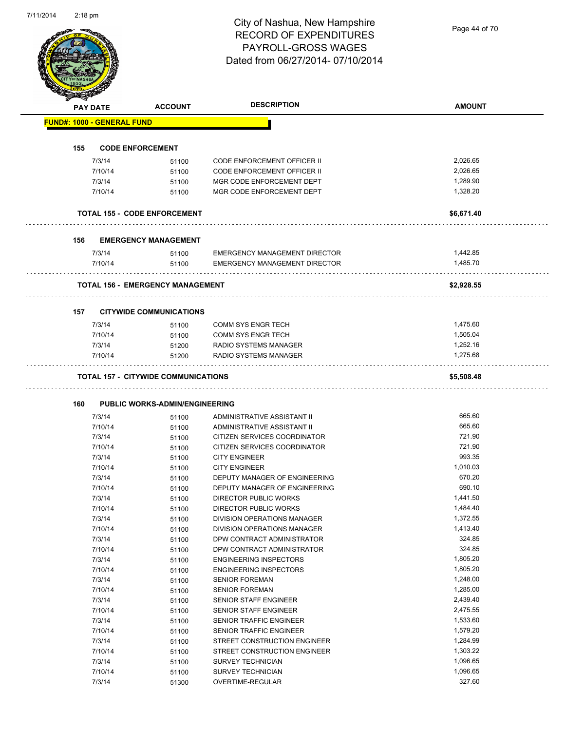# City of Nashua, New Hampshire
## RECORD OF EXPENDITURES
## PAYROLL-GROSS WAGES
## Dated from 06/27/2014- 07/10/2014

7/11/2014 2:18 pm

| PAY DATE | ACCOUNT | DESCRIPTION | AMOUNT |
|---|---|---|---|
| **FUND#: 1000 - GENERAL FUND** | | | |
| **155 CODE ENFORCEMENT** | | | |
| 7/3/14 | 51100 | CODE ENFORCEMENT OFFICER II | 2,026.65 |
| 7/10/14 | 51100 | CODE ENFORCEMENT OFFICER II | 2,026.65 |
| 7/3/14 | 51100 | MGR CODE ENFORCEMENT DEPT | 1,289.90 |
| 7/10/14 | 51100 | MGR CODE ENFORCEMENT DEPT | 1,328.20 |
| **TOTAL 155 - CODE ENFORCEMENT** | | | **$6,671.40** |
| **156 EMERGENCY MANAGEMENT** | | | |
| 7/3/14 | 51100 | EMERGENCY MANAGEMENT DIRECTOR | 1,442.85 |
| 7/10/14 | 51100 | EMERGENCY MANAGEMENT DIRECTOR | 1,485.70 |
| **TOTAL 156 - EMERGENCY MANAGEMENT** | | | **$2,928.55** |
| **157 CITYWIDE COMMUNICATIONS** | | | |
| 7/3/14 | 51100 | COMM SYS ENGR TECH | 1,475.60 |
| 7/10/14 | 51100 | COMM SYS ENGR TECH | 1,505.04 |
| 7/3/14 | 51200 | RADIO SYSTEMS MANAGER | 1,252.16 |
| 7/10/14 | 51200 | RADIO SYSTEMS MANAGER | 1,275.68 |
| **TOTAL 157 - CITYWIDE COMMUNICATIONS** | | | **$5,508.48** |
| **160 PUBLIC WORKS-ADMIN/ENGINEERING** | | | |
| 7/3/14 | 51100 | ADMINISTRATIVE ASSISTANT II | 665.60 |
| 7/10/14 | 51100 | ADMINISTRATIVE ASSISTANT II | 665.60 |
| 7/3/14 | 51100 | CITIZEN SERVICES COORDINATOR | 721.90 |
| 7/10/14 | 51100 | CITIZEN SERVICES COORDINATOR | 721.90 |
| 7/3/14 | 51100 | CITY ENGINEER | 993.35 |
| 7/10/14 | 51100 | CITY ENGINEER | 1,010.03 |
| 7/3/14 | 51100 | DEPUTY MANAGER OF ENGINEERING | 670.20 |
| 7/10/14 | 51100 | DEPUTY MANAGER OF ENGINEERING | 690.10 |
| 7/3/14 | 51100 | DIRECTOR PUBLIC WORKS | 1,441.50 |
| 7/10/14 | 51100 | DIRECTOR PUBLIC WORKS | 1,484.40 |
| 7/3/14 | 51100 | DIVISION OPERATIONS MANAGER | 1,372.55 |
| 7/10/14 | 51100 | DIVISION OPERATIONS MANAGER | 1,413.40 |
| 7/3/14 | 51100 | DPW CONTRACT ADMINISTRATOR | 324.85 |
| 7/10/14 | 51100 | DPW CONTRACT ADMINISTRATOR | 324.85 |
| 7/3/14 | 51100 | ENGINEERING INSPECTORS | 1,805.20 |
| 7/10/14 | 51100 | ENGINEERING INSPECTORS | 1,805.20 |
| 7/3/14 | 51100 | SENIOR FOREMAN | 1,248.00 |
| 7/10/14 | 51100 | SENIOR FOREMAN | 1,285.00 |
| 7/3/14 | 51100 | SENIOR STAFF ENGINEER | 2,439.40 |
| 7/10/14 | 51100 | SENIOR STAFF ENGINEER | 2,475.55 |
| 7/3/14 | 51100 | SENIOR TRAFFIC ENGINEER | 1,533.60 |
| 7/10/14 | 51100 | SENIOR TRAFFIC ENGINEER | 1,579.20 |
| 7/3/14 | 51100 | STREET CONSTRUCTION ENGINEER | 1,284.99 |
| 7/10/14 | 51100 | STREET CONSTRUCTION ENGINEER | 1,303.22 |
| 7/3/14 | 51100 | SURVEY TECHNICIAN | 1,096.65 |
| 7/10/14 | 51100 | SURVEY TECHNICIAN | 1,096.65 |
| 7/3/14 | 51300 | OVERTIME-REGULAR | 327.60 |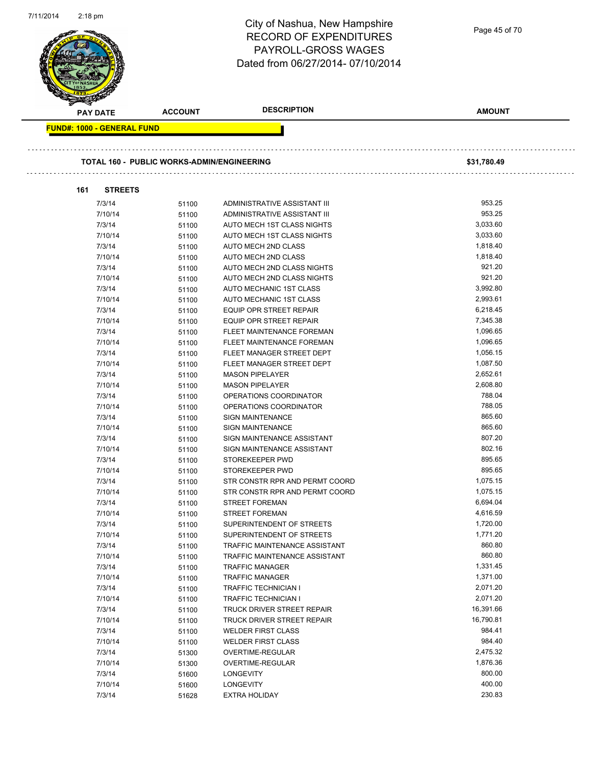# City of Nashua, New Hampshire
# RECORD OF EXPENDITURES
# PAYROLL-GROSS WAGES
# Dated from 06/27/2014- 07/10/2014

| PAY DATE | ACCOUNT | DESCRIPTION | AMOUNT |
|---|---|---|---|

**FUND#: 1000 - GENERAL FUND**

**TOTAL 160 - PUBLIC WORKS-ADMIN/ENGINEERING** **$31,780.49**

**161 STREETS**

| PAY DATE | ACCOUNT | DESCRIPTION | AMOUNT |
|---|---|---|---|
| 7/3/14 | 51100 | ADMINISTRATIVE ASSISTANT III | 953.25 |
| 7/10/14 | 51100 | ADMINISTRATIVE ASSISTANT III | 953.25 |
| 7/3/14 | 51100 | AUTO MECH 1ST CLASS NIGHTS | 3,033.60 |
| 7/10/14 | 51100 | AUTO MECH 1ST CLASS NIGHTS | 3,033.60 |
| 7/3/14 | 51100 | AUTO MECH 2ND CLASS | 1,818.40 |
| 7/10/14 | 51100 | AUTO MECH 2ND CLASS | 1,818.40 |
| 7/3/14 | 51100 | AUTO MECH 2ND CLASS NIGHTS | 921.20 |
| 7/10/14 | 51100 | AUTO MECH 2ND CLASS NIGHTS | 921.20 |
| 7/3/14 | 51100 | AUTO MECHANIC 1ST CLASS | 3,992.80 |
| 7/10/14 | 51100 | AUTO MECHANIC 1ST CLASS | 2,993.61 |
| 7/3/14 | 51100 | EQUIP OPR STREET REPAIR | 6,218.45 |
| 7/10/14 | 51100 | EQUIP OPR STREET REPAIR | 7,345.38 |
| 7/3/14 | 51100 | FLEET MAINTENANCE FOREMAN | 1,096.65 |
| 7/10/14 | 51100 | FLEET MAINTENANCE FOREMAN | 1,096.65 |
| 7/3/14 | 51100 | FLEET MANAGER STREET DEPT | 1,056.15 |
| 7/10/14 | 51100 | FLEET MANAGER STREET DEPT | 1,087.50 |
| 7/3/14 | 51100 | MASON PIPELAYER | 2,652.61 |
| 7/10/14 | 51100 | MASON PIPELAYER | 2,608.80 |
| 7/3/14 | 51100 | OPERATIONS COORDINATOR | 788.04 |
| 7/10/14 | 51100 | OPERATIONS COORDINATOR | 788.05 |
| 7/3/14 | 51100 | SIGN MAINTENANCE | 865.60 |
| 7/10/14 | 51100 | SIGN MAINTENANCE | 865.60 |
| 7/3/14 | 51100 | SIGN MAINTENANCE ASSISTANT | 807.20 |
| 7/10/14 | 51100 | SIGN MAINTENANCE ASSISTANT | 802.16 |
| 7/3/14 | 51100 | STOREKEEPER PWD | 895.65 |
| 7/10/14 | 51100 | STOREKEEPER PWD | 895.65 |
| 7/3/14 | 51100 | STR CONSTR RPR AND PERMT COORD | 1,075.15 |
| 7/10/14 | 51100 | STR CONSTR RPR AND PERMT COORD | 1,075.15 |
| 7/3/14 | 51100 | STREET FOREMAN | 6,694.04 |
| 7/10/14 | 51100 | STREET FOREMAN | 4,616.59 |
| 7/3/14 | 51100 | SUPERINTENDENT OF STREETS | 1,720.00 |
| 7/10/14 | 51100 | SUPERINTENDENT OF STREETS | 1,771.20 |
| 7/3/14 | 51100 | TRAFFIC MAINTENANCE ASSISTANT | 860.80 |
| 7/10/14 | 51100 | TRAFFIC MAINTENANCE ASSISTANT | 860.80 |
| 7/3/14 | 51100 | TRAFFIC MANAGER | 1,331.45 |
| 7/10/14 | 51100 | TRAFFIC MANAGER | 1,371.00 |
| 7/3/14 | 51100 | TRAFFIC TECHNICIAN I | 2,071.20 |
| 7/10/14 | 51100 | TRAFFIC TECHNICIAN I | 2,071.20 |
| 7/3/14 | 51100 | TRUCK DRIVER STREET REPAIR | 16,391.66 |
| 7/10/14 | 51100 | TRUCK DRIVER STREET REPAIR | 16,790.81 |
| 7/3/14 | 51100 | WELDER FIRST CLASS | 984.41 |
| 7/10/14 | 51100 | WELDER FIRST CLASS | 984.40 |
| 7/3/14 | 51300 | OVERTIME-REGULAR | 2,475.32 |
| 7/10/14 | 51300 | OVERTIME-REGULAR | 1,876.36 |
| 7/3/14 | 51600 | LONGEVITY | 800.00 |
| 7/10/14 | 51600 | LONGEVITY | 400.00 |
| 7/3/14 | 51628 | EXTRA HOLIDAY | 230.83 |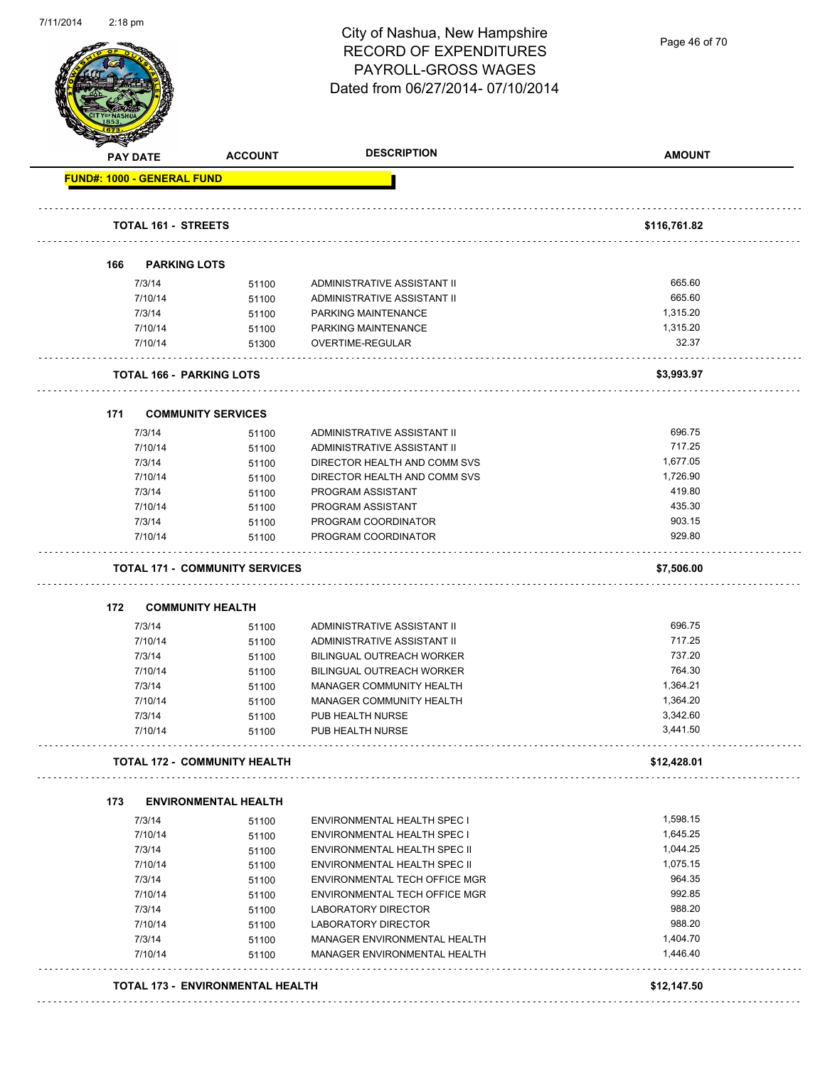# City of Nashua, New Hampshire
## RECORD OF EXPENDITURES
## PAYROLL-GROSS WAGES
## Dated from 06/27/2014- 07/10/2014

| PAY DATE | ACCOUNT | DESCRIPTION | AMOUNT |
|---|---|---|---|
| **FUND#: 1000 - GENERAL FUND** | | | |
| **TOTAL 161 - STREETS** | | | **$116,761.82** |
| **166 PARKING LOTS** | | | |
| 7/3/14 | 51100 | ADMINISTRATIVE ASSISTANT II | 665.60 |
| 7/10/14 | 51100 | ADMINISTRATIVE ASSISTANT II | 665.60 |
| 7/3/14 | 51100 | PARKING MAINTENANCE | 1,315.20 |
| 7/10/14 | 51100 | PARKING MAINTENANCE | 1,315.20 |
| 7/10/14 | 51300 | OVERTIME-REGULAR | 32.37 |
| **TOTAL 166 - PARKING LOTS** | | | **$3,993.97** |
| **171 COMMUNITY SERVICES** | | | |
| 7/3/14 | 51100 | ADMINISTRATIVE ASSISTANT II | 696.75 |
| 7/10/14 | 51100 | ADMINISTRATIVE ASSISTANT II | 717.25 |
| 7/3/14 | 51100 | DIRECTOR HEALTH AND COMM SVS | 1,677.05 |
| 7/10/14 | 51100 | DIRECTOR HEALTH AND COMM SVS | 1,726.90 |
| 7/3/14 | 51100 | PROGRAM ASSISTANT | 419.80 |
| 7/10/14 | 51100 | PROGRAM ASSISTANT | 435.30 |
| 7/3/14 | 51100 | PROGRAM COORDINATOR | 903.15 |
| 7/10/14 | 51100 | PROGRAM COORDINATOR | 929.80 |
| **TOTAL 171 - COMMUNITY SERVICES** | | | **$7,506.00** |
| **172 COMMUNITY HEALTH** | | | |
| 7/3/14 | 51100 | ADMINISTRATIVE ASSISTANT II | 696.75 |
| 7/10/14 | 51100 | ADMINISTRATIVE ASSISTANT II | 717.25 |
| 7/3/14 | 51100 | BILINGUAL OUTREACH WORKER | 737.20 |
| 7/10/14 | 51100 | BILINGUAL OUTREACH WORKER | 764.30 |
| 7/3/14 | 51100 | MANAGER COMMUNITY HEALTH | 1,364.21 |
| 7/10/14 | 51100 | MANAGER COMMUNITY HEALTH | 1,364.20 |
| 7/3/14 | 51100 | PUB HEALTH NURSE | 3,342.60 |
| 7/10/14 | 51100 | PUB HEALTH NURSE | 3,441.50 |
| **TOTAL 172 - COMMUNITY HEALTH** | | | **$12,428.01** |
| **173 ENVIRONMENTAL HEALTH** | | | |
| 7/3/14 | 51100 | ENVIRONMENTAL HEALTH SPEC I | 1,598.15 |
| 7/10/14 | 51100 | ENVIRONMENTAL HEALTH SPEC I | 1,645.25 |
| 7/3/14 | 51100 | ENVIRONMENTAL HEALTH SPEC II | 1,044.25 |
| 7/10/14 | 51100 | ENVIRONMENTAL HEALTH SPEC II | 1,075.15 |
| 7/3/14 | 51100 | ENVIRONMENTAL TECH OFFICE MGR | 964.35 |
| 7/10/14 | 51100 | ENVIRONMENTAL TECH OFFICE MGR | 992.85 |
| 7/3/14 | 51100 | LABORATORY DIRECTOR | 988.20 |
| 7/10/14 | 51100 | LABORATORY DIRECTOR | 988.20 |
| 7/3/14 | 51100 | MANAGER ENVIRONMENTAL HEALTH | 1,404.70 |
| 7/10/14 | 51100 | MANAGER ENVIRONMENTAL HEALTH | 1,446.40 |
| **TOTAL 173 - ENVIRONMENTAL HEALTH** | | | **$12,147.50** |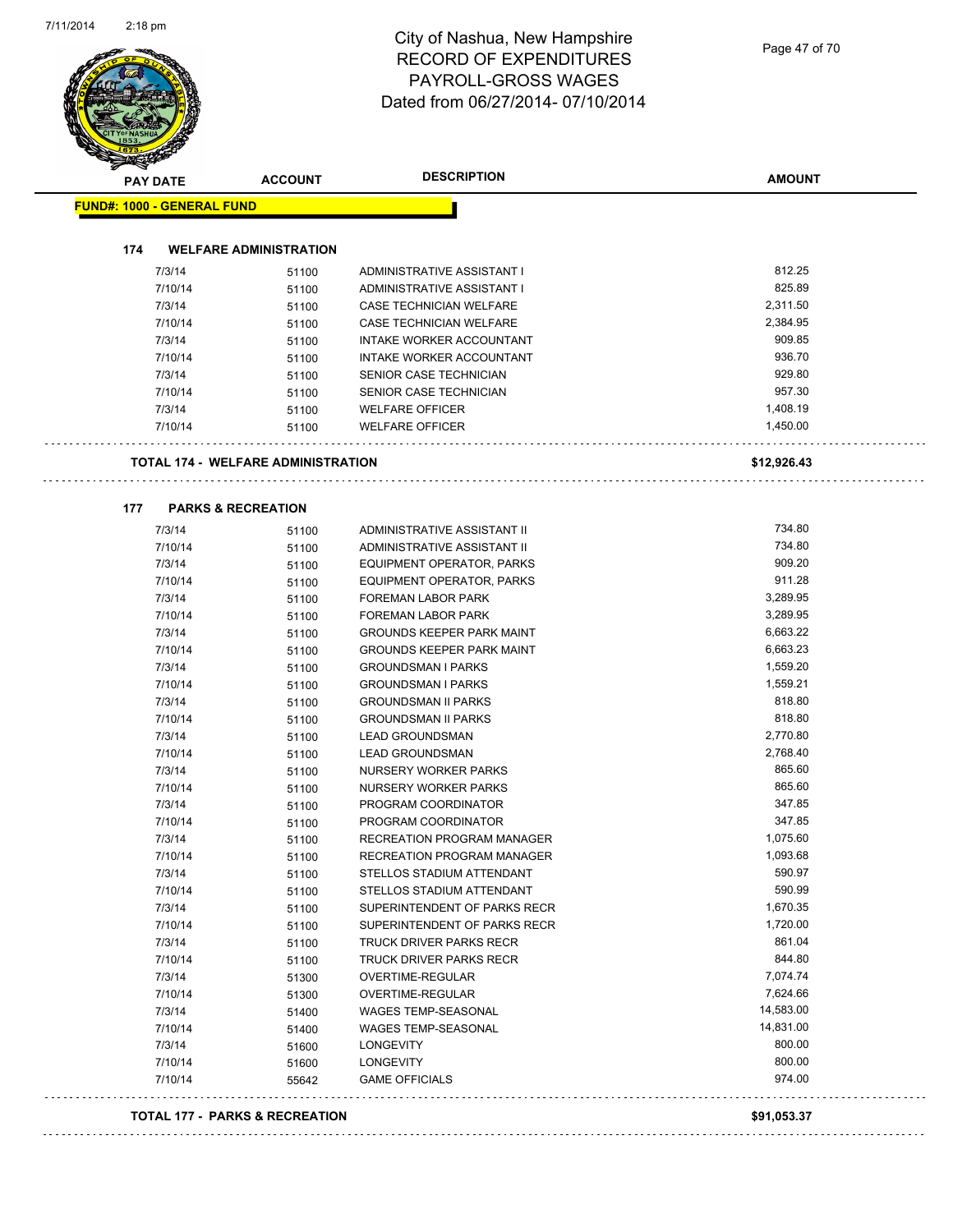# City of Nashua, New Hampshire
## RECORD OF EXPENDITURES
## PAYROLL-GROSS WAGES
## Dated from 06/27/2014- 07/10/2014

| PAY DATE | ACCOUNT | DESCRIPTION | AMOUNT |
|---|---|---|---|

**FUND#: 1000 - GENERAL FUND**

**174 WELFARE ADMINISTRATION**

| PAY DATE | ACCOUNT | DESCRIPTION | AMOUNT |
|---|---|---|---|
| 7/3/14 | 51100 | ADMINISTRATIVE ASSISTANT I | 812.25 |
| 7/10/14 | 51100 | ADMINISTRATIVE ASSISTANT I | 825.89 |
| 7/3/14 | 51100 | CASE TECHNICIAN WELFARE | 2,311.50 |
| 7/10/14 | 51100 | CASE TECHNICIAN WELFARE | 2,384.95 |
| 7/3/14 | 51100 | INTAKE WORKER ACCOUNTANT | 909.85 |
| 7/10/14 | 51100 | INTAKE WORKER ACCOUNTANT | 936.70 |
| 7/3/14 | 51100 | SENIOR CASE TECHNICIAN | 929.80 |
| 7/10/14 | 51100 | SENIOR CASE TECHNICIAN | 957.30 |
| 7/3/14 | 51100 | WELFARE OFFICER | 1,408.19 |
| 7/10/14 | 51100 | WELFARE OFFICER | 1,450.00 |

**TOTAL 174 - WELFARE ADMINISTRATION** **$12,926.43**

**177 PARKS & RECREATION**

| PAY DATE | ACCOUNT | DESCRIPTION | AMOUNT |
|---|---|---|---|
| 7/3/14 | 51100 | ADMINISTRATIVE ASSISTANT II | 734.80 |
| 7/10/14 | 51100 | ADMINISTRATIVE ASSISTANT II | 734.80 |
| 7/3/14 | 51100 | EQUIPMENT OPERATOR, PARKS | 909.20 |
| 7/10/14 | 51100 | EQUIPMENT OPERATOR, PARKS | 911.28 |
| 7/3/14 | 51100 | FOREMAN LABOR PARK | 3,289.95 |
| 7/10/14 | 51100 | FOREMAN LABOR PARK | 3,289.95 |
| 7/3/14 | 51100 | GROUNDS KEEPER PARK MAINT | 6,663.22 |
| 7/10/14 | 51100 | GROUNDS KEEPER PARK MAINT | 6,663.23 |
| 7/3/14 | 51100 | GROUNDSMAN I PARKS | 1,559.20 |
| 7/10/14 | 51100 | GROUNDSMAN I PARKS | 1,559.21 |
| 7/3/14 | 51100 | GROUNDSMAN II PARKS | 818.80 |
| 7/10/14 | 51100 | GROUNDSMAN II PARKS | 818.80 |
| 7/3/14 | 51100 | LEAD GROUNDSMAN | 2,770.80 |
| 7/10/14 | 51100 | LEAD GROUNDSMAN | 2,768.40 |
| 7/3/14 | 51100 | NURSERY WORKER PARKS | 865.60 |
| 7/10/14 | 51100 | NURSERY WORKER PARKS | 865.60 |
| 7/3/14 | 51100 | PROGRAM COORDINATOR | 347.85 |
| 7/10/14 | 51100 | PROGRAM COORDINATOR | 347.85 |
| 7/3/14 | 51100 | RECREATION PROGRAM MANAGER | 1,075.60 |
| 7/10/14 | 51100 | RECREATION PROGRAM MANAGER | 1,093.68 |
| 7/3/14 | 51100 | STELLOS STADIUM ATTENDANT | 590.97 |
| 7/10/14 | 51100 | STELLOS STADIUM ATTENDANT | 590.99 |
| 7/3/14 | 51100 | SUPERINTENDENT OF PARKS RECR | 1,670.35 |
| 7/10/14 | 51100 | SUPERINTENDENT OF PARKS RECR | 1,720.00 |
| 7/3/14 | 51100 | TRUCK DRIVER PARKS RECR | 861.04 |
| 7/10/14 | 51100 | TRUCK DRIVER PARKS RECR | 844.80 |
| 7/3/14 | 51300 | OVERTIME-REGULAR | 7,074.74 |
| 7/10/14 | 51300 | OVERTIME-REGULAR | 7,624.66 |
| 7/3/14 | 51400 | WAGES TEMP-SEASONAL | 14,583.00 |
| 7/10/14 | 51400 | WAGES TEMP-SEASONAL | 14,831.00 |
| 7/3/14 | 51600 | LONGEVITY | 800.00 |
| 7/10/14 | 51600 | LONGEVITY | 800.00 |
| 7/10/14 | 55642 | GAME OFFICIALS | 974.00 |

**TOTAL 177 - PARKS & RECREATION** **$91,053.37**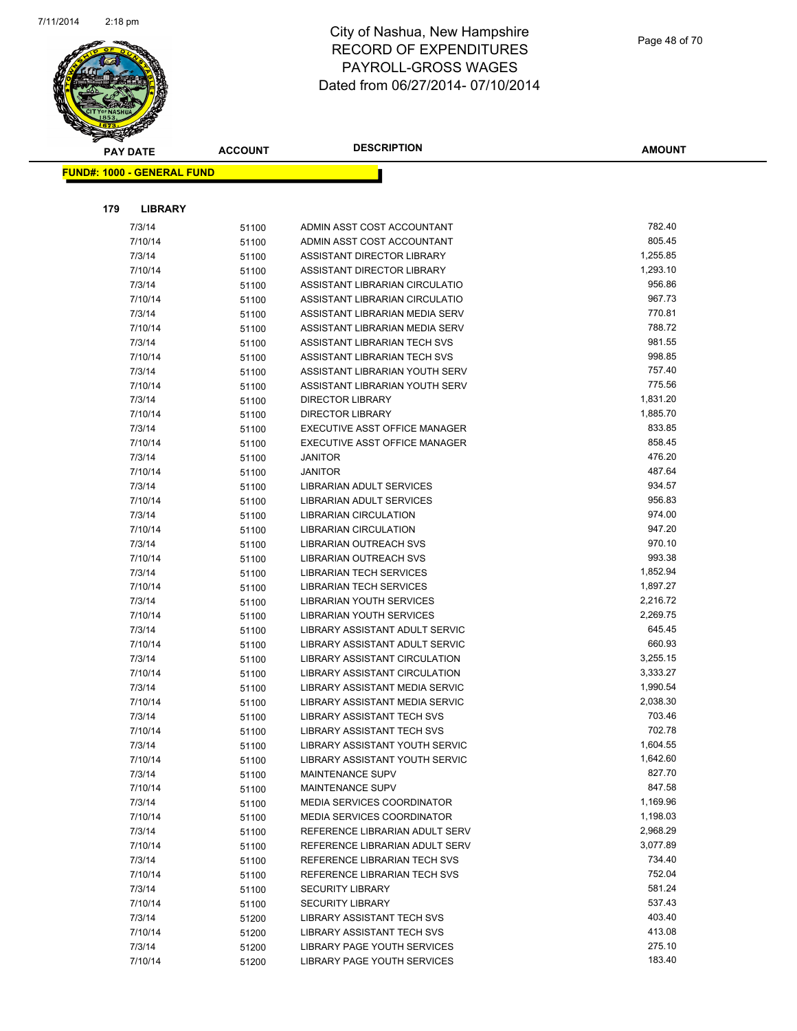# City of Nashua, New Hampshire
## RECORD OF EXPENDITURES
## PAYROLL-GROSS WAGES
### Dated from 06/27/2014- 07/10/2014

| PAY DATE | ACCOUNT | DESCRIPTION | AMOUNT |
|---|---|---|---|

**FUND#: 1000 - GENERAL FUND**

**179 LIBRARY**

| PAY DATE | ACCOUNT | DESCRIPTION | AMOUNT |
|---|---|---|---|
| 7/3/14 | 51100 | ADMIN ASST COST ACCOUNTANT | 782.40 |
| 7/10/14 | 51100 | ADMIN ASST COST ACCOUNTANT | 805.45 |
| 7/3/14 | 51100 | ASSISTANT DIRECTOR LIBRARY | 1,255.85 |
| 7/10/14 | 51100 | ASSISTANT DIRECTOR LIBRARY | 1,293.10 |
| 7/3/14 | 51100 | ASSISTANT LIBRARIAN CIRCULATIO | 956.86 |
| 7/10/14 | 51100 | ASSISTANT LIBRARIAN CIRCULATIO | 967.73 |
| 7/3/14 | 51100 | ASSISTANT LIBRARIAN MEDIA SERV | 770.81 |
| 7/10/14 | 51100 | ASSISTANT LIBRARIAN MEDIA SERV | 788.72 |
| 7/3/14 | 51100 | ASSISTANT LIBRARIAN TECH SVS | 981.55 |
| 7/10/14 | 51100 | ASSISTANT LIBRARIAN TECH SVS | 998.85 |
| 7/3/14 | 51100 | ASSISTANT LIBRARIAN YOUTH SERV | 757.40 |
| 7/10/14 | 51100 | ASSISTANT LIBRARIAN YOUTH SERV | 775.56 |
| 7/3/14 | 51100 | DIRECTOR LIBRARY | 1,831.20 |
| 7/10/14 | 51100 | DIRECTOR LIBRARY | 1,885.70 |
| 7/3/14 | 51100 | EXECUTIVE ASST OFFICE MANAGER | 833.85 |
| 7/10/14 | 51100 | EXECUTIVE ASST OFFICE MANAGER | 858.45 |
| 7/3/14 | 51100 | JANITOR | 476.20 |
| 7/10/14 | 51100 | JANITOR | 487.64 |
| 7/3/14 | 51100 | LIBRARIAN ADULT SERVICES | 934.57 |
| 7/10/14 | 51100 | LIBRARIAN ADULT SERVICES | 956.83 |
| 7/3/14 | 51100 | LIBRARIAN CIRCULATION | 974.00 |
| 7/10/14 | 51100 | LIBRARIAN CIRCULATION | 947.20 |
| 7/3/14 | 51100 | LIBRARIAN OUTREACH SVS | 970.10 |
| 7/10/14 | 51100 | LIBRARIAN OUTREACH SVS | 993.38 |
| 7/3/14 | 51100 | LIBRARIAN TECH SERVICES | 1,852.94 |
| 7/10/14 | 51100 | LIBRARIAN TECH SERVICES | 1,897.27 |
| 7/3/14 | 51100 | LIBRARIAN YOUTH SERVICES | 2,216.72 |
| 7/10/14 | 51100 | LIBRARIAN YOUTH SERVICES | 2,269.75 |
| 7/3/14 | 51100 | LIBRARY ASSISTANT ADULT SERVIC | 645.45 |
| 7/10/14 | 51100 | LIBRARY ASSISTANT ADULT SERVIC | 660.93 |
| 7/3/14 | 51100 | LIBRARY ASSISTANT CIRCULATION | 3,255.15 |
| 7/10/14 | 51100 | LIBRARY ASSISTANT CIRCULATION | 3,333.27 |
| 7/3/14 | 51100 | LIBRARY ASSISTANT MEDIA SERVIC | 1,990.54 |
| 7/10/14 | 51100 | LIBRARY ASSISTANT MEDIA SERVIC | 2,038.30 |
| 7/3/14 | 51100 | LIBRARY ASSISTANT TECH SVS | 703.46 |
| 7/10/14 | 51100 | LIBRARY ASSISTANT TECH SVS | 702.78 |
| 7/3/14 | 51100 | LIBRARY ASSISTANT YOUTH SERVIC | 1,604.55 |
| 7/10/14 | 51100 | LIBRARY ASSISTANT YOUTH SERVIC | 1,642.60 |
| 7/3/14 | 51100 | MAINTENANCE SUPV | 827.70 |
| 7/10/14 | 51100 | MAINTENANCE SUPV | 847.58 |
| 7/3/14 | 51100 | MEDIA SERVICES COORDINATOR | 1,169.96 |
| 7/10/14 | 51100 | MEDIA SERVICES COORDINATOR | 1,198.03 |
| 7/3/14 | 51100 | REFERENCE LIBRARIAN ADULT SERV | 2,968.29 |
| 7/10/14 | 51100 | REFERENCE LIBRARIAN ADULT SERV | 3,077.89 |
| 7/3/14 | 51100 | REFERENCE LIBRARIAN TECH SVS | 734.40 |
| 7/10/14 | 51100 | REFERENCE LIBRARIAN TECH SVS | 752.04 |
| 7/3/14 | 51100 | SECURITY LIBRARY | 581.24 |
| 7/10/14 | 51100 | SECURITY LIBRARY | 537.43 |
| 7/3/14 | 51200 | LIBRARY ASSISTANT TECH SVS | 403.40 |
| 7/10/14 | 51200 | LIBRARY ASSISTANT TECH SVS | 413.08 |
| 7/3/14 | 51200 | LIBRARY PAGE YOUTH SERVICES | 275.10 |
| 7/10/14 | 51200 | LIBRARY PAGE YOUTH SERVICES | 183.40 |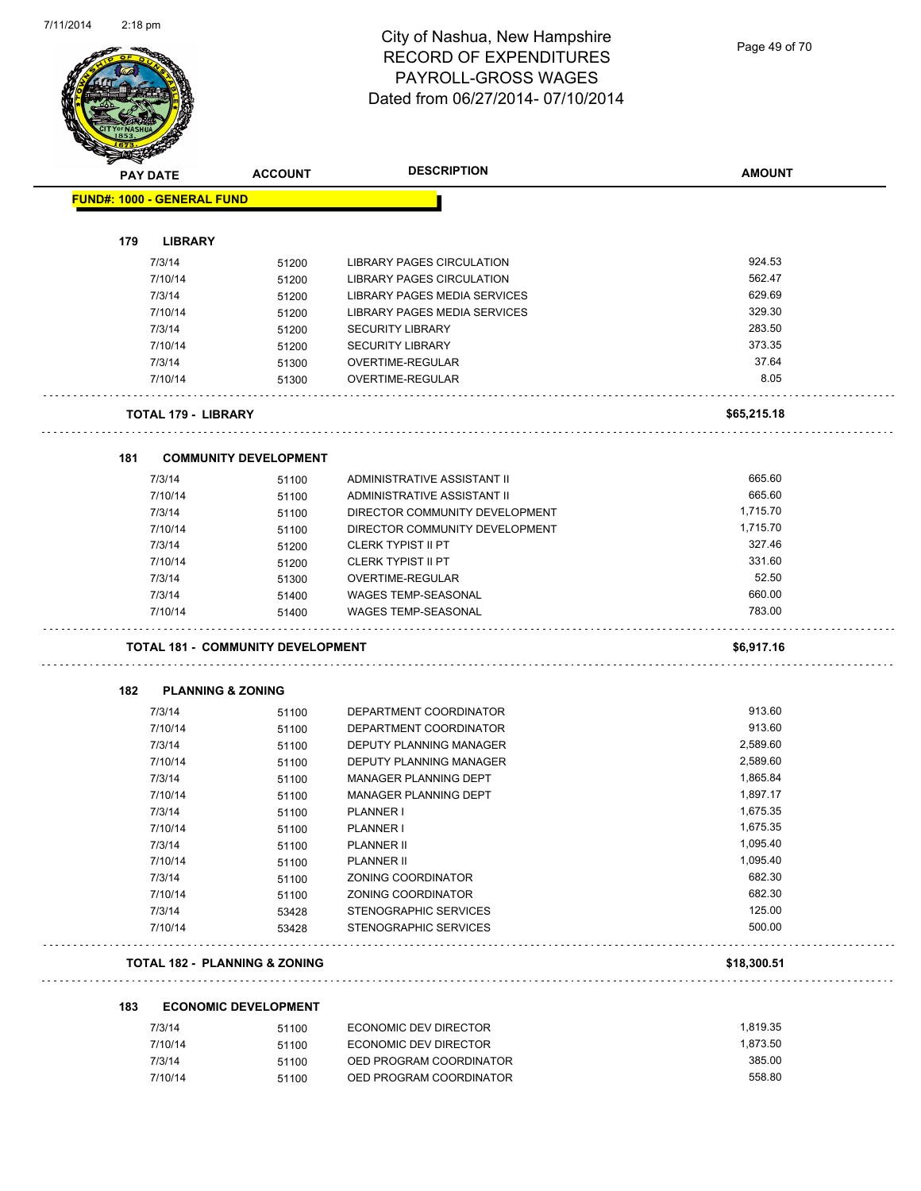# City of Nashua, New Hampshire
## RECORD OF EXPENDITURES
## PAYROLL-GROSS WAGES
## Dated from 06/27/2014- 07/10/2014

| PAY DATE | ACCOUNT | DESCRIPTION | AMOUNT |
|---|---|---|---|
| **FUND#: 1000 - GENERAL FUND** | | | |
| **179 LIBRARY** | | | |
| 7/3/14 | 51200 | LIBRARY PAGES CIRCULATION | 924.53 |
| 7/10/14 | 51200 | LIBRARY PAGES CIRCULATION | 562.47 |
| 7/3/14 | 51200 | LIBRARY PAGES MEDIA SERVICES | 629.69 |
| 7/10/14 | 51200 | LIBRARY PAGES MEDIA SERVICES | 329.30 |
| 7/3/14 | 51200 | SECURITY LIBRARY | 283.50 |
| 7/10/14 | 51200 | SECURITY LIBRARY | 373.35 |
| 7/3/14 | 51300 | OVERTIME-REGULAR | 37.64 |
| 7/10/14 | 51300 | OVERTIME-REGULAR | 8.05 |
| **TOTAL 179 - LIBRARY** | | | **$65,215.18** |
| **181 COMMUNITY DEVELOPMENT** | | | |
| 7/3/14 | 51100 | ADMINISTRATIVE ASSISTANT II | 665.60 |
| 7/10/14 | 51100 | ADMINISTRATIVE ASSISTANT II | 665.60 |
| 7/3/14 | 51100 | DIRECTOR COMMUNITY DEVELOPMENT | 1,715.70 |
| 7/10/14 | 51100 | DIRECTOR COMMUNITY DEVELOPMENT | 1,715.70 |
| 7/3/14 | 51200 | CLERK TYPIST II PT | 327.46 |
| 7/10/14 | 51200 | CLERK TYPIST II PT | 331.60 |
| 7/3/14 | 51300 | OVERTIME-REGULAR | 52.50 |
| 7/3/14 | 51400 | WAGES TEMP-SEASONAL | 660.00 |
| 7/10/14 | 51400 | WAGES TEMP-SEASONAL | 783.00 |
| **TOTAL 181 - COMMUNITY DEVELOPMENT** | | | **$6,917.16** |
| **182 PLANNING & ZONING** | | | |
| 7/3/14 | 51100 | DEPARTMENT COORDINATOR | 913.60 |
| 7/10/14 | 51100 | DEPARTMENT COORDINATOR | 913.60 |
| 7/3/14 | 51100 | DEPUTY PLANNING MANAGER | 2,589.60 |
| 7/10/14 | 51100 | DEPUTY PLANNING MANAGER | 2,589.60 |
| 7/3/14 | 51100 | MANAGER PLANNING DEPT | 1,865.84 |
| 7/10/14 | 51100 | MANAGER PLANNING DEPT | 1,897.17 |
| 7/3/14 | 51100 | PLANNER I | 1,675.35 |
| 7/10/14 | 51100 | PLANNER I | 1,675.35 |
| 7/3/14 | 51100 | PLANNER II | 1,095.40 |
| 7/10/14 | 51100 | PLANNER II | 1,095.40 |
| 7/3/14 | 51100 | ZONING COORDINATOR | 682.30 |
| 7/10/14 | 51100 | ZONING COORDINATOR | 682.30 |
| 7/3/14 | 53428 | STENOGRAPHIC SERVICES | 125.00 |
| 7/10/14 | 53428 | STENOGRAPHIC SERVICES | 500.00 |
| **TOTAL 182 - PLANNING & ZONING** | | | **$18,300.51** |
| **183 ECONOMIC DEVELOPMENT** | | | |
| 7/3/14 | 51100 | ECONOMIC DEV DIRECTOR | 1,819.35 |
| 7/10/14 | 51100 | ECONOMIC DEV DIRECTOR | 1,873.50 |
| 7/3/14 | 51100 | OED PROGRAM COORDINATOR | 385.00 |
| 7/10/14 | 51100 | OED PROGRAM COORDINATOR | 558.80 |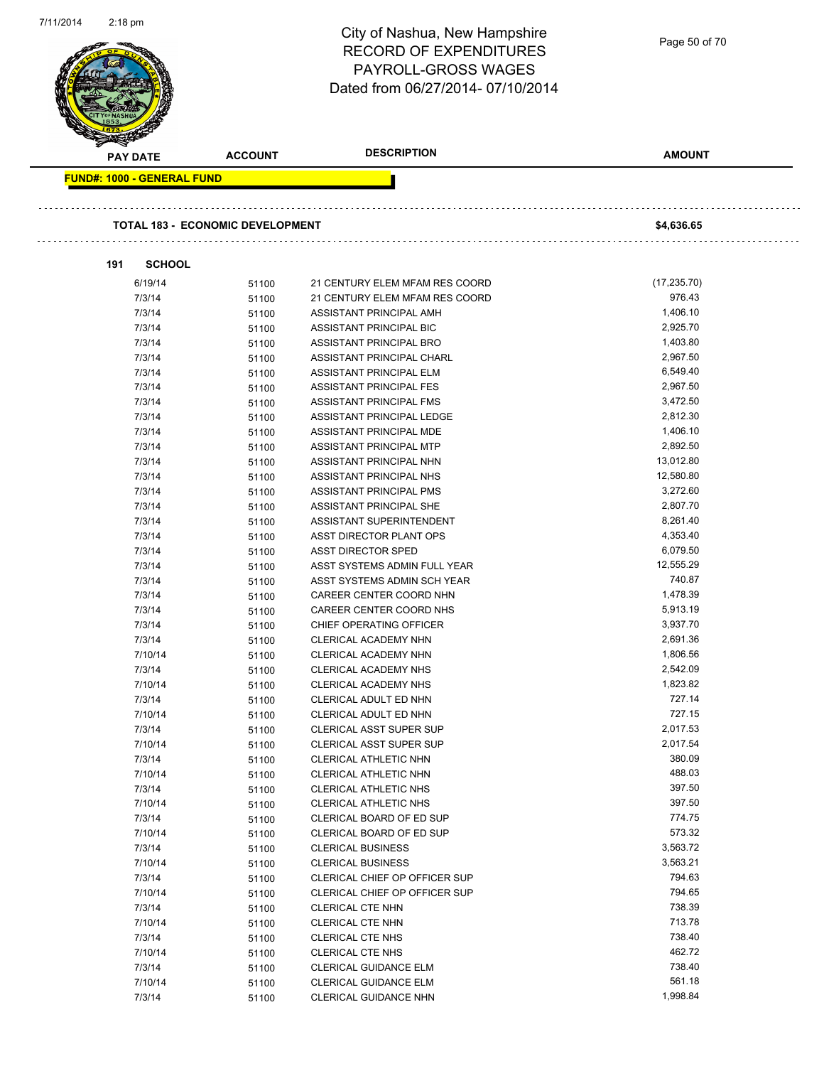# City of Nashua, New Hampshire
# RECORD OF EXPENDITURES
# PAYROLL-GROSS WAGES
# Dated from 06/27/2014- 07/10/2014

| PAY DATE | ACCOUNT | DESCRIPTION | AMOUNT |
|---|---|---|---|

**FUND#: 1000 - GENERAL FUND**

**TOTAL 183 - ECONOMIC DEVELOPMENT** **$4,636.65**

**191 SCHOOL**

| PAY DATE | ACCOUNT | DESCRIPTION | AMOUNT |
|---|---|---|---|
| 6/19/14 | 51100 | 21 CENTURY ELEM MFAM RES COORD | (17,235.70) |
| 7/3/14 | 51100 | 21 CENTURY ELEM MFAM RES COORD | 976.43 |
| 7/3/14 | 51100 | ASSISTANT PRINCIPAL AMH | 1,406.10 |
| 7/3/14 | 51100 | ASSISTANT PRINCIPAL BIC | 2,925.70 |
| 7/3/14 | 51100 | ASSISTANT PRINCIPAL BRO | 1,403.80 |
| 7/3/14 | 51100 | ASSISTANT PRINCIPAL CHARL | 2,967.50 |
| 7/3/14 | 51100 | ASSISTANT PRINCIPAL ELM | 6,549.40 |
| 7/3/14 | 51100 | ASSISTANT PRINCIPAL FES | 2,967.50 |
| 7/3/14 | 51100 | ASSISTANT PRINCIPAL FMS | 3,472.50 |
| 7/3/14 | 51100 | ASSISTANT PRINCIPAL LEDGE | 2,812.30 |
| 7/3/14 | 51100 | ASSISTANT PRINCIPAL MDE | 1,406.10 |
| 7/3/14 | 51100 | ASSISTANT PRINCIPAL MTP | 2,892.50 |
| 7/3/14 | 51100 | ASSISTANT PRINCIPAL NHN | 13,012.80 |
| 7/3/14 | 51100 | ASSISTANT PRINCIPAL NHS | 12,580.80 |
| 7/3/14 | 51100 | ASSISTANT PRINCIPAL PMS | 3,272.60 |
| 7/3/14 | 51100 | ASSISTANT PRINCIPAL SHE | 2,807.70 |
| 7/3/14 | 51100 | ASSISTANT SUPERINTENDENT | 8,261.40 |
| 7/3/14 | 51100 | ASST DIRECTOR PLANT OPS | 4,353.40 |
| 7/3/14 | 51100 | ASST DIRECTOR SPED | 6,079.50 |
| 7/3/14 | 51100 | ASST SYSTEMS ADMIN FULL YEAR | 12,555.29 |
| 7/3/14 | 51100 | ASST SYSTEMS ADMIN SCH YEAR | 740.87 |
| 7/3/14 | 51100 | CAREER CENTER COORD NHN | 1,478.39 |
| 7/3/14 | 51100 | CAREER CENTER COORD NHS | 5,913.19 |
| 7/3/14 | 51100 | CHIEF OPERATING OFFICER | 3,937.70 |
| 7/3/14 | 51100 | CLERICAL ACADEMY NHN | 2,691.36 |
| 7/10/14 | 51100 | CLERICAL ACADEMY NHN | 1,806.56 |
| 7/3/14 | 51100 | CLERICAL ACADEMY NHS | 2,542.09 |
| 7/10/14 | 51100 | CLERICAL ACADEMY NHS | 1,823.82 |
| 7/3/14 | 51100 | CLERICAL ADULT ED NHN | 727.14 |
| 7/10/14 | 51100 | CLERICAL ADULT ED NHN | 727.15 |
| 7/3/14 | 51100 | CLERICAL ASST SUPER SUP | 2,017.53 |
| 7/10/14 | 51100 | CLERICAL ASST SUPER SUP | 2,017.54 |
| 7/3/14 | 51100 | CLERICAL ATHLETIC NHN | 380.09 |
| 7/10/14 | 51100 | CLERICAL ATHLETIC NHN | 488.03 |
| 7/3/14 | 51100 | CLERICAL ATHLETIC NHS | 397.50 |
| 7/10/14 | 51100 | CLERICAL ATHLETIC NHS | 397.50 |
| 7/3/14 | 51100 | CLERICAL BOARD OF ED SUP | 774.75 |
| 7/10/14 | 51100 | CLERICAL BOARD OF ED SUP | 573.32 |
| 7/3/14 | 51100 | CLERICAL BUSINESS | 3,563.72 |
| 7/10/14 | 51100 | CLERICAL BUSINESS | 3,563.21 |
| 7/3/14 | 51100 | CLERICAL CHIEF OP OFFICER SUP | 794.63 |
| 7/10/14 | 51100 | CLERICAL CHIEF OP OFFICER SUP | 794.65 |
| 7/3/14 | 51100 | CLERICAL CTE NHN | 738.39 |
| 7/10/14 | 51100 | CLERICAL CTE NHN | 713.78 |
| 7/3/14 | 51100 | CLERICAL CTE NHS | 738.40 |
| 7/10/14 | 51100 | CLERICAL CTE NHS | 462.72 |
| 7/3/14 | 51100 | CLERICAL GUIDANCE ELM | 738.40 |
| 7/10/14 | 51100 | CLERICAL GUIDANCE ELM | 561.18 |
| 7/3/14 | 51100 | CLERICAL GUIDANCE NHN | 1,998.84 |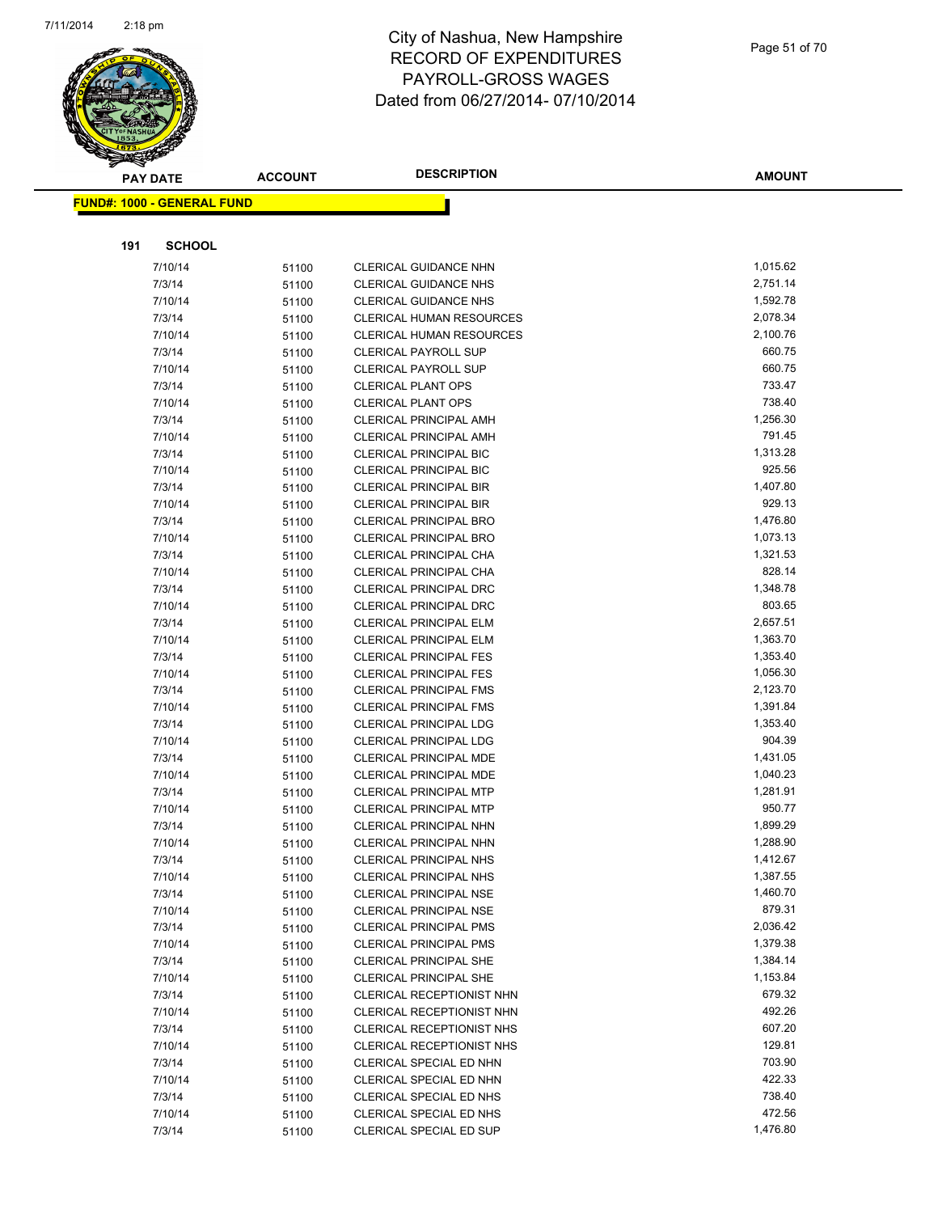# City of Nashua, New Hampshire
# RECORD OF EXPENDITURES
# PAYROLL-GROSS WAGES
# Dated from 06/27/2014- 07/10/2014

**FUND#: 1000 - GENERAL FUND**

**191 SCHOOL**

| PAY DATE | ACCOUNT | DESCRIPTION | AMOUNT |
|---|---|---|---|
| 7/10/14 | 51100 | CLERICAL GUIDANCE NHN | 1,015.62 |
| 7/3/14 | 51100 | CLERICAL GUIDANCE NHS | 2,751.14 |
| 7/10/14 | 51100 | CLERICAL GUIDANCE NHS | 1,592.78 |
| 7/3/14 | 51100 | CLERICAL HUMAN RESOURCES | 2,078.34 |
| 7/10/14 | 51100 | CLERICAL HUMAN RESOURCES | 2,100.76 |
| 7/3/14 | 51100 | CLERICAL PAYROLL SUP | 660.75 |
| 7/10/14 | 51100 | CLERICAL PAYROLL SUP | 660.75 |
| 7/3/14 | 51100 | CLERICAL PLANT OPS | 733.47 |
| 7/10/14 | 51100 | CLERICAL PLANT OPS | 738.40 |
| 7/3/14 | 51100 | CLERICAL PRINCIPAL AMH | 1,256.30 |
| 7/10/14 | 51100 | CLERICAL PRINCIPAL AMH | 791.45 |
| 7/3/14 | 51100 | CLERICAL PRINCIPAL BIC | 1,313.28 |
| 7/10/14 | 51100 | CLERICAL PRINCIPAL BIC | 925.56 |
| 7/3/14 | 51100 | CLERICAL PRINCIPAL BIR | 1,407.80 |
| 7/10/14 | 51100 | CLERICAL PRINCIPAL BIR | 929.13 |
| 7/3/14 | 51100 | CLERICAL PRINCIPAL BRO | 1,476.80 |
| 7/10/14 | 51100 | CLERICAL PRINCIPAL BRO | 1,073.13 |
| 7/3/14 | 51100 | CLERICAL PRINCIPAL CHA | 1,321.53 |
| 7/10/14 | 51100 | CLERICAL PRINCIPAL CHA | 828.14 |
| 7/3/14 | 51100 | CLERICAL PRINCIPAL DRC | 1,348.78 |
| 7/10/14 | 51100 | CLERICAL PRINCIPAL DRC | 803.65 |
| 7/3/14 | 51100 | CLERICAL PRINCIPAL ELM | 2,657.51 |
| 7/10/14 | 51100 | CLERICAL PRINCIPAL ELM | 1,363.70 |
| 7/3/14 | 51100 | CLERICAL PRINCIPAL FES | 1,353.40 |
| 7/10/14 | 51100 | CLERICAL PRINCIPAL FES | 1,056.30 |
| 7/3/14 | 51100 | CLERICAL PRINCIPAL FMS | 2,123.70 |
| 7/10/14 | 51100 | CLERICAL PRINCIPAL FMS | 1,391.84 |
| 7/3/14 | 51100 | CLERICAL PRINCIPAL LDG | 1,353.40 |
| 7/10/14 | 51100 | CLERICAL PRINCIPAL LDG | 904.39 |
| 7/3/14 | 51100 | CLERICAL PRINCIPAL MDE | 1,431.05 |
| 7/10/14 | 51100 | CLERICAL PRINCIPAL MDE | 1,040.23 |
| 7/3/14 | 51100 | CLERICAL PRINCIPAL MTP | 1,281.91 |
| 7/10/14 | 51100 | CLERICAL PRINCIPAL MTP | 950.77 |
| 7/3/14 | 51100 | CLERICAL PRINCIPAL NHN | 1,899.29 |
| 7/10/14 | 51100 | CLERICAL PRINCIPAL NHN | 1,288.90 |
| 7/3/14 | 51100 | CLERICAL PRINCIPAL NHS | 1,412.67 |
| 7/10/14 | 51100 | CLERICAL PRINCIPAL NHS | 1,387.55 |
| 7/3/14 | 51100 | CLERICAL PRINCIPAL NSE | 1,460.70 |
| 7/10/14 | 51100 | CLERICAL PRINCIPAL NSE | 879.31 |
| 7/3/14 | 51100 | CLERICAL PRINCIPAL PMS | 2,036.42 |
| 7/10/14 | 51100 | CLERICAL PRINCIPAL PMS | 1,379.38 |
| 7/3/14 | 51100 | CLERICAL PRINCIPAL SHE | 1,384.14 |
| 7/10/14 | 51100 | CLERICAL PRINCIPAL SHE | 1,153.84 |
| 7/3/14 | 51100 | CLERICAL RECEPTIONIST NHN | 679.32 |
| 7/10/14 | 51100 | CLERICAL RECEPTIONIST NHN | 492.26 |
| 7/3/14 | 51100 | CLERICAL RECEPTIONIST NHS | 607.20 |
| 7/10/14 | 51100 | CLERICAL RECEPTIONIST NHS | 129.81 |
| 7/3/14 | 51100 | CLERICAL SPECIAL ED NHN | 703.90 |
| 7/10/14 | 51100 | CLERICAL SPECIAL ED NHN | 422.33 |
| 7/3/14 | 51100 | CLERICAL SPECIAL ED NHS | 738.40 |
| 7/10/14 | 51100 | CLERICAL SPECIAL ED NHS | 472.56 |
| 7/3/14 | 51100 | CLERICAL SPECIAL ED SUP | 1,476.80 |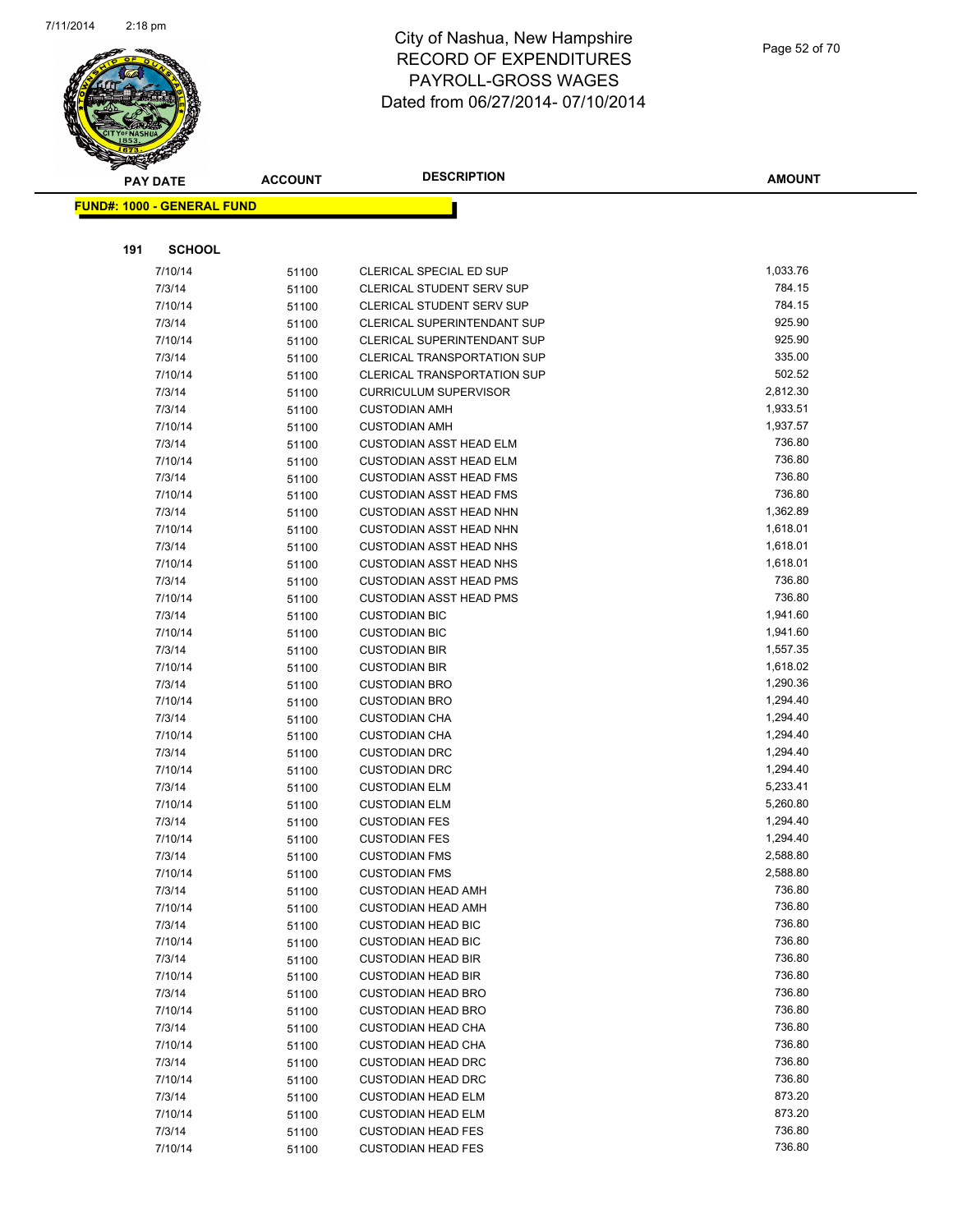# City of Nashua, New Hampshire
## RECORD OF EXPENDITURES
## PAYROLL-GROSS WAGES
## Dated from 06/27/2014- 07/10/2014

**FUND#: 1000 - GENERAL FUND**

**191 SCHOOL**

| PAY DATE | ACCOUNT | DESCRIPTION | AMOUNT |
|---|---|---|---|
| 7/10/14 | 51100 | CLERICAL SPECIAL ED SUP | 1,033.76 |
| 7/3/14 | 51100 | CLERICAL STUDENT SERV SUP | 784.15 |
| 7/10/14 | 51100 | CLERICAL STUDENT SERV SUP | 784.15 |
| 7/3/14 | 51100 | CLERICAL SUPERINTENDANT SUP | 925.90 |
| 7/10/14 | 51100 | CLERICAL SUPERINTENDANT SUP | 925.90 |
| 7/3/14 | 51100 | CLERICAL TRANSPORTATION SUP | 335.00 |
| 7/10/14 | 51100 | CLERICAL TRANSPORTATION SUP | 502.52 |
| 7/3/14 | 51100 | CURRICULUM SUPERVISOR | 2,812.30 |
| 7/3/14 | 51100 | CUSTODIAN AMH | 1,933.51 |
| 7/10/14 | 51100 | CUSTODIAN AMH | 1,937.57 |
| 7/3/14 | 51100 | CUSTODIAN ASST HEAD ELM | 736.80 |
| 7/10/14 | 51100 | CUSTODIAN ASST HEAD ELM | 736.80 |
| 7/3/14 | 51100 | CUSTODIAN ASST HEAD FMS | 736.80 |
| 7/10/14 | 51100 | CUSTODIAN ASST HEAD FMS | 736.80 |
| 7/3/14 | 51100 | CUSTODIAN ASST HEAD NHN | 1,362.89 |
| 7/10/14 | 51100 | CUSTODIAN ASST HEAD NHN | 1,618.01 |
| 7/3/14 | 51100 | CUSTODIAN ASST HEAD NHS | 1,618.01 |
| 7/10/14 | 51100 | CUSTODIAN ASST HEAD NHS | 1,618.01 |
| 7/3/14 | 51100 | CUSTODIAN ASST HEAD PMS | 736.80 |
| 7/10/14 | 51100 | CUSTODIAN ASST HEAD PMS | 736.80 |
| 7/3/14 | 51100 | CUSTODIAN BIC | 1,941.60 |
| 7/10/14 | 51100 | CUSTODIAN BIC | 1,941.60 |
| 7/3/14 | 51100 | CUSTODIAN BIR | 1,557.35 |
| 7/10/14 | 51100 | CUSTODIAN BIR | 1,618.02 |
| 7/3/14 | 51100 | CUSTODIAN BRO | 1,290.36 |
| 7/10/14 | 51100 | CUSTODIAN BRO | 1,294.40 |
| 7/3/14 | 51100 | CUSTODIAN CHA | 1,294.40 |
| 7/10/14 | 51100 | CUSTODIAN CHA | 1,294.40 |
| 7/3/14 | 51100 | CUSTODIAN DRC | 1,294.40 |
| 7/10/14 | 51100 | CUSTODIAN DRC | 1,294.40 |
| 7/3/14 | 51100 | CUSTODIAN ELM | 5,233.41 |
| 7/10/14 | 51100 | CUSTODIAN ELM | 5,260.80 |
| 7/3/14 | 51100 | CUSTODIAN FES | 1,294.40 |
| 7/10/14 | 51100 | CUSTODIAN FES | 1,294.40 |
| 7/3/14 | 51100 | CUSTODIAN FMS | 2,588.80 |
| 7/10/14 | 51100 | CUSTODIAN FMS | 2,588.80 |
| 7/3/14 | 51100 | CUSTODIAN HEAD AMH | 736.80 |
| 7/10/14 | 51100 | CUSTODIAN HEAD AMH | 736.80 |
| 7/3/14 | 51100 | CUSTODIAN HEAD BIC | 736.80 |
| 7/10/14 | 51100 | CUSTODIAN HEAD BIC | 736.80 |
| 7/3/14 | 51100 | CUSTODIAN HEAD BIR | 736.80 |
| 7/10/14 | 51100 | CUSTODIAN HEAD BIR | 736.80 |
| 7/3/14 | 51100 | CUSTODIAN HEAD BRO | 736.80 |
| 7/10/14 | 51100 | CUSTODIAN HEAD BRO | 736.80 |
| 7/3/14 | 51100 | CUSTODIAN HEAD CHA | 736.80 |
| 7/10/14 | 51100 | CUSTODIAN HEAD CHA | 736.80 |
| 7/3/14 | 51100 | CUSTODIAN HEAD DRC | 736.80 |
| 7/10/14 | 51100 | CUSTODIAN HEAD DRC | 736.80 |
| 7/3/14 | 51100 | CUSTODIAN HEAD ELM | 873.20 |
| 7/10/14 | 51100 | CUSTODIAN HEAD ELM | 873.20 |
| 7/3/14 | 51100 | CUSTODIAN HEAD FES | 736.80 |
| 7/10/14 | 51100 | CUSTODIAN HEAD FES | 736.80 |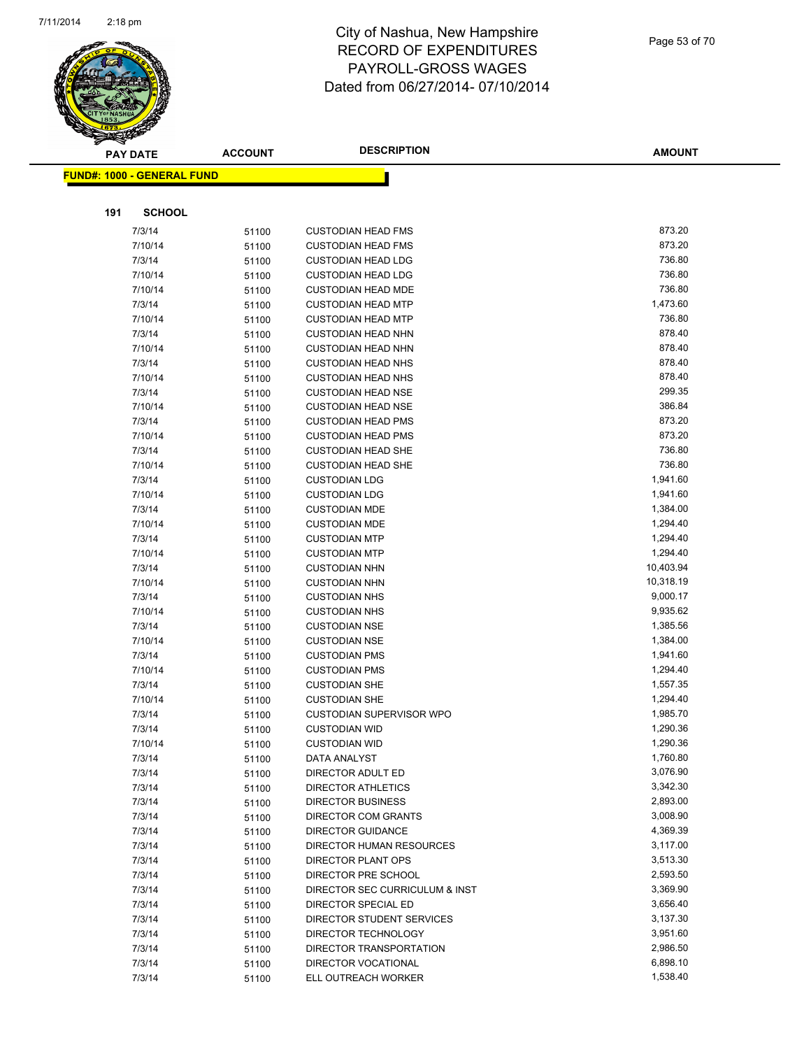# City of Nashua, New Hampshire
## RECORD OF EXPENDITURES
## PAYROLL-GROSS WAGES
## Dated from 06/27/2014- 07/10/2014

| PAY DATE | ACCOUNT | DESCRIPTION | AMOUNT |
|---|---|---|---|

**FUND#: 1000 - GENERAL FUND**

**191 SCHOOL**

| PAY DATE | ACCOUNT | DESCRIPTION | AMOUNT |
|---|---|---|---|
| 7/3/14 | 51100 | CUSTODIAN HEAD FMS | 873.20 |
| 7/10/14 | 51100 | CUSTODIAN HEAD FMS | 873.20 |
| 7/3/14 | 51100 | CUSTODIAN HEAD LDG | 736.80 |
| 7/10/14 | 51100 | CUSTODIAN HEAD LDG | 736.80 |
| 7/10/14 | 51100 | CUSTODIAN HEAD MDE | 736.80 |
| 7/3/14 | 51100 | CUSTODIAN HEAD MTP | 1,473.60 |
| 7/10/14 | 51100 | CUSTODIAN HEAD MTP | 736.80 |
| 7/3/14 | 51100 | CUSTODIAN HEAD NHN | 878.40 |
| 7/10/14 | 51100 | CUSTODIAN HEAD NHN | 878.40 |
| 7/3/14 | 51100 | CUSTODIAN HEAD NHS | 878.40 |
| 7/10/14 | 51100 | CUSTODIAN HEAD NHS | 878.40 |
| 7/3/14 | 51100 | CUSTODIAN HEAD NSE | 299.35 |
| 7/10/14 | 51100 | CUSTODIAN HEAD NSE | 386.84 |
| 7/3/14 | 51100 | CUSTODIAN HEAD PMS | 873.20 |
| 7/10/14 | 51100 | CUSTODIAN HEAD PMS | 873.20 |
| 7/3/14 | 51100 | CUSTODIAN HEAD SHE | 736.80 |
| 7/10/14 | 51100 | CUSTODIAN HEAD SHE | 736.80 |
| 7/3/14 | 51100 | CUSTODIAN LDG | 1,941.60 |
| 7/10/14 | 51100 | CUSTODIAN LDG | 1,941.60 |
| 7/3/14 | 51100 | CUSTODIAN MDE | 1,384.00 |
| 7/10/14 | 51100 | CUSTODIAN MDE | 1,294.40 |
| 7/3/14 | 51100 | CUSTODIAN MTP | 1,294.40 |
| 7/10/14 | 51100 | CUSTODIAN MTP | 1,294.40 |
| 7/3/14 | 51100 | CUSTODIAN NHN | 10,403.94 |
| 7/10/14 | 51100 | CUSTODIAN NHN | 10,318.19 |
| 7/3/14 | 51100 | CUSTODIAN NHS | 9,000.17 |
| 7/10/14 | 51100 | CUSTODIAN NHS | 9,935.62 |
| 7/3/14 | 51100 | CUSTODIAN NSE | 1,385.56 |
| 7/10/14 | 51100 | CUSTODIAN NSE | 1,384.00 |
| 7/3/14 | 51100 | CUSTODIAN PMS | 1,941.60 |
| 7/10/14 | 51100 | CUSTODIAN PMS | 1,294.40 |
| 7/3/14 | 51100 | CUSTODIAN SHE | 1,557.35 |
| 7/10/14 | 51100 | CUSTODIAN SHE | 1,294.40 |
| 7/3/14 | 51100 | CUSTODIAN SUPERVISOR WPO | 1,985.70 |
| 7/3/14 | 51100 | CUSTODIAN WID | 1,290.36 |
| 7/10/14 | 51100 | CUSTODIAN WID | 1,290.36 |
| 7/3/14 | 51100 | DATA ANALYST | 1,760.80 |
| 7/3/14 | 51100 | DIRECTOR ADULT ED | 3,076.90 |
| 7/3/14 | 51100 | DIRECTOR ATHLETICS | 3,342.30 |
| 7/3/14 | 51100 | DIRECTOR BUSINESS | 2,893.00 |
| 7/3/14 | 51100 | DIRECTOR COM GRANTS | 3,008.90 |
| 7/3/14 | 51100 | DIRECTOR GUIDANCE | 4,369.39 |
| 7/3/14 | 51100 | DIRECTOR HUMAN RESOURCES | 3,117.00 |
| 7/3/14 | 51100 | DIRECTOR PLANT OPS | 3,513.30 |
| 7/3/14 | 51100 | DIRECTOR PRE SCHOOL | 2,593.50 |
| 7/3/14 | 51100 | DIRECTOR SEC CURRICULUM & INST | 3,369.90 |
| 7/3/14 | 51100 | DIRECTOR SPECIAL ED | 3,656.40 |
| 7/3/14 | 51100 | DIRECTOR STUDENT SERVICES | 3,137.30 |
| 7/3/14 | 51100 | DIRECTOR TECHNOLOGY | 3,951.60 |
| 7/3/14 | 51100 | DIRECTOR TRANSPORTATION | 2,986.50 |
| 7/3/14 | 51100 | DIRECTOR VOCATIONAL | 6,898.10 |
| 7/3/14 | 51100 | ELL OUTREACH WORKER | 1,538.40 |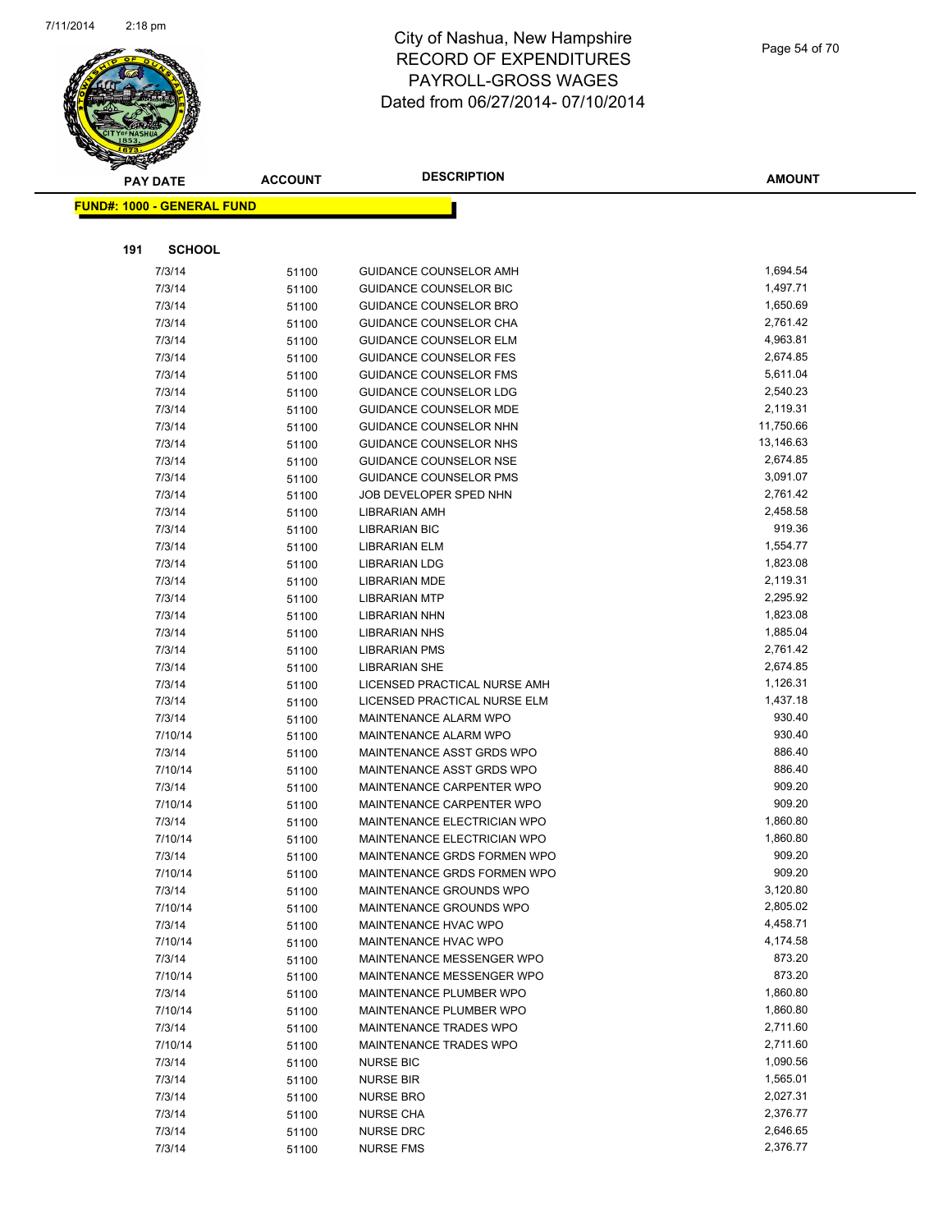# City of Nashua, New Hampshire
## RECORD OF EXPENDITURES
## PAYROLL-GROSS WAGES
## Dated from 06/27/2014- 07/10/2014

**FUND#: 1000 - GENERAL FUND**

**191 SCHOOL**

| PAY DATE | ACCOUNT | DESCRIPTION | AMOUNT |
|---|---|---|---|
| 7/3/14 | 51100 | GUIDANCE COUNSELOR AMH | 1,694.54 |
| 7/3/14 | 51100 | GUIDANCE COUNSELOR BIC | 1,497.71 |
| 7/3/14 | 51100 | GUIDANCE COUNSELOR BRO | 1,650.69 |
| 7/3/14 | 51100 | GUIDANCE COUNSELOR CHA | 2,761.42 |
| 7/3/14 | 51100 | GUIDANCE COUNSELOR ELM | 4,963.81 |
| 7/3/14 | 51100 | GUIDANCE COUNSELOR FES | 2,674.85 |
| 7/3/14 | 51100 | GUIDANCE COUNSELOR FMS | 5,611.04 |
| 7/3/14 | 51100 | GUIDANCE COUNSELOR LDG | 2,540.23 |
| 7/3/14 | 51100 | GUIDANCE COUNSELOR MDE | 2,119.31 |
| 7/3/14 | 51100 | GUIDANCE COUNSELOR NHN | 11,750.66 |
| 7/3/14 | 51100 | GUIDANCE COUNSELOR NHS | 13,146.63 |
| 7/3/14 | 51100 | GUIDANCE COUNSELOR NSE | 2,674.85 |
| 7/3/14 | 51100 | GUIDANCE COUNSELOR PMS | 3,091.07 |
| 7/3/14 | 51100 | JOB DEVELOPER SPED NHN | 2,761.42 |
| 7/3/14 | 51100 | LIBRARIAN AMH | 2,458.58 |
| 7/3/14 | 51100 | LIBRARIAN BIC | 919.36 |
| 7/3/14 | 51100 | LIBRARIAN ELM | 1,554.77 |
| 7/3/14 | 51100 | LIBRARIAN LDG | 1,823.08 |
| 7/3/14 | 51100 | LIBRARIAN MDE | 2,119.31 |
| 7/3/14 | 51100 | LIBRARIAN MTP | 2,295.92 |
| 7/3/14 | 51100 | LIBRARIAN NHN | 1,823.08 |
| 7/3/14 | 51100 | LIBRARIAN NHS | 1,885.04 |
| 7/3/14 | 51100 | LIBRARIAN PMS | 2,761.42 |
| 7/3/14 | 51100 | LIBRARIAN SHE | 2,674.85 |
| 7/3/14 | 51100 | LICENSED PRACTICAL NURSE AMH | 1,126.31 |
| 7/3/14 | 51100 | LICENSED PRACTICAL NURSE ELM | 1,437.18 |
| 7/3/14 | 51100 | MAINTENANCE ALARM WPO | 930.40 |
| 7/10/14 | 51100 | MAINTENANCE ALARM WPO | 930.40 |
| 7/3/14 | 51100 | MAINTENANCE ASST GRDS WPO | 886.40 |
| 7/10/14 | 51100 | MAINTENANCE ASST GRDS WPO | 886.40 |
| 7/3/14 | 51100 | MAINTENANCE CARPENTER WPO | 909.20 |
| 7/10/14 | 51100 | MAINTENANCE CARPENTER WPO | 909.20 |
| 7/3/14 | 51100 | MAINTENANCE ELECTRICIAN WPO | 1,860.80 |
| 7/10/14 | 51100 | MAINTENANCE ELECTRICIAN WPO | 1,860.80 |
| 7/3/14 | 51100 | MAINTENANCE GRDS FORMEN WPO | 909.20 |
| 7/10/14 | 51100 | MAINTENANCE GRDS FORMEN WPO | 909.20 |
| 7/3/14 | 51100 | MAINTENANCE GROUNDS WPO | 3,120.80 |
| 7/10/14 | 51100 | MAINTENANCE GROUNDS WPO | 2,805.02 |
| 7/3/14 | 51100 | MAINTENANCE HVAC WPO | 4,458.71 |
| 7/10/14 | 51100 | MAINTENANCE HVAC WPO | 4,174.58 |
| 7/3/14 | 51100 | MAINTENANCE MESSENGER WPO | 873.20 |
| 7/10/14 | 51100 | MAINTENANCE MESSENGER WPO | 873.20 |
| 7/3/14 | 51100 | MAINTENANCE PLUMBER WPO | 1,860.80 |
| 7/10/14 | 51100 | MAINTENANCE PLUMBER WPO | 1,860.80 |
| 7/3/14 | 51100 | MAINTENANCE TRADES WPO | 2,711.60 |
| 7/10/14 | 51100 | MAINTENANCE TRADES WPO | 2,711.60 |
| 7/3/14 | 51100 | NURSE BIC | 1,090.56 |
| 7/3/14 | 51100 | NURSE BIR | 1,565.01 |
| 7/3/14 | 51100 | NURSE BRO | 2,027.31 |
| 7/3/14 | 51100 | NURSE CHA | 2,376.77 |
| 7/3/14 | 51100 | NURSE DRC | 2,646.65 |
| 7/3/14 | 51100 | NURSE FMS | 2,376.77 |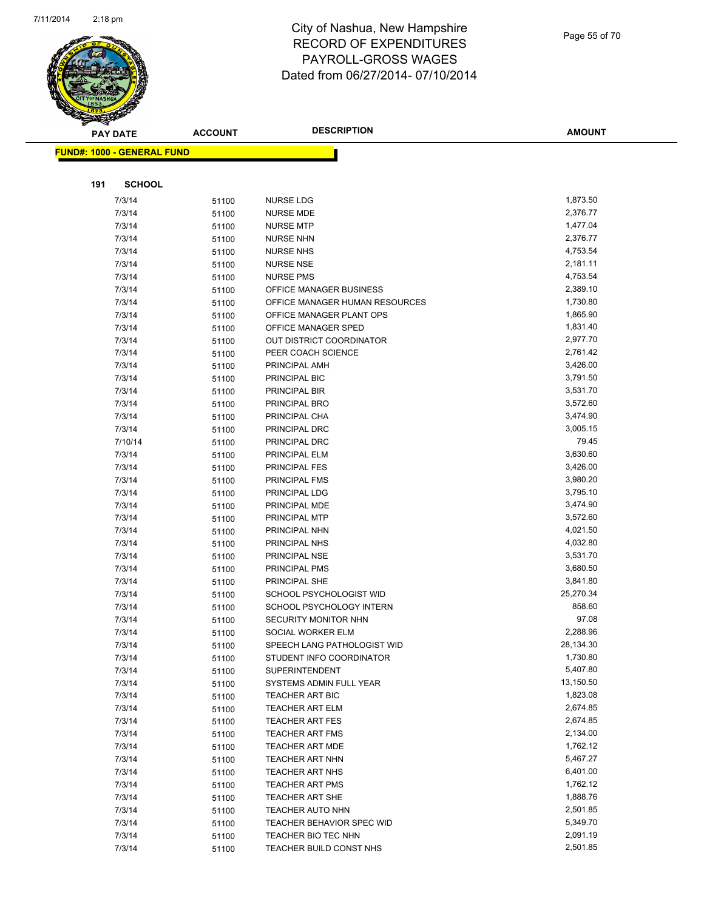# City of Nashua, New Hampshire
## RECORD OF EXPENDITURES
## PAYROLL-GROSS WAGES
## Dated from 06/27/2014- 07/10/2014

**FUND#: 1000 - GENERAL FUND**

**191 SCHOOL**

| PAY DATE | ACCOUNT | DESCRIPTION | AMOUNT |
|---|---|---|---|
| 7/3/14 | 51100 | NURSE LDG | 1,873.50 |
| 7/3/14 | 51100 | NURSE MDE | 2,376.77 |
| 7/3/14 | 51100 | NURSE MTP | 1,477.04 |
| 7/3/14 | 51100 | NURSE NHN | 2,376.77 |
| 7/3/14 | 51100 | NURSE NHS | 4,753.54 |
| 7/3/14 | 51100 | NURSE NSE | 2,181.11 |
| 7/3/14 | 51100 | NURSE PMS | 4,753.54 |
| 7/3/14 | 51100 | OFFICE MANAGER BUSINESS | 2,389.10 |
| 7/3/14 | 51100 | OFFICE MANAGER HUMAN RESOURCES | 1,730.80 |
| 7/3/14 | 51100 | OFFICE MANAGER PLANT OPS | 1,865.90 |
| 7/3/14 | 51100 | OFFICE MANAGER SPED | 1,831.40 |
| 7/3/14 | 51100 | OUT DISTRICT COORDINATOR | 2,977.70 |
| 7/3/14 | 51100 | PEER COACH SCIENCE | 2,761.42 |
| 7/3/14 | 51100 | PRINCIPAL AMH | 3,426.00 |
| 7/3/14 | 51100 | PRINCIPAL BIC | 3,791.50 |
| 7/3/14 | 51100 | PRINCIPAL BIR | 3,531.70 |
| 7/3/14 | 51100 | PRINCIPAL BRO | 3,572.60 |
| 7/3/14 | 51100 | PRINCIPAL CHA | 3,474.90 |
| 7/3/14 | 51100 | PRINCIPAL DRC | 3,005.15 |
| 7/10/14 | 51100 | PRINCIPAL DRC | 79.45 |
| 7/3/14 | 51100 | PRINCIPAL ELM | 3,630.60 |
| 7/3/14 | 51100 | PRINCIPAL FES | 3,426.00 |
| 7/3/14 | 51100 | PRINCIPAL FMS | 3,980.20 |
| 7/3/14 | 51100 | PRINCIPAL LDG | 3,795.10 |
| 7/3/14 | 51100 | PRINCIPAL MDE | 3,474.90 |
| 7/3/14 | 51100 | PRINCIPAL MTP | 3,572.60 |
| 7/3/14 | 51100 | PRINCIPAL NHN | 4,021.50 |
| 7/3/14 | 51100 | PRINCIPAL NHS | 4,032.80 |
| 7/3/14 | 51100 | PRINCIPAL NSE | 3,531.70 |
| 7/3/14 | 51100 | PRINCIPAL PMS | 3,680.50 |
| 7/3/14 | 51100 | PRINCIPAL SHE | 3,841.80 |
| 7/3/14 | 51100 | SCHOOL PSYCHOLOGIST WID | 25,270.34 |
| 7/3/14 | 51100 | SCHOOL PSYCHOLOGY INTERN | 858.60 |
| 7/3/14 | 51100 | SECURITY MONITOR NHN | 97.08 |
| 7/3/14 | 51100 | SOCIAL WORKER ELM | 2,288.96 |
| 7/3/14 | 51100 | SPEECH LANG PATHOLOGIST WID | 28,134.30 |
| 7/3/14 | 51100 | STUDENT INFO COORDINATOR | 1,730.80 |
| 7/3/14 | 51100 | SUPERINTENDENT | 5,407.80 |
| 7/3/14 | 51100 | SYSTEMS ADMIN FULL YEAR | 13,150.50 |
| 7/3/14 | 51100 | TEACHER ART BIC | 1,823.08 |
| 7/3/14 | 51100 | TEACHER ART ELM | 2,674.85 |
| 7/3/14 | 51100 | TEACHER ART FES | 2,674.85 |
| 7/3/14 | 51100 | TEACHER ART FMS | 2,134.00 |
| 7/3/14 | 51100 | TEACHER ART MDE | 1,762.12 |
| 7/3/14 | 51100 | TEACHER ART NHN | 5,467.27 |
| 7/3/14 | 51100 | TEACHER ART NHS | 6,401.00 |
| 7/3/14 | 51100 | TEACHER ART PMS | 1,762.12 |
| 7/3/14 | 51100 | TEACHER ART SHE | 1,888.76 |
| 7/3/14 | 51100 | TEACHER AUTO NHN | 2,501.85 |
| 7/3/14 | 51100 | TEACHER BEHAVIOR SPEC WID | 5,349.70 |
| 7/3/14 | 51100 | TEACHER BIO TEC NHN | 2,091.19 |
| 7/3/14 | 51100 | TEACHER BUILD CONST NHS | 2,501.85 |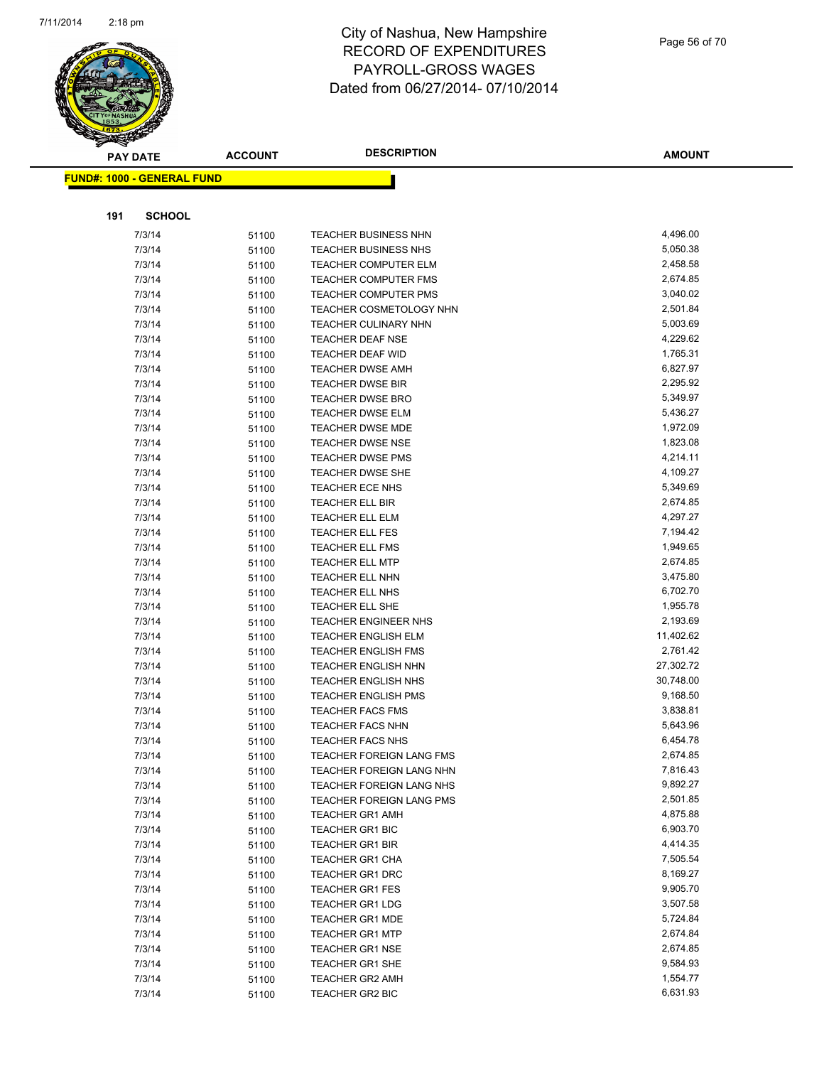# City of Nashua, New Hampshire
# RECORD OF EXPENDITURES
# PAYROLL-GROSS WAGES
# Dated from 06/27/2014- 07/10/2014

**FUND#: 1000 - GENERAL FUND**

**191 SCHOOL**

| PAY DATE | ACCOUNT | DESCRIPTION | AMOUNT |
|---|---|---|---|
| 7/3/14 | 51100 | TEACHER BUSINESS NHN | 4,496.00 |
| 7/3/14 | 51100 | TEACHER BUSINESS NHS | 5,050.38 |
| 7/3/14 | 51100 | TEACHER COMPUTER ELM | 2,458.58 |
| 7/3/14 | 51100 | TEACHER COMPUTER FMS | 2,674.85 |
| 7/3/14 | 51100 | TEACHER COMPUTER PMS | 3,040.02 |
| 7/3/14 | 51100 | TEACHER COSMETOLOGY NHN | 2,501.84 |
| 7/3/14 | 51100 | TEACHER CULINARY NHN | 5,003.69 |
| 7/3/14 | 51100 | TEACHER DEAF NSE | 4,229.62 |
| 7/3/14 | 51100 | TEACHER DEAF WID | 1,765.31 |
| 7/3/14 | 51100 | TEACHER DWSE AMH | 6,827.97 |
| 7/3/14 | 51100 | TEACHER DWSE BIR | 2,295.92 |
| 7/3/14 | 51100 | TEACHER DWSE BRO | 5,349.97 |
| 7/3/14 | 51100 | TEACHER DWSE ELM | 5,436.27 |
| 7/3/14 | 51100 | TEACHER DWSE MDE | 1,972.09 |
| 7/3/14 | 51100 | TEACHER DWSE NSE | 1,823.08 |
| 7/3/14 | 51100 | TEACHER DWSE PMS | 4,214.11 |
| 7/3/14 | 51100 | TEACHER DWSE SHE | 4,109.27 |
| 7/3/14 | 51100 | TEACHER ECE NHS | 5,349.69 |
| 7/3/14 | 51100 | TEACHER ELL BIR | 2,674.85 |
| 7/3/14 | 51100 | TEACHER ELL ELM | 4,297.27 |
| 7/3/14 | 51100 | TEACHER ELL FES | 7,194.42 |
| 7/3/14 | 51100 | TEACHER ELL FMS | 1,949.65 |
| 7/3/14 | 51100 | TEACHER ELL MTP | 2,674.85 |
| 7/3/14 | 51100 | TEACHER ELL NHN | 3,475.80 |
| 7/3/14 | 51100 | TEACHER ELL NHS | 6,702.70 |
| 7/3/14 | 51100 | TEACHER ELL SHE | 1,955.78 |
| 7/3/14 | 51100 | TEACHER ENGINEER NHS | 2,193.69 |
| 7/3/14 | 51100 | TEACHER ENGLISH ELM | 11,402.62 |
| 7/3/14 | 51100 | TEACHER ENGLISH FMS | 2,761.42 |
| 7/3/14 | 51100 | TEACHER ENGLISH NHN | 27,302.72 |
| 7/3/14 | 51100 | TEACHER ENGLISH NHS | 30,748.00 |
| 7/3/14 | 51100 | TEACHER ENGLISH PMS | 9,168.50 |
| 7/3/14 | 51100 | TEACHER FACS FMS | 3,838.81 |
| 7/3/14 | 51100 | TEACHER FACS NHN | 5,643.96 |
| 7/3/14 | 51100 | TEACHER FACS NHS | 6,454.78 |
| 7/3/14 | 51100 | TEACHER FOREIGN LANG FMS | 2,674.85 |
| 7/3/14 | 51100 | TEACHER FOREIGN LANG NHN | 7,816.43 |
| 7/3/14 | 51100 | TEACHER FOREIGN LANG NHS | 9,892.27 |
| 7/3/14 | 51100 | TEACHER FOREIGN LANG PMS | 2,501.85 |
| 7/3/14 | 51100 | TEACHER GR1 AMH | 4,875.88 |
| 7/3/14 | 51100 | TEACHER GR1 BIC | 6,903.70 |
| 7/3/14 | 51100 | TEACHER GR1 BIR | 4,414.35 |
| 7/3/14 | 51100 | TEACHER GR1 CHA | 7,505.54 |
| 7/3/14 | 51100 | TEACHER GR1 DRC | 8,169.27 |
| 7/3/14 | 51100 | TEACHER GR1 FES | 9,905.70 |
| 7/3/14 | 51100 | TEACHER GR1 LDG | 3,507.58 |
| 7/3/14 | 51100 | TEACHER GR1 MDE | 5,724.84 |
| 7/3/14 | 51100 | TEACHER GR1 MTP | 2,674.84 |
| 7/3/14 | 51100 | TEACHER GR1 NSE | 2,674.85 |
| 7/3/14 | 51100 | TEACHER GR1 SHE | 9,584.93 |
| 7/3/14 | 51100 | TEACHER GR2 AMH | 1,554.77 |
| 7/3/14 | 51100 | TEACHER GR2 BIC | 6,631.93 |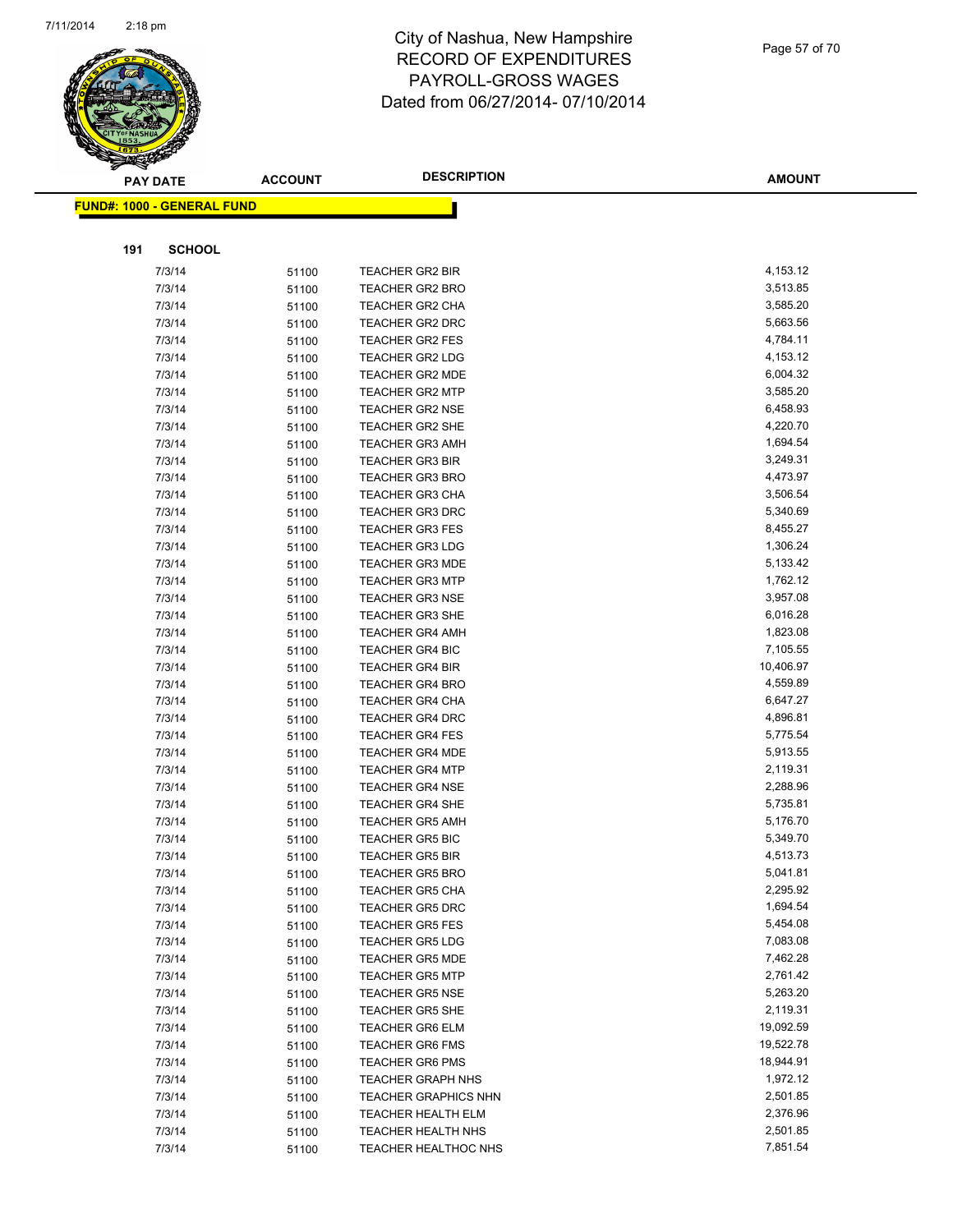# City of Nashua, New Hampshire
# RECORD OF EXPENDITURES
# PAYROLL-GROSS WAGES
# Dated from 06/27/2014- 07/10/2014

**FUND#: 1000 - GENERAL FUND**

**191 SCHOOL**

| PAY DATE | ACCOUNT | DESCRIPTION | AMOUNT |
|---|---|---|---|
| 7/3/14 | 51100 | TEACHER GR2 BIR | 4,153.12 |
| 7/3/14 | 51100 | TEACHER GR2 BRO | 3,513.85 |
| 7/3/14 | 51100 | TEACHER GR2 CHA | 3,585.20 |
| 7/3/14 | 51100 | TEACHER GR2 DRC | 5,663.56 |
| 7/3/14 | 51100 | TEACHER GR2 FES | 4,784.11 |
| 7/3/14 | 51100 | TEACHER GR2 LDG | 4,153.12 |
| 7/3/14 | 51100 | TEACHER GR2 MDE | 6,004.32 |
| 7/3/14 | 51100 | TEACHER GR2 MTP | 3,585.20 |
| 7/3/14 | 51100 | TEACHER GR2 NSE | 6,458.93 |
| 7/3/14 | 51100 | TEACHER GR2 SHE | 4,220.70 |
| 7/3/14 | 51100 | TEACHER GR3 AMH | 1,694.54 |
| 7/3/14 | 51100 | TEACHER GR3 BIR | 3,249.31 |
| 7/3/14 | 51100 | TEACHER GR3 BRO | 4,473.97 |
| 7/3/14 | 51100 | TEACHER GR3 CHA | 3,506.54 |
| 7/3/14 | 51100 | TEACHER GR3 DRC | 5,340.69 |
| 7/3/14 | 51100 | TEACHER GR3 FES | 8,455.27 |
| 7/3/14 | 51100 | TEACHER GR3 LDG | 1,306.24 |
| 7/3/14 | 51100 | TEACHER GR3 MDE | 5,133.42 |
| 7/3/14 | 51100 | TEACHER GR3 MTP | 1,762.12 |
| 7/3/14 | 51100 | TEACHER GR3 NSE | 3,957.08 |
| 7/3/14 | 51100 | TEACHER GR3 SHE | 6,016.28 |
| 7/3/14 | 51100 | TEACHER GR4 AMH | 1,823.08 |
| 7/3/14 | 51100 | TEACHER GR4 BIC | 7,105.55 |
| 7/3/14 | 51100 | TEACHER GR4 BIR | 10,406.97 |
| 7/3/14 | 51100 | TEACHER GR4 BRO | 4,559.89 |
| 7/3/14 | 51100 | TEACHER GR4 CHA | 6,647.27 |
| 7/3/14 | 51100 | TEACHER GR4 DRC | 4,896.81 |
| 7/3/14 | 51100 | TEACHER GR4 FES | 5,775.54 |
| 7/3/14 | 51100 | TEACHER GR4 MDE | 5,913.55 |
| 7/3/14 | 51100 | TEACHER GR4 MTP | 2,119.31 |
| 7/3/14 | 51100 | TEACHER GR4 NSE | 2,288.96 |
| 7/3/14 | 51100 | TEACHER GR4 SHE | 5,735.81 |
| 7/3/14 | 51100 | TEACHER GR5 AMH | 5,176.70 |
| 7/3/14 | 51100 | TEACHER GR5 BIC | 5,349.70 |
| 7/3/14 | 51100 | TEACHER GR5 BIR | 4,513.73 |
| 7/3/14 | 51100 | TEACHER GR5 BRO | 5,041.81 |
| 7/3/14 | 51100 | TEACHER GR5 CHA | 2,295.92 |
| 7/3/14 | 51100 | TEACHER GR5 DRC | 1,694.54 |
| 7/3/14 | 51100 | TEACHER GR5 FES | 5,454.08 |
| 7/3/14 | 51100 | TEACHER GR5 LDG | 7,083.08 |
| 7/3/14 | 51100 | TEACHER GR5 MDE | 7,462.28 |
| 7/3/14 | 51100 | TEACHER GR5 MTP | 2,761.42 |
| 7/3/14 | 51100 | TEACHER GR5 NSE | 5,263.20 |
| 7/3/14 | 51100 | TEACHER GR5 SHE | 2,119.31 |
| 7/3/14 | 51100 | TEACHER GR6 ELM | 19,092.59 |
| 7/3/14 | 51100 | TEACHER GR6 FMS | 19,522.78 |
| 7/3/14 | 51100 | TEACHER GR6 PMS | 18,944.91 |
| 7/3/14 | 51100 | TEACHER GRAPH NHS | 1,972.12 |
| 7/3/14 | 51100 | TEACHER GRAPHICS NHN | 2,501.85 |
| 7/3/14 | 51100 | TEACHER HEALTH ELM | 2,376.96 |
| 7/3/14 | 51100 | TEACHER HEALTH NHS | 2,501.85 |
| 7/3/14 | 51100 | TEACHER HEALTHOC NHS | 7,851.54 |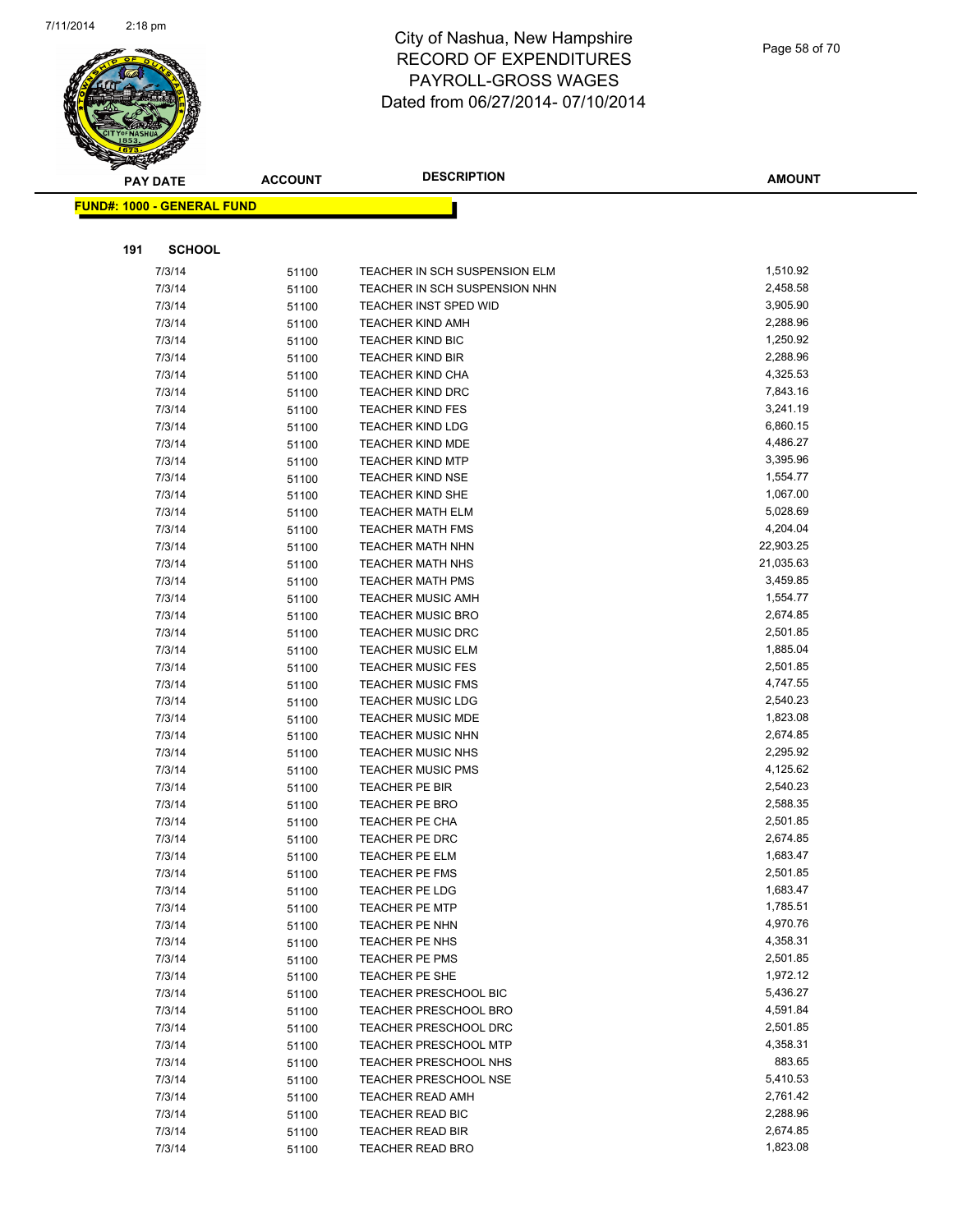# City of Nashua, New Hampshire
# RECORD OF EXPENDITURES
# PAYROLL-GROSS WAGES
# Dated from 06/27/2014- 07/10/2014

**FUND#: 1000 - GENERAL FUND**

**191 SCHOOL**

| PAY DATE | ACCOUNT | DESCRIPTION | AMOUNT |
|---|---|---|---|
| 7/3/14 | 51100 | TEACHER IN SCH SUSPENSION ELM | 1,510.92 |
| 7/3/14 | 51100 | TEACHER IN SCH SUSPENSION NHN | 2,458.58 |
| 7/3/14 | 51100 | TEACHER INST SPED WID | 3,905.90 |
| 7/3/14 | 51100 | TEACHER KIND AMH | 2,288.96 |
| 7/3/14 | 51100 | TEACHER KIND BIC | 1,250.92 |
| 7/3/14 | 51100 | TEACHER KIND BIR | 2,288.96 |
| 7/3/14 | 51100 | TEACHER KIND CHA | 4,325.53 |
| 7/3/14 | 51100 | TEACHER KIND DRC | 7,843.16 |
| 7/3/14 | 51100 | TEACHER KIND FES | 3,241.19 |
| 7/3/14 | 51100 | TEACHER KIND LDG | 6,860.15 |
| 7/3/14 | 51100 | TEACHER KIND MDE | 4,486.27 |
| 7/3/14 | 51100 | TEACHER KIND MTP | 3,395.96 |
| 7/3/14 | 51100 | TEACHER KIND NSE | 1,554.77 |
| 7/3/14 | 51100 | TEACHER KIND SHE | 1,067.00 |
| 7/3/14 | 51100 | TEACHER MATH ELM | 5,028.69 |
| 7/3/14 | 51100 | TEACHER MATH FMS | 4,204.04 |
| 7/3/14 | 51100 | TEACHER MATH NHN | 22,903.25 |
| 7/3/14 | 51100 | TEACHER MATH NHS | 21,035.63 |
| 7/3/14 | 51100 | TEACHER MATH PMS | 3,459.85 |
| 7/3/14 | 51100 | TEACHER MUSIC AMH | 1,554.77 |
| 7/3/14 | 51100 | TEACHER MUSIC BRO | 2,674.85 |
| 7/3/14 | 51100 | TEACHER MUSIC DRC | 2,501.85 |
| 7/3/14 | 51100 | TEACHER MUSIC ELM | 1,885.04 |
| 7/3/14 | 51100 | TEACHER MUSIC FES | 2,501.85 |
| 7/3/14 | 51100 | TEACHER MUSIC FMS | 4,747.55 |
| 7/3/14 | 51100 | TEACHER MUSIC LDG | 2,540.23 |
| 7/3/14 | 51100 | TEACHER MUSIC MDE | 1,823.08 |
| 7/3/14 | 51100 | TEACHER MUSIC NHN | 2,674.85 |
| 7/3/14 | 51100 | TEACHER MUSIC NHS | 2,295.92 |
| 7/3/14 | 51100 | TEACHER MUSIC PMS | 4,125.62 |
| 7/3/14 | 51100 | TEACHER PE BIR | 2,540.23 |
| 7/3/14 | 51100 | TEACHER PE BRO | 2,588.35 |
| 7/3/14 | 51100 | TEACHER PE CHA | 2,501.85 |
| 7/3/14 | 51100 | TEACHER PE DRC | 2,674.85 |
| 7/3/14 | 51100 | TEACHER PE ELM | 1,683.47 |
| 7/3/14 | 51100 | TEACHER PE FMS | 2,501.85 |
| 7/3/14 | 51100 | TEACHER PE LDG | 1,683.47 |
| 7/3/14 | 51100 | TEACHER PE MTP | 1,785.51 |
| 7/3/14 | 51100 | TEACHER PE NHN | 4,970.76 |
| 7/3/14 | 51100 | TEACHER PE NHS | 4,358.31 |
| 7/3/14 | 51100 | TEACHER PE PMS | 2,501.85 |
| 7/3/14 | 51100 | TEACHER PE SHE | 1,972.12 |
| 7/3/14 | 51100 | TEACHER PRESCHOOL BIC | 5,436.27 |
| 7/3/14 | 51100 | TEACHER PRESCHOOL BRO | 4,591.84 |
| 7/3/14 | 51100 | TEACHER PRESCHOOL DRC | 2,501.85 |
| 7/3/14 | 51100 | TEACHER PRESCHOOL MTP | 4,358.31 |
| 7/3/14 | 51100 | TEACHER PRESCHOOL NHS | 883.65 |
| 7/3/14 | 51100 | TEACHER PRESCHOOL NSE | 5,410.53 |
| 7/3/14 | 51100 | TEACHER READ AMH | 2,761.42 |
| 7/3/14 | 51100 | TEACHER READ BIC | 2,288.96 |
| 7/3/14 | 51100 | TEACHER READ BIR | 2,674.85 |
| 7/3/14 | 51100 | TEACHER READ BRO | 1,823.08 |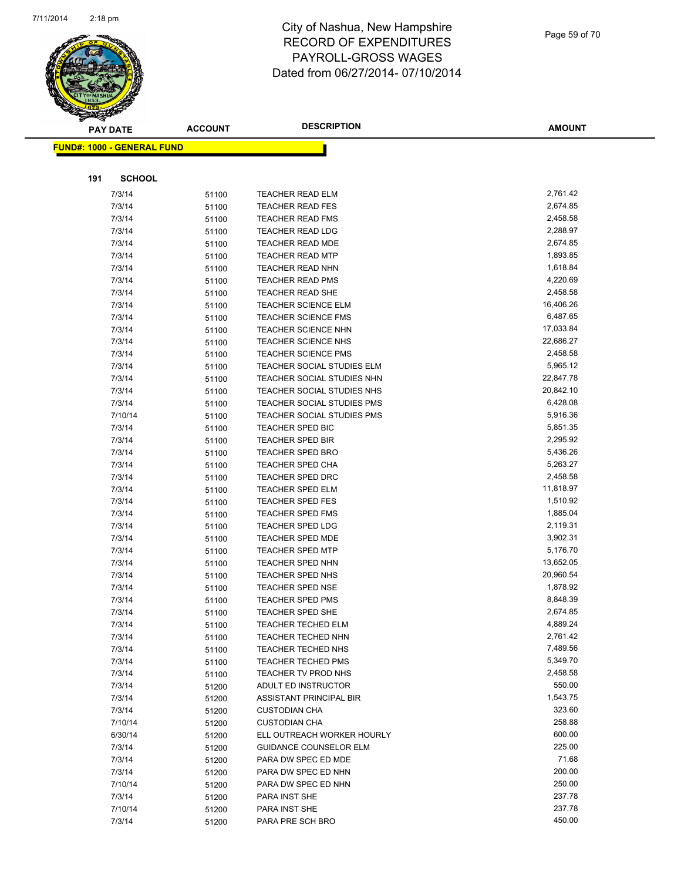# City of Nashua, New Hampshire
# RECORD OF EXPENDITURES
# PAYROLL-GROSS WAGES
# Dated from 06/27/2014- 07/10/2014

**FUND#: 1000 - GENERAL FUND**

**191 SCHOOL**

| PAY DATE | ACCOUNT | DESCRIPTION | AMOUNT |
|---|---|---|---|
| 7/3/14 | 51100 | TEACHER READ ELM | 2,761.42 |
| 7/3/14 | 51100 | TEACHER READ FES | 2,674.85 |
| 7/3/14 | 51100 | TEACHER READ FMS | 2,458.58 |
| 7/3/14 | 51100 | TEACHER READ LDG | 2,288.97 |
| 7/3/14 | 51100 | TEACHER READ MDE | 2,674.85 |
| 7/3/14 | 51100 | TEACHER READ MTP | 1,893.85 |
| 7/3/14 | 51100 | TEACHER READ NHN | 1,618.84 |
| 7/3/14 | 51100 | TEACHER READ PMS | 4,220.69 |
| 7/3/14 | 51100 | TEACHER READ SHE | 2,458.58 |
| 7/3/14 | 51100 | TEACHER SCIENCE ELM | 16,406.26 |
| 7/3/14 | 51100 | TEACHER SCIENCE FMS | 6,487.65 |
| 7/3/14 | 51100 | TEACHER SCIENCE NHN | 17,033.84 |
| 7/3/14 | 51100 | TEACHER SCIENCE NHS | 22,686.27 |
| 7/3/14 | 51100 | TEACHER SCIENCE PMS | 2,458.58 |
| 7/3/14 | 51100 | TEACHER SOCIAL STUDIES ELM | 5,965.12 |
| 7/3/14 | 51100 | TEACHER SOCIAL STUDIES NHN | 22,847.78 |
| 7/3/14 | 51100 | TEACHER SOCIAL STUDIES NHS | 20,842.10 |
| 7/3/14 | 51100 | TEACHER SOCIAL STUDIES PMS | 6,428.08 |
| 7/10/14 | 51100 | TEACHER SOCIAL STUDIES PMS | 5,916.36 |
| 7/3/14 | 51100 | TEACHER SPED BIC | 5,851.35 |
| 7/3/14 | 51100 | TEACHER SPED BIR | 2,295.92 |
| 7/3/14 | 51100 | TEACHER SPED BRO | 5,436.26 |
| 7/3/14 | 51100 | TEACHER SPED CHA | 5,263.27 |
| 7/3/14 | 51100 | TEACHER SPED DRC | 2,458.58 |
| 7/3/14 | 51100 | TEACHER SPED ELM | 11,818.97 |
| 7/3/14 | 51100 | TEACHER SPED FES | 1,510.92 |
| 7/3/14 | 51100 | TEACHER SPED FMS | 1,885.04 |
| 7/3/14 | 51100 | TEACHER SPED LDG | 2,119.31 |
| 7/3/14 | 51100 | TEACHER SPED MDE | 3,902.31 |
| 7/3/14 | 51100 | TEACHER SPED MTP | 5,176.70 |
| 7/3/14 | 51100 | TEACHER SPED NHN | 13,652.05 |
| 7/3/14 | 51100 | TEACHER SPED NHS | 20,960.54 |
| 7/3/14 | 51100 | TEACHER SPED NSE | 1,878.92 |
| 7/3/14 | 51100 | TEACHER SPED PMS | 8,848.39 |
| 7/3/14 | 51100 | TEACHER SPED SHE | 2,674.85 |
| 7/3/14 | 51100 | TEACHER TECHED ELM | 4,889.24 |
| 7/3/14 | 51100 | TEACHER TECHED NHN | 2,761.42 |
| 7/3/14 | 51100 | TEACHER TECHED NHS | 7,489.56 |
| 7/3/14 | 51100 | TEACHER TECHED PMS | 5,349.70 |
| 7/3/14 | 51100 | TEACHER TV PROD NHS | 2,458.58 |
| 7/3/14 | 51200 | ADULT ED INSTRUCTOR | 550.00 |
| 7/3/14 | 51200 | ASSISTANT PRINCIPAL BIR | 1,543.75 |
| 7/3/14 | 51200 | CUSTODIAN CHA | 323.60 |
| 7/10/14 | 51200 | CUSTODIAN CHA | 258.88 |
| 6/30/14 | 51200 | ELL OUTREACH WORKER HOURLY | 600.00 |
| 7/3/14 | 51200 | GUIDANCE COUNSELOR ELM | 225.00 |
| 7/3/14 | 51200 | PARA DW SPEC ED MDE | 71.68 |
| 7/3/14 | 51200 | PARA DW SPEC ED NHN | 200.00 |
| 7/10/14 | 51200 | PARA DW SPEC ED NHN | 250.00 |
| 7/3/14 | 51200 | PARA INST SHE | 237.78 |
| 7/10/14 | 51200 | PARA INST SHE | 237.78 |
| 7/3/14 | 51200 | PARA PRE SCH BRO | 450.00 |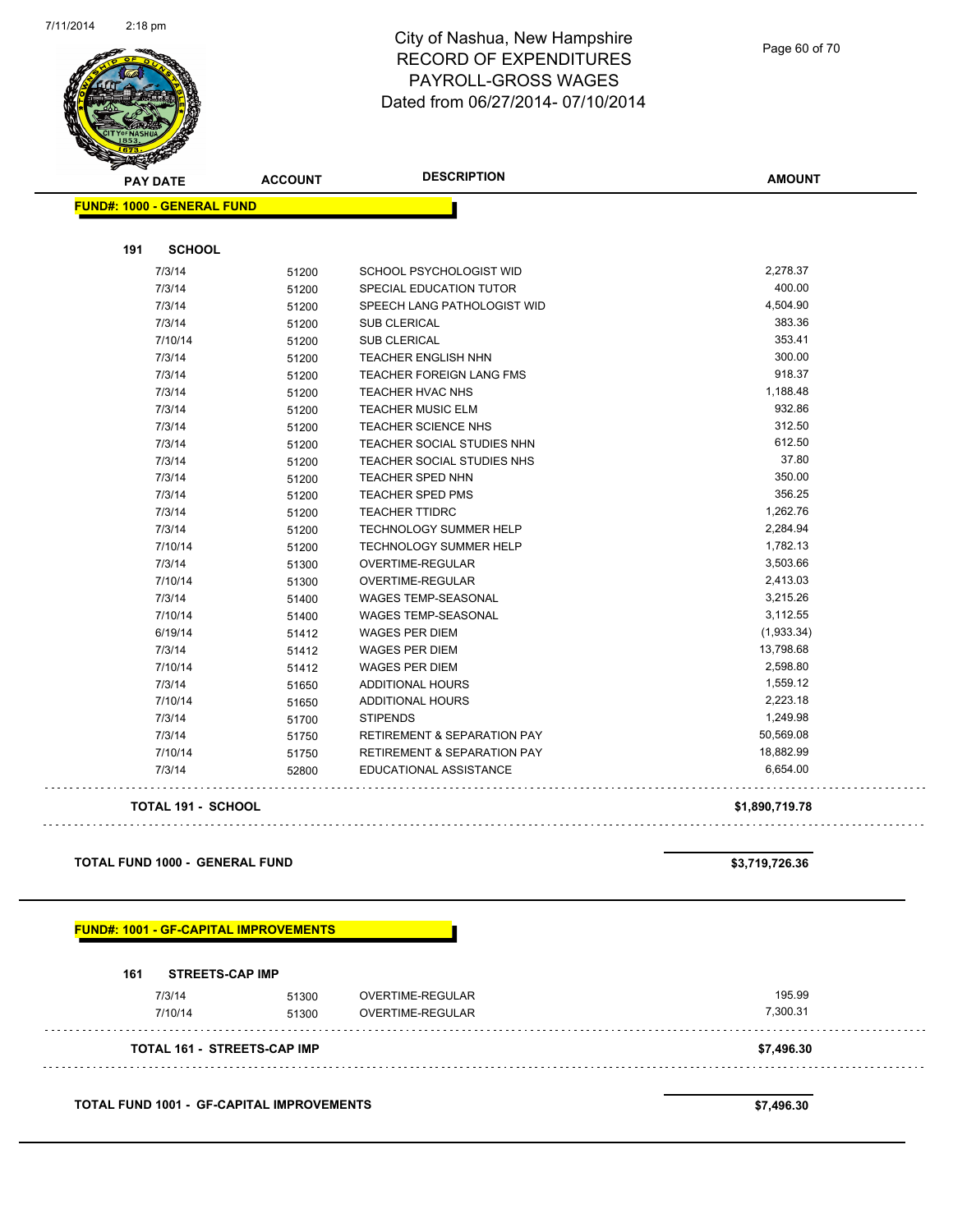# City of Nashua, New Hampshire
## RECORD OF EXPENDITURES
## PAYROLL-GROSS WAGES
## Dated from 06/27/2014- 07/10/2014

| PAY DATE | ACCOUNT | DESCRIPTION | AMOUNT |
|---|---|---|---|

**FUND#: 1000 - GENERAL FUND**

**191 SCHOOL**

| PAY DATE | ACCOUNT | DESCRIPTION | AMOUNT |
|---|---|---|---|
| 7/3/14 | 51200 | SCHOOL PSYCHOLOGIST WID | 2,278.37 |
| 7/3/14 | 51200 | SPECIAL EDUCATION TUTOR | 400.00 |
| 7/3/14 | 51200 | SPEECH LANG PATHOLOGIST WID | 4,504.90 |
| 7/3/14 | 51200 | SUB CLERICAL | 383.36 |
| 7/10/14 | 51200 | SUB CLERICAL | 353.41 |
| 7/3/14 | 51200 | TEACHER ENGLISH NHN | 300.00 |
| 7/3/14 | 51200 | TEACHER FOREIGN LANG FMS | 918.37 |
| 7/3/14 | 51200 | TEACHER HVAC NHS | 1,188.48 |
| 7/3/14 | 51200 | TEACHER MUSIC ELM | 932.86 |
| 7/3/14 | 51200 | TEACHER SCIENCE NHS | 312.50 |
| 7/3/14 | 51200 | TEACHER SOCIAL STUDIES NHN | 612.50 |
| 7/3/14 | 51200 | TEACHER SOCIAL STUDIES NHS | 37.80 |
| 7/3/14 | 51200 | TEACHER SPED NHN | 350.00 |
| 7/3/14 | 51200 | TEACHER SPED PMS | 356.25 |
| 7/3/14 | 51200 | TEACHER TTIDRC | 1,262.76 |
| 7/3/14 | 51200 | TECHNOLOGY SUMMER HELP | 2,284.94 |
| 7/10/14 | 51200 | TECHNOLOGY SUMMER HELP | 1,782.13 |
| 7/3/14 | 51300 | OVERTIME-REGULAR | 3,503.66 |
| 7/10/14 | 51300 | OVERTIME-REGULAR | 2,413.03 |
| 7/3/14 | 51400 | WAGES TEMP-SEASONAL | 3,215.26 |
| 7/10/14 | 51400 | WAGES TEMP-SEASONAL | 3,112.55 |
| 6/19/14 | 51412 | WAGES PER DIEM | (1,933.34) |
| 7/3/14 | 51412 | WAGES PER DIEM | 13,798.68 |
| 7/10/14 | 51412 | WAGES PER DIEM | 2,598.80 |
| 7/3/14 | 51650 | ADDITIONAL HOURS | 1,559.12 |
| 7/10/14 | 51650 | ADDITIONAL HOURS | 2,223.18 |
| 7/3/14 | 51700 | STIPENDS | 1,249.98 |
| 7/3/14 | 51750 | RETIREMENT & SEPARATION PAY | 50,569.08 |
| 7/10/14 | 51750 | RETIREMENT & SEPARATION PAY | 18,882.99 |
| 7/3/14 | 52800 | EDUCATIONAL ASSISTANCE | 6,654.00 |

**TOTAL 191 - SCHOOL** **$1,890,719.78**

**TOTAL FUND 1000 - GENERAL FUND** **$3,719,726.36**

**FUND#: 1001 - GF-CAPITAL IMPROVEMENTS**

**161 STREETS-CAP IMP**

| PAY DATE | ACCOUNT | DESCRIPTION | AMOUNT |
|---|---|---|---|
| 7/3/14 | 51300 | OVERTIME-REGULAR | 195.99 |
| 7/10/14 | 51300 | OVERTIME-REGULAR | 7,300.31 |

**TOTAL 161 - STREETS-CAP IMP** **$7,496.30**

**TOTAL FUND 1001 - GF-CAPITAL IMPROVEMENTS** **$7,496.30**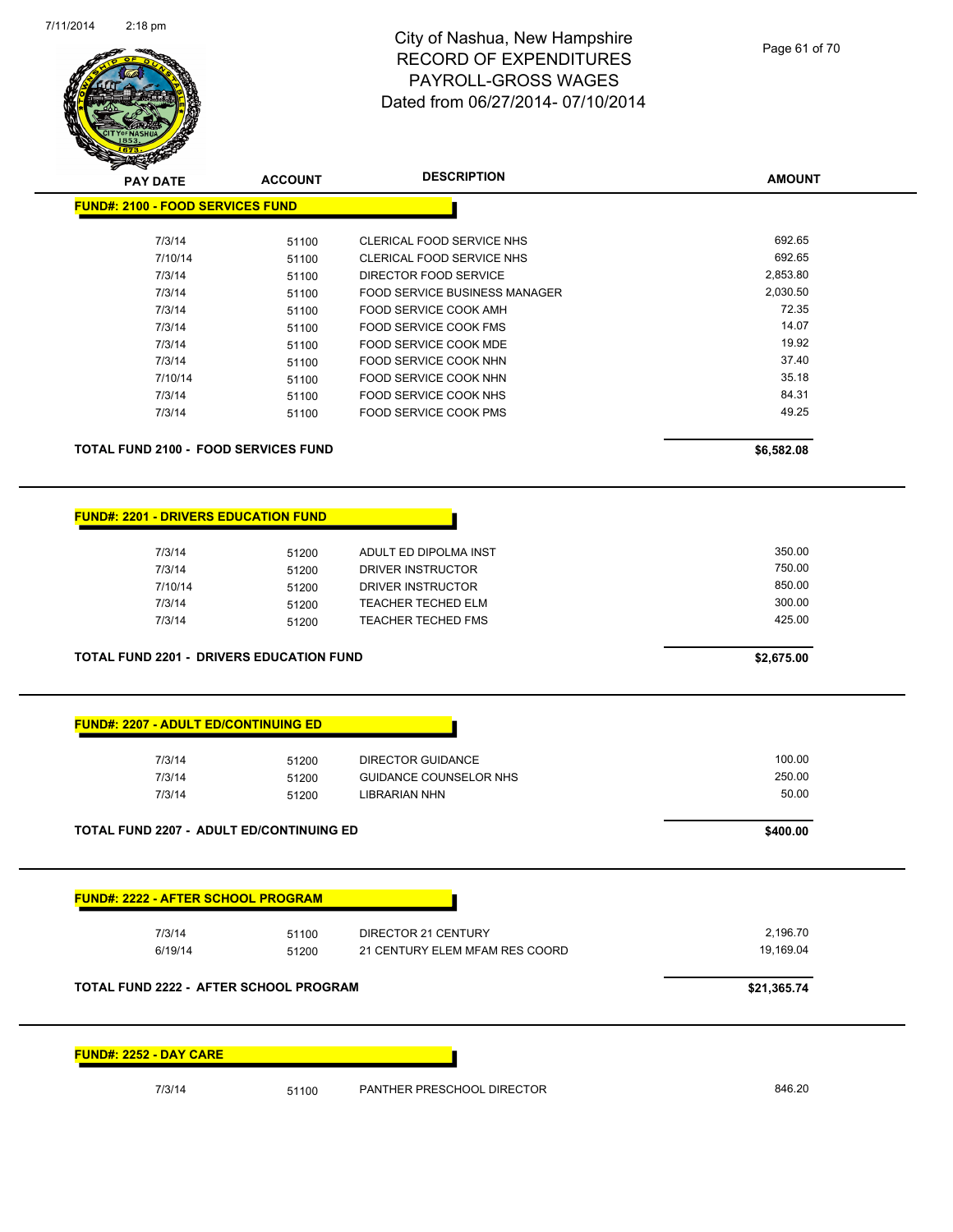# City of Nashua, New Hampshire
## RECORD OF EXPENDITURES
## PAYROLL-GROSS WAGES
## Dated from 06/27/2014- 07/10/2014

### FUND#: 2100 - FOOD SERVICES FUND

| PAY DATE | ACCOUNT | DESCRIPTION | AMOUNT |
|---|---|---|---|
| 7/3/14 | 51100 | CLERICAL FOOD SERVICE NHS | 692.65 |
| 7/10/14 | 51100 | CLERICAL FOOD SERVICE NHS | 692.65 |
| 7/3/14 | 51100 | DIRECTOR FOOD SERVICE | 2,853.80 |
| 7/3/14 | 51100 | FOOD SERVICE BUSINESS MANAGER | 2,030.50 |
| 7/3/14 | 51100 | FOOD SERVICE COOK AMH | 72.35 |
| 7/3/14 | 51100 | FOOD SERVICE COOK FMS | 14.07 |
| 7/3/14 | 51100 | FOOD SERVICE COOK MDE | 19.92 |
| 7/3/14 | 51100 | FOOD SERVICE COOK NHN | 37.40 |
| 7/10/14 | 51100 | FOOD SERVICE COOK NHN | 35.18 |
| 7/3/14 | 51100 | FOOD SERVICE COOK NHS | 84.31 |
| 7/3/14 | 51100 | FOOD SERVICE COOK PMS | 49.25 |

**TOTAL FUND 2100 - FOOD SERVICES FUND** **$6,582.08**

### FUND#: 2201 - DRIVERS EDUCATION FUND

| PAY DATE | ACCOUNT | DESCRIPTION | AMOUNT |
|---|---|---|---|
| 7/3/14 | 51200 | ADULT ED DIPOLMA INST | 350.00 |
| 7/3/14 | 51200 | DRIVER INSTRUCTOR | 750.00 |
| 7/10/14 | 51200 | DRIVER INSTRUCTOR | 850.00 |
| 7/3/14 | 51200 | TEACHER TECHED ELM | 300.00 |
| 7/3/14 | 51200 | TEACHER TECHED FMS | 425.00 |

**TOTAL FUND 2201 - DRIVERS EDUCATION FUND** **$2,675.00**

### FUND#: 2207 - ADULT ED/CONTINUING ED

| PAY DATE | ACCOUNT | DESCRIPTION | AMOUNT |
|---|---|---|---|
| 7/3/14 | 51200 | DIRECTOR GUIDANCE | 100.00 |
| 7/3/14 | 51200 | GUIDANCE COUNSELOR NHS | 250.00 |
| 7/3/14 | 51200 | LIBRARIAN NHN | 50.00 |

**TOTAL FUND 2207 - ADULT ED/CONTINUING ED** **$400.00**

### FUND#: 2222 - AFTER SCHOOL PROGRAM

| PAY DATE | ACCOUNT | DESCRIPTION | AMOUNT |
|---|---|---|---|
| 7/3/14 | 51100 | DIRECTOR 21 CENTURY | 2,196.70 |
| 6/19/14 | 51200 | 21 CENTURY ELEM MFAM RES COORD | 19,169.04 |

**TOTAL FUND 2222 - AFTER SCHOOL PROGRAM** **$21,365.74**

### FUND#: 2252 - DAY CARE

| PAY DATE | ACCOUNT | DESCRIPTION | AMOUNT |
|---|---|---|---|
| 7/3/14 | 51100 | PANTHER PRESCHOOL DIRECTOR | 846.20 |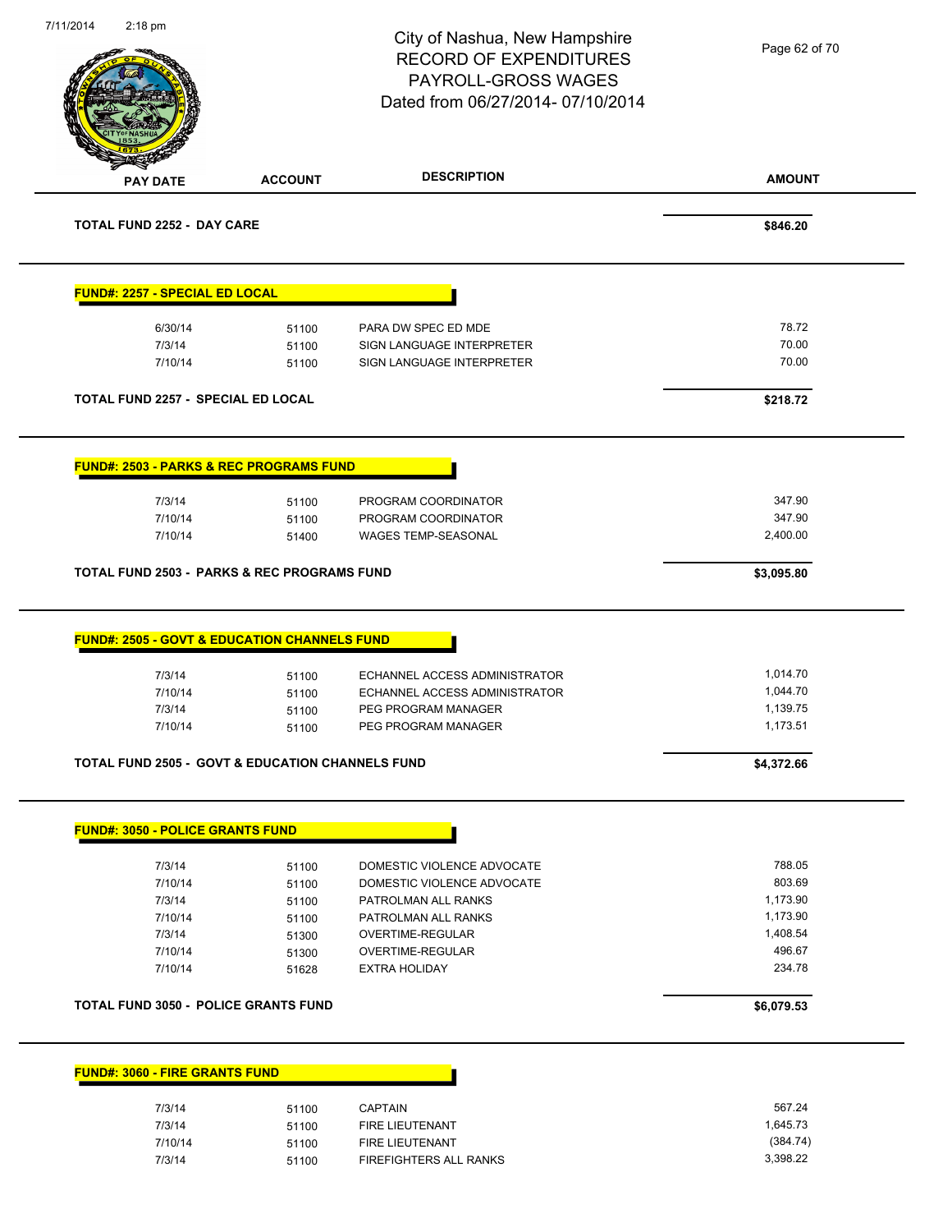City of Nashua, New Hampshire
RECORD OF EXPENDITURES
PAYROLL-GROSS WAGES
Dated from 06/27/2014- 07/10/2014

| PAY DATE | ACCOUNT | DESCRIPTION | AMOUNT |
|---|---|---|---|
| **TOTAL FUND 2252 - DAY CARE** | | | **$846.20** |

**FUND#: 2257 - SPECIAL ED LOCAL**

| PAY DATE | ACCOUNT | DESCRIPTION | AMOUNT |
|---|---|---|---|
| 6/30/14 | 51100 | PARA DW SPEC ED MDE | 78.72 |
| 7/3/14 | 51100 | SIGN LANGUAGE INTERPRETER | 70.00 |
| 7/10/14 | 51100 | SIGN LANGUAGE INTERPRETER | 70.00 |
| **TOTAL FUND 2257 - SPECIAL ED LOCAL** | | | **$218.72** |

**FUND#: 2503 - PARKS & REC PROGRAMS FUND**

| PAY DATE | ACCOUNT | DESCRIPTION | AMOUNT |
|---|---|---|---|
| 7/3/14 | 51100 | PROGRAM COORDINATOR | 347.90 |
| 7/10/14 | 51100 | PROGRAM COORDINATOR | 347.90 |
| 7/10/14 | 51400 | WAGES TEMP-SEASONAL | 2,400.00 |
| **TOTAL FUND 2503 - PARKS & REC PROGRAMS FUND** | | | **$3,095.80** |

**FUND#: 2505 - GOVT & EDUCATION CHANNELS FUND**

| PAY DATE | ACCOUNT | DESCRIPTION | AMOUNT |
|---|---|---|---|
| 7/3/14 | 51100 | ECHANNEL ACCESS ADMINISTRATOR | 1,014.70 |
| 7/10/14 | 51100 | ECHANNEL ACCESS ADMINISTRATOR | 1,044.70 |
| 7/3/14 | 51100 | PEG PROGRAM MANAGER | 1,139.75 |
| 7/10/14 | 51100 | PEG PROGRAM MANAGER | 1,173.51 |
| **TOTAL FUND 2505 - GOVT & EDUCATION CHANNELS FUND** | | | **$4,372.66** |

**FUND#: 3050 - POLICE GRANTS FUND**

| PAY DATE | ACCOUNT | DESCRIPTION | AMOUNT |
|---|---|---|---|
| 7/3/14 | 51100 | DOMESTIC VIOLENCE ADVOCATE | 788.05 |
| 7/10/14 | 51100 | DOMESTIC VIOLENCE ADVOCATE | 803.69 |
| 7/3/14 | 51100 | PATROLMAN ALL RANKS | 1,173.90 |
| 7/10/14 | 51100 | PATROLMAN ALL RANKS | 1,173.90 |
| 7/3/14 | 51300 | OVERTIME-REGULAR | 1,408.54 |
| 7/10/14 | 51300 | OVERTIME-REGULAR | 496.67 |
| 7/10/14 | 51628 | EXTRA HOLIDAY | 234.78 |
| **TOTAL FUND 3050 - POLICE GRANTS FUND** | | | **$6,079.53** |

**FUND#: 3060 - FIRE GRANTS FUND**

| PAY DATE | ACCOUNT | DESCRIPTION | AMOUNT |
|---|---|---|---|
| 7/3/14 | 51100 | CAPTAIN | 567.24 |
| 7/3/14 | 51100 | FIRE LIEUTENANT | 1,645.73 |
| 7/10/14 | 51100 | FIRE LIEUTENANT | (384.74) |
| 7/3/14 | 51100 | FIREFIGHTERS ALL RANKS | 3,398.22 |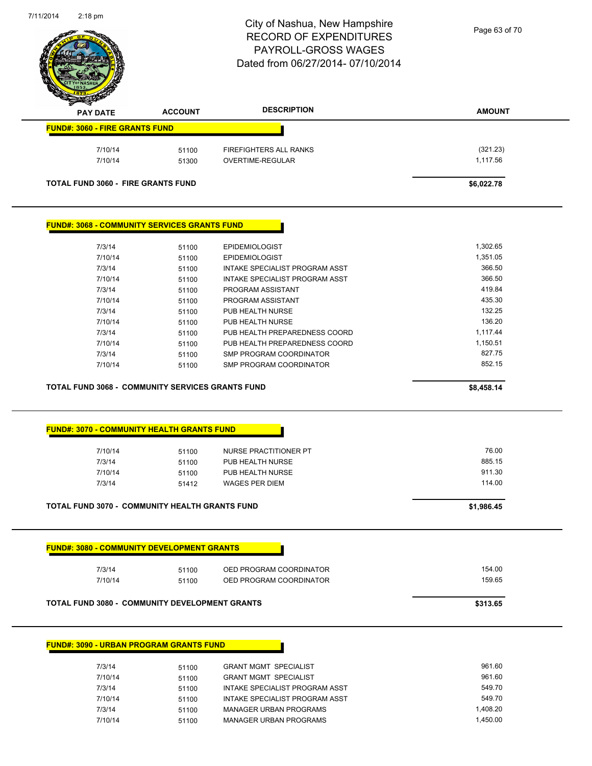# City of Nashua, New Hampshire
# RECORD OF EXPENDITURES
# PAYROLL-GROSS WAGES
# Dated from 06/27/2014- 07/10/2014

| PAY DATE | ACCOUNT | DESCRIPTION | AMOUNT |
|---|---|---|---|
| **FUND#: 3060 - FIRE GRANTS FUND** | | | |
| 7/10/14 | 51100 | FIREFIGHTERS ALL RANKS | (321.23) |
| 7/10/14 | 51300 | OVERTIME-REGULAR | 1,117.56 |
| **TOTAL FUND 3060 - FIRE GRANTS FUND** | | | **$6,022.78** |

| PAY DATE | ACCOUNT | DESCRIPTION | AMOUNT |
|---|---|---|---|
| **FUND#: 3068 - COMMUNITY SERVICES GRANTS FUND** | | | |
| 7/3/14 | 51100 | EPIDEMIOLOGIST | 1,302.65 |
| 7/10/14 | 51100 | EPIDEMIOLOGIST | 1,351.05 |
| 7/3/14 | 51100 | INTAKE SPECIALIST PROGRAM ASST | 366.50 |
| 7/10/14 | 51100 | INTAKE SPECIALIST PROGRAM ASST | 366.50 |
| 7/3/14 | 51100 | PROGRAM ASSISTANT | 419.84 |
| 7/10/14 | 51100 | PROGRAM ASSISTANT | 435.30 |
| 7/3/14 | 51100 | PUB HEALTH NURSE | 132.25 |
| 7/10/14 | 51100 | PUB HEALTH NURSE | 136.20 |
| 7/3/14 | 51100 | PUB HEALTH PREPAREDNESS COORD | 1,117.44 |
| 7/10/14 | 51100 | PUB HEALTH PREPAREDNESS COORD | 1,150.51 |
| 7/3/14 | 51100 | SMP PROGRAM COORDINATOR | 827.75 |
| 7/10/14 | 51100 | SMP PROGRAM COORDINATOR | 852.15 |
| **TOTAL FUND 3068 - COMMUNITY SERVICES GRANTS FUND** | | | **$8,458.14** |

| PAY DATE | ACCOUNT | DESCRIPTION | AMOUNT |
|---|---|---|---|
| **FUND#: 3070 - COMMUNITY HEALTH GRANTS FUND** | | | |
| 7/10/14 | 51100 | NURSE PRACTITIONER PT | 76.00 |
| 7/3/14 | 51100 | PUB HEALTH NURSE | 885.15 |
| 7/10/14 | 51100 | PUB HEALTH NURSE | 911.30 |
| 7/3/14 | 51412 | WAGES PER DIEM | 114.00 |
| **TOTAL FUND 3070 - COMMUNITY HEALTH GRANTS FUND** | | | **$1,986.45** |

| PAY DATE | ACCOUNT | DESCRIPTION | AMOUNT |
|---|---|---|---|
| **FUND#: 3080 - COMMUNITY DEVELOPMENT GRANTS** | | | |
| 7/3/14 | 51100 | OED PROGRAM COORDINATOR | 154.00 |
| 7/10/14 | 51100 | OED PROGRAM COORDINATOR | 159.65 |
| **TOTAL FUND 3080 - COMMUNITY DEVELOPMENT GRANTS** | | | **$313.65** |

| PAY DATE | ACCOUNT | DESCRIPTION | AMOUNT |
|---|---|---|---|
| **FUND#: 3090 - URBAN PROGRAM GRANTS FUND** | | | |
| 7/3/14 | 51100 | GRANT MGMT SPECIALIST | 961.60 |
| 7/10/14 | 51100 | GRANT MGMT SPECIALIST | 961.60 |
| 7/3/14 | 51100 | INTAKE SPECIALIST PROGRAM ASST | 549.70 |
| 7/10/14 | 51100 | INTAKE SPECIALIST PROGRAM ASST | 549.70 |
| 7/3/14 | 51100 | MANAGER URBAN PROGRAMS | 1,408.20 |
| 7/10/14 | 51100 | MANAGER URBAN PROGRAMS | 1,450.00 |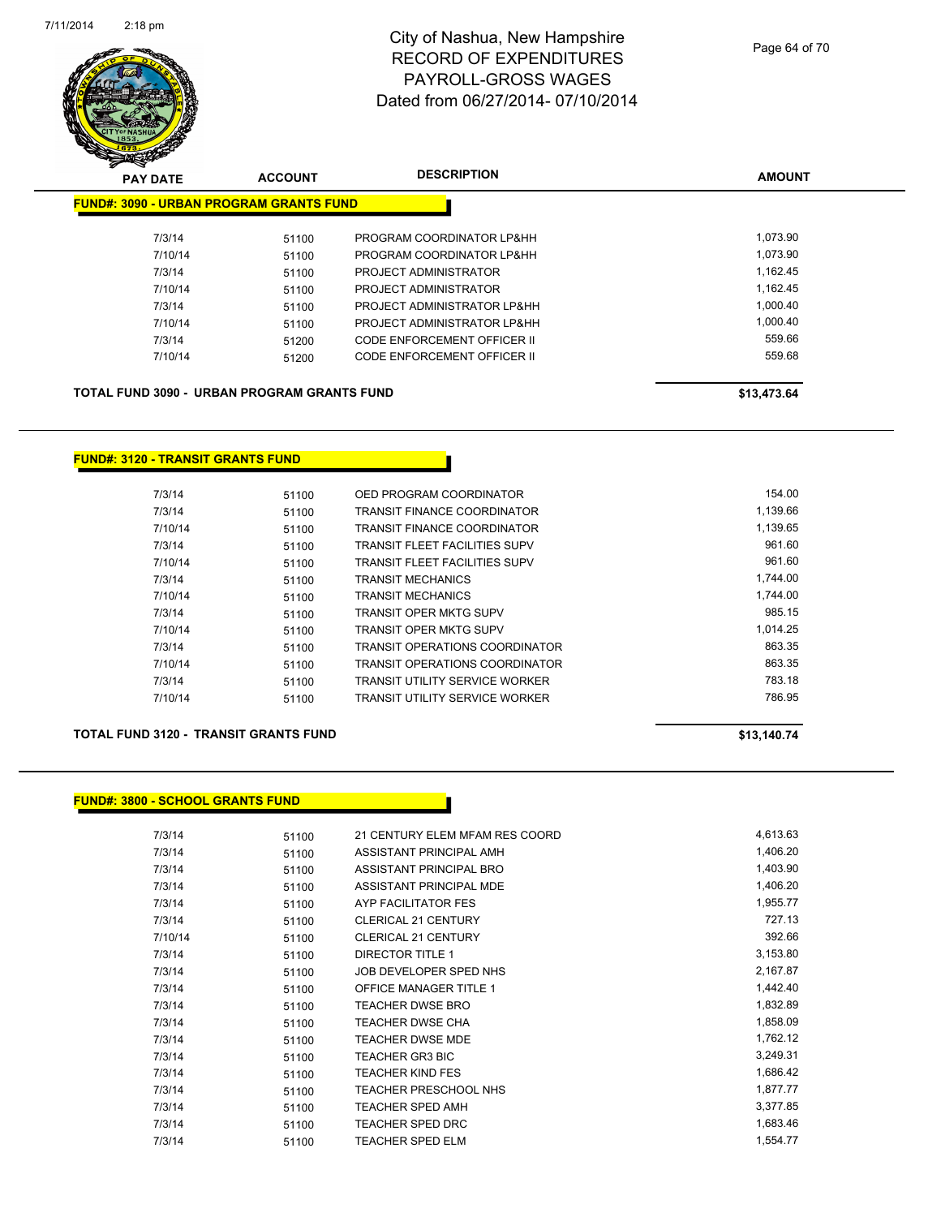# City of Nashua, New Hampshire
## RECORD OF EXPENDITURES
## PAYROLL-GROSS WAGES
## Dated from 06/27/2014- 07/10/2014

| PAY DATE | ACCOUNT | DESCRIPTION | AMOUNT |
|---|---|---|---|

**FUND#: 3090 - URBAN PROGRAM GRANTS FUND**

| PAY DATE | ACCOUNT | DESCRIPTION | AMOUNT |
|---|---|---|---|
| 7/3/14 | 51100 | PROGRAM COORDINATOR LP&HH | 1,073.90 |
| 7/10/14 | 51100 | PROGRAM COORDINATOR LP&HH | 1,073.90 |
| 7/3/14 | 51100 | PROJECT ADMINISTRATOR | 1,162.45 |
| 7/10/14 | 51100 | PROJECT ADMINISTRATOR | 1,162.45 |
| 7/3/14 | 51100 | PROJECT ADMINISTRATOR LP&HH | 1,000.40 |
| 7/10/14 | 51100 | PROJECT ADMINISTRATOR LP&HH | 1,000.40 |
| 7/3/14 | 51200 | CODE ENFORCEMENT OFFICER II | 559.66 |
| 7/10/14 | 51200 | CODE ENFORCEMENT OFFICER II | 559.68 |

**TOTAL FUND 3090 - URBAN PROGRAM GRANTS FUND** **$13,473.64**

**FUND#: 3120 - TRANSIT GRANTS FUND**

| PAY DATE | ACCOUNT | DESCRIPTION | AMOUNT |
|---|---|---|---|
| 7/3/14 | 51100 | OED PROGRAM COORDINATOR | 154.00 |
| 7/3/14 | 51100 | TRANSIT FINANCE COORDINATOR | 1,139.66 |
| 7/10/14 | 51100 | TRANSIT FINANCE COORDINATOR | 1,139.65 |
| 7/3/14 | 51100 | TRANSIT FLEET FACILITIES SUPV | 961.60 |
| 7/10/14 | 51100 | TRANSIT FLEET FACILITIES SUPV | 961.60 |
| 7/3/14 | 51100 | TRANSIT MECHANICS | 1,744.00 |
| 7/10/14 | 51100 | TRANSIT MECHANICS | 1,744.00 |
| 7/3/14 | 51100 | TRANSIT OPER MKTG SUPV | 985.15 |
| 7/10/14 | 51100 | TRANSIT OPER MKTG SUPV | 1,014.25 |
| 7/3/14 | 51100 | TRANSIT OPERATIONS COORDINATOR | 863.35 |
| 7/10/14 | 51100 | TRANSIT OPERATIONS COORDINATOR | 863.35 |
| 7/3/14 | 51100 | TRANSIT UTILITY SERVICE WORKER | 783.18 |
| 7/10/14 | 51100 | TRANSIT UTILITY SERVICE WORKER | 786.95 |

**TOTAL FUND 3120 - TRANSIT GRANTS FUND** **$13,140.74**

**FUND#: 3800 - SCHOOL GRANTS FUND**

| PAY DATE | ACCOUNT | DESCRIPTION | AMOUNT |
|---|---|---|---|
| 7/3/14 | 51100 | 21 CENTURY ELEM MFAM RES COORD | 4,613.63 |
| 7/3/14 | 51100 | ASSISTANT PRINCIPAL AMH | 1,406.20 |
| 7/3/14 | 51100 | ASSISTANT PRINCIPAL BRO | 1,403.90 |
| 7/3/14 | 51100 | ASSISTANT PRINCIPAL MDE | 1,406.20 |
| 7/3/14 | 51100 | AYP FACILITATOR FES | 1,955.77 |
| 7/3/14 | 51100 | CLERICAL 21 CENTURY | 727.13 |
| 7/10/14 | 51100 | CLERICAL 21 CENTURY | 392.66 |
| 7/3/14 | 51100 | DIRECTOR TITLE 1 | 3,153.80 |
| 7/3/14 | 51100 | JOB DEVELOPER SPED NHS | 2,167.87 |
| 7/3/14 | 51100 | OFFICE MANAGER TITLE 1 | 1,442.40 |
| 7/3/14 | 51100 | TEACHER DWSE BRO | 1,832.89 |
| 7/3/14 | 51100 | TEACHER DWSE CHA | 1,858.09 |
| 7/3/14 | 51100 | TEACHER DWSE MDE | 1,762.12 |
| 7/3/14 | 51100 | TEACHER GR3 BIC | 3,249.31 |
| 7/3/14 | 51100 | TEACHER KIND FES | 1,686.42 |
| 7/3/14 | 51100 | TEACHER PRESCHOOL NHS | 1,877.77 |
| 7/3/14 | 51100 | TEACHER SPED AMH | 3,377.85 |
| 7/3/14 | 51100 | TEACHER SPED DRC | 1,683.46 |
| 7/3/14 | 51100 | TEACHER SPED ELM | 1,554.77 |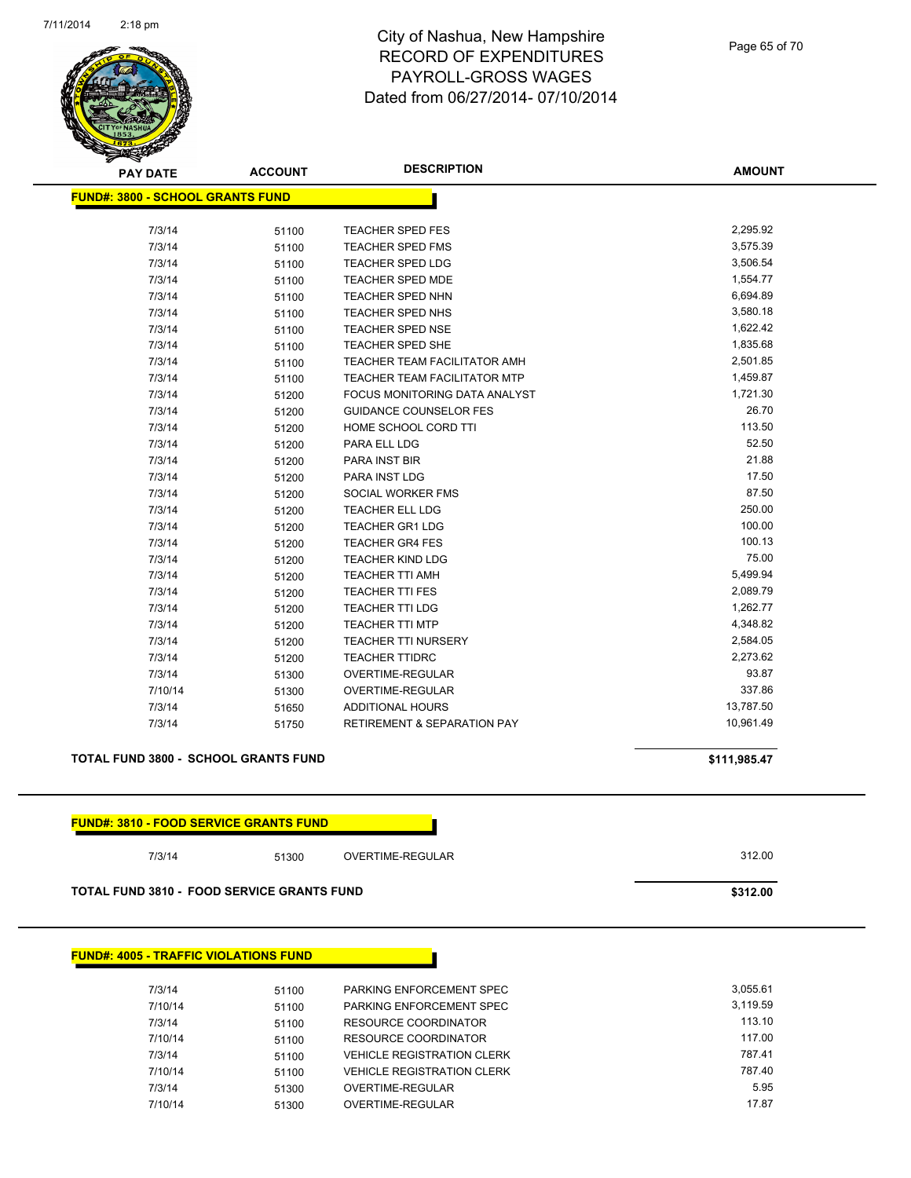City of Nashua, New Hampshire
RECORD OF EXPENDITURES
PAYROLL-GROSS WAGES
Dated from 06/27/2014- 07/10/2014

| PAY DATE | ACCOUNT | DESCRIPTION | AMOUNT |
|---|---|---|---|

**FUND#: 3800 - SCHOOL GRANTS FUND**

| PAY DATE | ACCOUNT | DESCRIPTION | AMOUNT |
|---|---|---|---|
| 7/3/14 | 51100 | TEACHER SPED FES | 2,295.92 |
| 7/3/14 | 51100 | TEACHER SPED FMS | 3,575.39 |
| 7/3/14 | 51100 | TEACHER SPED LDG | 3,506.54 |
| 7/3/14 | 51100 | TEACHER SPED MDE | 1,554.77 |
| 7/3/14 | 51100 | TEACHER SPED NHN | 6,694.89 |
| 7/3/14 | 51100 | TEACHER SPED NHS | 3,580.18 |
| 7/3/14 | 51100 | TEACHER SPED NSE | 1,622.42 |
| 7/3/14 | 51100 | TEACHER SPED SHE | 1,835.68 |
| 7/3/14 | 51100 | TEACHER TEAM FACILITATOR AMH | 2,501.85 |
| 7/3/14 | 51100 | TEACHER TEAM FACILITATOR MTP | 1,459.87 |
| 7/3/14 | 51200 | FOCUS MONITORING DATA ANALYST | 1,721.30 |
| 7/3/14 | 51200 | GUIDANCE COUNSELOR FES | 26.70 |
| 7/3/14 | 51200 | HOME SCHOOL CORD TTI | 113.50 |
| 7/3/14 | 51200 | PARA ELL LDG | 52.50 |
| 7/3/14 | 51200 | PARA INST BIR | 21.88 |
| 7/3/14 | 51200 | PARA INST LDG | 17.50 |
| 7/3/14 | 51200 | SOCIAL WORKER FMS | 87.50 |
| 7/3/14 | 51200 | TEACHER ELL LDG | 250.00 |
| 7/3/14 | 51200 | TEACHER GR1 LDG | 100.00 |
| 7/3/14 | 51200 | TEACHER GR4 FES | 100.13 |
| 7/3/14 | 51200 | TEACHER KIND LDG | 75.00 |
| 7/3/14 | 51200 | TEACHER TTI AMH | 5,499.94 |
| 7/3/14 | 51200 | TEACHER TTI FES | 2,089.79 |
| 7/3/14 | 51200 | TEACHER TTI LDG | 1,262.77 |
| 7/3/14 | 51200 | TEACHER TTI MTP | 4,348.82 |
| 7/3/14 | 51200 | TEACHER TTI NURSERY | 2,584.05 |
| 7/3/14 | 51200 | TEACHER TTIDRC | 2,273.62 |
| 7/3/14 | 51300 | OVERTIME-REGULAR | 93.87 |
| 7/10/14 | 51300 | OVERTIME-REGULAR | 337.86 |
| 7/3/14 | 51650 | ADDITIONAL HOURS | 13,787.50 |
| 7/3/14 | 51750 | RETIREMENT & SEPARATION PAY | 10,961.49 |

**TOTAL FUND 3800 - SCHOOL GRANTS FUND** **$111,985.47**

**FUND#: 3810 - FOOD SERVICE GRANTS FUND**

| PAY DATE | ACCOUNT | DESCRIPTION | AMOUNT |
|---|---|---|---|
| 7/3/14 | 51300 | OVERTIME-REGULAR | 312.00 |

**TOTAL FUND 3810 - FOOD SERVICE GRANTS FUND** **$312.00**

**FUND#: 4005 - TRAFFIC VIOLATIONS FUND**

| PAY DATE | ACCOUNT | DESCRIPTION | AMOUNT |
|---|---|---|---|
| 7/3/14 | 51100 | PARKING ENFORCEMENT SPEC | 3,055.61 |
| 7/10/14 | 51100 | PARKING ENFORCEMENT SPEC | 3,119.59 |
| 7/3/14 | 51100 | RESOURCE COORDINATOR | 113.10 |
| 7/10/14 | 51100 | RESOURCE COORDINATOR | 117.00 |
| 7/3/14 | 51100 | VEHICLE REGISTRATION CLERK | 787.41 |
| 7/10/14 | 51100 | VEHICLE REGISTRATION CLERK | 787.40 |
| 7/3/14 | 51300 | OVERTIME-REGULAR | 5.95 |
| 7/10/14 | 51300 | OVERTIME-REGULAR | 17.87 |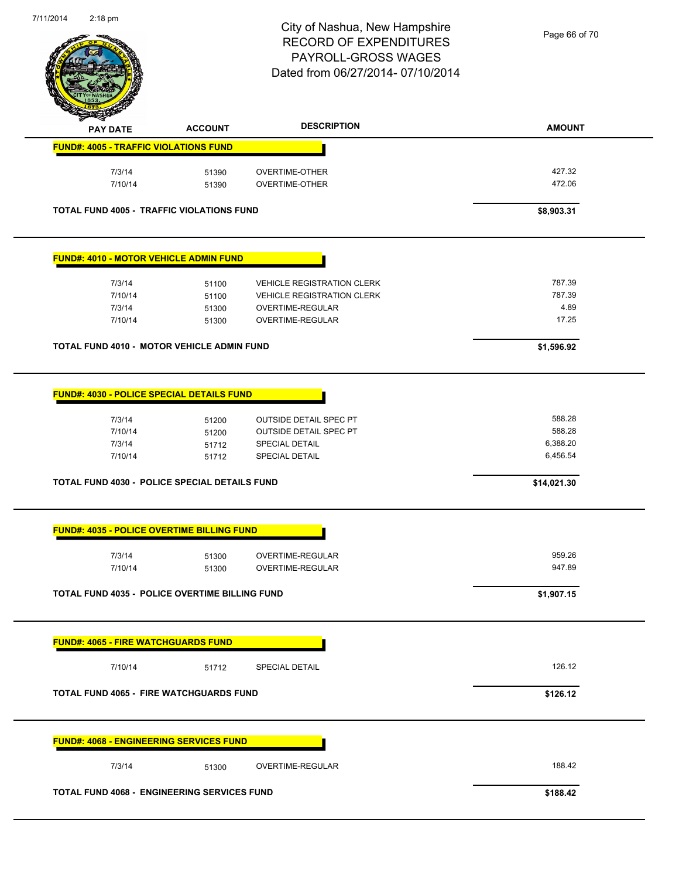# City of Nashua, New Hampshire
## RECORD OF EXPENDITURES
## PAYROLL-GROSS WAGES
## Dated from 06/27/2014- 07/10/2014

| PAY DATE | ACCOUNT | DESCRIPTION | AMOUNT |
|---|---|---|---|
| **FUND#: 4005 - TRAFFIC VIOLATIONS FUND** | | | |
| 7/3/14 | 51390 | OVERTIME-OTHER | 427.32 |
| 7/10/14 | 51390 | OVERTIME-OTHER | 472.06 |
| **TOTAL FUND 4005 - TRAFFIC VIOLATIONS FUND** | | | **$8,903.31** |
| **FUND#: 4010 - MOTOR VEHICLE ADMIN FUND** | | | |
| 7/3/14 | 51100 | VEHICLE REGISTRATION CLERK | 787.39 |
| 7/10/14 | 51100 | VEHICLE REGISTRATION CLERK | 787.39 |
| 7/3/14 | 51300 | OVERTIME-REGULAR | 4.89 |
| 7/10/14 | 51300 | OVERTIME-REGULAR | 17.25 |
| **TOTAL FUND 4010 - MOTOR VEHICLE ADMIN FUND** | | | **$1,596.92** |
| **FUND#: 4030 - POLICE SPECIAL DETAILS FUND** | | | |
| 7/3/14 | 51200 | OUTSIDE DETAIL SPEC PT | 588.28 |
| 7/10/14 | 51200 | OUTSIDE DETAIL SPEC PT | 588.28 |
| 7/3/14 | 51712 | SPECIAL DETAIL | 6,388.20 |
| 7/10/14 | 51712 | SPECIAL DETAIL | 6,456.54 |
| **TOTAL FUND 4030 - POLICE SPECIAL DETAILS FUND** | | | **$14,021.30** |
| **FUND#: 4035 - POLICE OVERTIME BILLING FUND** | | | |
| 7/3/14 | 51300 | OVERTIME-REGULAR | 959.26 |
| 7/10/14 | 51300 | OVERTIME-REGULAR | 947.89 |
| **TOTAL FUND 4035 - POLICE OVERTIME BILLING FUND** | | | **$1,907.15** |
| **FUND#: 4065 - FIRE WATCHGUARDS FUND** | | | |
| 7/10/14 | 51712 | SPECIAL DETAIL | 126.12 |
| **TOTAL FUND 4065 - FIRE WATCHGUARDS FUND** | | | **$126.12** |
| **FUND#: 4068 - ENGINEERING SERVICES FUND** | | | |
| 7/3/14 | 51300 | OVERTIME-REGULAR | 188.42 |
| **TOTAL FUND 4068 - ENGINEERING SERVICES FUND** | | | **$188.42** |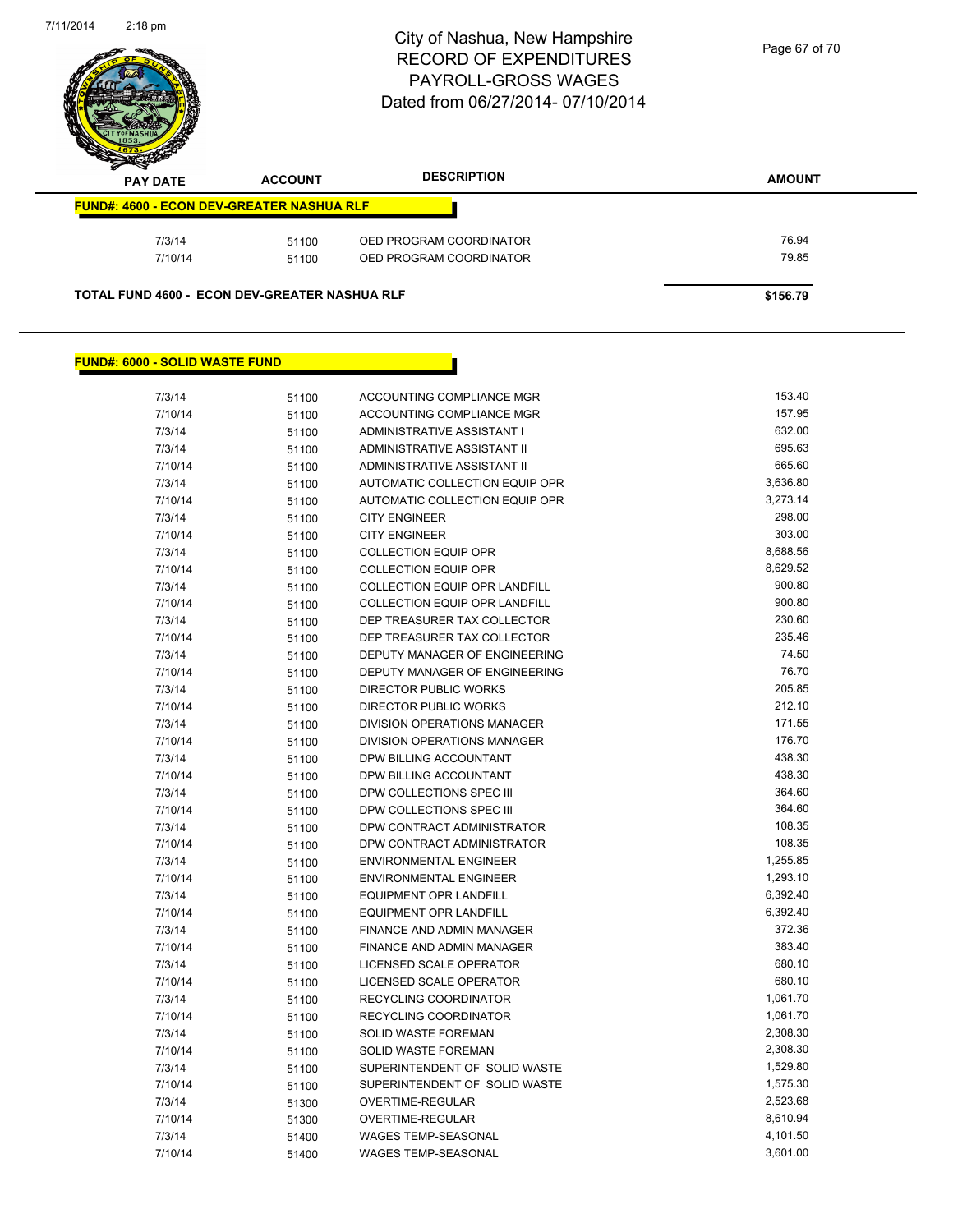# City of Nashua, New Hampshire
# RECORD OF EXPENDITURES
# PAYROLL-GROSS WAGES
# Dated from 06/27/2014- 07/10/2014

| PAY DATE | ACCOUNT | DESCRIPTION | AMOUNT |
|---|---|---|---|
| **FUND#: 4600 - ECON DEV-GREATER NASHUA RLF** | | | |
| 7/3/14 | 51100 | OED PROGRAM COORDINATOR | 76.94 |
| 7/10/14 | 51100 | OED PROGRAM COORDINATOR | 79.85 |
| **TOTAL FUND 4600 - ECON DEV-GREATER NASHUA RLF** | | | **$156.79** |

| PAY DATE | ACCOUNT | DESCRIPTION | AMOUNT |
|---|---|---|---|
| **FUND#: 6000 - SOLID WASTE FUND** | | | |
| 7/3/14 | 51100 | ACCOUNTING COMPLIANCE MGR | 153.40 |
| 7/10/14 | 51100 | ACCOUNTING COMPLIANCE MGR | 157.95 |
| 7/3/14 | 51100 | ADMINISTRATIVE ASSISTANT I | 632.00 |
| 7/3/14 | 51100 | ADMINISTRATIVE ASSISTANT II | 695.63 |
| 7/10/14 | 51100 | ADMINISTRATIVE ASSISTANT II | 665.60 |
| 7/3/14 | 51100 | AUTOMATIC COLLECTION EQUIP OPR | 3,636.80 |
| 7/10/14 | 51100 | AUTOMATIC COLLECTION EQUIP OPR | 3,273.14 |
| 7/3/14 | 51100 | CITY ENGINEER | 298.00 |
| 7/10/14 | 51100 | CITY ENGINEER | 303.00 |
| 7/3/14 | 51100 | COLLECTION EQUIP OPR | 8,688.56 |
| 7/10/14 | 51100 | COLLECTION EQUIP OPR | 8,629.52 |
| 7/3/14 | 51100 | COLLECTION EQUIP OPR LANDFILL | 900.80 |
| 7/10/14 | 51100 | COLLECTION EQUIP OPR LANDFILL | 900.80 |
| 7/3/14 | 51100 | DEP TREASURER TAX COLLECTOR | 230.60 |
| 7/10/14 | 51100 | DEP TREASURER TAX COLLECTOR | 235.46 |
| 7/3/14 | 51100 | DEPUTY MANAGER OF ENGINEERING | 74.50 |
| 7/10/14 | 51100 | DEPUTY MANAGER OF ENGINEERING | 76.70 |
| 7/3/14 | 51100 | DIRECTOR PUBLIC WORKS | 205.85 |
| 7/10/14 | 51100 | DIRECTOR PUBLIC WORKS | 212.10 |
| 7/3/14 | 51100 | DIVISION OPERATIONS MANAGER | 171.55 |
| 7/10/14 | 51100 | DIVISION OPERATIONS MANAGER | 176.70 |
| 7/3/14 | 51100 | DPW BILLING ACCOUNTANT | 438.30 |
| 7/10/14 | 51100 | DPW BILLING ACCOUNTANT | 438.30 |
| 7/3/14 | 51100 | DPW COLLECTIONS SPEC III | 364.60 |
| 7/10/14 | 51100 | DPW COLLECTIONS SPEC III | 364.60 |
| 7/3/14 | 51100 | DPW CONTRACT ADMINISTRATOR | 108.35 |
| 7/10/14 | 51100 | DPW CONTRACT ADMINISTRATOR | 108.35 |
| 7/3/14 | 51100 | ENVIRONMENTAL ENGINEER | 1,255.85 |
| 7/10/14 | 51100 | ENVIRONMENTAL ENGINEER | 1,293.10 |
| 7/3/14 | 51100 | EQUIPMENT OPR LANDFILL | 6,392.40 |
| 7/10/14 | 51100 | EQUIPMENT OPR LANDFILL | 6,392.40 |
| 7/3/14 | 51100 | FINANCE AND ADMIN MANAGER | 372.36 |
| 7/10/14 | 51100 | FINANCE AND ADMIN MANAGER | 383.40 |
| 7/3/14 | 51100 | LICENSED SCALE OPERATOR | 680.10 |
| 7/10/14 | 51100 | LICENSED SCALE OPERATOR | 680.10 |
| 7/3/14 | 51100 | RECYCLING COORDINATOR | 1,061.70 |
| 7/10/14 | 51100 | RECYCLING COORDINATOR | 1,061.70 |
| 7/3/14 | 51100 | SOLID WASTE FOREMAN | 2,308.30 |
| 7/10/14 | 51100 | SOLID WASTE FOREMAN | 2,308.30 |
| 7/3/14 | 51100 | SUPERINTENDENT OF SOLID WASTE | 1,529.80 |
| 7/10/14 | 51100 | SUPERINTENDENT OF SOLID WASTE | 1,575.30 |
| 7/3/14 | 51300 | OVERTIME-REGULAR | 2,523.68 |
| 7/10/14 | 51300 | OVERTIME-REGULAR | 8,610.94 |
| 7/3/14 | 51400 | WAGES TEMP-SEASONAL | 4,101.50 |
| 7/10/14 | 51400 | WAGES TEMP-SEASONAL | 3,601.00 |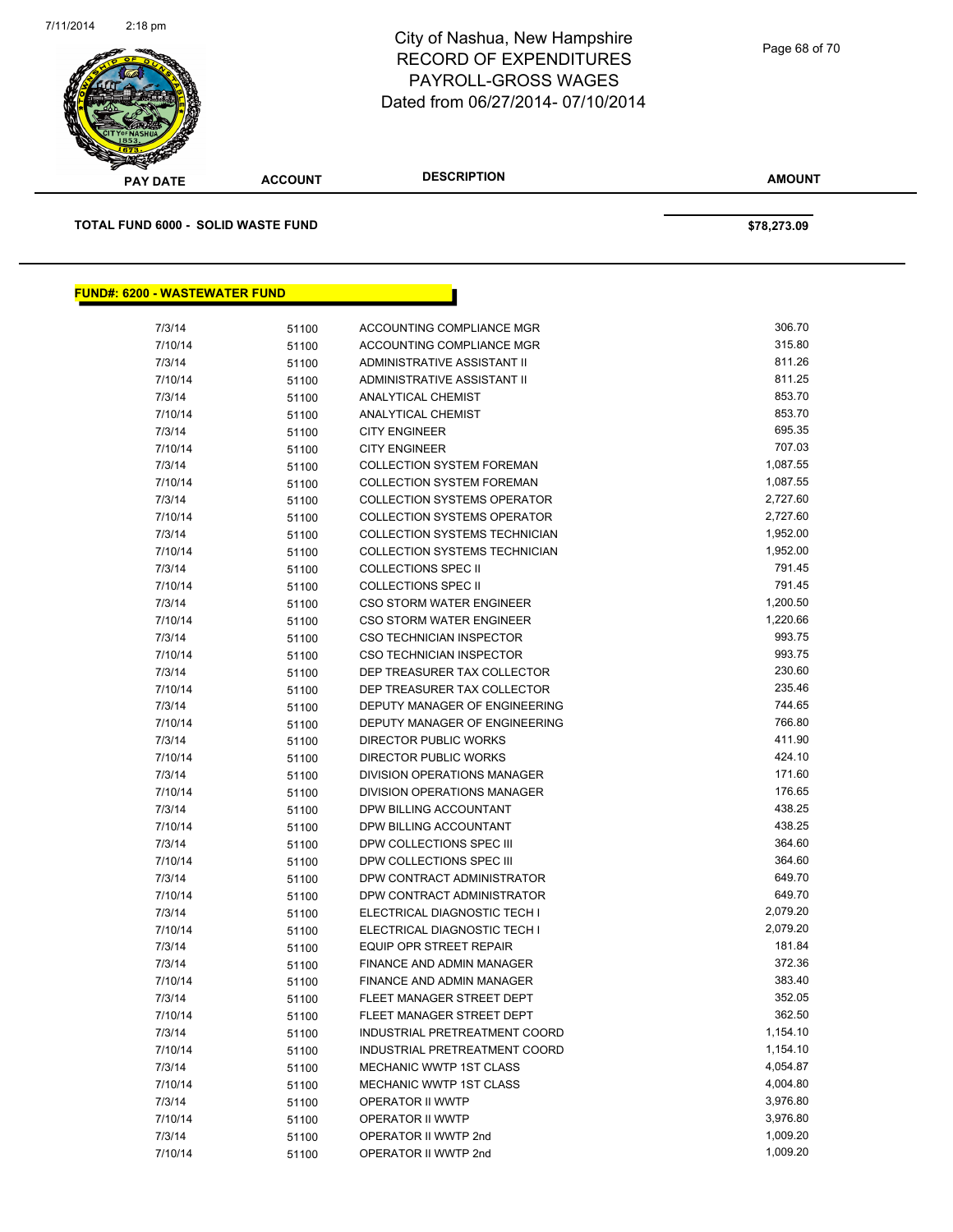| PAY DATE | ACCOUNT | DESCRIPTION | AMOUNT |
|---|---|---|---|

**TOTAL FUND 6000 - SOLID WASTE FUND** $78,273.09

## FUND#: 6200 - WASTEWATER FUND

| PAY DATE | ACCOUNT | DESCRIPTION | AMOUNT |
|---|---|---|---|
| 7/3/14 | 51100 | ACCOUNTING COMPLIANCE MGR | 306.70 |
| 7/10/14 | 51100 | ACCOUNTING COMPLIANCE MGR | 315.80 |
| 7/3/14 | 51100 | ADMINISTRATIVE ASSISTANT II | 811.26 |
| 7/10/14 | 51100 | ADMINISTRATIVE ASSISTANT II | 811.25 |
| 7/3/14 | 51100 | ANALYTICAL CHEMIST | 853.70 |
| 7/10/14 | 51100 | ANALYTICAL CHEMIST | 853.70 |
| 7/3/14 | 51100 | CITY ENGINEER | 695.35 |
| 7/10/14 | 51100 | CITY ENGINEER | 707.03 |
| 7/3/14 | 51100 | COLLECTION SYSTEM FOREMAN | 1,087.55 |
| 7/10/14 | 51100 | COLLECTION SYSTEM FOREMAN | 1,087.55 |
| 7/3/14 | 51100 | COLLECTION SYSTEMS OPERATOR | 2,727.60 |
| 7/10/14 | 51100 | COLLECTION SYSTEMS OPERATOR | 2,727.60 |
| 7/3/14 | 51100 | COLLECTION SYSTEMS TECHNICIAN | 1,952.00 |
| 7/10/14 | 51100 | COLLECTION SYSTEMS TECHNICIAN | 1,952.00 |
| 7/3/14 | 51100 | COLLECTIONS SPEC II | 791.45 |
| 7/10/14 | 51100 | COLLECTIONS SPEC II | 791.45 |
| 7/3/14 | 51100 | CSO STORM WATER ENGINEER | 1,200.50 |
| 7/10/14 | 51100 | CSO STORM WATER ENGINEER | 1,220.66 |
| 7/3/14 | 51100 | CSO TECHNICIAN INSPECTOR | 993.75 |
| 7/10/14 | 51100 | CSO TECHNICIAN INSPECTOR | 993.75 |
| 7/3/14 | 51100 | DEP TREASURER TAX COLLECTOR | 230.60 |
| 7/10/14 | 51100 | DEP TREASURER TAX COLLECTOR | 235.46 |
| 7/3/14 | 51100 | DEPUTY MANAGER OF ENGINEERING | 744.65 |
| 7/10/14 | 51100 | DEPUTY MANAGER OF ENGINEERING | 766.80 |
| 7/3/14 | 51100 | DIRECTOR PUBLIC WORKS | 411.90 |
| 7/10/14 | 51100 | DIRECTOR PUBLIC WORKS | 424.10 |
| 7/3/14 | 51100 | DIVISION OPERATIONS MANAGER | 171.60 |
| 7/10/14 | 51100 | DIVISION OPERATIONS MANAGER | 176.65 |
| 7/3/14 | 51100 | DPW BILLING ACCOUNTANT | 438.25 |
| 7/10/14 | 51100 | DPW BILLING ACCOUNTANT | 438.25 |
| 7/3/14 | 51100 | DPW COLLECTIONS SPEC III | 364.60 |
| 7/10/14 | 51100 | DPW COLLECTIONS SPEC III | 364.60 |
| 7/3/14 | 51100 | DPW CONTRACT ADMINISTRATOR | 649.70 |
| 7/10/14 | 51100 | DPW CONTRACT ADMINISTRATOR | 649.70 |
| 7/3/14 | 51100 | ELECTRICAL DIAGNOSTIC TECH I | 2,079.20 |
| 7/10/14 | 51100 | ELECTRICAL DIAGNOSTIC TECH I | 2,079.20 |
| 7/3/14 | 51100 | EQUIP OPR STREET REPAIR | 181.84 |
| 7/3/14 | 51100 | FINANCE AND ADMIN MANAGER | 372.36 |
| 7/10/14 | 51100 | FINANCE AND ADMIN MANAGER | 383.40 |
| 7/3/14 | 51100 | FLEET MANAGER STREET DEPT | 352.05 |
| 7/10/14 | 51100 | FLEET MANAGER STREET DEPT | 362.50 |
| 7/3/14 | 51100 | INDUSTRIAL PRETREATMENT COORD | 1,154.10 |
| 7/10/14 | 51100 | INDUSTRIAL PRETREATMENT COORD | 1,154.10 |
| 7/3/14 | 51100 | MECHANIC WWTP 1ST CLASS | 4,054.87 |
| 7/10/14 | 51100 | MECHANIC WWTP 1ST CLASS | 4,004.80 |
| 7/3/14 | 51100 | OPERATOR II WWTP | 3,976.80 |
| 7/10/14 | 51100 | OPERATOR II WWTP | 3,976.80 |
| 7/3/14 | 51100 | OPERATOR II WWTP 2nd | 1,009.20 |
| 7/10/14 | 51100 | OPERATOR II WWTP 2nd | 1,009.20 |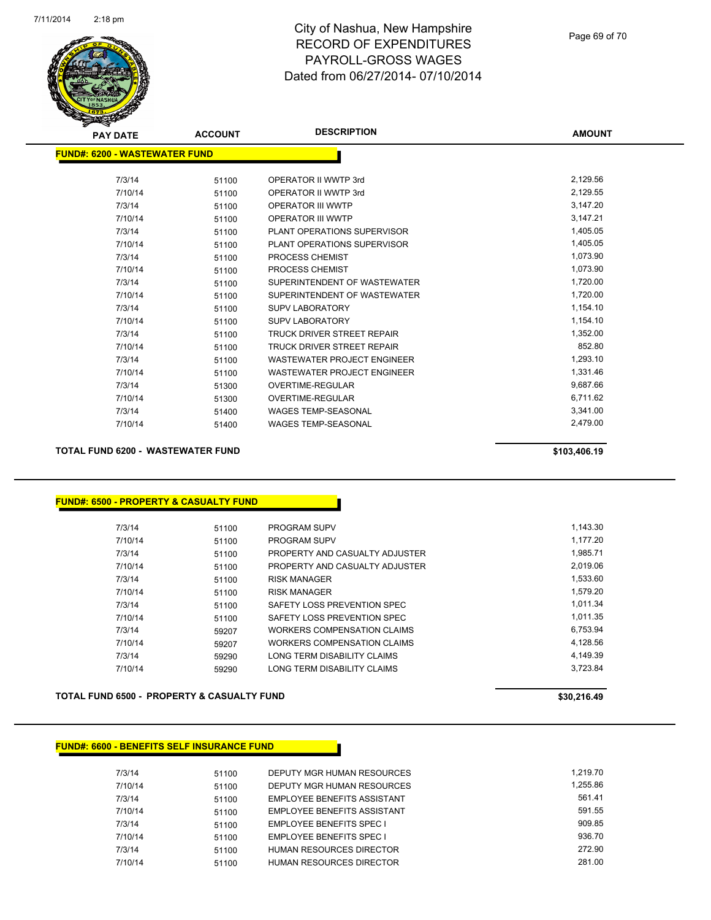# City of Nashua, New Hampshire
# RECORD OF EXPENDITURES
# PAYROLL-GROSS WAGES
# Dated from 06/27/2014- 07/10/2014

| PAY DATE | ACCOUNT | DESCRIPTION | AMOUNT |
|---|---|---|---|

**FUND#: 6200 - WASTEWATER FUND**

| PAY DATE | ACCOUNT | DESCRIPTION | AMOUNT |
|---|---|---|---|
| 7/3/14 | 51100 | OPERATOR II WWTP 3rd | 2,129.56 |
| 7/10/14 | 51100 | OPERATOR II WWTP 3rd | 2,129.55 |
| 7/3/14 | 51100 | OPERATOR III WWTP | 3,147.20 |
| 7/10/14 | 51100 | OPERATOR III WWTP | 3,147.21 |
| 7/3/14 | 51100 | PLANT OPERATIONS SUPERVISOR | 1,405.05 |
| 7/10/14 | 51100 | PLANT OPERATIONS SUPERVISOR | 1,405.05 |
| 7/3/14 | 51100 | PROCESS CHEMIST | 1,073.90 |
| 7/10/14 | 51100 | PROCESS CHEMIST | 1,073.90 |
| 7/3/14 | 51100 | SUPERINTENDENT OF WASTEWATER | 1,720.00 |
| 7/10/14 | 51100 | SUPERINTENDENT OF WASTEWATER | 1,720.00 |
| 7/3/14 | 51100 | SUPV LABORATORY | 1,154.10 |
| 7/10/14 | 51100 | SUPV LABORATORY | 1,154.10 |
| 7/3/14 | 51100 | TRUCK DRIVER STREET REPAIR | 1,352.00 |
| 7/10/14 | 51100 | TRUCK DRIVER STREET REPAIR | 852.80 |
| 7/3/14 | 51100 | WASTEWATER PROJECT ENGINEER | 1,293.10 |
| 7/10/14 | 51100 | WASTEWATER PROJECT ENGINEER | 1,331.46 |
| 7/3/14 | 51300 | OVERTIME-REGULAR | 9,687.66 |
| 7/10/14 | 51300 | OVERTIME-REGULAR | 6,711.62 |
| 7/3/14 | 51400 | WAGES TEMP-SEASONAL | 3,341.00 |
| 7/10/14 | 51400 | WAGES TEMP-SEASONAL | 2,479.00 |

**TOTAL FUND 6200 - WASTEWATER FUND** **$103,406.19**

**FUND#: 6500 - PROPERTY & CASUALTY FUND**

| PAY DATE | ACCOUNT | DESCRIPTION | AMOUNT |
|---|---|---|---|
| 7/3/14 | 51100 | PROGRAM SUPV | 1,143.30 |
| 7/10/14 | 51100 | PROGRAM SUPV | 1,177.20 |
| 7/3/14 | 51100 | PROPERTY AND CASUALTY ADJUSTER | 1,985.71 |
| 7/10/14 | 51100 | PROPERTY AND CASUALTY ADJUSTER | 2,019.06 |
| 7/3/14 | 51100 | RISK MANAGER | 1,533.60 |
| 7/10/14 | 51100 | RISK MANAGER | 1,579.20 |
| 7/3/14 | 51100 | SAFETY LOSS PREVENTION SPEC | 1,011.34 |
| 7/10/14 | 51100 | SAFETY LOSS PREVENTION SPEC | 1,011.35 |
| 7/3/14 | 59207 | WORKERS COMPENSATION CLAIMS | 6,753.94 |
| 7/10/14 | 59207 | WORKERS COMPENSATION CLAIMS | 4,128.56 |
| 7/3/14 | 59290 | LONG TERM DISABILITY CLAIMS | 4,149.39 |
| 7/10/14 | 59290 | LONG TERM DISABILITY CLAIMS | 3,723.84 |

**TOTAL FUND 6500 - PROPERTY & CASUALTY FUND** **$30,216.49**

**FUND#: 6600 - BENEFITS SELF INSURANCE FUND**

| PAY DATE | ACCOUNT | DESCRIPTION | AMOUNT |
|---|---|---|---|
| 7/3/14 | 51100 | DEPUTY MGR HUMAN RESOURCES | 1,219.70 |
| 7/10/14 | 51100 | DEPUTY MGR HUMAN RESOURCES | 1,255.86 |
| 7/3/14 | 51100 | EMPLOYEE BENEFITS ASSISTANT | 561.41 |
| 7/10/14 | 51100 | EMPLOYEE BENEFITS ASSISTANT | 591.55 |
| 7/3/14 | 51100 | EMPLOYEE BENEFITS SPEC I | 909.85 |
| 7/10/14 | 51100 | EMPLOYEE BENEFITS SPEC I | 936.70 |
| 7/3/14 | 51100 | HUMAN RESOURCES DIRECTOR | 272.90 |
| 7/10/14 | 51100 | HUMAN RESOURCES DIRECTOR | 281.00 |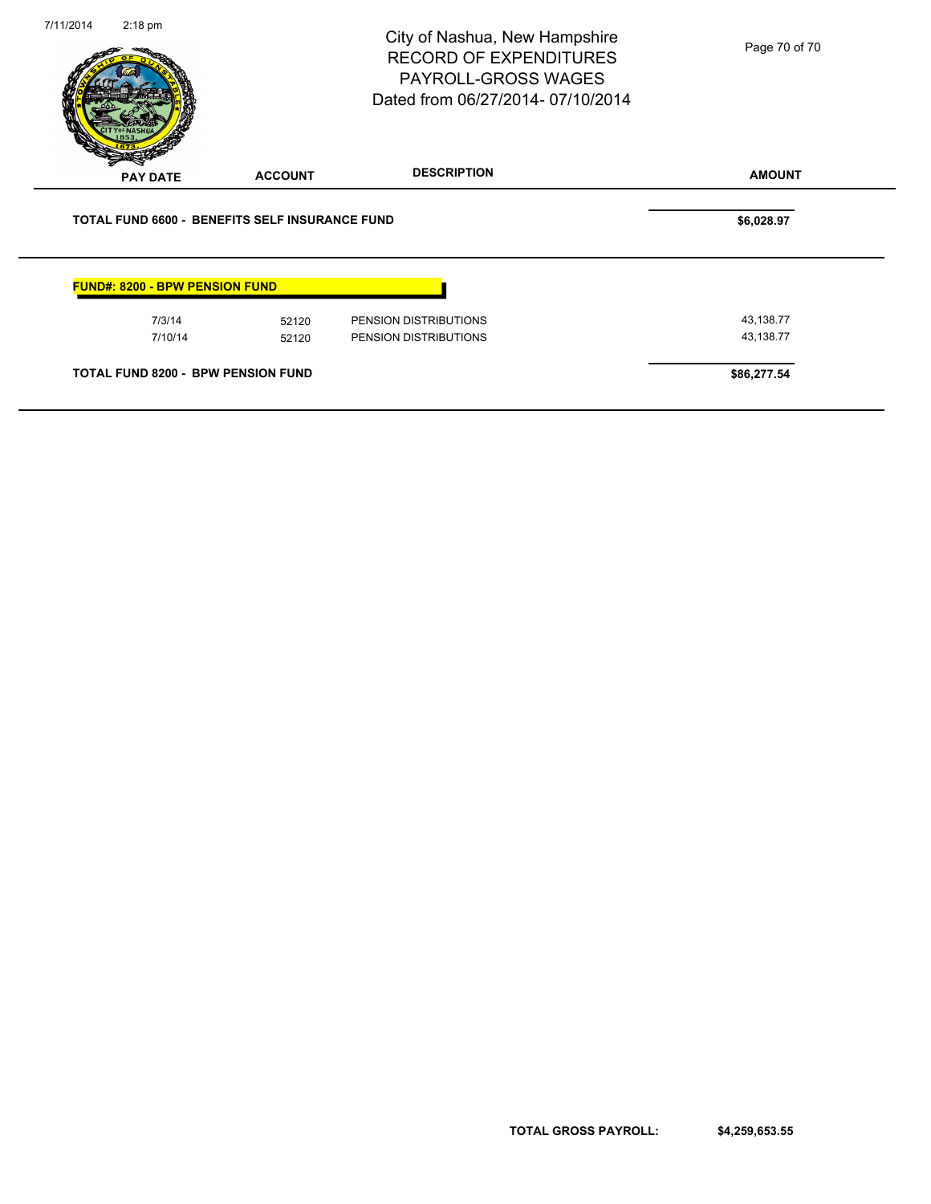City of Nashua, New Hampshire
RECORD OF EXPENDITURES
PAYROLL-GROSS WAGES
Dated from 06/27/2014- 07/10/2014

| PAY DATE | ACCOUNT | DESCRIPTION | AMOUNT |
|---|---|---|---|
| **TOTAL FUND 6600 - BENEFITS SELF INSURANCE FUND** | | | **$6,028.97** |
| **FUND#: 8200 - BPW PENSION FUND** | | | |
| 7/3/14 | 52120 | PENSION DISTRIBUTIONS | 43,138.77 |
| 7/10/14 | 52120 | PENSION DISTRIBUTIONS | 43,138.77 |
| **TOTAL FUND 8200 - BPW PENSION FUND** | | | **$86,277.54** |

**TOTAL GROSS PAYROLL: $4,259,653.55**